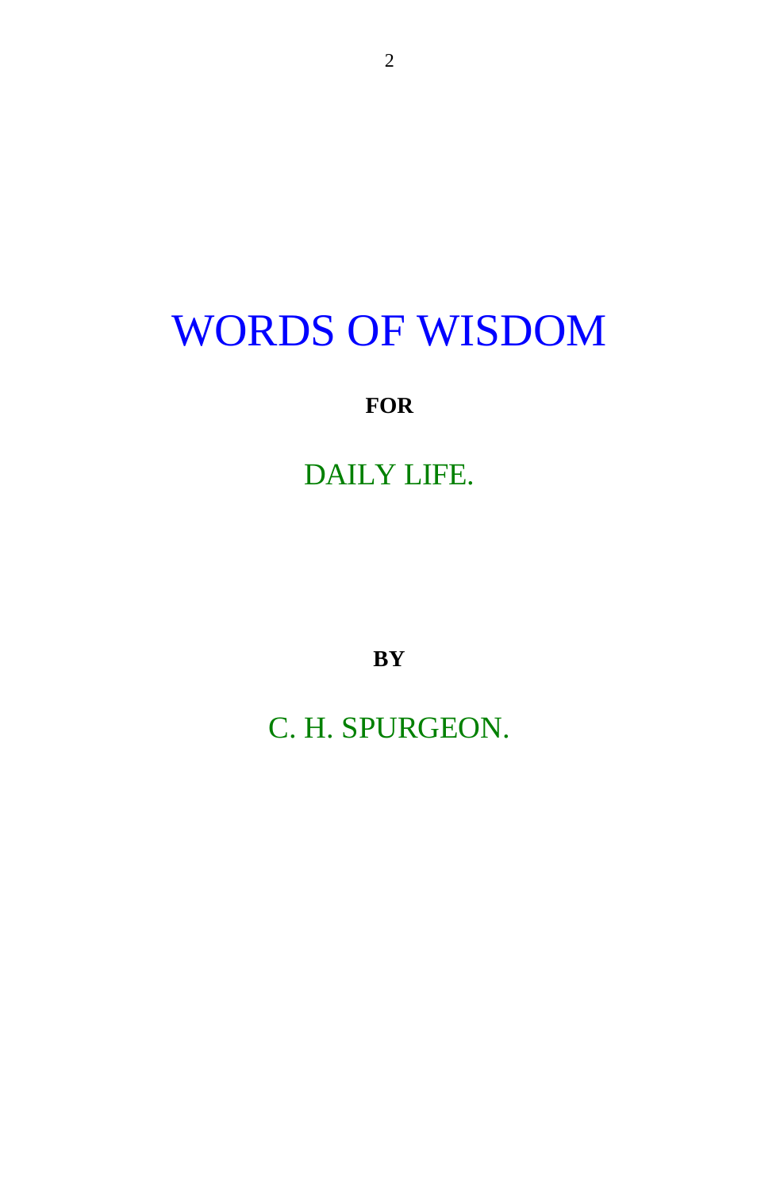# WORDS OF WISDOM

**FOR**

## DAILY LIFE.

**BY**

C. H. SPURGEON.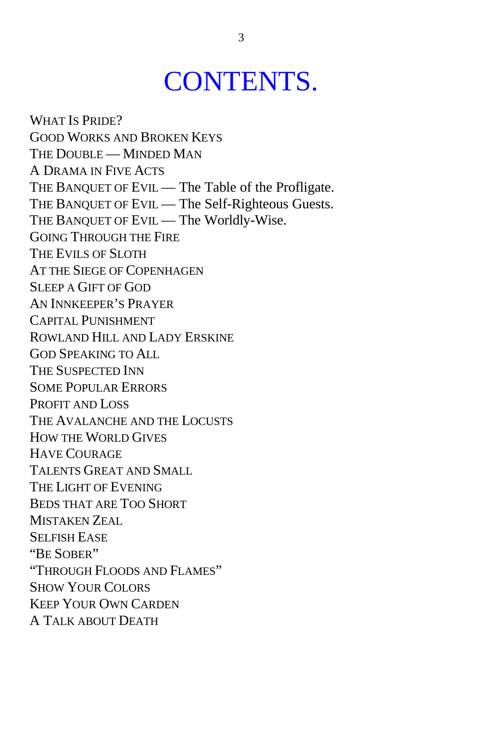# CONTENTS.

WHAT IS PRIDE?
GOOD WORKS AND BROKEN KEYS
THE DOUBLE — MINDED MAN
A DRAMA IN FIVE ACTS
THE BANQUET OF EVIL — The Table of the Profligate.
THE BANQUET OF EVIL — The Self-Righteous Guests.
THE BANQUET OF EVIL — The Worldly-Wise.
GOING THROUGH THE FIRE
THE EVILS OF SLOTH
AT THE SIEGE OF COPENHAGEN
SLEEP A GIFT OF GOD
AN INNKEEPER'S PRAYER
CAPITAL PUNISHMENT
ROWLAND HILL AND LADY ERSKINE
GOD SPEAKING TO ALL
THE SUSPECTED INN
SOME POPULAR ERRORS
PROFIT AND LOSS
THE AVALANCHE AND THE LOCUSTS
HOW THE WORLD GIVES
HAVE COURAGE
TALENTS GREAT AND SMALL
THE LIGHT OF EVENING
BEDS THAT ARE TOO SHORT
MISTAKEN ZEAL
SELFISH EASE
"BE SOBER"
"THROUGH FLOODS AND FLAMES"
SHOW YOUR COLORS
KEEP YOUR OWN CARDEN
A TALK ABOUT DEATH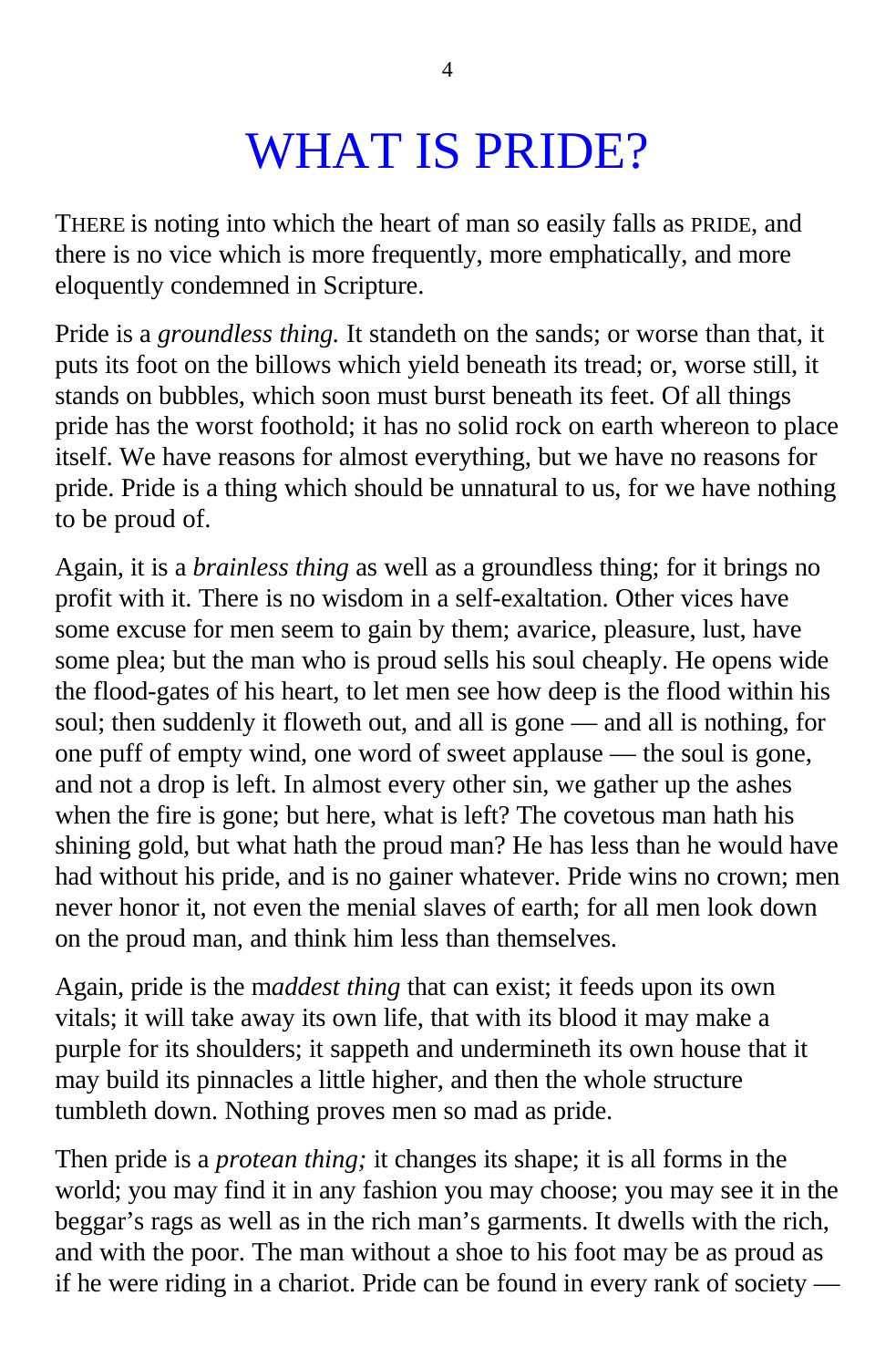# WHAT IS PRIDE?

THERE is noting into which the heart of man so easily falls as PRIDE, and there is no vice which is more frequently, more emphatically, and more eloquently condemned in Scripture.

Pride is a *groundless thing.* It standeth on the sands; or worse than that, it puts its foot on the billows which yield beneath its tread; or, worse still, it stands on bubbles, which soon must burst beneath its feet. Of all things pride has the worst foothold; it has no solid rock on earth whereon to place itself. We have reasons for almost everything, but we have no reasons for pride. Pride is a thing which should be unnatural to us, for we have nothing to be proud of.

Again, it is a *brainless thing* as well as a groundless thing; for it brings no profit with it. There is no wisdom in a self-exaltation. Other vices have some excuse for men seem to gain by them; avarice, pleasure, lust, have some plea; but the man who is proud sells his soul cheaply. He opens wide the flood-gates of his heart, to let men see how deep is the flood within his soul; then suddenly it floweth out, and all is gone — and all is nothing, for one puff of empty wind, one word of sweet applause — the soul is gone, and not a drop is left. In almost every other sin, we gather up the ashes when the fire is gone; but here, what is left? The covetous man hath his shining gold, but what hath the proud man? He has less than he would have had without his pride, and is no gainer whatever. Pride wins no crown; men never honor it, not even the menial slaves of earth; for all men look down on the proud man, and think him less than themselves.

Again, pride is the m*addest thing* that can exist; it feeds upon its own vitals; it will take away its own life, that with its blood it may make a purple for its shoulders; it sappeth and undermineth its own house that it may build its pinnacles a little higher, and then the whole structure tumbleth down. Nothing proves men so mad as pride.

Then pride is a *protean thing;* it changes its shape; it is all forms in the world; you may find it in any fashion you may choose; you may see it in the beggar's rags as well as in the rich man's garments. It dwells with the rich, and with the poor. The man without a shoe to his foot may be as proud as if he were riding in a chariot. Pride can be found in every rank of society —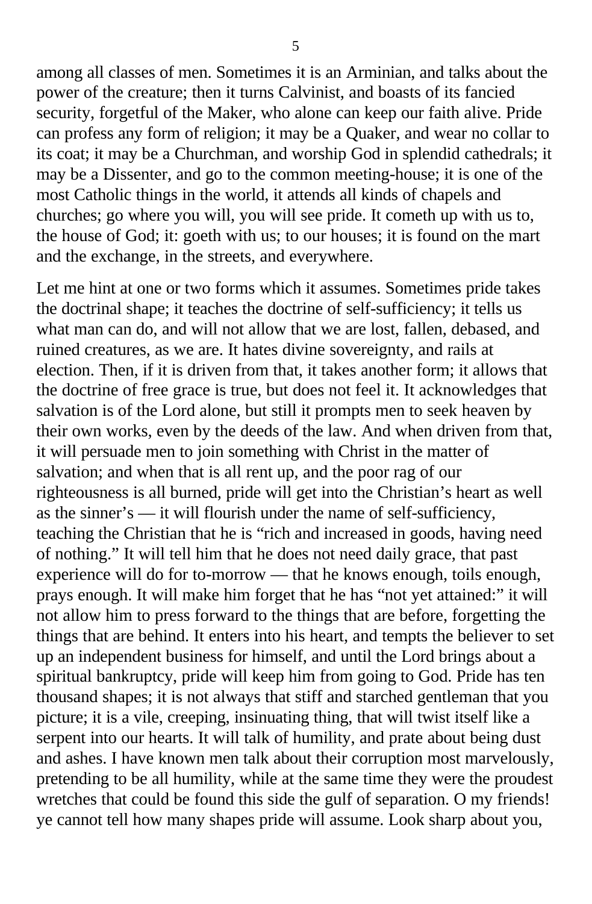among all classes of men. Sometimes it is an Arminian, and talks about the power of the creature; then it turns Calvinist, and boasts of its fancied security, forgetful of the Maker, who alone can keep our faith alive. Pride can profess any form of religion; it may be a Quaker, and wear no collar to its coat; it may be a Churchman, and worship God in splendid cathedrals; it may be a Dissenter, and go to the common meeting-house; it is one of the most Catholic things in the world, it attends all kinds of chapels and churches; go where you will, you will see pride. It cometh up with us to, the house of God; it: goeth with us; to our houses; it is found on the mart and the exchange, in the streets, and everywhere.

Let me hint at one or two forms which it assumes. Sometimes pride takes the doctrinal shape; it teaches the doctrine of self-sufficiency; it tells us what man can do, and will not allow that we are lost, fallen, debased, and ruined creatures, as we are. It hates divine sovereignty, and rails at election. Then, if it is driven from that, it takes another form; it allows that the doctrine of free grace is true, but does not feel it. It acknowledges that salvation is of the Lord alone, but still it prompts men to seek heaven by their own works, even by the deeds of the law. And when driven from that, it will persuade men to join something with Christ in the matter of salvation; and when that is all rent up, and the poor rag of our righteousness is all burned, pride will get into the Christian's heart as well as the sinner's — it will flourish under the name of self-sufficiency, teaching the Christian that he is "rich and increased in goods, having need of nothing." It will tell him that he does not need daily grace, that past experience will do for to-morrow — that he knows enough, toils enough, prays enough. It will make him forget that he has "not yet attained:" it will not allow him to press forward to the things that are before, forgetting the things that are behind. It enters into his heart, and tempts the believer to set up an independent business for himself, and until the Lord brings about a spiritual bankruptcy, pride will keep him from going to God. Pride has ten thousand shapes; it is not always that stiff and starched gentleman that you picture; it is a vile, creeping, insinuating thing, that will twist itself like a serpent into our hearts. It will talk of humility, and prate about being dust and ashes. I have known men talk about their corruption most marvelously, pretending to be all humility, while at the same time they were the proudest wretches that could be found this side the gulf of separation. O my friends! ye cannot tell how many shapes pride will assume. Look sharp about you,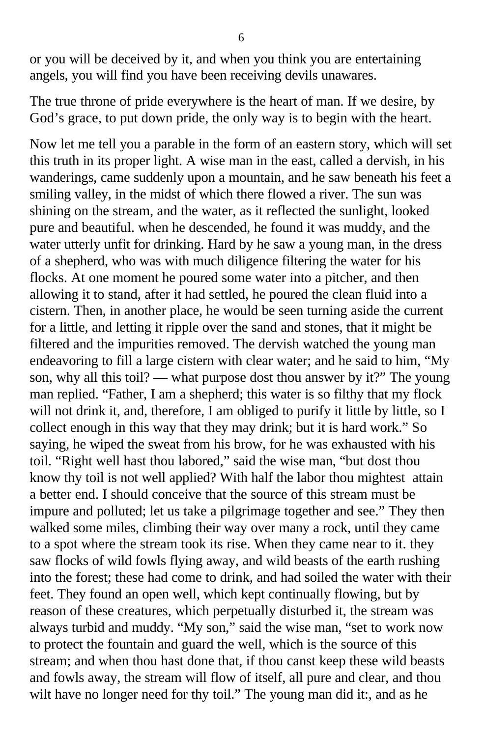or you will be deceived by it, and when you think you are entertaining angels, you will find you have been receiving devils unawares.

The true throne of pride everywhere is the heart of man. If we desire, by God's grace, to put down pride, the only way is to begin with the heart.

Now let me tell you a parable in the form of an eastern story, which will set this truth in its proper light. A wise man in the east, called a dervish, in his wanderings, came suddenly upon a mountain, and he saw beneath his feet a smiling valley, in the midst of which there flowed a river. The sun was shining on the stream, and the water, as it reflected the sunlight, looked pure and beautiful. when he descended, he found it was muddy, and the water utterly unfit for drinking. Hard by he saw a young man, in the dress of a shepherd, who was with much diligence filtering the water for his flocks. At one moment he poured some water into a pitcher, and then allowing it to stand, after it had settled, he poured the clean fluid into a cistern. Then, in another place, he would be seen turning aside the current for a little, and letting it ripple over the sand and stones, that it might be filtered and the impurities removed. The dervish watched the young man endeavoring to fill a large cistern with clear water; and he said to him, "My son, why all this toil? — what purpose dost thou answer by it?" The young man replied. "Father, I am a shepherd; this water is so filthy that my flock will not drink it, and, therefore, I am obliged to purify it little by little, so I collect enough in this way that they may drink; but it is hard work." So saying, he wiped the sweat from his brow, for he was exhausted with his toil. "Right well hast thou labored," said the wise man, "but dost thou know thy toil is not well applied? With half the labor thou mightest attain a better end. I should conceive that the source of this stream must be impure and polluted; let us take a pilgrimage together and see." They then walked some miles, climbing their way over many a rock, until they came to a spot where the stream took its rise. When they came near to it. they saw flocks of wild fowls flying away, and wild beasts of the earth rushing into the forest; these had come to drink, and had soiled the water with their feet. They found an open well, which kept continually flowing, but by reason of these creatures, which perpetually disturbed it, the stream was always turbid and muddy. "My son," said the wise man, "set to work now to protect the fountain and guard the well, which is the source of this stream; and when thou hast done that, if thou canst keep these wild beasts and fowls away, the stream will flow of itself, all pure and clear, and thou wilt have no longer need for thy toil." The young man did it:, and as he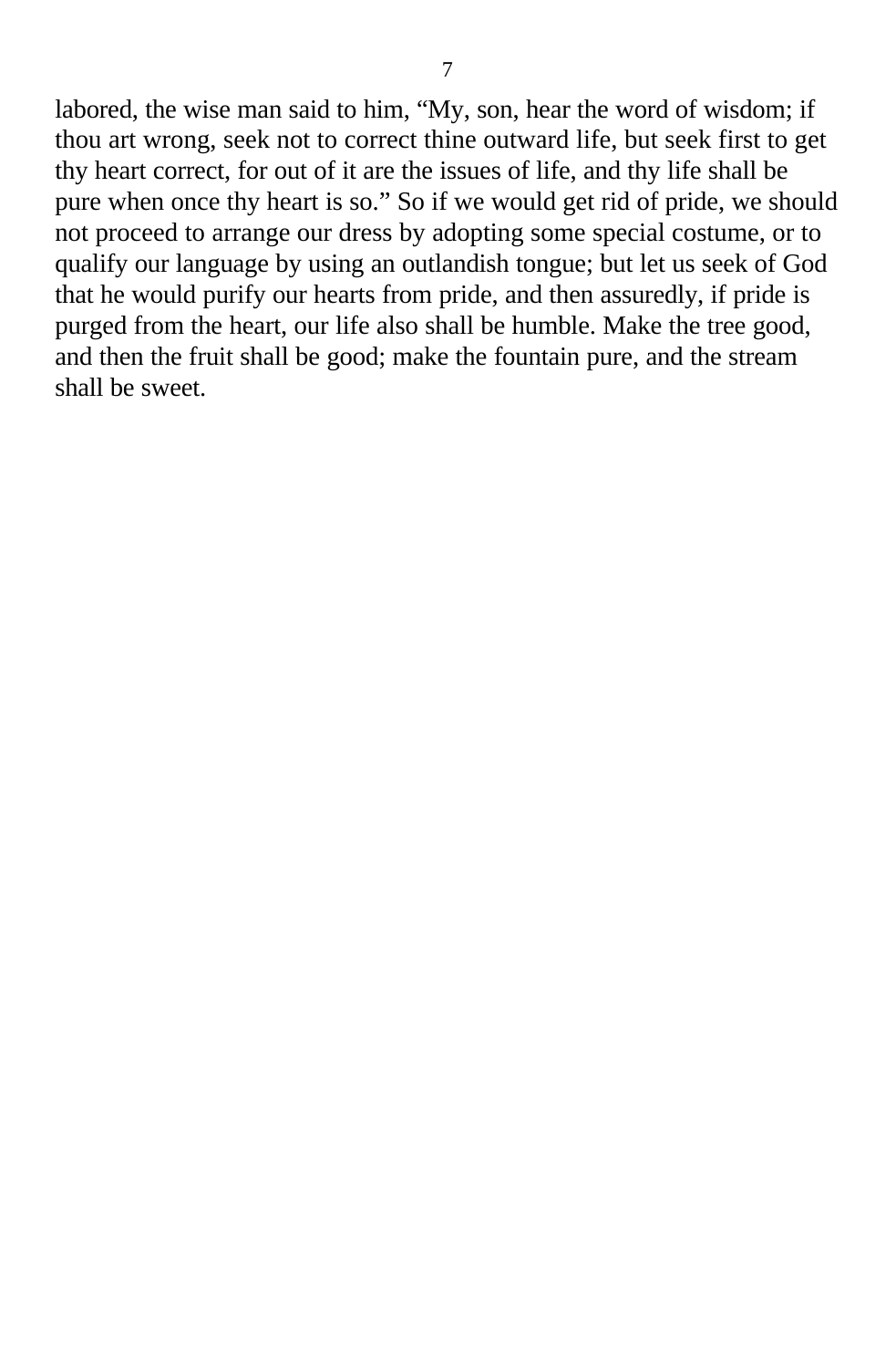labored, the wise man said to him, “My, son, hear the word of wisdom; if thou art wrong, seek not to correct thine outward life, but seek first to get thy heart correct, for out of it are the issues of life, and thy life shall be pure when once thy heart is so.” So if we would get rid of pride, we should not proceed to arrange our dress by adopting some special costume, or to qualify our language by using an outlandish tongue; but let us seek of God that he would purify our hearts from pride, and then assuredly, if pride is purged from the heart, our life also shall be humble. Make the tree good, and then the fruit shall be good; make the fountain pure, and the stream shall be sweet.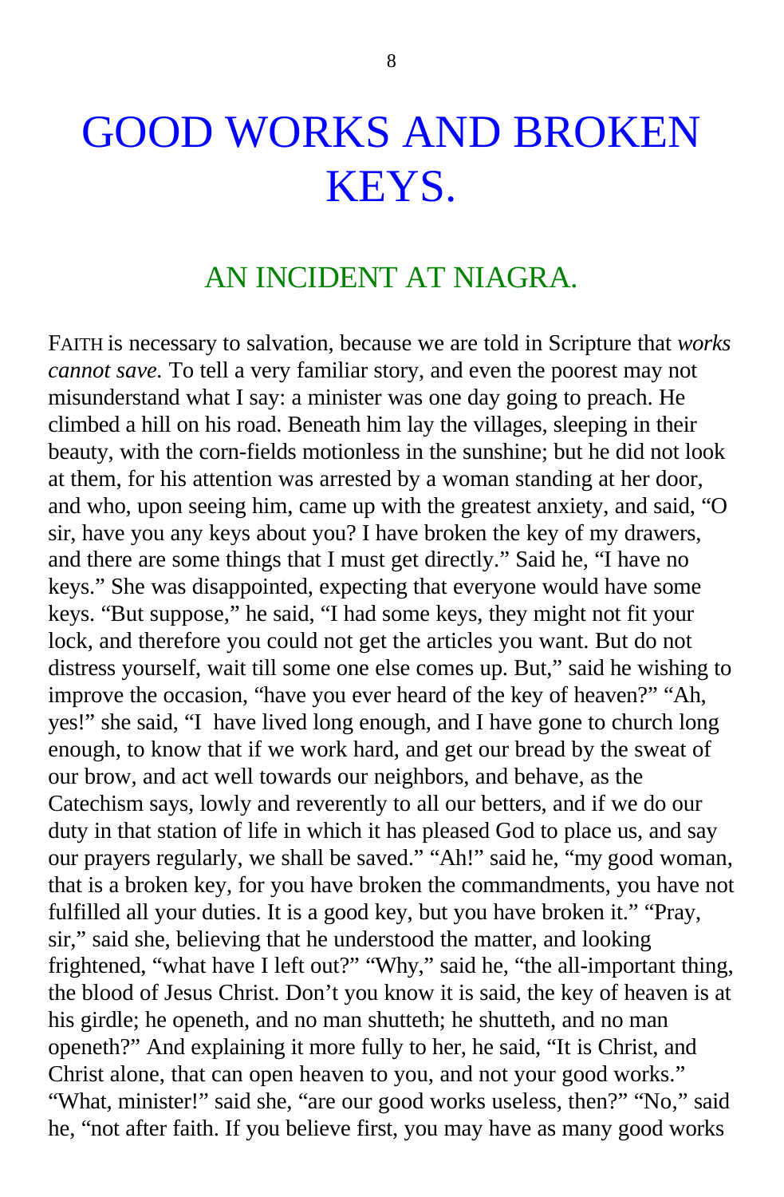# GOOD WORKS AND BROKEN KEYS.

## AN INCIDENT AT NIAGRA.

FAITH is necessary to salvation, because we are told in Scripture that *works cannot save.* To tell a very familiar story, and even the poorest may not misunderstand what I say: a minister was one day going to preach. He climbed a hill on his road. Beneath him lay the villages, sleeping in their beauty, with the corn-fields motionless in the sunshine; but he did not look at them, for his attention was arrested by a woman standing at her door, and who, upon seeing him, came up with the greatest anxiety, and said, "O sir, have you any keys about you? I have broken the key of my drawers, and there are some things that I must get directly." Said he, "I have no keys." She was disappointed, expecting that everyone would have some keys. "But suppose," he said, "I had some keys, they might not fit your lock, and therefore you could not get the articles you want. But do not distress yourself, wait till some one else comes up. But," said he wishing to improve the occasion, "have you ever heard of the key of heaven?" "Ah, yes!" she said, "I have lived long enough, and I have gone to church long enough, to know that if we work hard, and get our bread by the sweat of our brow, and act well towards our neighbors, and behave, as the Catechism says, lowly and reverently to all our betters, and if we do our duty in that station of life in which it has pleased God to place us, and say our prayers regularly, we shall be saved." "Ah!" said he, "my good woman, that is a broken key, for you have broken the commandments, you have not fulfilled all your duties. It is a good key, but you have broken it." "Pray, sir," said she, believing that he understood the matter, and looking frightened, "what have I left out?" "Why," said he, "the all-important thing, the blood of Jesus Christ. Don't you know it is said, the key of heaven is at his girdle; he openeth, and no man shutteth; he shutteth, and no man openeth?" And explaining it more fully to her, he said, "It is Christ, and Christ alone, that can open heaven to you, and not your good works." "What, minister!" said she, "are our good works useless, then?" "No," said he, "not after faith. If you believe first, you may have as many good works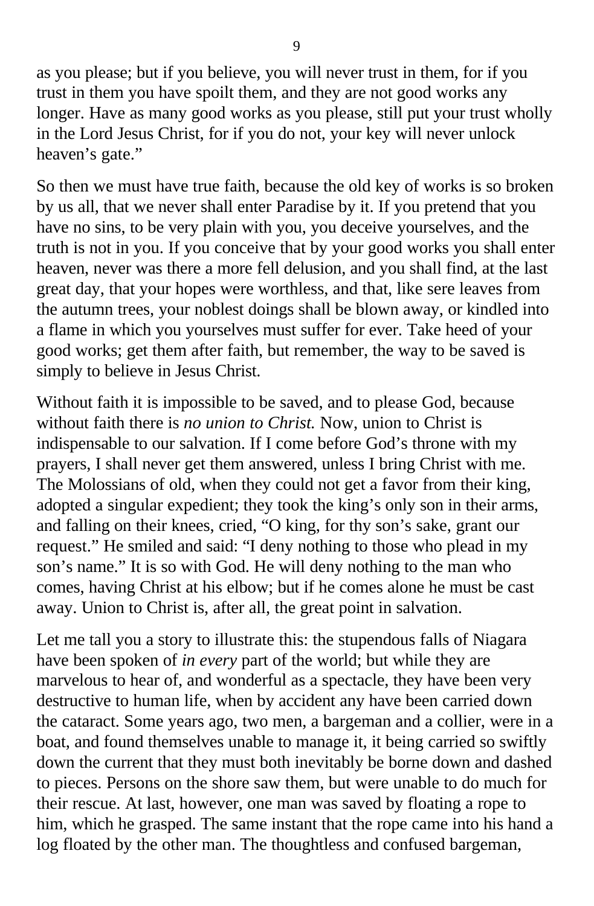as you please; but if you believe, you will never trust in them, for if you trust in them you have spoilt them, and they are not good works any longer. Have as many good works as you please, still put your trust wholly in the Lord Jesus Christ, for if you do not, your key will never unlock heaven's gate."

So then we must have true faith, because the old key of works is so broken by us all, that we never shall enter Paradise by it. If you pretend that you have no sins, to be very plain with you, you deceive yourselves, and the truth is not in you. If you conceive that by your good works you shall enter heaven, never was there a more fell delusion, and you shall find, at the last great day, that your hopes were worthless, and that, like sere leaves from the autumn trees, your noblest doings shall be blown away, or kindled into a flame in which you yourselves must suffer for ever. Take heed of your good works; get them after faith, but remember, the way to be saved is simply to believe in Jesus Christ.

Without faith it is impossible to be saved, and to please God, because without faith there is *no union to Christ.* Now, union to Christ is indispensable to our salvation. If I come before God's throne with my prayers, I shall never get them answered, unless I bring Christ with me. The Molossians of old, when they could not get a favor from their king, adopted a singular expedient; they took the king's only son in their arms, and falling on their knees, cried, "O king, for thy son's sake, grant our request." He smiled and said: "I deny nothing to those who plead in my son's name." It is so with God. He will deny nothing to the man who comes, having Christ at his elbow; but if he comes alone he must be cast away. Union to Christ is, after all, the great point in salvation.

Let me tall you a story to illustrate this: the stupendous falls of Niagara have been spoken of *in every* part of the world; but while they are marvelous to hear of, and wonderful as a spectacle, they have been very destructive to human life, when by accident any have been carried down the cataract. Some years ago, two men, a bargeman and a collier, were in a boat, and found themselves unable to manage it, it being carried so swiftly down the current that they must both inevitably be borne down and dashed to pieces. Persons on the shore saw them, but were unable to do much for their rescue. At last, however, one man was saved by floating a rope to him, which he grasped. The same instant that the rope came into his hand a log floated by the other man. The thoughtless and confused bargeman,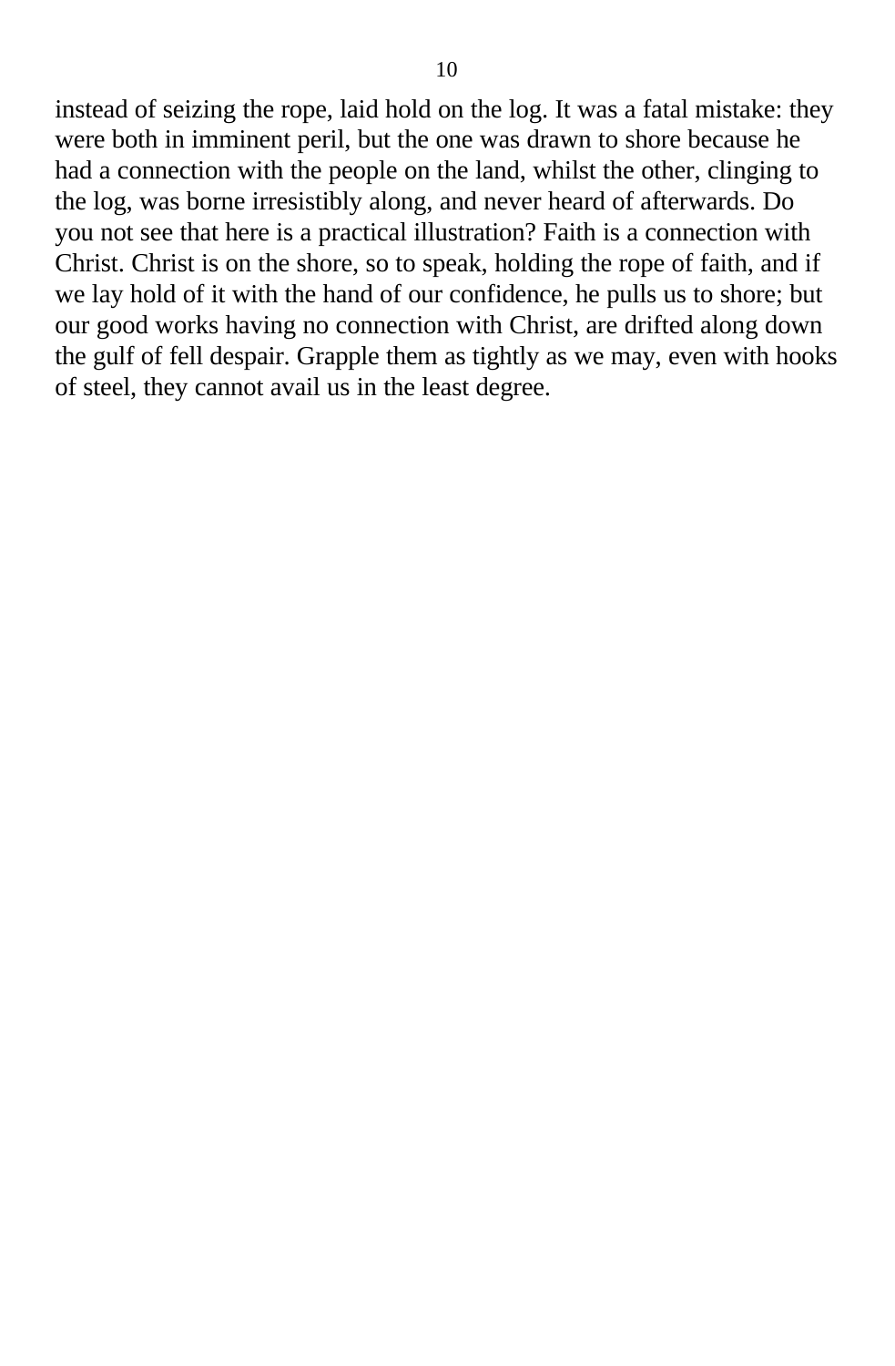instead of seizing the rope, laid hold on the log. It was a fatal mistake: they were both in imminent peril, but the one was drawn to shore because he had a connection with the people on the land, whilst the other, clinging to the log, was borne irresistibly along, and never heard of afterwards. Do you not see that here is a practical illustration? Faith is a connection with Christ. Christ is on the shore, so to speak, holding the rope of faith, and if we lay hold of it with the hand of our confidence, he pulls us to shore; but our good works having no connection with Christ, are drifted along down the gulf of fell despair. Grapple them as tightly as we may, even with hooks of steel, they cannot avail us in the least degree.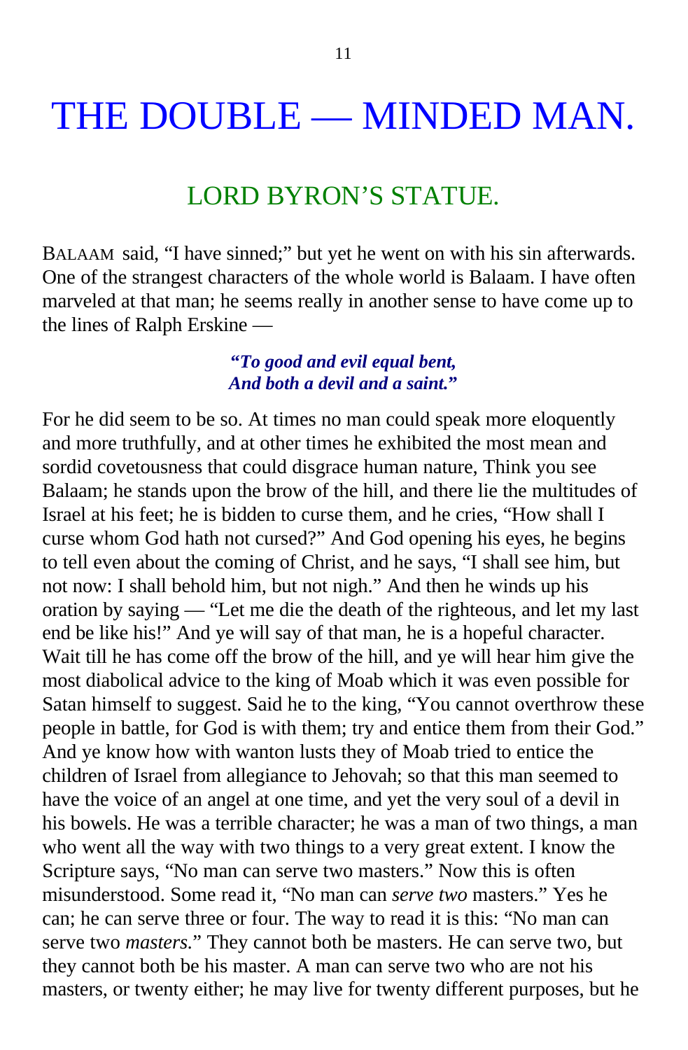# THE DOUBLE — MINDED MAN.

## LORD BYRON'S STATUE.

BALAAM said, "I have sinned;" but yet he went on with his sin afterwards. One of the strangest characters of the whole world is Balaam. I have often marveled at that man; he seems really in another sense to have come up to the lines of Ralph Erskine —

> ***"To good and evil equal bent,***
> ***And both a devil and a saint."***

For he did seem to be so. At times no man could speak more eloquently and more truthfully, and at other times he exhibited the most mean and sordid covetousness that could disgrace human nature, Think you see Balaam; he stands upon the brow of the hill, and there lie the multitudes of Israel at his feet; he is bidden to curse them, and he cries, "How shall I curse whom God hath not cursed?" And God opening his eyes, he begins to tell even about the coming of Christ, and he says, "I shall see him, but not now: I shall behold him, but not nigh." And then he winds up his oration by saying — "Let me die the death of the righteous, and let my last end be like his!" And ye will say of that man, he is a hopeful character. Wait till he has come off the brow of the hill, and ye will hear him give the most diabolical advice to the king of Moab which it was even possible for Satan himself to suggest. Said he to the king, "You cannot overthrow these people in battle, for God is with them; try and entice them from their God." And ye know how with wanton lusts they of Moab tried to entice the children of Israel from allegiance to Jehovah; so that this man seemed to have the voice of an angel at one time, and yet the very soul of a devil in his bowels. He was a terrible character; he was a man of two things, a man who went all the way with two things to a very great extent. I know the Scripture says, "No man can serve two masters." Now this is often misunderstood. Some read it, "No man can *serve two* masters." Yes he can; he can serve three or four. The way to read it is this: "No man can serve two *masters*." They cannot both be masters. He can serve two, but they cannot both be his master. A man can serve two who are not his masters, or twenty either; he may live for twenty different purposes, but he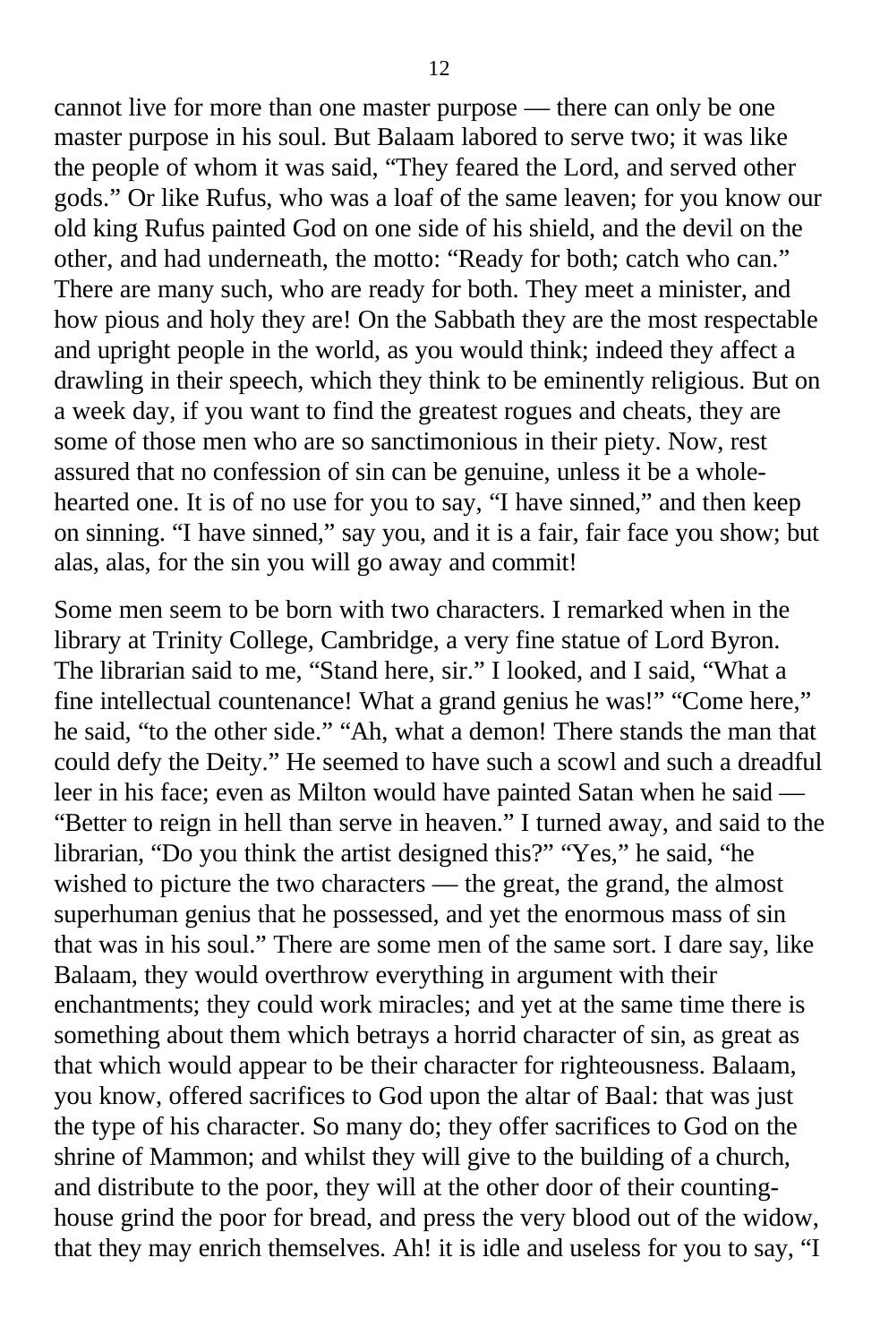cannot live for more than one master purpose — there can only be one master purpose in his soul. But Balaam labored to serve two; it was like the people of whom it was said, "They feared the Lord, and served other gods." Or like Rufus, who was a loaf of the same leaven; for you know our old king Rufus painted God on one side of his shield, and the devil on the other, and had underneath, the motto: "Ready for both; catch who can." There are many such, who are ready for both. They meet a minister, and how pious and holy they are! On the Sabbath they are the most respectable and upright people in the world, as you would think; indeed they affect a drawling in their speech, which they think to be eminently religious. But on a week day, if you want to find the greatest rogues and cheats, they are some of those men who are so sanctimonious in their piety. Now, rest assured that no confession of sin can be genuine, unless it be a whole-hearted one. It is of no use for you to say, "I have sinned," and then keep on sinning. "I have sinned," say you, and it is a fair, fair face you show; but alas, alas, for the sin you will go away and commit!

Some men seem to be born with two characters. I remarked when in the library at Trinity College, Cambridge, a very fine statue of Lord Byron. The librarian said to me, "Stand here, sir." I looked, and I said, "What a fine intellectual countenance! What a grand genius he was!" "Come here," he said, "to the other side." "Ah, what a demon! There stands the man that could defy the Deity." He seemed to have such a scowl and such a dreadful leer in his face; even as Milton would have painted Satan when he said — "Better to reign in hell than serve in heaven." I turned away, and said to the librarian, "Do you think the artist designed this?" "Yes," he said, "he wished to picture the two characters — the great, the grand, the almost superhuman genius that he possessed, and yet the enormous mass of sin that was in his soul." There are some men of the same sort. I dare say, like Balaam, they would overthrow everything in argument with their enchantments; they could work miracles; and yet at the same time there is something about them which betrays a horrid character of sin, as great as that which would appear to be their character for righteousness. Balaam, you know, offered sacrifices to God upon the altar of Baal: that was just the type of his character. So many do; they offer sacrifices to God on the shrine of Mammon; and whilst they will give to the building of a church, and distribute to the poor, they will at the other door of their counting-house grind the poor for bread, and press the very blood out of the widow, that they may enrich themselves. Ah! it is idle and useless for you to say, "I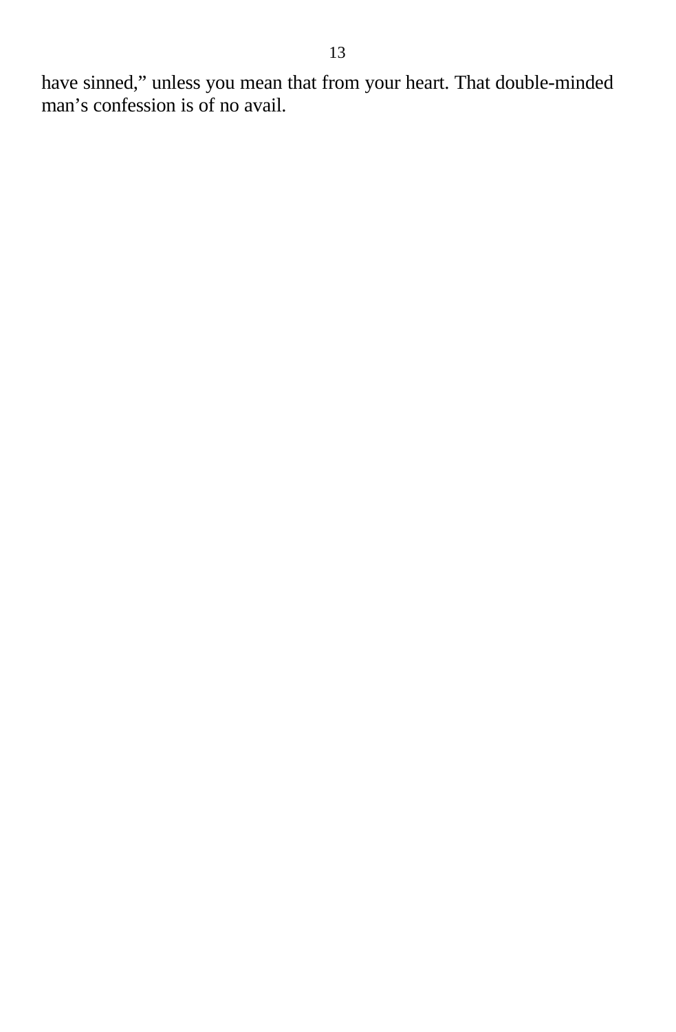have sinned,” unless you mean that from your heart. That double-minded man’s confession is of no avail.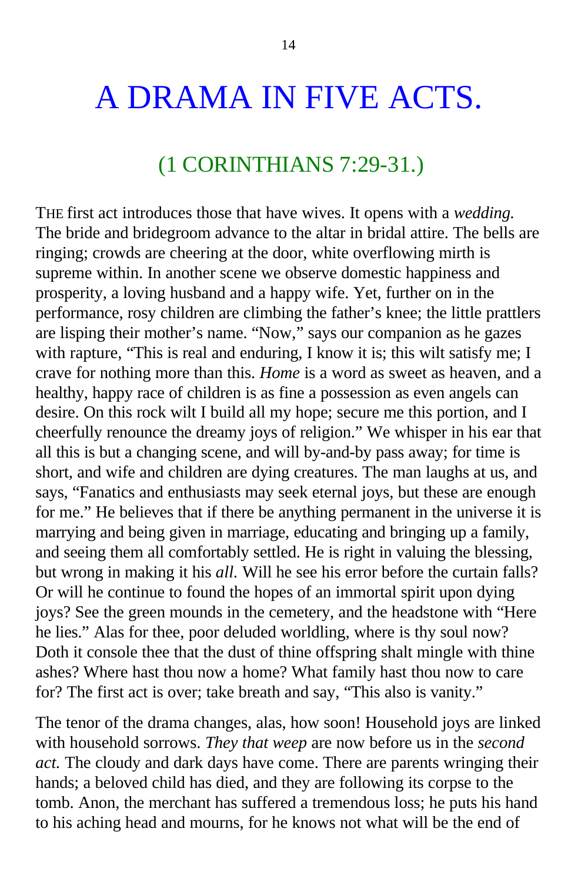# A DRAMA IN FIVE ACTS.

## (1 CORINTHIANS 7:29-31.)

THE first act introduces those that have wives. It opens with a *wedding.* The bride and bridegroom advance to the altar in bridal attire. The bells are ringing; crowds are cheering at the door, white overflowing mirth is supreme within. In another scene we observe domestic happiness and prosperity, a loving husband and a happy wife. Yet, further on in the performance, rosy children are climbing the father's knee; the little prattlers are lisping their mother's name. "Now," says our companion as he gazes with rapture, "This is real and enduring, I know it is; this wilt satisfy me; I crave for nothing more than this. *Home* is a word as sweet as heaven, and a healthy, happy race of children is as fine a possession as even angels can desire. On this rock wilt I build all my hope; secure me this portion, and I cheerfully renounce the dreamy joys of religion." We whisper in his ear that all this is but a changing scene, and will by-and-by pass away; for time is short, and wife and children are dying creatures. The man laughs at us, and says, "Fanatics and enthusiasts may seek eternal joys, but these are enough for me." He believes that if there be anything permanent in the universe it is marrying and being given in marriage, educating and bringing up a family, and seeing them all comfortably settled. He is right in valuing the blessing, but wrong in making it his *all.* Will he see his error before the curtain falls? Or will he continue to found the hopes of an immortal spirit upon dying joys? See the green mounds in the cemetery, and the headstone with "Here he lies." Alas for thee, poor deluded worldling, where is thy soul now? Doth it console thee that the dust of thine offspring shalt mingle with thine ashes? Where hast thou now a home? What family hast thou now to care for? The first act is over; take breath and say, "This also is vanity."

The tenor of the drama changes, alas, how soon! Household joys are linked with household sorrows. *They that weep* are now before us in the *second act.* The cloudy and dark days have come. There are parents wringing their hands; a beloved child has died, and they are following its corpse to the tomb. Anon, the merchant has suffered a tremendous loss; he puts his hand to his aching head and mourns, for he knows not what will be the end of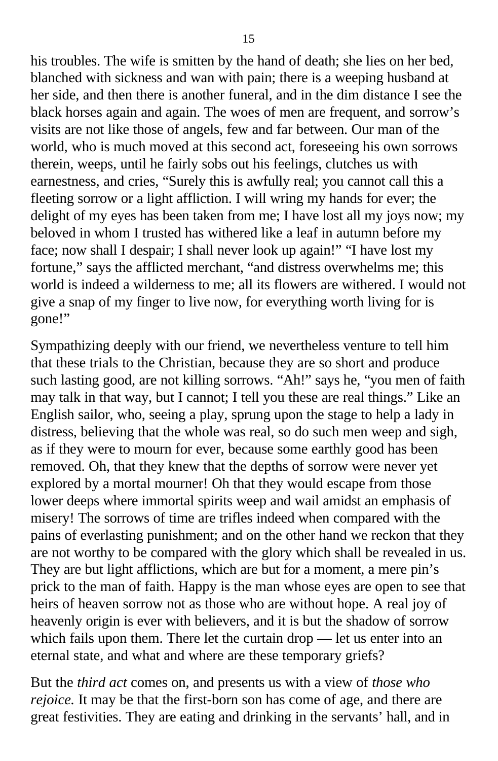his troubles. The wife is smitten by the hand of death; she lies on her bed, blanched with sickness and wan with pain; there is a weeping husband at her side, and then there is another funeral, and in the dim distance I see the black horses again and again. The woes of men are frequent, and sorrow's visits are not like those of angels, few and far between. Our man of the world, who is much moved at this second act, foreseeing his own sorrows therein, weeps, until he fairly sobs out his feelings, clutches us with earnestness, and cries, "Surely this is awfully real; you cannot call this a fleeting sorrow or a light affliction. I will wring my hands for ever; the delight of my eyes has been taken from me; I have lost all my joys now; my beloved in whom I trusted has withered like a leaf in autumn before my face; now shall I despair; I shall never look up again!" "I have lost my fortune," says the afflicted merchant, "and distress overwhelms me; this world is indeed a wilderness to me; all its flowers are withered. I would not give a snap of my finger to live now, for everything worth living for is gone!"

Sympathizing deeply with our friend, we nevertheless venture to tell him that these trials to the Christian, because they are so short and produce such lasting good, are not killing sorrows. "Ah!" says he, "you men of faith may talk in that way, but I cannot; I tell you these are real things." Like an English sailor, who, seeing a play, sprung upon the stage to help a lady in distress, believing that the whole was real, so do such men weep and sigh, as if they were to mourn for ever, because some earthly good has been removed. Oh, that they knew that the depths of sorrow were never yet explored by a mortal mourner! Oh that they would escape from those lower deeps where immortal spirits weep and wail amidst an emphasis of misery! The sorrows of time are trifles indeed when compared with the pains of everlasting punishment; and on the other hand we reckon that they are not worthy to be compared with the glory which shall be revealed in us. They are but light afflictions, which are but for a moment, a mere pin's prick to the man of faith. Happy is the man whose eyes are open to see that heirs of heaven sorrow not as those who are without hope. A real joy of heavenly origin is ever with believers, and it is but the shadow of sorrow which fails upon them. There let the curtain drop — let us enter into an eternal state, and what and where are these temporary griefs?

But the *third act* comes on, and presents us with a view of *those who rejoice.* It may be that the first-born son has come of age, and there are great festivities. They are eating and drinking in the servants' hall, and in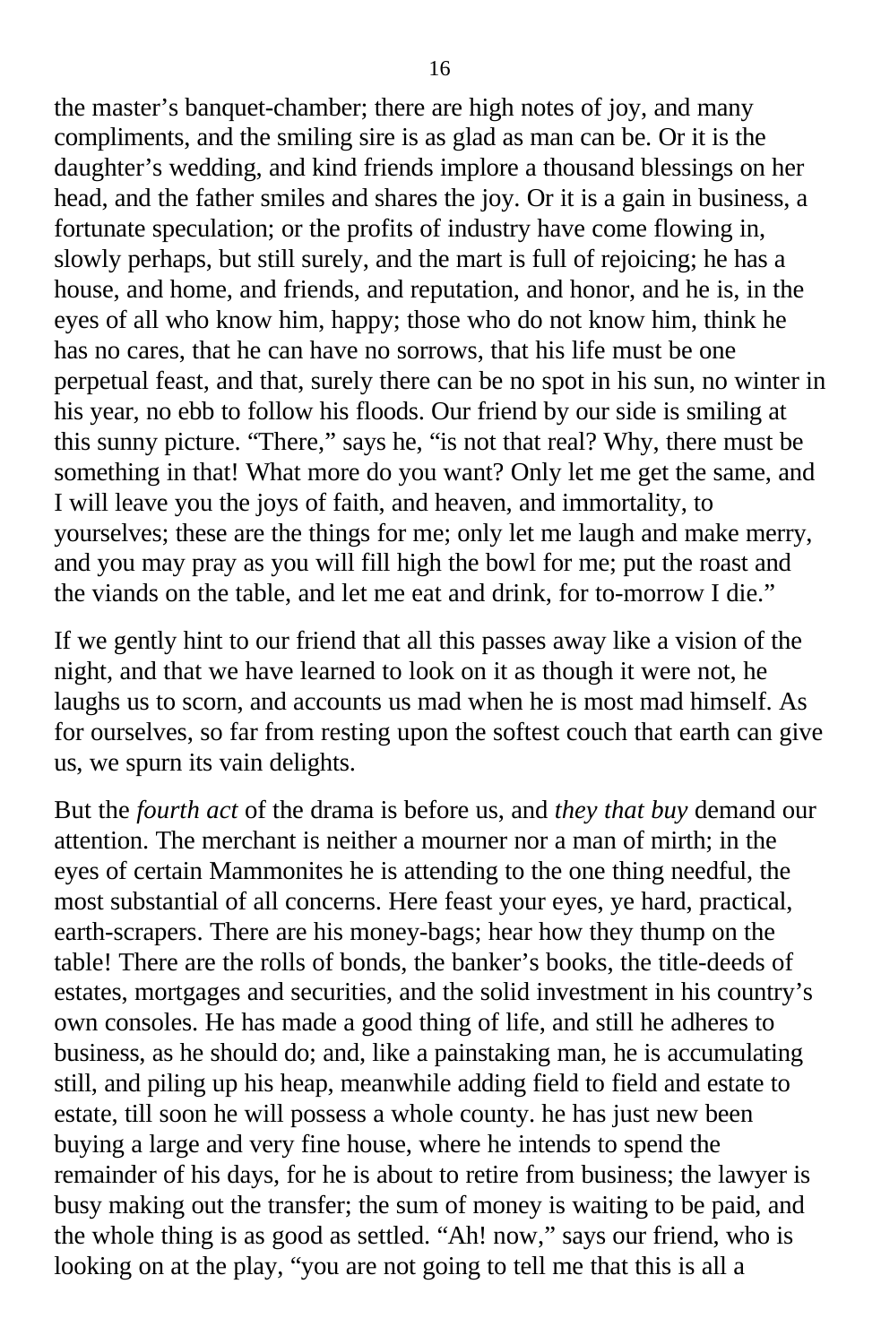the master's banquet-chamber; there are high notes of joy, and many compliments, and the smiling sire is as glad as man can be. Or it is the daughter's wedding, and kind friends implore a thousand blessings on her head, and the father smiles and shares the joy. Or it is a gain in business, a fortunate speculation; or the profits of industry have come flowing in, slowly perhaps, but still surely, and the mart is full of rejoicing; he has a house, and home, and friends, and reputation, and honor, and he is, in the eyes of all who know him, happy; those who do not know him, think he has no cares, that he can have no sorrows, that his life must be one perpetual feast, and that, surely there can be no spot in his sun, no winter in his year, no ebb to follow his floods. Our friend by our side is smiling at this sunny picture. "There," says he, "is not that real? Why, there must be something in that! What more do you want? Only let me get the same, and I will leave you the joys of faith, and heaven, and immortality, to yourselves; these are the things for me; only let me laugh and make merry, and you may pray as you will fill high the bowl for me; put the roast and the viands on the table, and let me eat and drink, for to-morrow I die."

If we gently hint to our friend that all this passes away like a vision of the night, and that we have learned to look on it as though it were not, he laughs us to scorn, and accounts us mad when he is most mad himself. As for ourselves, so far from resting upon the softest couch that earth can give us, we spurn its vain delights.

But the *fourth act* of the drama is before us, and *they that buy* demand our attention. The merchant is neither a mourner nor a man of mirth; in the eyes of certain Mammonites he is attending to the one thing needful, the most substantial of all concerns. Here feast your eyes, ye hard, practical, earth-scrapers. There are his money-bags; hear how they thump on the table! There are the rolls of bonds, the banker's books, the title-deeds of estates, mortgages and securities, and the solid investment in his country's own consoles. He has made a good thing of life, and still he adheres to business, as he should do; and, like a painstaking man, he is accumulating still, and piling up his heap, meanwhile adding field to field and estate to estate, till soon he will possess a whole county. he has just new been buying a large and very fine house, where he intends to spend the remainder of his days, for he is about to retire from business; the lawyer is busy making out the transfer; the sum of money is waiting to be paid, and the whole thing is as good as settled. "Ah! now," says our friend, who is looking on at the play, "you are not going to tell me that this is all a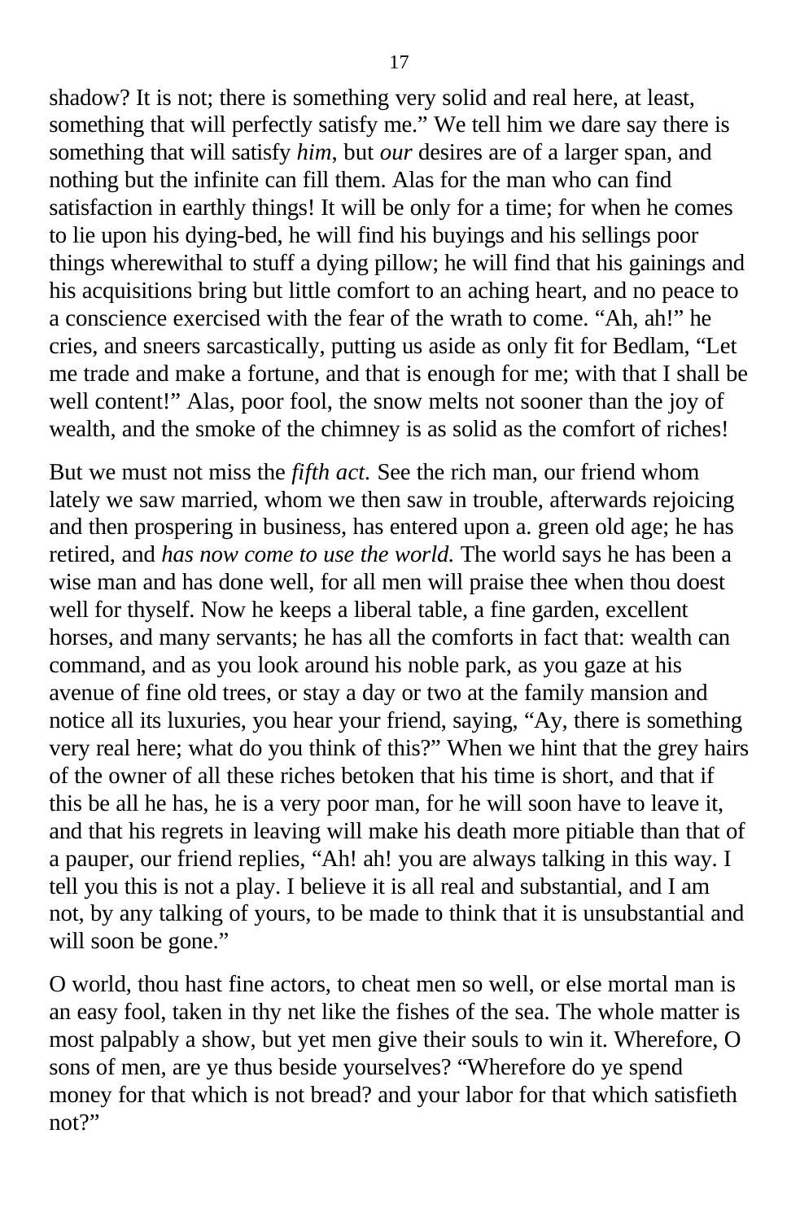shadow? It is not; there is something very solid and real here, at least, something that will perfectly satisfy me." We tell him we dare say there is something that will satisfy *him*, but *our* desires are of a larger span, and nothing but the infinite can fill them. Alas for the man who can find satisfaction in earthly things! It will be only for a time; for when he comes to lie upon his dying-bed, he will find his buyings and his sellings poor things wherewithal to stuff a dying pillow; he will find that his gainings and his acquisitions bring but little comfort to an aching heart, and no peace to a conscience exercised with the fear of the wrath to come. "Ah, ah!" he cries, and sneers sarcastically, putting us aside as only fit for Bedlam, "Let me trade and make a fortune, and that is enough for me; with that I shall be well content!" Alas, poor fool, the snow melts not sooner than the joy of wealth, and the smoke of the chimney is as solid as the comfort of riches!

But we must not miss the *fifth act.* See the rich man, our friend whom lately we saw married, whom we then saw in trouble, afterwards rejoicing and then prospering in business, has entered upon a. green old age; he has retired, and *has now come to use the world.* The world says he has been a wise man and has done well, for all men will praise thee when thou doest well for thyself. Now he keeps a liberal table, a fine garden, excellent horses, and many servants; he has all the comforts in fact that: wealth can command, and as you look around his noble park, as you gaze at his avenue of fine old trees, or stay a day or two at the family mansion and notice all its luxuries, you hear your friend, saying, "Ay, there is something very real here; what do you think of this?" When we hint that the grey hairs of the owner of all these riches betoken that his time is short, and that if this be all he has, he is a very poor man, for he will soon have to leave it, and that his regrets in leaving will make his death more pitiable than that of a pauper, our friend replies, "Ah! ah! you are always talking in this way. I tell you this is not a play. I believe it is all real and substantial, and I am not, by any talking of yours, to be made to think that it is unsubstantial and will soon be gone."

O world, thou hast fine actors, to cheat men so well, or else mortal man is an easy fool, taken in thy net like the fishes of the sea. The whole matter is most palpably a show, but yet men give their souls to win it. Wherefore, O sons of men, are ye thus beside yourselves? "Wherefore do ye spend money for that which is not bread? and your labor for that which satisfieth not?"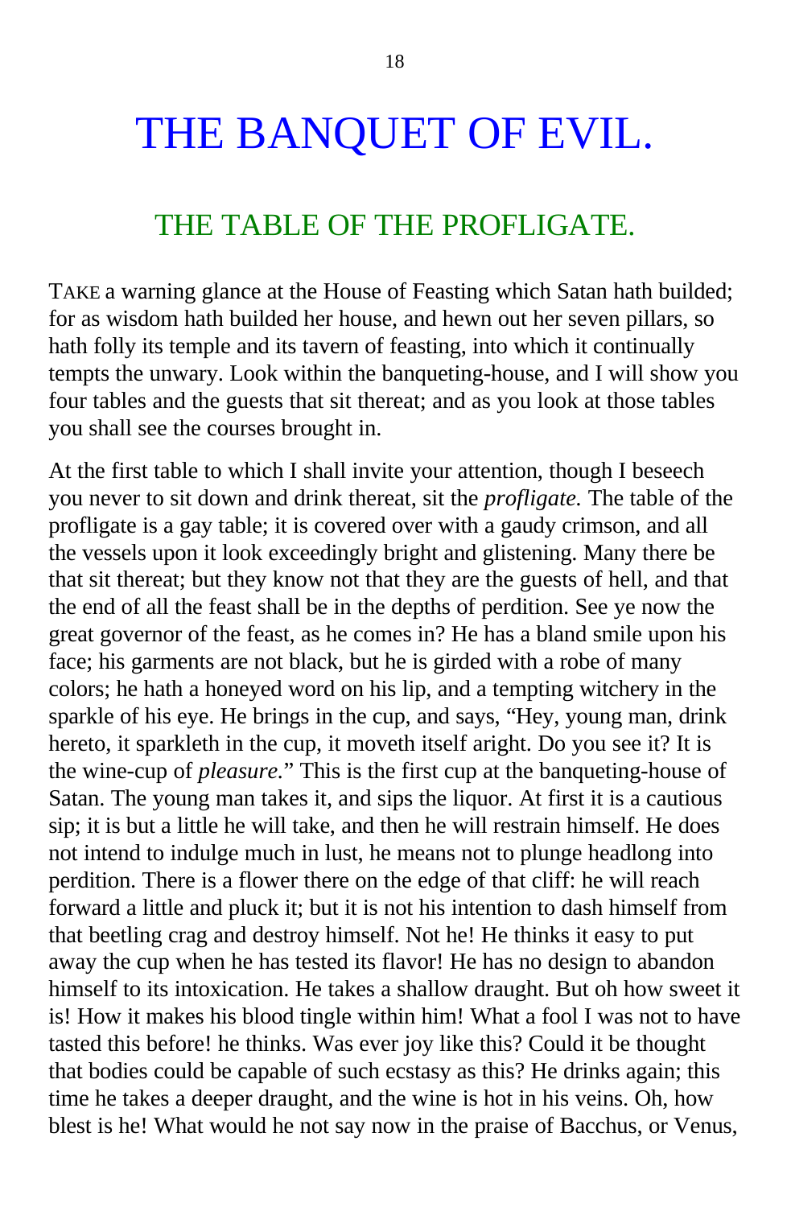# THE BANQUET OF EVIL.

## THE TABLE OF THE PROFLIGATE.

TAKE a warning glance at the House of Feasting which Satan hath builded; for as wisdom hath builded her house, and hewn out her seven pillars, so hath folly its temple and its tavern of feasting, into which it continually tempts the unwary. Look within the banqueting-house, and I will show you four tables and the guests that sit thereat; and as you look at those tables you shall see the courses brought in.

At the first table to which I shall invite your attention, though I beseech you never to sit down and drink thereat, sit the *profligate.* The table of the profligate is a gay table; it is covered over with a gaudy crimson, and all the vessels upon it look exceedingly bright and glistening. Many there be that sit thereat; but they know not that they are the guests of hell, and that the end of all the feast shall be in the depths of perdition. See ye now the great governor of the feast, as he comes in? He has a bland smile upon his face; his garments are not black, but he is girded with a robe of many colors; he hath a honeyed word on his lip, and a tempting witchery in the sparkle of his eye. He brings in the cup, and says, "Hey, young man, drink hereto, it sparkleth in the cup, it moveth itself aright. Do you see it? It is the wine-cup of *pleasure.*" This is the first cup at the banqueting-house of Satan. The young man takes it, and sips the liquor. At first it is a cautious sip; it is but a little he will take, and then he will restrain himself. He does not intend to indulge much in lust, he means not to plunge headlong into perdition. There is a flower there on the edge of that cliff: he will reach forward a little and pluck it; but it is not his intention to dash himself from that beetling crag and destroy himself. Not he! He thinks it easy to put away the cup when he has tested its flavor! He has no design to abandon himself to its intoxication. He takes a shallow draught. But oh how sweet it is! How it makes his blood tingle within him! What a fool I was not to have tasted this before! he thinks. Was ever joy like this? Could it be thought that bodies could be capable of such ecstasy as this? He drinks again; this time he takes a deeper draught, and the wine is hot in his veins. Oh, how blest is he! What would he not say now in the praise of Bacchus, or Venus,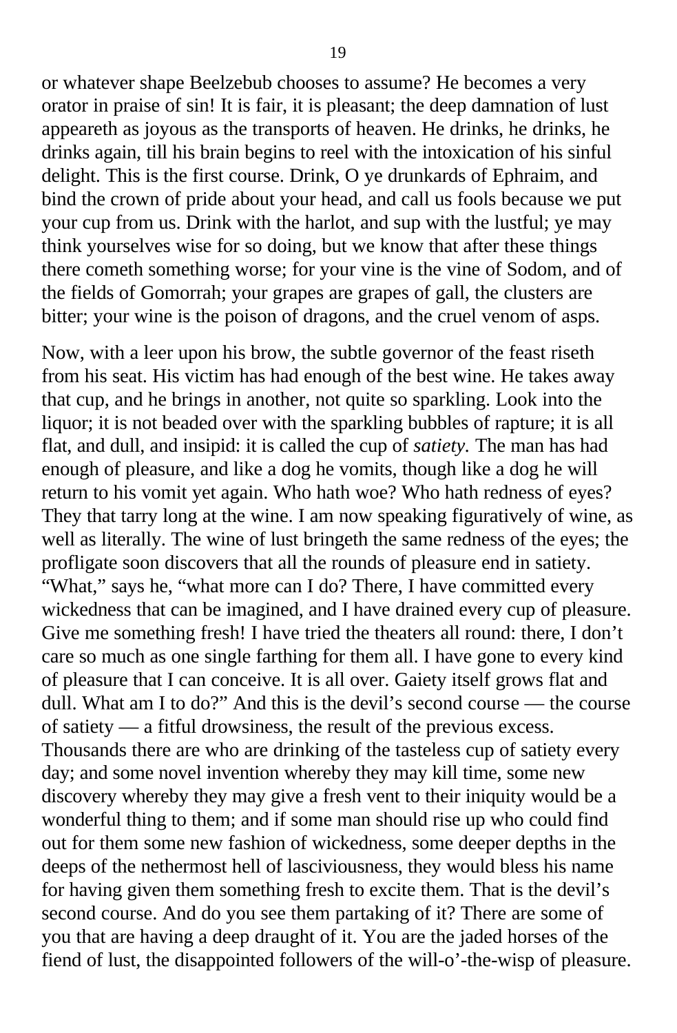or whatever shape Beelzebub chooses to assume? He becomes a very orator in praise of sin! It is fair, it is pleasant; the deep damnation of lust appeareth as joyous as the transports of heaven. He drinks, he drinks, he drinks again, till his brain begins to reel with the intoxication of his sinful delight. This is the first course. Drink, O ye drunkards of Ephraim, and bind the crown of pride about your head, and call us fools because we put your cup from us. Drink with the harlot, and sup with the lustful; ye may think yourselves wise for so doing, but we know that after these things there cometh something worse; for your vine is the vine of Sodom, and of the fields of Gomorrah; your grapes are grapes of gall, the clusters are bitter; your wine is the poison of dragons, and the cruel venom of asps.

Now, with a leer upon his brow, the subtle governor of the feast riseth from his seat. His victim has had enough of the best wine. He takes away that cup, and he brings in another, not quite so sparkling. Look into the liquor; it is not beaded over with the sparkling bubbles of rapture; it is all flat, and dull, and insipid: it is called the cup of *satiety.* The man has had enough of pleasure, and like a dog he vomits, though like a dog he will return to his vomit yet again. Who hath woe? Who hath redness of eyes? They that tarry long at the wine. I am now speaking figuratively of wine, as well as literally. The wine of lust bringeth the same redness of the eyes; the profligate soon discovers that all the rounds of pleasure end in satiety. "What," says he, "what more can I do? There, I have committed every wickedness that can be imagined, and I have drained every cup of pleasure. Give me something fresh! I have tried the theaters all round: there, I don't care so much as one single farthing for them all. I have gone to every kind of pleasure that I can conceive. It is all over. Gaiety itself grows flat and dull. What am I to do?" And this is the devil's second course — the course of satiety — a fitful drowsiness, the result of the previous excess. Thousands there are who are drinking of the tasteless cup of satiety every day; and some novel invention whereby they may kill time, some new discovery whereby they may give a fresh vent to their iniquity would be a wonderful thing to them; and if some man should rise up who could find out for them some new fashion of wickedness, some deeper depths in the deeps of the nethermost hell of lasciviousness, they would bless his name for having given them something fresh to excite them. That is the devil's second course. And do you see them partaking of it? There are some of you that are having a deep draught of it. You are the jaded horses of the fiend of lust, the disappointed followers of the will-o'-the-wisp of pleasure.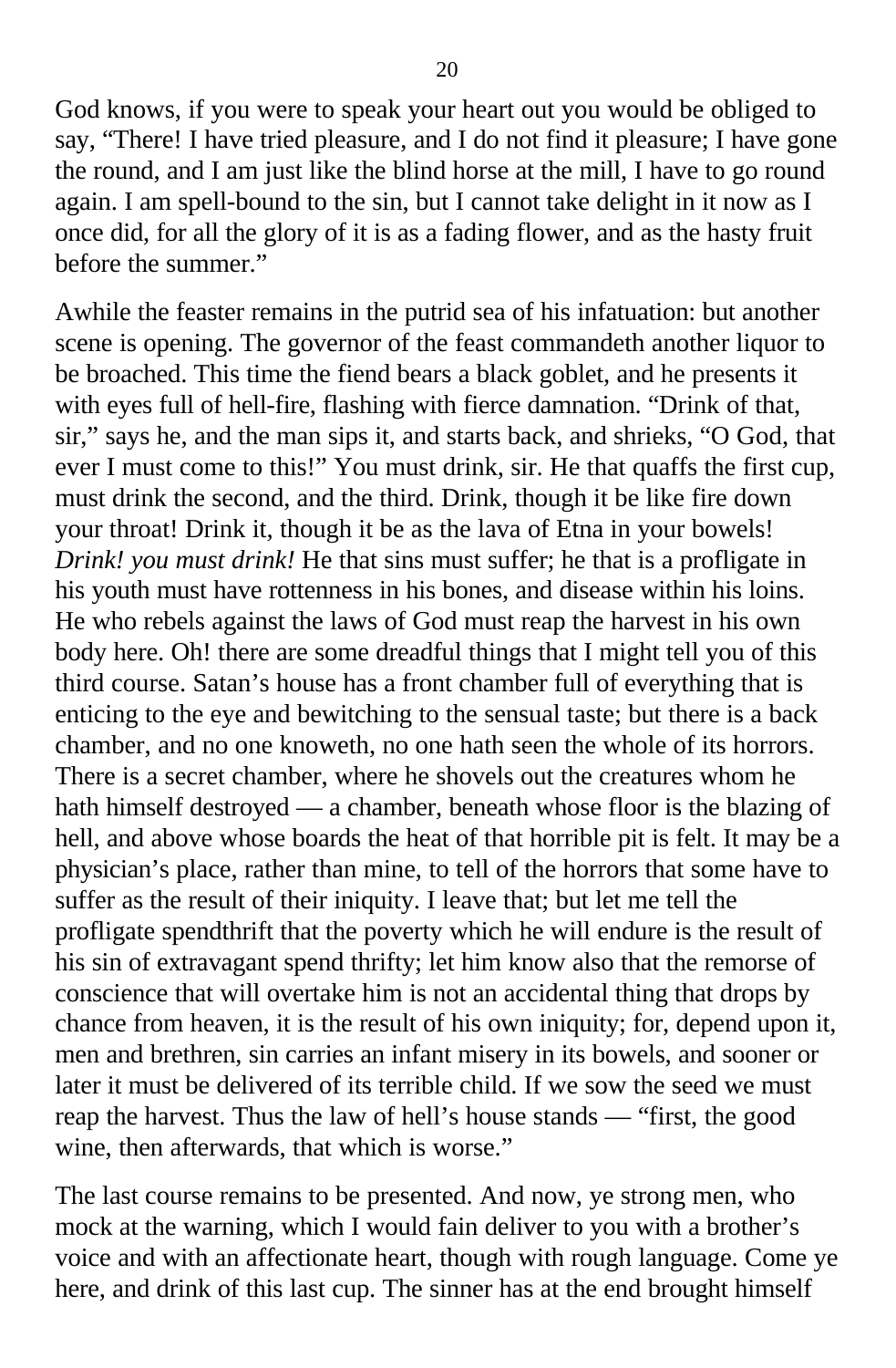God knows, if you were to speak your heart out you would be obliged to say, "There! I have tried pleasure, and I do not find it pleasure; I have gone the round, and I am just like the blind horse at the mill, I have to go round again. I am spell-bound to the sin, but I cannot take delight in it now as I once did, for all the glory of it is as a fading flower, and as the hasty fruit before the summer."

Awhile the feaster remains in the putrid sea of his infatuation: but another scene is opening. The governor of the feast commandeth another liquor to be broached. This time the fiend bears a black goblet, and he presents it with eyes full of hell-fire, flashing with fierce damnation. "Drink of that, sir," says he, and the man sips it, and starts back, and shrieks, "O God, that ever I must come to this!" You must drink, sir. He that quaffs the first cup, must drink the second, and the third. Drink, though it be like fire down your throat! Drink it, though it be as the lava of Etna in your bowels! *Drink! you must drink!* He that sins must suffer; he that is a profligate in his youth must have rottenness in his bones, and disease within his loins. He who rebels against the laws of God must reap the harvest in his own body here. Oh! there are some dreadful things that I might tell you of this third course. Satan's house has a front chamber full of everything that is enticing to the eye and bewitching to the sensual taste; but there is a back chamber, and no one knoweth, no one hath seen the whole of its horrors. There is a secret chamber, where he shovels out the creatures whom he hath himself destroyed — a chamber, beneath whose floor is the blazing of hell, and above whose boards the heat of that horrible pit is felt. It may be a physician's place, rather than mine, to tell of the horrors that some have to suffer as the result of their iniquity. I leave that; but let me tell the profligate spendthrift that the poverty which he will endure is the result of his sin of extravagant spend thrifty; let him know also that the remorse of conscience that will overtake him is not an accidental thing that drops by chance from heaven, it is the result of his own iniquity; for, depend upon it, men and brethren, sin carries an infant misery in its bowels, and sooner or later it must be delivered of its terrible child. If we sow the seed we must reap the harvest. Thus the law of hell's house stands — "first, the good wine, then afterwards, that which is worse."

The last course remains to be presented. And now, ye strong men, who mock at the warning, which I would fain deliver to you with a brother's voice and with an affectionate heart, though with rough language. Come ye here, and drink of this last cup. The sinner has at the end brought himself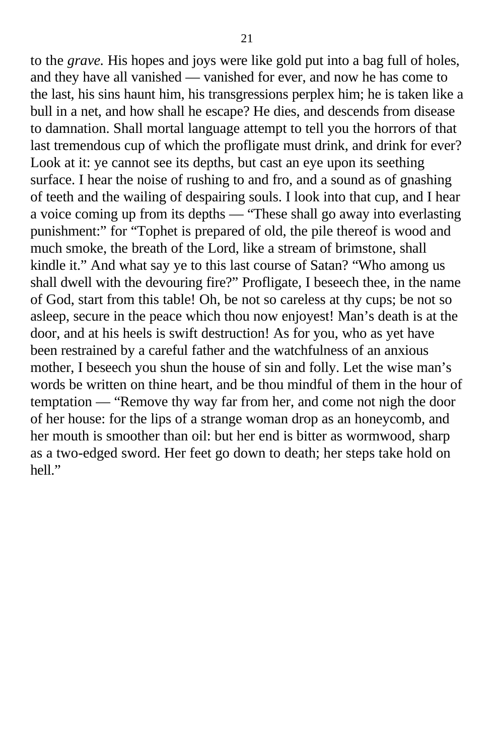to the *grave.* His hopes and joys were like gold put into a bag full of holes, and they have all vanished — vanished for ever, and now he has come to the last, his sins haunt him, his transgressions perplex him; he is taken like a bull in a net, and how shall he escape? He dies, and descends from disease to damnation. Shall mortal language attempt to tell you the horrors of that last tremendous cup of which the profligate must drink, and drink for ever? Look at it: ye cannot see its depths, but cast an eye upon its seething surface. I hear the noise of rushing to and fro, and a sound as of gnashing of teeth and the wailing of despairing souls. I look into that cup, and I hear a voice coming up from its depths — "These shall go away into everlasting punishment:" for "Tophet is prepared of old, the pile thereof is wood and much smoke, the breath of the Lord, like a stream of brimstone, shall kindle it." And what say ye to this last course of Satan? "Who among us shall dwell with the devouring fire?" Profligate, I beseech thee, in the name of God, start from this table! Oh, be not so careless at thy cups; be not so asleep, secure in the peace which thou now enjoyest! Man's death is at the door, and at his heels is swift destruction! As for you, who as yet have been restrained by a careful father and the watchfulness of an anxious mother, I beseech you shun the house of sin and folly. Let the wise man's words be written on thine heart, and be thou mindful of them in the hour of temptation — "Remove thy way far from her, and come not nigh the door of her house: for the lips of a strange woman drop as an honeycomb, and her mouth is smoother than oil: but her end is bitter as wormwood, sharp as a two-edged sword. Her feet go down to death; her steps take hold on hell."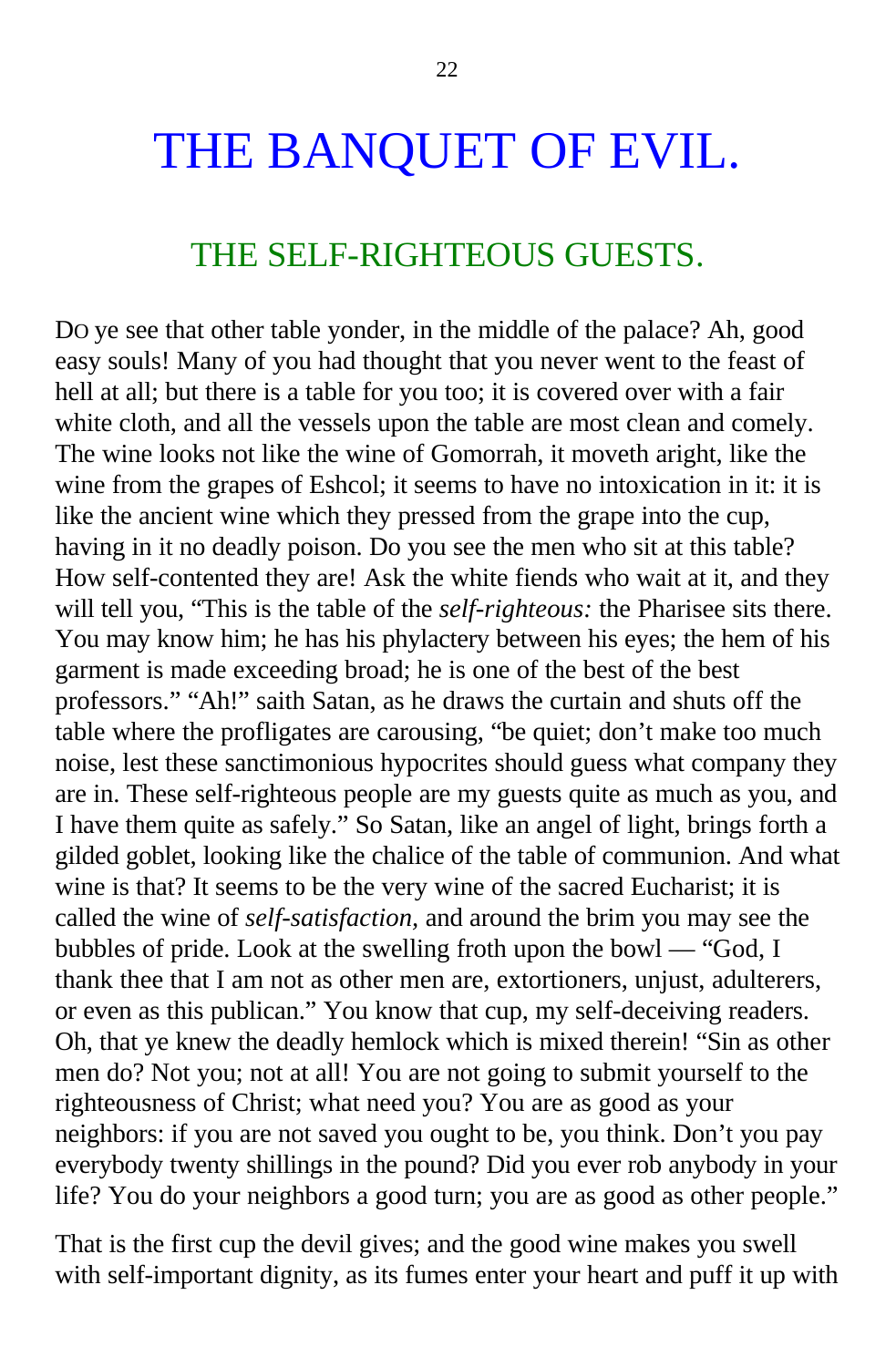# THE BANQUET OF EVIL.

## THE SELF-RIGHTEOUS GUESTS.

DO ye see that other table yonder, in the middle of the palace? Ah, good easy souls! Many of you had thought that you never went to the feast of hell at all; but there is a table for you too; it is covered over with a fair white cloth, and all the vessels upon the table are most clean and comely. The wine looks not like the wine of Gomorrah, it moveth aright, like the wine from the grapes of Eshcol; it seems to have no intoxication in it: it is like the ancient wine which they pressed from the grape into the cup, having in it no deadly poison. Do you see the men who sit at this table? How self-contented they are! Ask the white fiends who wait at it, and they will tell you, "This is the table of the *self-righteous:* the Pharisee sits there. You may know him; he has his phylactery between his eyes; the hem of his garment is made exceeding broad; he is one of the best of the best professors." "Ah!" saith Satan, as he draws the curtain and shuts off the table where the profligates are carousing, "be quiet; don't make too much noise, lest these sanctimonious hypocrites should guess what company they are in. These self-righteous people are my guests quite as much as you, and I have them quite as safely." So Satan, like an angel of light, brings forth a gilded goblet, looking like the chalice of the table of communion. And what wine is that? It seems to be the very wine of the sacred Eucharist; it is called the wine of *self-satisfaction,* and around the brim you may see the bubbles of pride. Look at the swelling froth upon the bowl — "God, I thank thee that I am not as other men are, extortioners, unjust, adulterers, or even as this publican." You know that cup, my self-deceiving readers. Oh, that ye knew the deadly hemlock which is mixed therein! "Sin as other men do? Not you; not at all! You are not going to submit yourself to the righteousness of Christ; what need you? You are as good as your neighbors: if you are not saved you ought to be, you think. Don't you pay everybody twenty shillings in the pound? Did you ever rob anybody in your life? You do your neighbors a good turn; you are as good as other people."

That is the first cup the devil gives; and the good wine makes you swell with self-important dignity, as its fumes enter your heart and puff it up with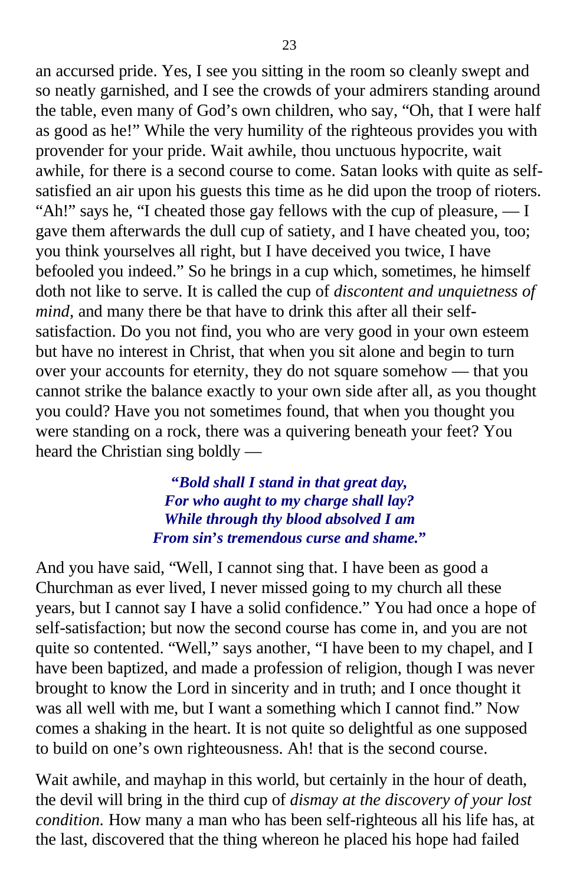an accursed pride. Yes, I see you sitting in the room so cleanly swept and so neatly garnished, and I see the crowds of your admirers standing around the table, even many of God's own children, who say, "Oh, that I were half as good as he!" While the very humility of the righteous provides you with provender for your pride. Wait awhile, thou unctuous hypocrite, wait awhile, for there is a second course to come. Satan looks with quite as self-satisfied an air upon his guests this time as he did upon the troop of rioters. "Ah!" says he, "I cheated those gay fellows with the cup of pleasure, — I gave them afterwards the dull cup of satiety, and I have cheated you, too; you think yourselves all right, but I have deceived you twice, I have befooled you indeed." So he brings in a cup which, sometimes, he himself doth not like to serve. It is called the cup of *discontent and unquietness of mind,* and many there be that have to drink this after all their self-satisfaction. Do you not find, you who are very good in your own esteem but have no interest in Christ, that when you sit alone and begin to turn over your accounts for eternity, they do not square somehow — that you cannot strike the balance exactly to your own side after all, as you thought you could? Have you not sometimes found, that when you thought you were standing on a rock, there was a quivering beneath your feet? You heard the Christian sing boldly —

> ***"Bold shall I stand in that great day,***
> ***For who aught to my charge shall lay?***
> ***While through thy blood absolved I am***
> ***From sin's tremendous curse and shame."***

And you have said, "Well, I cannot sing that. I have been as good a Churchman as ever lived, I never missed going to my church all these years, but I cannot say I have a solid confidence." You had once a hope of self-satisfaction; but now the second course has come in, and you are not quite so contented. "Well," says another, "I have been to my chapel, and I have been baptized, and made a profession of religion, though I was never brought to know the Lord in sincerity and in truth; and I once thought it was all well with me, but I want a something which I cannot find." Now comes a shaking in the heart. It is not quite so delightful as one supposed to build on one's own righteousness. Ah! that is the second course.

Wait awhile, and mayhap in this world, but certainly in the hour of death, the devil will bring in the third cup of *dismay at the discovery of your lost condition.* How many a man who has been self-righteous all his life has, at the last, discovered that the thing whereon he placed his hope had failed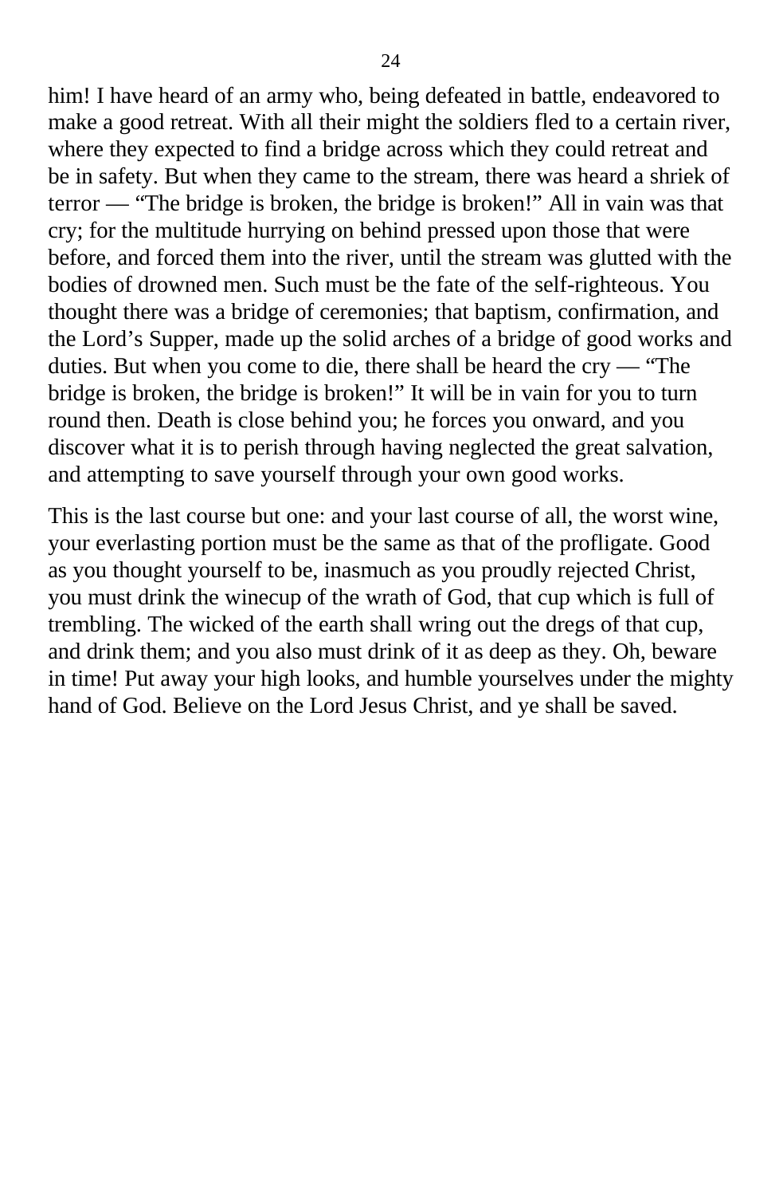him! I have heard of an army who, being defeated in battle, endeavored to make a good retreat. With all their might the soldiers fled to a certain river, where they expected to find a bridge across which they could retreat and be in safety. But when they came to the stream, there was heard a shriek of terror — "The bridge is broken, the bridge is broken!" All in vain was that cry; for the multitude hurrying on behind pressed upon those that were before, and forced them into the river, until the stream was glutted with the bodies of drowned men. Such must be the fate of the self-righteous. You thought there was a bridge of ceremonies; that baptism, confirmation, and the Lord's Supper, made up the solid arches of a bridge of good works and duties. But when you come to die, there shall be heard the cry — "The bridge is broken, the bridge is broken!" It will be in vain for you to turn round then. Death is close behind you; he forces you onward, and you discover what it is to perish through having neglected the great salvation, and attempting to save yourself through your own good works.

This is the last course but one: and your last course of all, the worst wine, your everlasting portion must be the same as that of the profligate. Good as you thought yourself to be, inasmuch as you proudly rejected Christ, you must drink the winecup of the wrath of God, that cup which is full of trembling. The wicked of the earth shall wring out the dregs of that cup, and drink them; and you also must drink of it as deep as they. Oh, beware in time! Put away your high looks, and humble yourselves under the mighty hand of God. Believe on the Lord Jesus Christ, and ye shall be saved.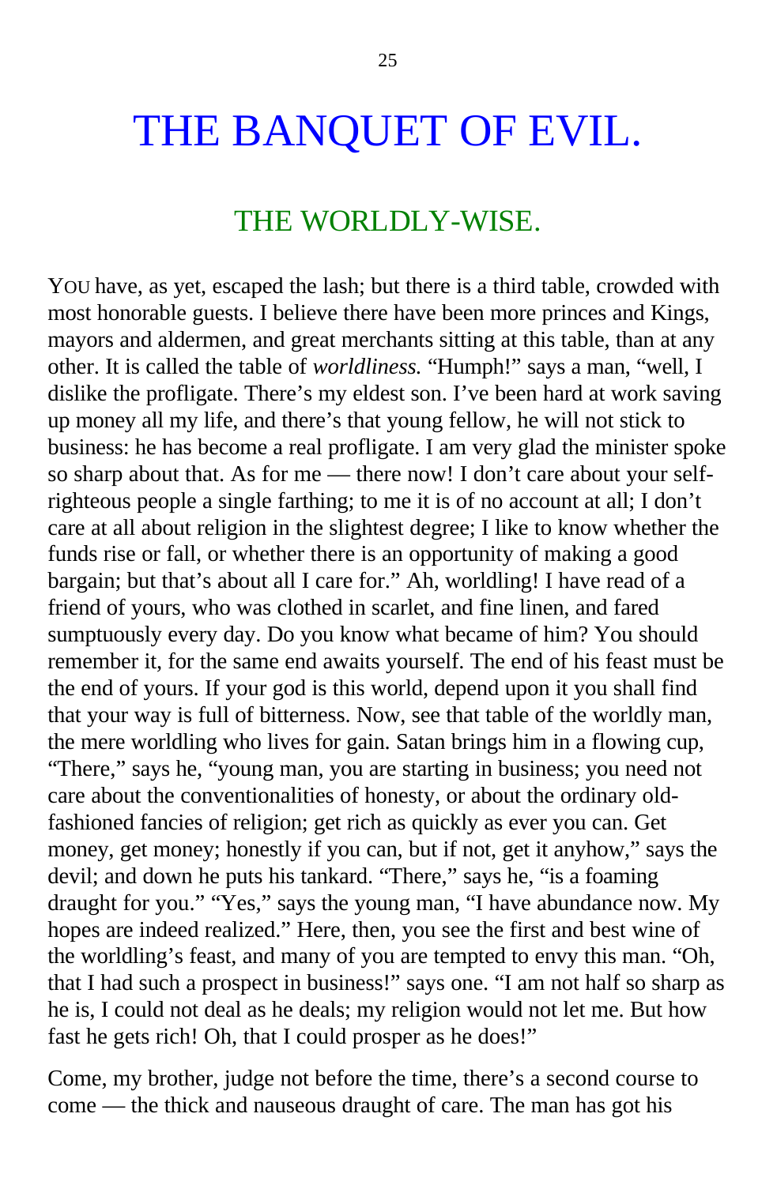# THE BANQUET OF EVIL.

## THE WORLDLY-WISE.

YOU have, as yet, escaped the lash; but there is a third table, crowded with most honorable guests. I believe there have been more princes and Kings, mayors and aldermen, and great merchants sitting at this table, than at any other. It is called the table of *worldliness.* "Humph!" says a man, "well, I dislike the profligate. There's my eldest son. I've been hard at work saving up money all my life, and there's that young fellow, he will not stick to business: he has become a real profligate. I am very glad the minister spoke so sharp about that. As for me — there now! I don't care about your self-righteous people a single farthing; to me it is of no account at all; I don't care at all about religion in the slightest degree; I like to know whether the funds rise or fall, or whether there is an opportunity of making a good bargain; but that's about all I care for." Ah, worldling! I have read of a friend of yours, who was clothed in scarlet, and fine linen, and fared sumptuously every day. Do you know what became of him? You should remember it, for the same end awaits yourself. The end of his feast must be the end of yours. If your god is this world, depend upon it you shall find that your way is full of bitterness. Now, see that table of the worldly man, the mere worldling who lives for gain. Satan brings him in a flowing cup, "There," says he, "young man, you are starting in business; you need not care about the conventionalities of honesty, or about the ordinary old-fashioned fancies of religion; get rich as quickly as ever you can. Get money, get money; honestly if you can, but if not, get it anyhow," says the devil; and down he puts his tankard. "There," says he, "is a foaming draught for you." "Yes," says the young man, "I have abundance now. My hopes are indeed realized." Here, then, you see the first and best wine of the worldling's feast, and many of you are tempted to envy this man. "Oh, that I had such a prospect in business!" says one. "I am not half so sharp as he is, I could not deal as he deals; my religion would not let me. But how fast he gets rich! Oh, that I could prosper as he does!"

Come, my brother, judge not before the time, there's a second course to come — the thick and nauseous draught of care. The man has got his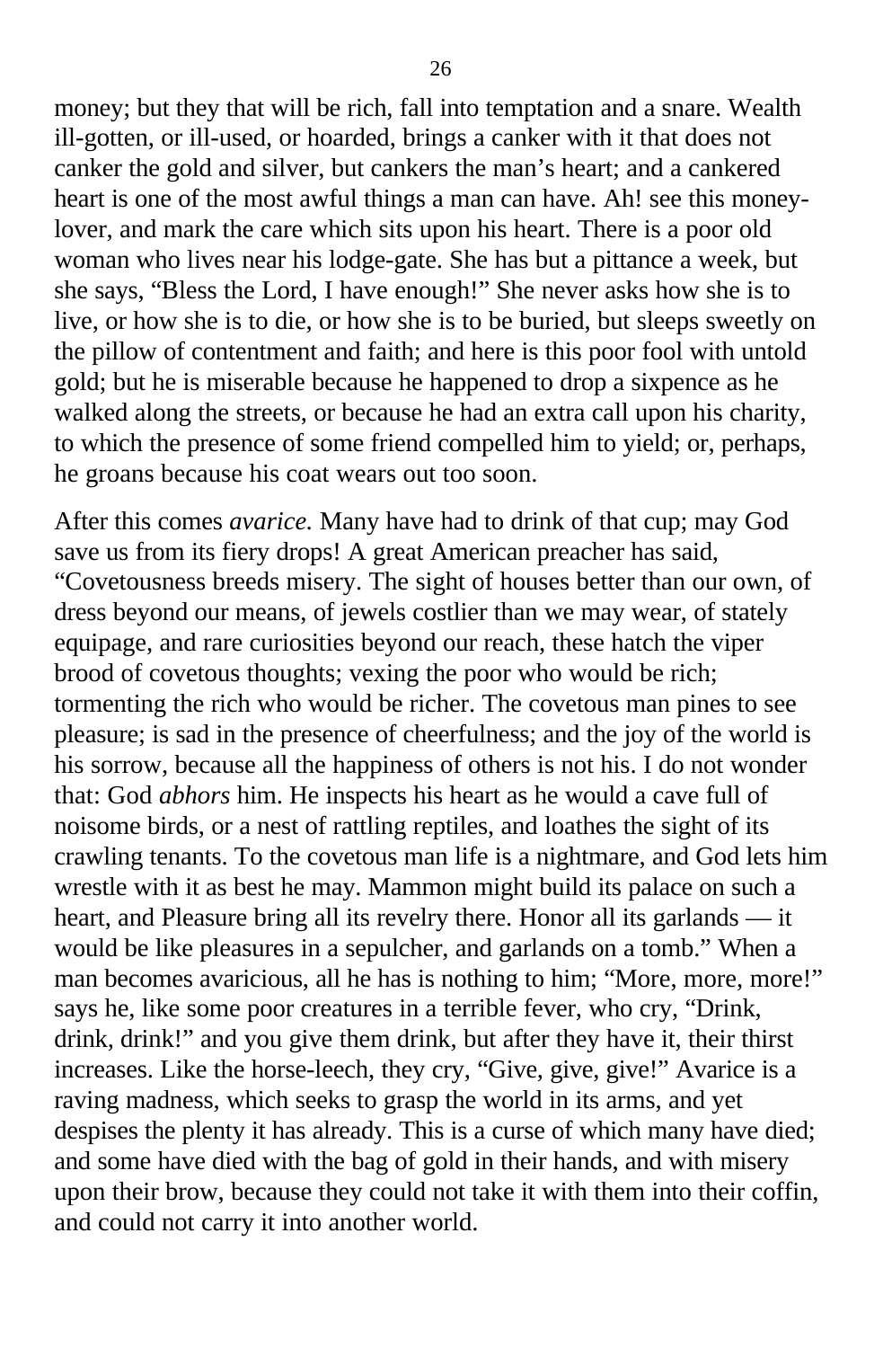money; but they that will be rich, fall into temptation and a snare. Wealth ill-gotten, or ill-used, or hoarded, brings a canker with it that does not canker the gold and silver, but cankers the man's heart; and a cankered heart is one of the most awful things a man can have. Ah! see this money-lover, and mark the care which sits upon his heart. There is a poor old woman who lives near his lodge-gate. She has but a pittance a week, but she says, "Bless the Lord, I have enough!" She never asks how she is to live, or how she is to die, or how she is to be buried, but sleeps sweetly on the pillow of contentment and faith; and here is this poor fool with untold gold; but he is miserable because he happened to drop a sixpence as he walked along the streets, or because he had an extra call upon his charity, to which the presence of some friend compelled him to yield; or, perhaps, he groans because his coat wears out too soon.

After this comes *avarice.* Many have had to drink of that cup; may God save us from its fiery drops! A great American preacher has said, "Covetousness breeds misery. The sight of houses better than our own, of dress beyond our means, of jewels costlier than we may wear, of stately equipage, and rare curiosities beyond our reach, these hatch the viper brood of covetous thoughts; vexing the poor who would be rich; tormenting the rich who would be richer. The covetous man pines to see pleasure; is sad in the presence of cheerfulness; and the joy of the world is his sorrow, because all the happiness of others is not his. I do not wonder that: God *abhors* him. He inspects his heart as he would a cave full of noisome birds, or a nest of rattling reptiles, and loathes the sight of its crawling tenants. To the covetous man life is a nightmare, and God lets him wrestle with it as best he may. Mammon might build its palace on such a heart, and Pleasure bring all its revelry there. Honor all its garlands — it would be like pleasures in a sepulcher, and garlands on a tomb." When a man becomes avaricious, all he has is nothing to him; "More, more, more!" says he, like some poor creatures in a terrible fever, who cry, "Drink, drink, drink!" and you give them drink, but after they have it, their thirst increases. Like the horse-leech, they cry, "Give, give, give!" Avarice is a raving madness, which seeks to grasp the world in its arms, and yet despises the plenty it has already. This is a curse of which many have died; and some have died with the bag of gold in their hands, and with misery upon their brow, because they could not take it with them into their coffin, and could not carry it into another world.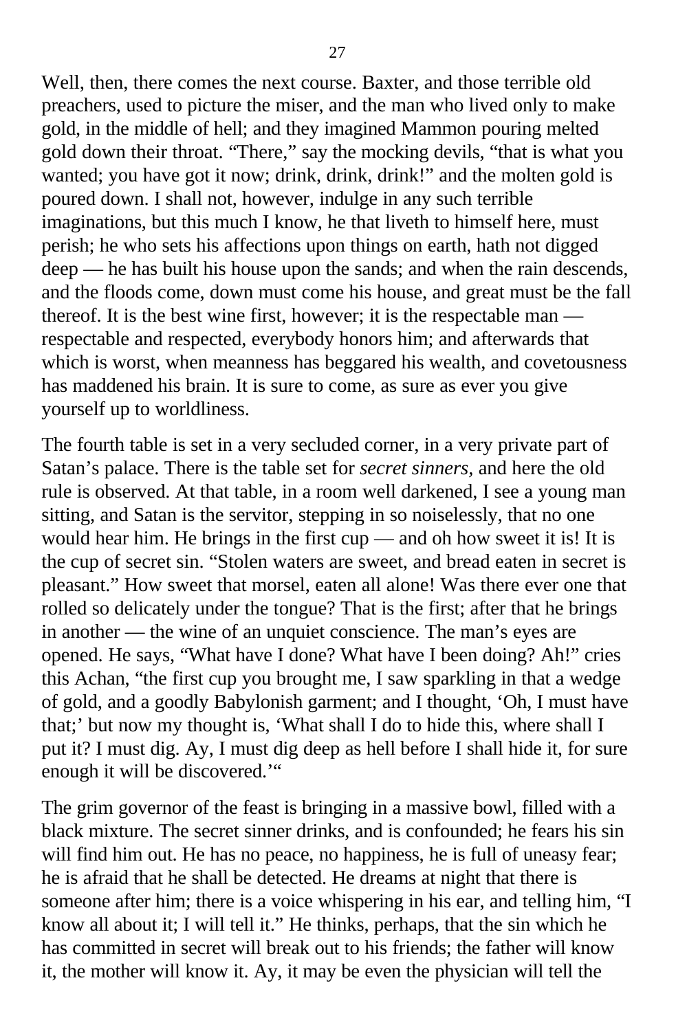Well, then, there comes the next course. Baxter, and those terrible old preachers, used to picture the miser, and the man who lived only to make gold, in the middle of hell; and they imagined Mammon pouring melted gold down their throat. “There,” say the mocking devils, “that is what you wanted; you have got it now; drink, drink, drink!” and the molten gold is poured down. I shall not, however, indulge in any such terrible imaginations, but this much I know, he that liveth to himself here, must perish; he who sets his affections upon things on earth, hath not digged deep — he has built his house upon the sands; and when the rain descends, and the floods come, down must come his house, and great must be the fall thereof. It is the best wine first, however; it is the respectable man — respectable and respected, everybody honors him; and afterwards that which is worst, when meanness has beggared his wealth, and covetousness has maddened his brain. It is sure to come, as sure as ever you give yourself up to worldliness.

The fourth table is set in a very secluded corner, in a very private part of Satan’s palace. There is the table set for *secret sinners,* and here the old rule is observed. At that table, in a room well darkened, I see a young man sitting, and Satan is the servitor, stepping in so noiselessly, that no one would hear him. He brings in the first cup — and oh how sweet it is! It is the cup of secret sin. “Stolen waters are sweet, and bread eaten in secret is pleasant.” How sweet that morsel, eaten all alone! Was there ever one that rolled so delicately under the tongue? That is the first; after that he brings in another — the wine of an unquiet conscience. The man’s eyes are opened. He says, “What have I done? What have I been doing? Ah!” cries this Achan, “the first cup you brought me, I saw sparkling in that a wedge of gold, and a goodly Babylonish garment; and I thought, ‘Oh, I must have that;’ but now my thought is, ‘What shall I do to hide this, where shall I put it? I must dig. Ay, I must dig deep as hell before I shall hide it, for sure enough it will be discovered.’“

The grim governor of the feast is bringing in a massive bowl, filled with a black mixture. The secret sinner drinks, and is confounded; he fears his sin will find him out. He has no peace, no happiness, he is full of uneasy fear; he is afraid that he shall be detected. He dreams at night that there is someone after him; there is a voice whispering in his ear, and telling him, “I know all about it; I will tell it.” He thinks, perhaps, that the sin which he has committed in secret will break out to his friends; the father will know it, the mother will know it. Ay, it may be even the physician will tell the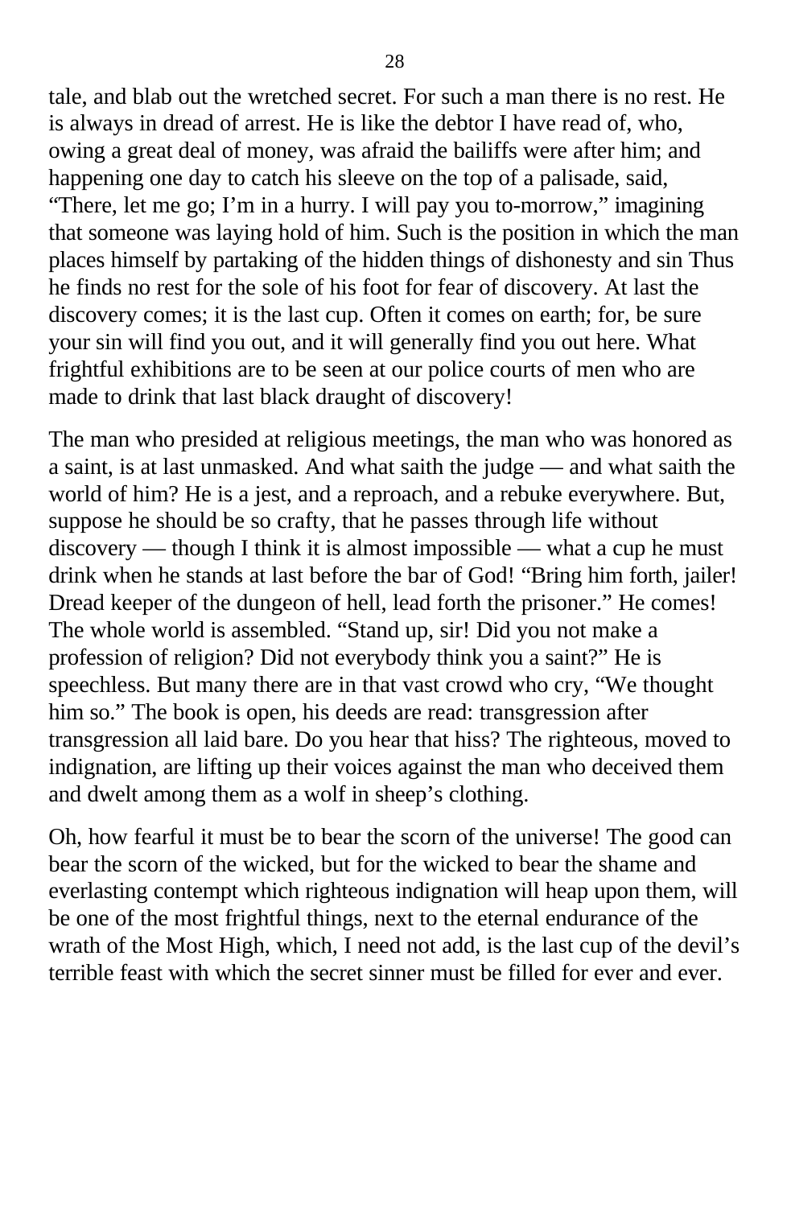tale, and blab out the wretched secret. For such a man there is no rest. He is always in dread of arrest. He is like the debtor I have read of, who, owing a great deal of money, was afraid the bailiffs were after him; and happening one day to catch his sleeve on the top of a palisade, said, "There, let me go; I'm in a hurry. I will pay you to-morrow," imagining that someone was laying hold of him. Such is the position in which the man places himself by partaking of the hidden things of dishonesty and sin Thus he finds no rest for the sole of his foot for fear of discovery. At last the discovery comes; it is the last cup. Often it comes on earth; for, be sure your sin will find you out, and it will generally find you out here. What frightful exhibitions are to be seen at our police courts of men who are made to drink that last black draught of discovery!

The man who presided at religious meetings, the man who was honored as a saint, is at last unmasked. And what saith the judge — and what saith the world of him? He is a jest, and a reproach, and a rebuke everywhere. But, suppose he should be so crafty, that he passes through life without discovery — though I think it is almost impossible — what a cup he must drink when he stands at last before the bar of God! "Bring him forth, jailer! Dread keeper of the dungeon of hell, lead forth the prisoner." He comes! The whole world is assembled. "Stand up, sir! Did you not make a profession of religion? Did not everybody think you a saint?" He is speechless. But many there are in that vast crowd who cry, "We thought him so." The book is open, his deeds are read: transgression after transgression all laid bare. Do you hear that hiss? The righteous, moved to indignation, are lifting up their voices against the man who deceived them and dwelt among them as a wolf in sheep's clothing.

Oh, how fearful it must be to bear the scorn of the universe! The good can bear the scorn of the wicked, but for the wicked to bear the shame and everlasting contempt which righteous indignation will heap upon them, will be one of the most frightful things, next to the eternal endurance of the wrath of the Most High, which, I need not add, is the last cup of the devil's terrible feast with which the secret sinner must be filled for ever and ever.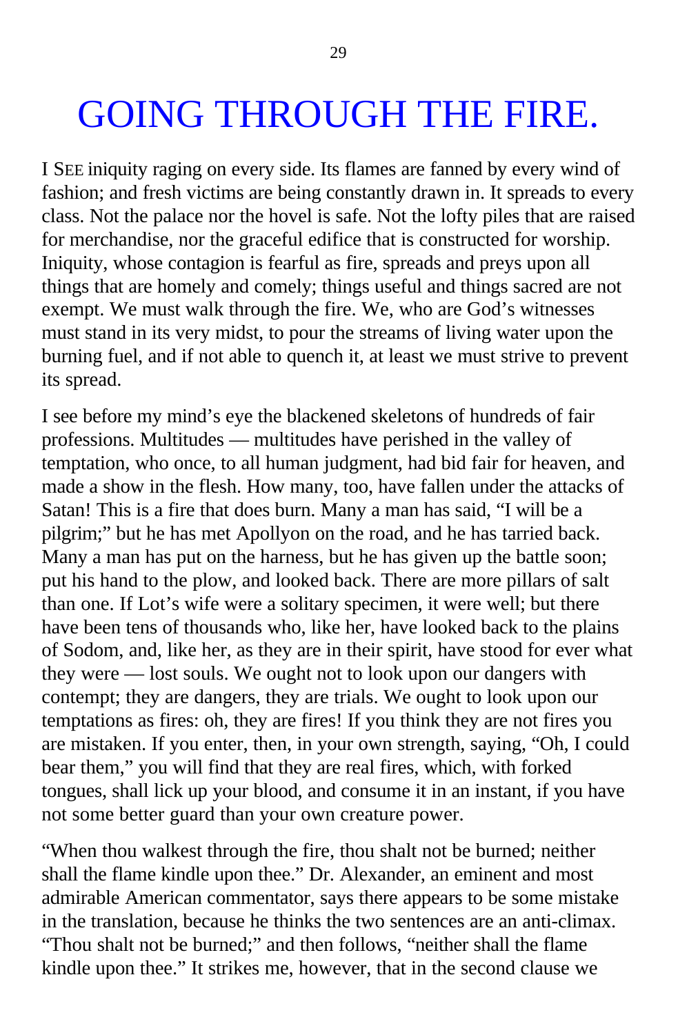# GOING THROUGH THE FIRE.

I SEE iniquity raging on every side. Its flames are fanned by every wind of fashion; and fresh victims are being constantly drawn in. It spreads to every class. Not the palace nor the hovel is safe. Not the lofty piles that are raised for merchandise, nor the graceful edifice that is constructed for worship. Iniquity, whose contagion is fearful as fire, spreads and preys upon all things that are homely and comely; things useful and things sacred are not exempt. We must walk through the fire. We, who are God's witnesses must stand in its very midst, to pour the streams of living water upon the burning fuel, and if not able to quench it, at least we must strive to prevent its spread.

I see before my mind's eye the blackened skeletons of hundreds of fair professions. Multitudes — multitudes have perished in the valley of temptation, who once, to all human judgment, had bid fair for heaven, and made a show in the flesh. How many, too, have fallen under the attacks of Satan! This is a fire that does burn. Many a man has said, "I will be a pilgrim;" but he has met Apollyon on the road, and he has tarried back. Many a man has put on the harness, but he has given up the battle soon; put his hand to the plow, and looked back. There are more pillars of salt than one. If Lot's wife were a solitary specimen, it were well; but there have been tens of thousands who, like her, have looked back to the plains of Sodom, and, like her, as they are in their spirit, have stood for ever what they were — lost souls. We ought not to look upon our dangers with contempt; they are dangers, they are trials. We ought to look upon our temptations as fires: oh, they are fires! If you think they are not fires you are mistaken. If you enter, then, in your own strength, saying, "Oh, I could bear them," you will find that they are real fires, which, with forked tongues, shall lick up your blood, and consume it in an instant, if you have not some better guard than your own creature power.

"When thou walkest through the fire, thou shalt not be burned; neither shall the flame kindle upon thee." Dr. Alexander, an eminent and most admirable American commentator, says there appears to be some mistake in the translation, because he thinks the two sentences are an anti-climax. "Thou shalt not be burned;" and then follows, "neither shall the flame kindle upon thee." It strikes me, however, that in the second clause we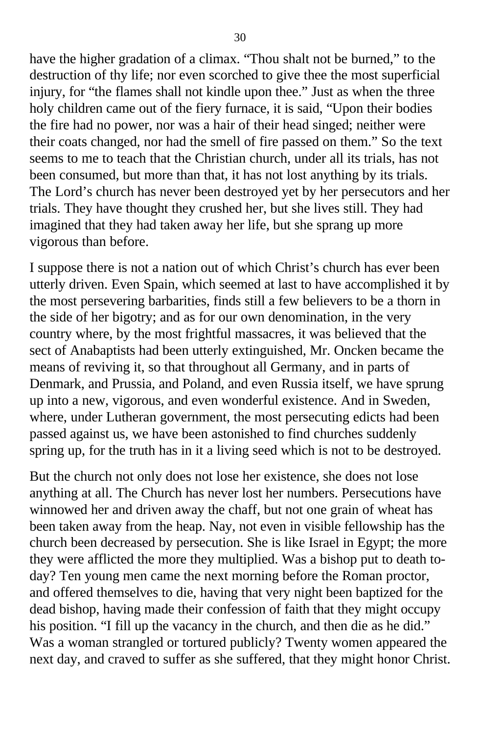have the higher gradation of a climax. "Thou shalt not be burned," to the destruction of thy life; nor even scorched to give thee the most superficial injury, for "the flames shall not kindle upon thee." Just as when the three holy children came out of the fiery furnace, it is said, "Upon their bodies the fire had no power, nor was a hair of their head singed; neither were their coats changed, nor had the smell of fire passed on them." So the text seems to me to teach that the Christian church, under all its trials, has not been consumed, but more than that, it has not lost anything by its trials. The Lord's church has never been destroyed yet by her persecutors and her trials. They have thought they crushed her, but she lives still. They had imagined that they had taken away her life, but she sprang up more vigorous than before.

I suppose there is not a nation out of which Christ's church has ever been utterly driven. Even Spain, which seemed at last to have accomplished it by the most persevering barbarities, finds still a few believers to be a thorn in the side of her bigotry; and as for our own denomination, in the very country where, by the most frightful massacres, it was believed that the sect of Anabaptists had been utterly extinguished, Mr. Oncken became the means of reviving it, so that throughout all Germany, and in parts of Denmark, and Prussia, and Poland, and even Russia itself, we have sprung up into a new, vigorous, and even wonderful existence. And in Sweden, where, under Lutheran government, the most persecuting edicts had been passed against us, we have been astonished to find churches suddenly spring up, for the truth has in it a living seed which is not to be destroyed.

But the church not only does not lose her existence, she does not lose anything at all. The Church has never lost her numbers. Persecutions have winnowed her and driven away the chaff, but not one grain of wheat has been taken away from the heap. Nay, not even in visible fellowship has the church been decreased by persecution. She is like Israel in Egypt; the more they were afflicted the more they multiplied. Was a bishop put to death to-day? Ten young men came the next morning before the Roman proctor, and offered themselves to die, having that very night been baptized for the dead bishop, having made their confession of faith that they might occupy his position. "I fill up the vacancy in the church, and then die as he did." Was a woman strangled or tortured publicly? Twenty women appeared the next day, and craved to suffer as she suffered, that they might honor Christ.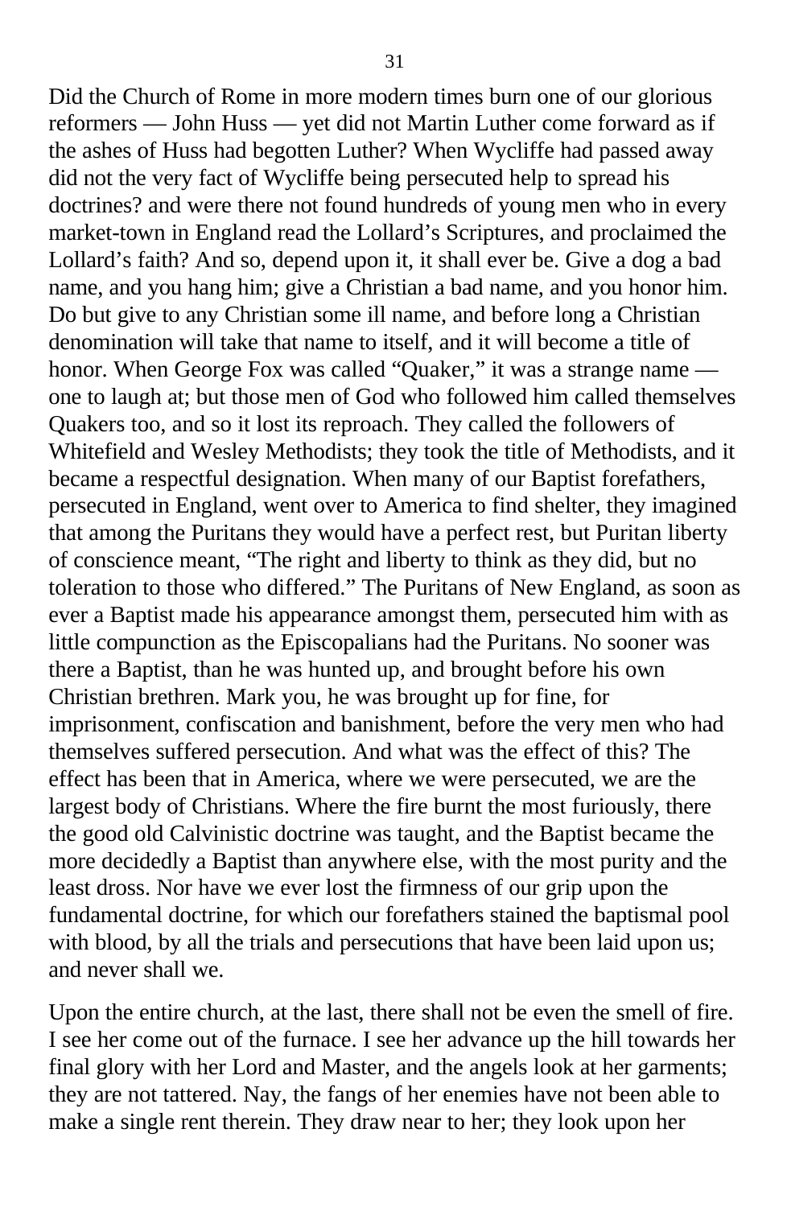Did the Church of Rome in more modern times burn one of our glorious reformers — John Huss — yet did not Martin Luther come forward as if the ashes of Huss had begotten Luther? When Wycliffe had passed away did not the very fact of Wycliffe being persecuted help to spread his doctrines? and were there not found hundreds of young men who in every market-town in England read the Lollard's Scriptures, and proclaimed the Lollard's faith? And so, depend upon it, it shall ever be. Give a dog a bad name, and you hang him; give a Christian a bad name, and you honor him. Do but give to any Christian some ill name, and before long a Christian denomination will take that name to itself, and it will become a title of honor. When George Fox was called "Quaker," it was a strange name — one to laugh at; but those men of God who followed him called themselves Quakers too, and so it lost its reproach. They called the followers of Whitefield and Wesley Methodists; they took the title of Methodists, and it became a respectful designation. When many of our Baptist forefathers, persecuted in England, went over to America to find shelter, they imagined that among the Puritans they would have a perfect rest, but Puritan liberty of conscience meant, "The right and liberty to think as they did, but no toleration to those who differed." The Puritans of New England, as soon as ever a Baptist made his appearance amongst them, persecuted him with as little compunction as the Episcopalians had the Puritans. No sooner was there a Baptist, than he was hunted up, and brought before his own Christian brethren. Mark you, he was brought up for fine, for imprisonment, confiscation and banishment, before the very men who had themselves suffered persecution. And what was the effect of this? The effect has been that in America, where we were persecuted, we are the largest body of Christians. Where the fire burnt the most furiously, there the good old Calvinistic doctrine was taught, and the Baptist became the more decidedly a Baptist than anywhere else, with the most purity and the least dross. Nor have we ever lost the firmness of our grip upon the fundamental doctrine, for which our forefathers stained the baptismal pool with blood, by all the trials and persecutions that have been laid upon us; and never shall we.

Upon the entire church, at the last, there shall not be even the smell of fire. I see her come out of the furnace. I see her advance up the hill towards her final glory with her Lord and Master, and the angels look at her garments; they are not tattered. Nay, the fangs of her enemies have not been able to make a single rent therein. They draw near to her; they look upon her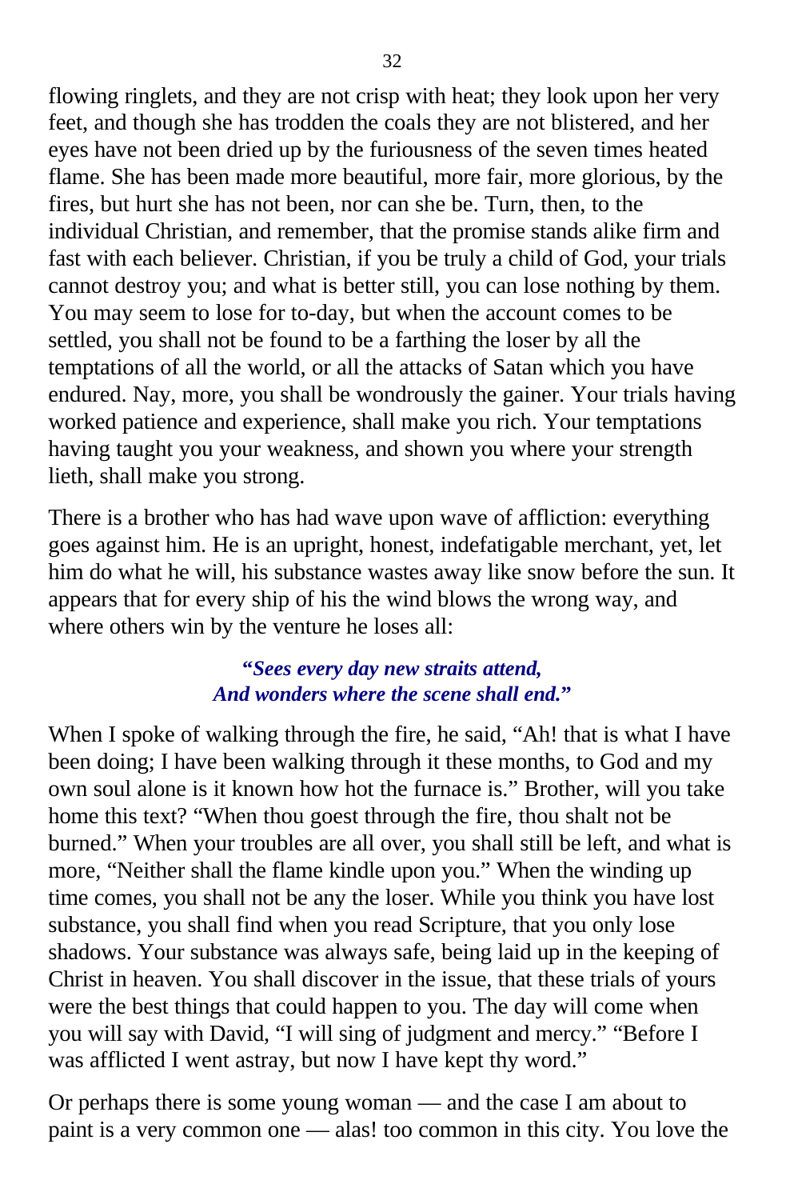flowing ringlets, and they are not crisp with heat; they look upon her very feet, and though she has trodden the coals they are not blistered, and her eyes have not been dried up by the furiousness of the seven times heated flame. She has been made more beautiful, more fair, more glorious, by the fires, but hurt she has not been, nor can she be. Turn, then, to the individual Christian, and remember, that the promise stands alike firm and fast with each believer. Christian, if you be truly a child of God, your trials cannot destroy you; and what is better still, you can lose nothing by them. You may seem to lose for to-day, but when the account comes to be settled, you shall not be found to be a farthing the loser by all the temptations of all the world, or all the attacks of Satan which you have endured. Nay, more, you shall be wondrously the gainer. Your trials having worked patience and experience, shall make you rich. Your temptations having taught you your weakness, and shown you where your strength lieth, shall make you strong.

There is a brother who has had wave upon wave of affliction: everything goes against him. He is an upright, honest, indefatigable merchant, yet, let him do what he will, his substance wastes away like snow before the sun. It appears that for every ship of his the wind blows the wrong way, and where others win by the venture he loses all:

> ***"Sees every day new straits attend,***
> ***And wonders where the scene shall end."***

When I spoke of walking through the fire, he said, "Ah! that is what I have been doing; I have been walking through it these months, to God and my own soul alone is it known how hot the furnace is." Brother, will you take home this text? "When thou goest through the fire, thou shalt not be burned." When your troubles are all over, you shall still be left, and what is more, "Neither shall the flame kindle upon you." When the winding up time comes, you shall not be any the loser. While you think you have lost substance, you shall find when you read Scripture, that you only lose shadows. Your substance was always safe, being laid up in the keeping of Christ in heaven. You shall discover in the issue, that these trials of yours were the best things that could happen to you. The day will come when you will say with David, "I will sing of judgment and mercy." "Before I was afflicted I went astray, but now I have kept thy word."

Or perhaps there is some young woman — and the case I am about to paint is a very common one — alas! too common in this city. You love the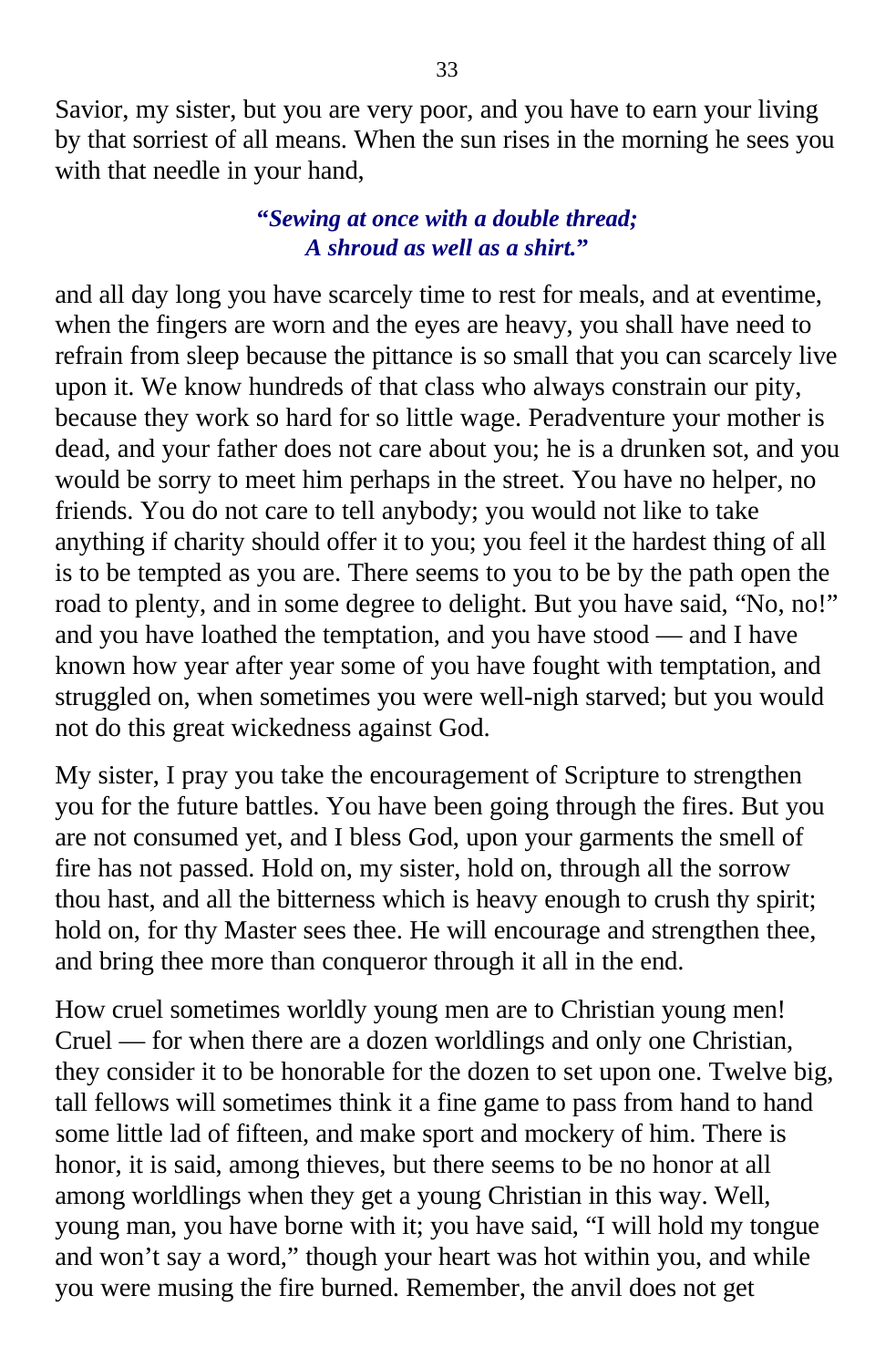Savior, my sister, but you are very poor, and you have to earn your living by that sorriest of all means. When the sun rises in the morning he sees you with that needle in your hand,

> ***"Sewing at once with a double thread;***
> ***A shroud as well as a shirt."***

and all day long you have scarcely time to rest for meals, and at eventime, when the fingers are worn and the eyes are heavy, you shall have need to refrain from sleep because the pittance is so small that you can scarcely live upon it. We know hundreds of that class who always constrain our pity, because they work so hard for so little wage. Peradventure your mother is dead, and your father does not care about you; he is a drunken sot, and you would be sorry to meet him perhaps in the street. You have no helper, no friends. You do not care to tell anybody; you would not like to take anything if charity should offer it to you; you feel it the hardest thing of all is to be tempted as you are. There seems to you to be by the path open the road to plenty, and in some degree to delight. But you have said, "No, no!" and you have loathed the temptation, and you have stood — and I have known how year after year some of you have fought with temptation, and struggled on, when sometimes you were well-nigh starved; but you would not do this great wickedness against God.

My sister, I pray you take the encouragement of Scripture to strengthen you for the future battles. You have been going through the fires. But you are not consumed yet, and I bless God, upon your garments the smell of fire has not passed. Hold on, my sister, hold on, through all the sorrow thou hast, and all the bitterness which is heavy enough to crush thy spirit; hold on, for thy Master sees thee. He will encourage and strengthen thee, and bring thee more than conqueror through it all in the end.

How cruel sometimes worldly young men are to Christian young men! Cruel — for when there are a dozen worldlings and only one Christian, they consider it to be honorable for the dozen to set upon one. Twelve big, tall fellows will sometimes think it a fine game to pass from hand to hand some little lad of fifteen, and make sport and mockery of him. There is honor, it is said, among thieves, but there seems to be no honor at all among worldlings when they get a young Christian in this way. Well, young man, you have borne with it; you have said, "I will hold my tongue and won't say a word," though your heart was hot within you, and while you were musing the fire burned. Remember, the anvil does not get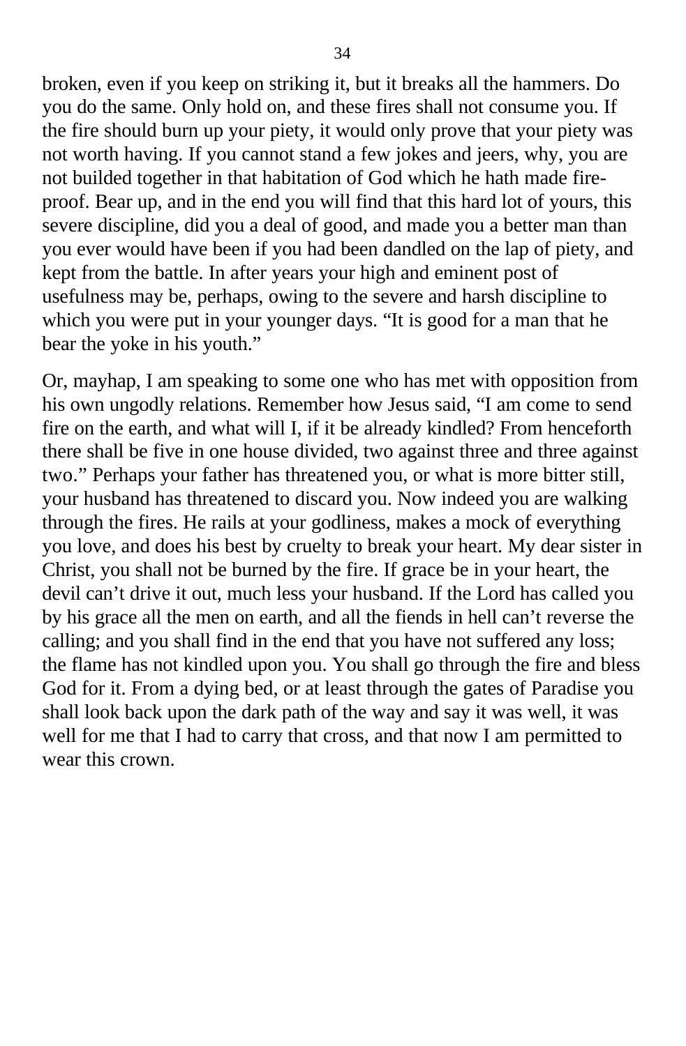broken, even if you keep on striking it, but it breaks all the hammers. Do you do the same. Only hold on, and these fires shall not consume you. If the fire should burn up your piety, it would only prove that your piety was not worth having. If you cannot stand a few jokes and jeers, why, you are not builded together in that habitation of God which he hath made fire-proof. Bear up, and in the end you will find that this hard lot of yours, this severe discipline, did you a deal of good, and made you a better man than you ever would have been if you had been dandled on the lap of piety, and kept from the battle. In after years your high and eminent post of usefulness may be, perhaps, owing to the severe and harsh discipline to which you were put in your younger days. “It is good for a man that he bear the yoke in his youth.”

Or, mayhap, I am speaking to some one who has met with opposition from his own ungodly relations. Remember how Jesus said, “I am come to send fire on the earth, and what will I, if it be already kindled? From henceforth there shall be five in one house divided, two against three and three against two.” Perhaps your father has threatened you, or what is more bitter still, your husband has threatened to discard you. Now indeed you are walking through the fires. He rails at your godliness, makes a mock of everything you love, and does his best by cruelty to break your heart. My dear sister in Christ, you shall not be burned by the fire. If grace be in your heart, the devil can’t drive it out, much less your husband. If the Lord has called you by his grace all the men on earth, and all the fiends in hell can’t reverse the calling; and you shall find in the end that you have not suffered any loss; the flame has not kindled upon you. You shall go through the fire and bless God for it. From a dying bed, or at least through the gates of Paradise you shall look back upon the dark path of the way and say it was well, it was well for me that I had to carry that cross, and that now I am permitted to wear this crown.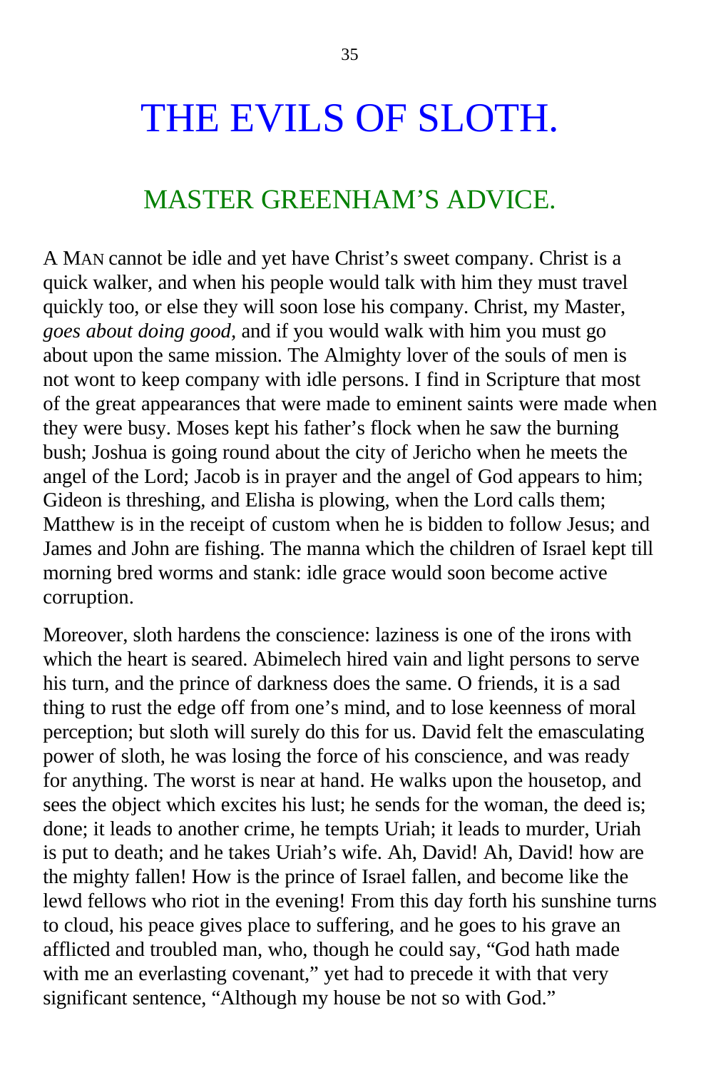# THE EVILS OF SLOTH.

## MASTER GREENHAM'S ADVICE.

A MAN cannot be idle and yet have Christ's sweet company. Christ is a quick walker, and when his people would talk with him they must travel quickly too, or else they will soon lose his company. Christ, my Master, *goes about doing good*, and if you would walk with him you must go about upon the same mission. The Almighty lover of the souls of men is not wont to keep company with idle persons. I find in Scripture that most of the great appearances that were made to eminent saints were made when they were busy. Moses kept his father's flock when he saw the burning bush; Joshua is going round about the city of Jericho when he meets the angel of the Lord; Jacob is in prayer and the angel of God appears to him; Gideon is threshing, and Elisha is plowing, when the Lord calls them; Matthew is in the receipt of custom when he is bidden to follow Jesus; and James and John are fishing. The manna which the children of Israel kept till morning bred worms and stank: idle grace would soon become active corruption.

Moreover, sloth hardens the conscience: laziness is one of the irons with which the heart is seared. Abimelech hired vain and light persons to serve his turn, and the prince of darkness does the same. O friends, it is a sad thing to rust the edge off from one's mind, and to lose keenness of moral perception; but sloth will surely do this for us. David felt the emasculating power of sloth, he was losing the force of his conscience, and was ready for anything. The worst is near at hand. He walks upon the housetop, and sees the object which excites his lust; he sends for the woman, the deed is; done; it leads to another crime, he tempts Uriah; it leads to murder, Uriah is put to death; and he takes Uriah's wife. Ah, David! Ah, David! how are the mighty fallen! How is the prince of Israel fallen, and become like the lewd fellows who riot in the evening! From this day forth his sunshine turns to cloud, his peace gives place to suffering, and he goes to his grave an afflicted and troubled man, who, though he could say, "God hath made with me an everlasting covenant," yet had to precede it with that very significant sentence, "Although my house be not so with God."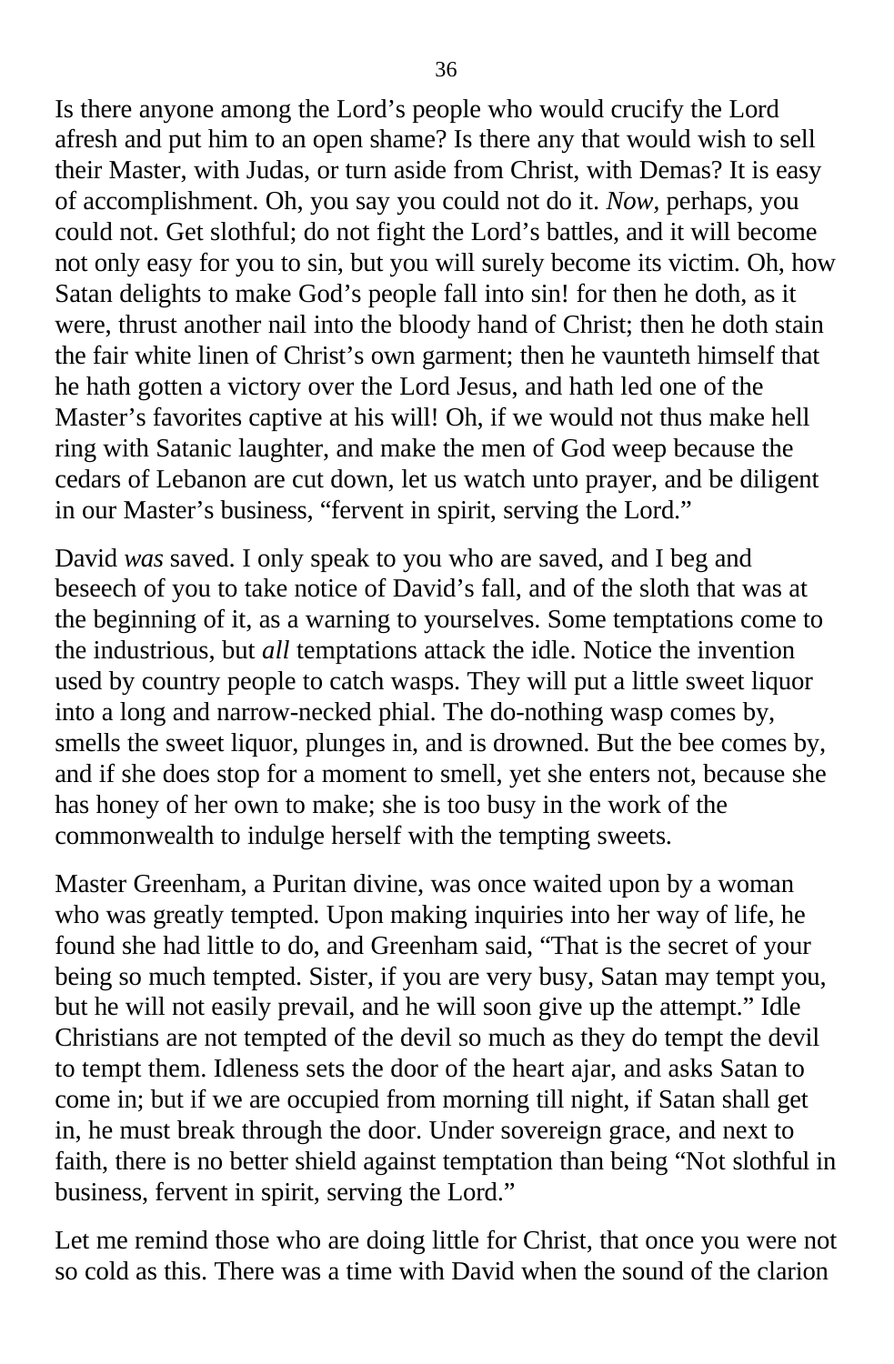Is there anyone among the Lord's people who would crucify the Lord afresh and put him to an open shame? Is there any that would wish to sell their Master, with Judas, or turn aside from Christ, with Demas? It is easy of accomplishment. Oh, you say you could not do it. *Now,* perhaps, you could not. Get slothful; do not fight the Lord's battles, and it will become not only easy for you to sin, but you will surely become its victim. Oh, how Satan delights to make God's people fall into sin! for then he doth, as it were, thrust another nail into the bloody hand of Christ; then he doth stain the fair white linen of Christ's own garment; then he vaunteth himself that he hath gotten a victory over the Lord Jesus, and hath led one of the Master's favorites captive at his will! Oh, if we would not thus make hell ring with Satanic laughter, and make the men of God weep because the cedars of Lebanon are cut down, let us watch unto prayer, and be diligent in our Master's business, "fervent in spirit, serving the Lord."

David *was* saved. I only speak to you who are saved, and I beg and beseech of you to take notice of David's fall, and of the sloth that was at the beginning of it, as a warning to yourselves. Some temptations come to the industrious, but *all* temptations attack the idle. Notice the invention used by country people to catch wasps. They will put a little sweet liquor into a long and narrow-necked phial. The do-nothing wasp comes by, smells the sweet liquor, plunges in, and is drowned. But the bee comes by, and if she does stop for a moment to smell, yet she enters not, because she has honey of her own to make; she is too busy in the work of the commonwealth to indulge herself with the tempting sweets.

Master Greenham, a Puritan divine, was once waited upon by a woman who was greatly tempted. Upon making inquiries into her way of life, he found she had little to do, and Greenham said, "That is the secret of your being so much tempted. Sister, if you are very busy, Satan may tempt you, but he will not easily prevail, and he will soon give up the attempt." Idle Christians are not tempted of the devil so much as they do tempt the devil to tempt them. Idleness sets the door of the heart ajar, and asks Satan to come in; but if we are occupied from morning till night, if Satan shall get in, he must break through the door. Under sovereign grace, and next to faith, there is no better shield against temptation than being "Not slothful in business, fervent in spirit, serving the Lord."

Let me remind those who are doing little for Christ, that once you were not so cold as this. There was a time with David when the sound of the clarion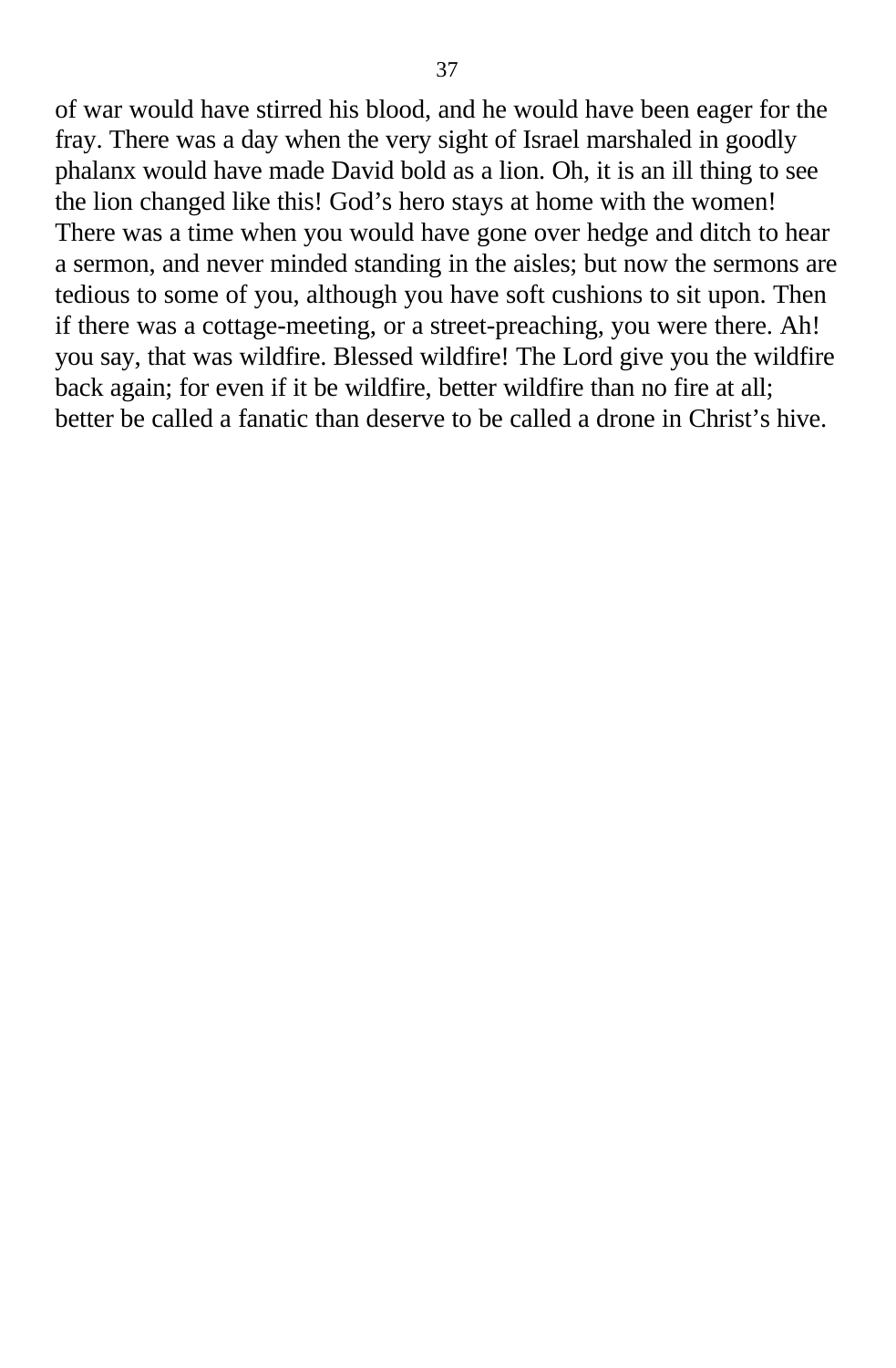of war would have stirred his blood, and he would have been eager for the fray. There was a day when the very sight of Israel marshaled in goodly phalanx would have made David bold as a lion. Oh, it is an ill thing to see the lion changed like this! God's hero stays at home with the women! There was a time when you would have gone over hedge and ditch to hear a sermon, and never minded standing in the aisles; but now the sermons are tedious to some of you, although you have soft cushions to sit upon. Then if there was a cottage-meeting, or a street-preaching, you were there. Ah! you say, that was wildfire. Blessed wildfire! The Lord give you the wildfire back again; for even if it be wildfire, better wildfire than no fire at all; better be called a fanatic than deserve to be called a drone in Christ's hive.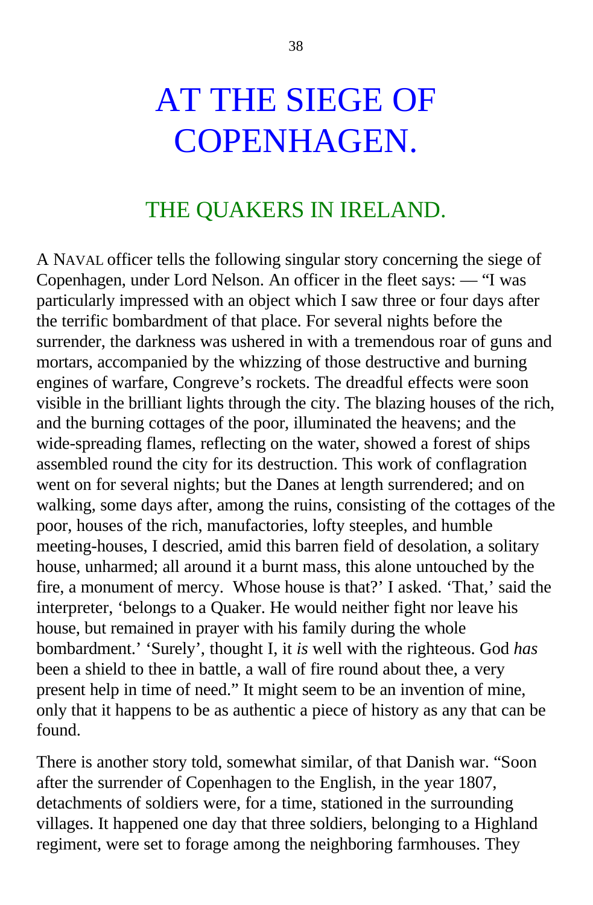# AT THE SIEGE OF COPENHAGEN.

## THE QUAKERS IN IRELAND.

A NAVAL officer tells the following singular story concerning the siege of Copenhagen, under Lord Nelson. An officer in the fleet says: — "I was particularly impressed with an object which I saw three or four days after the terrific bombardment of that place. For several nights before the surrender, the darkness was ushered in with a tremendous roar of guns and mortars, accompanied by the whizzing of those destructive and burning engines of warfare, Congreve's rockets. The dreadful effects were soon visible in the brilliant lights through the city. The blazing houses of the rich, and the burning cottages of the poor, illuminated the heavens; and the wide-spreading flames, reflecting on the water, showed a forest of ships assembled round the city for its destruction. This work of conflagration went on for several nights; but the Danes at length surrendered; and on walking, some days after, among the ruins, consisting of the cottages of the poor, houses of the rich, manufactories, lofty steeples, and humble meeting-houses, I descried, amid this barren field of desolation, a solitary house, unharmed; all around it a burnt mass, this alone untouched by the fire, a monument of mercy. Whose house is that?' I asked. 'That,' said the interpreter, 'belongs to a Quaker. He would neither fight nor leave his house, but remained in prayer with his family during the whole bombardment.' 'Surely', thought I, it *is* well with the righteous. God *has* been a shield to thee in battle, a wall of fire round about thee, a very present help in time of need." It might seem to be an invention of mine, only that it happens to be as authentic a piece of history as any that can be found.

There is another story told, somewhat similar, of that Danish war. "Soon after the surrender of Copenhagen to the English, in the year 1807, detachments of soldiers were, for a time, stationed in the surrounding villages. It happened one day that three soldiers, belonging to a Highland regiment, were set to forage among the neighboring farmhouses. They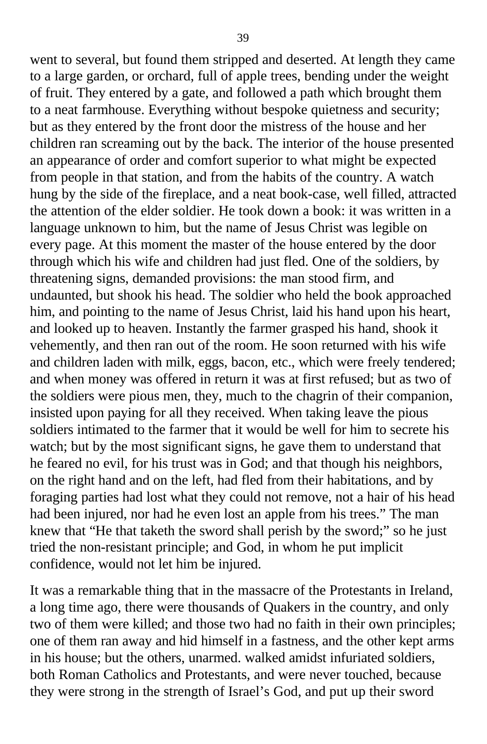went to several, but found them stripped and deserted. At length they came to a large garden, or orchard, full of apple trees, bending under the weight of fruit. They entered by a gate, and followed a path which brought them to a neat farmhouse. Everything without bespoke quietness and security; but as they entered by the front door the mistress of the house and her children ran screaming out by the back. The interior of the house presented an appearance of order and comfort superior to what might be expected from people in that station, and from the habits of the country. A watch hung by the side of the fireplace, and a neat book-case, well filled, attracted the attention of the elder soldier. He took down a book: it was written in a language unknown to him, but the name of Jesus Christ was legible on every page. At this moment the master of the house entered by the door through which his wife and children had just fled. One of the soldiers, by threatening signs, demanded provisions: the man stood firm, and undaunted, but shook his head. The soldier who held the book approached him, and pointing to the name of Jesus Christ, laid his hand upon his heart, and looked up to heaven. Instantly the farmer grasped his hand, shook it vehemently, and then ran out of the room. He soon returned with his wife and children laden with milk, eggs, bacon, etc., which were freely tendered; and when money was offered in return it was at first refused; but as two of the soldiers were pious men, they, much to the chagrin of their companion, insisted upon paying for all they received. When taking leave the pious soldiers intimated to the farmer that it would be well for him to secrete his watch; but by the most significant signs, he gave them to understand that he feared no evil, for his trust was in God; and that though his neighbors, on the right hand and on the left, had fled from their habitations, and by foraging parties had lost what they could not remove, not a hair of his head had been injured, nor had he even lost an apple from his trees." The man knew that "He that taketh the sword shall perish by the sword;" so he just tried the non-resistant principle; and God, in whom he put implicit confidence, would not let him be injured.

It was a remarkable thing that in the massacre of the Protestants in Ireland, a long time ago, there were thousands of Quakers in the country, and only two of them were killed; and those two had no faith in their own principles; one of them ran away and hid himself in a fastness, and the other kept arms in his house; but the others, unarmed. walked amidst infuriated soldiers, both Roman Catholics and Protestants, and were never touched, because they were strong in the strength of Israel's God, and put up their sword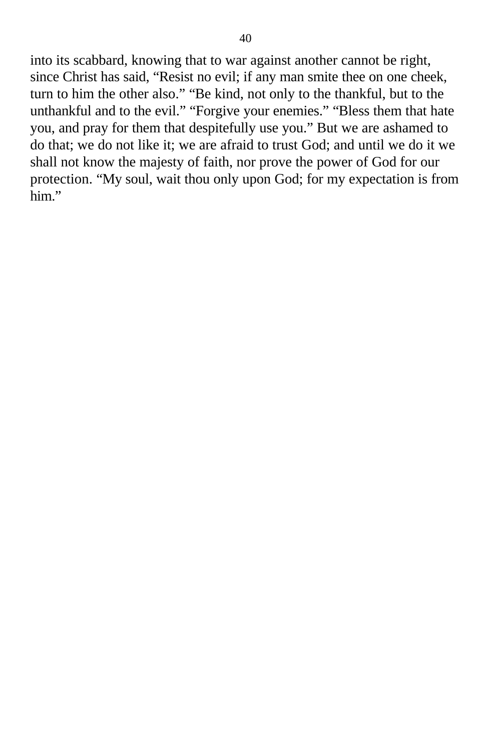into its scabbard, knowing that to war against another cannot be right, since Christ has said, “Resist no evil; if any man smite thee on one cheek, turn to him the other also.” “Be kind, not only to the thankful, but to the unthankful and to the evil.” “Forgive your enemies.” “Bless them that hate you, and pray for them that despitefully use you.” But we are ashamed to do that; we do not like it; we are afraid to trust God; and until we do it we shall not know the majesty of faith, nor prove the power of God for our protection. “My soul, wait thou only upon God; for my expectation is from him.”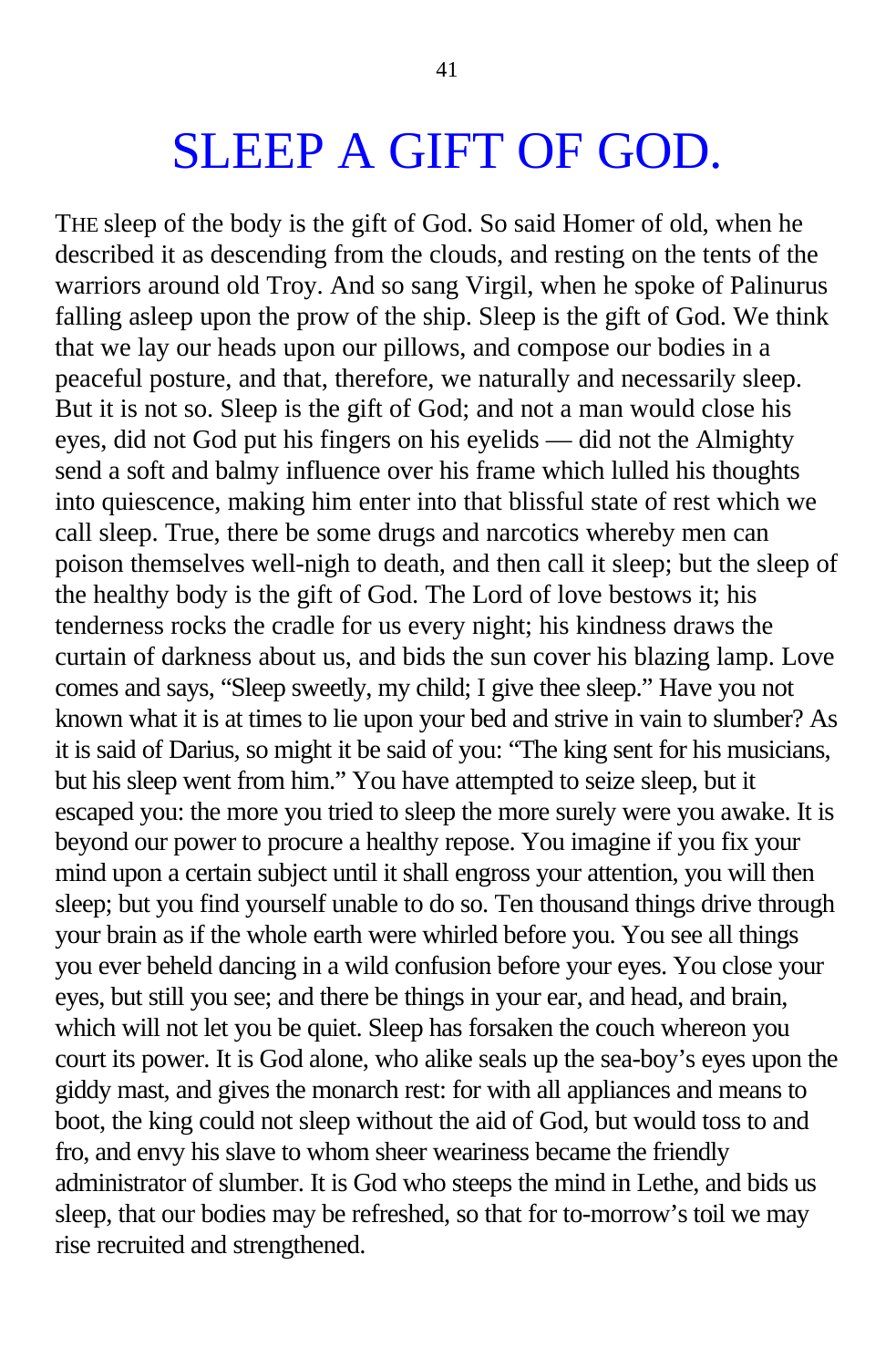# SLEEP A GIFT OF GOD.

THE sleep of the body is the gift of God. So said Homer of old, when he described it as descending from the clouds, and resting on the tents of the warriors around old Troy. And so sang Virgil, when he spoke of Palinurus falling asleep upon the prow of the ship. Sleep is the gift of God. We think that we lay our heads upon our pillows, and compose our bodies in a peaceful posture, and that, therefore, we naturally and necessarily sleep. But it is not so. Sleep is the gift of God; and not a man would close his eyes, did not God put his fingers on his eyelids — did not the Almighty send a soft and balmy influence over his frame which lulled his thoughts into quiescence, making him enter into that blissful state of rest which we call sleep. True, there be some drugs and narcotics whereby men can poison themselves well-nigh to death, and then call it sleep; but the sleep of the healthy body is the gift of God. The Lord of love bestows it; his tenderness rocks the cradle for us every night; his kindness draws the curtain of darkness about us, and bids the sun cover his blazing lamp. Love comes and says, "Sleep sweetly, my child; I give thee sleep." Have you not known what it is at times to lie upon your bed and strive in vain to slumber? As it is said of Darius, so might it be said of you: "The king sent for his musicians, but his sleep went from him." You have attempted to seize sleep, but it escaped you: the more you tried to sleep the more surely were you awake. It is beyond our power to procure a healthy repose. You imagine if you fix your mind upon a certain subject until it shall engross your attention, you will then sleep; but you find yourself unable to do so. Ten thousand things drive through your brain as if the whole earth were whirled before you. You see all things you ever beheld dancing in a wild confusion before your eyes. You close your eyes, but still you see; and there be things in your ear, and head, and brain, which will not let you be quiet. Sleep has forsaken the couch whereon you court its power. It is God alone, who alike seals up the sea-boy's eyes upon the giddy mast, and gives the monarch rest: for with all appliances and means to boot, the king could not sleep without the aid of God, but would toss to and fro, and envy his slave to whom sheer weariness became the friendly administrator of slumber. It is God who steeps the mind in Lethe, and bids us sleep, that our bodies may be refreshed, so that for to-morrow's toil we may rise recruited and strengthened.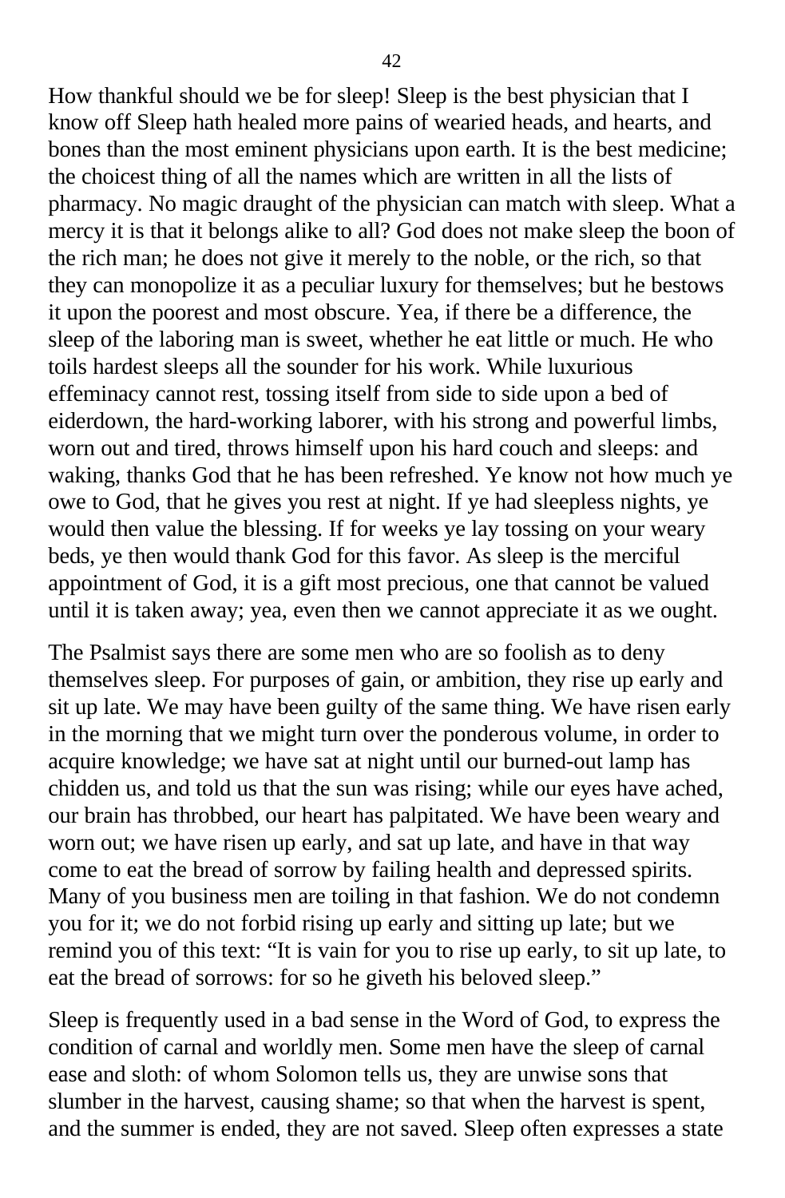How thankful should we be for sleep! Sleep is the best physician that I know off Sleep hath healed more pains of wearied heads, and hearts, and bones than the most eminent physicians upon earth. It is the best medicine; the choicest thing of all the names which are written in all the lists of pharmacy. No magic draught of the physician can match with sleep. What a mercy it is that it belongs alike to all? God does not make sleep the boon of the rich man; he does not give it merely to the noble, or the rich, so that they can monopolize it as a peculiar luxury for themselves; but he bestows it upon the poorest and most obscure. Yea, if there be a difference, the sleep of the laboring man is sweet, whether he eat little or much. He who toils hardest sleeps all the sounder for his work. While luxurious effeminacy cannot rest, tossing itself from side to side upon a bed of eiderdown, the hard-working laborer, with his strong and powerful limbs, worn out and tired, throws himself upon his hard couch and sleeps: and waking, thanks God that he has been refreshed. Ye know not how much ye owe to God, that he gives you rest at night. If ye had sleepless nights, ye would then value the blessing. If for weeks ye lay tossing on your weary beds, ye then would thank God for this favor. As sleep is the merciful appointment of God, it is a gift most precious, one that cannot be valued until it is taken away; yea, even then we cannot appreciate it as we ought.

The Psalmist says there are some men who are so foolish as to deny themselves sleep. For purposes of gain, or ambition, they rise up early and sit up late. We may have been guilty of the same thing. We have risen early in the morning that we might turn over the ponderous volume, in order to acquire knowledge; we have sat at night until our burned-out lamp has chidden us, and told us that the sun was rising; while our eyes have ached, our brain has throbbed, our heart has palpitated. We have been weary and worn out; we have risen up early, and sat up late, and have in that way come to eat the bread of sorrow by failing health and depressed spirits. Many of you business men are toiling in that fashion. We do not condemn you for it; we do not forbid rising up early and sitting up late; but we remind you of this text: “It is vain for you to rise up early, to sit up late, to eat the bread of sorrows: for so he giveth his beloved sleep.”

Sleep is frequently used in a bad sense in the Word of God, to express the condition of carnal and worldly men. Some men have the sleep of carnal ease and sloth: of whom Solomon tells us, they are unwise sons that slumber in the harvest, causing shame; so that when the harvest is spent, and the summer is ended, they are not saved. Sleep often expresses a state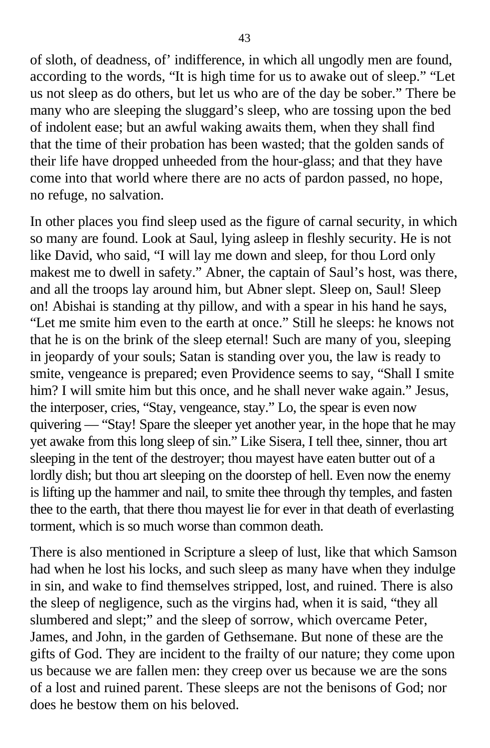of sloth, of deadness, of' indifference, in which all ungodly men are found, according to the words, “It is high time for us to awake out of sleep.” “Let us not sleep as do others, but let us who are of the day be sober.” There be many who are sleeping the sluggard’s sleep, who are tossing upon the bed of indolent ease; but an awful waking awaits them, when they shall find that the time of their probation has been wasted; that the golden sands of their life have dropped unheeded from the hour-glass; and that they have come into that world where there are no acts of pardon passed, no hope, no refuge, no salvation.

In other places you find sleep used as the figure of carnal security, in which so many are found. Look at Saul, lying asleep in fleshly security. He is not like David, who said, “I will lay me down and sleep, for thou Lord only makest me to dwell in safety.” Abner, the captain of Saul’s host, was there, and all the troops lay around him, but Abner slept. Sleep on, Saul! Sleep on! Abishai is standing at thy pillow, and with a spear in his hand he says, “Let me smite him even to the earth at once.” Still he sleeps: he knows not that he is on the brink of the sleep eternal! Such are many of you, sleeping in jeopardy of your souls; Satan is standing over you, the law is ready to smite, vengeance is prepared; even Providence seems to say, “Shall I smite him? I will smite him but this once, and he shall never wake again.” Jesus, the interposer, cries, “Stay, vengeance, stay.” Lo, the spear is even now quivering — “Stay! Spare the sleeper yet another year, in the hope that he may yet awake from this long sleep of sin.” Like Sisera, I tell thee, sinner, thou art sleeping in the tent of the destroyer; thou mayest have eaten butter out of a lordly dish; but thou art sleeping on the doorstep of hell. Even now the enemy is lifting up the hammer and nail, to smite thee through thy temples, and fasten thee to the earth, that there thou mayest lie for ever in that death of everlasting torment, which is so much worse than common death.

There is also mentioned in Scripture a sleep of lust, like that which Samson had when he lost his locks, and such sleep as many have when they indulge in sin, and wake to find themselves stripped, lost, and ruined. There is also the sleep of negligence, such as the virgins had, when it is said, “they all slumbered and slept;” and the sleep of sorrow, which overcame Peter, James, and John, in the garden of Gethsemane. But none of these are the gifts of God. They are incident to the frailty of our nature; they come upon us because we are fallen men: they creep over us because we are the sons of a lost and ruined parent. These sleeps are not the benisons of God; nor does he bestow them on his beloved.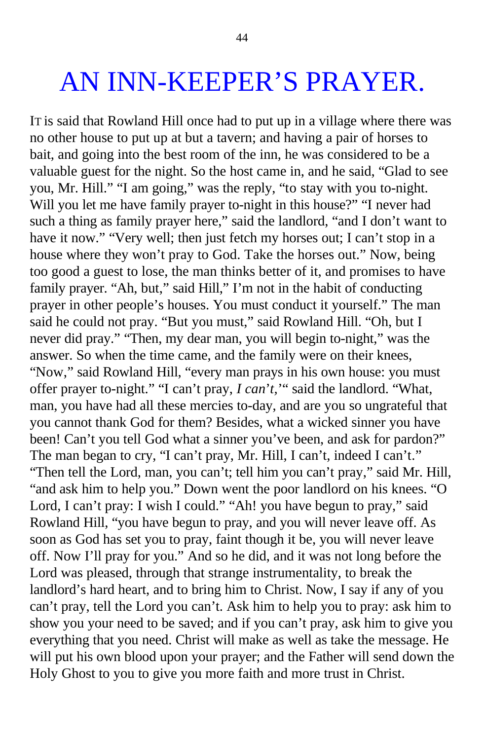# AN INN-KEEPER'S PRAYER.

IT is said that Rowland Hill once had to put up in a village where there was no other house to put up at but a tavern; and having a pair of horses to bait, and going into the best room of the inn, he was considered to be a valuable guest for the night. So the host came in, and he said, "Glad to see you, Mr. Hill." "I am going," was the reply, "to stay with you to-night. Will you let me have family prayer to-night in this house?" "I never had such a thing as family prayer here," said the landlord, "and I don't want to have it now." "Very well; then just fetch my horses out; I can't stop in a house where they won't pray to God. Take the horses out." Now, being too good a guest to lose, the man thinks better of it, and promises to have family prayer. "Ah, but," said Hill," I'm not in the habit of conducting prayer in other people's houses. You must conduct it yourself." The man said he could not pray. "But you must," said Rowland Hill. "Oh, but I never did pray." "Then, my dear man, you will begin to-night," was the answer. So when the time came, and the family were on their knees, "Now," said Rowland Hill, "every man prays in his own house: you must offer prayer to-night." "I can't pray, *I can't*,'" said the landlord. "What, man, you have had all these mercies to-day, and are you so ungrateful that you cannot thank God for them? Besides, what a wicked sinner you have been! Can't you tell God what a sinner you've been, and ask for pardon?" The man began to cry, "I can't pray, Mr. Hill, I can't, indeed I can't." "Then tell the Lord, man, you can't; tell him you can't pray," said Mr. Hill, "and ask him to help you." Down went the poor landlord on his knees. "O Lord, I can't pray: I wish I could." "Ah! you have begun to pray," said Rowland Hill, "you have begun to pray, and you will never leave off. As soon as God has set you to pray, faint though it be, you will never leave off. Now I'll pray for you." And so he did, and it was not long before the Lord was pleased, through that strange instrumentality, to break the landlord's hard heart, and to bring him to Christ. Now, I say if any of you can't pray, tell the Lord you can't. Ask him to help you to pray: ask him to show you your need to be saved; and if you can't pray, ask him to give you everything that you need. Christ will make as well as take the message. He will put his own blood upon your prayer; and the Father will send down the Holy Ghost to you to give you more faith and more trust in Christ.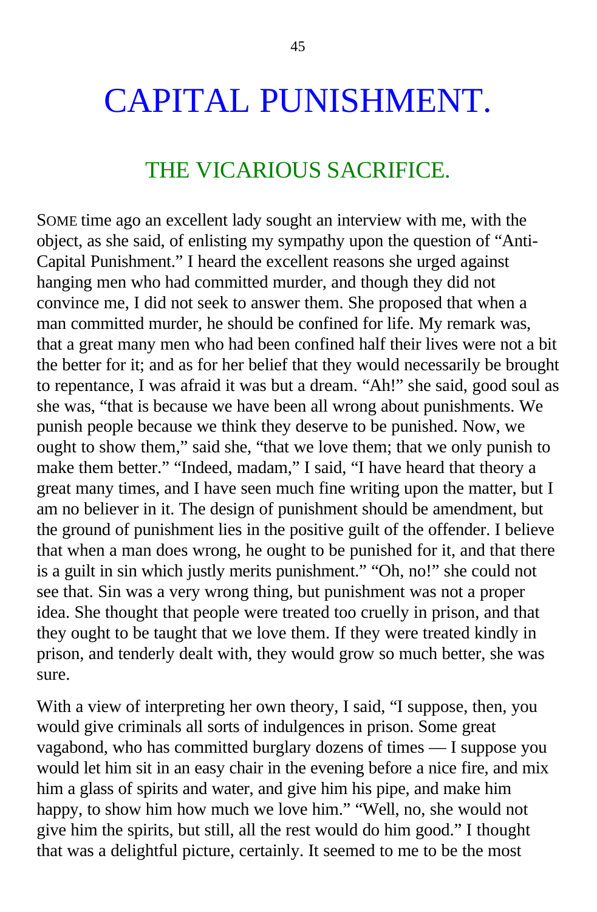# CAPITAL PUNISHMENT.

## THE VICARIOUS SACRIFICE.

SOME time ago an excellent lady sought an interview with me, with the object, as she said, of enlisting my sympathy upon the question of "Anti-Capital Punishment." I heard the excellent reasons she urged against hanging men who had committed murder, and though they did not convince me, I did not seek to answer them. She proposed that when a man committed murder, he should be confined for life. My remark was, that a great many men who had been confined half their lives were not a bit the better for it; and as for her belief that they would necessarily be brought to repentance, I was afraid it was but a dream. "Ah!" she said, good soul as she was, "that is because we have been all wrong about punishments. We punish people because we think they deserve to be punished. Now, we ought to show them," said she, "that we love them; that we only punish to make them better." "Indeed, madam," I said, "I have heard that theory a great many times, and I have seen much fine writing upon the matter, but I am no believer in it. The design of punishment should be amendment, but the ground of punishment lies in the positive guilt of the offender. I believe that when a man does wrong, he ought to be punished for it, and that there is a guilt in sin which justly merits punishment." "Oh, no!" she could not see that. Sin was a very wrong thing, but punishment was not a proper idea. She thought that people were treated too cruelly in prison, and that they ought to be taught that we love them. If they were treated kindly in prison, and tenderly dealt with, they would grow so much better, she was sure.

With a view of interpreting her own theory, I said, "I suppose, then, you would give criminals all sorts of indulgences in prison. Some great vagabond, who has committed burglary dozens of times — I suppose you would let him sit in an easy chair in the evening before a nice fire, and mix him a glass of spirits and water, and give him his pipe, and make him happy, to show him how much we love him." "Well, no, she would not give him the spirits, but still, all the rest would do him good." I thought that was a delightful picture, certainly. It seemed to me to be the most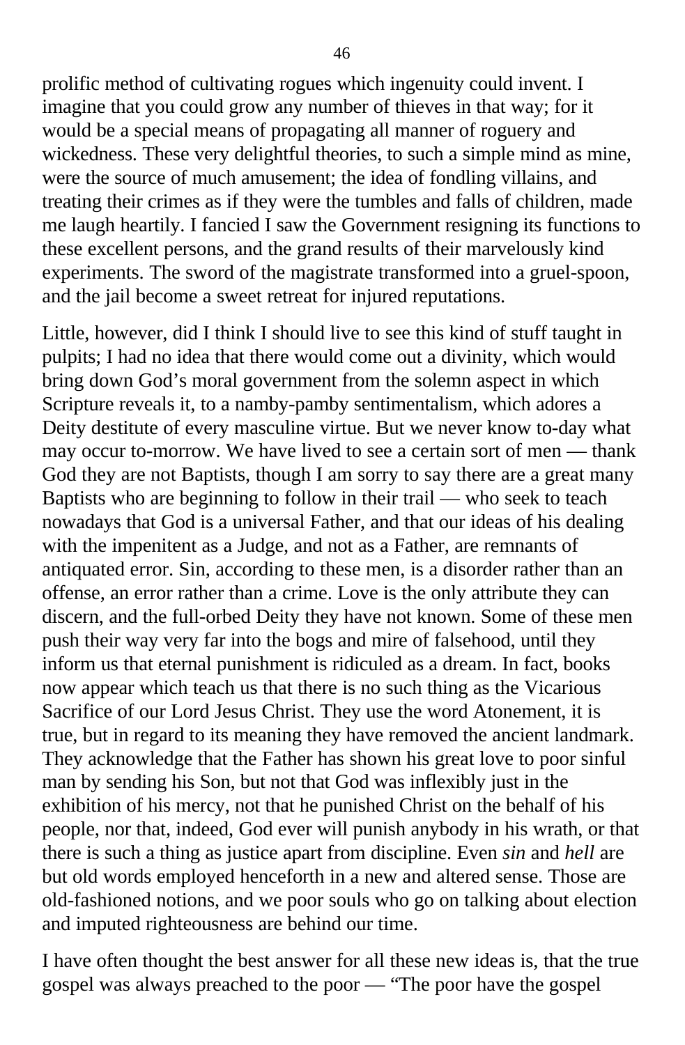prolific method of cultivating rogues which ingenuity could invent. I imagine that you could grow any number of thieves in that way; for it would be a special means of propagating all manner of roguery and wickedness. These very delightful theories, to such a simple mind as mine, were the source of much amusement; the idea of fondling villains, and treating their crimes as if they were the tumbles and falls of children, made me laugh heartily. I fancied I saw the Government resigning its functions to these excellent persons, and the grand results of their marvelously kind experiments. The sword of the magistrate transformed into a gruel-spoon, and the jail become a sweet retreat for injured reputations.

Little, however, did I think I should live to see this kind of stuff taught in pulpits; I had no idea that there would come out a divinity, which would bring down God's moral government from the solemn aspect in which Scripture reveals it, to a namby-pamby sentimentalism, which adores a Deity destitute of every masculine virtue. But we never know to-day what may occur to-morrow. We have lived to see a certain sort of men — thank God they are not Baptists, though I am sorry to say there are a great many Baptists who are beginning to follow in their trail — who seek to teach nowadays that God is a universal Father, and that our ideas of his dealing with the impenitent as a Judge, and not as a Father, are remnants of antiquated error. Sin, according to these men, is a disorder rather than an offense, an error rather than a crime. Love is the only attribute they can discern, and the full-orbed Deity they have not known. Some of these men push their way very far into the bogs and mire of falsehood, until they inform us that eternal punishment is ridiculed as a dream. In fact, books now appear which teach us that there is no such thing as the Vicarious Sacrifice of our Lord Jesus Christ. They use the word Atonement, it is true, but in regard to its meaning they have removed the ancient landmark. They acknowledge that the Father has shown his great love to poor sinful man by sending his Son, but not that God was inflexibly just in the exhibition of his mercy, not that he punished Christ on the behalf of his people, nor that, indeed, God ever will punish anybody in his wrath, or that there is such a thing as justice apart from discipline. Even *sin* and *hell* are but old words employed henceforth in a new and altered sense. Those are old-fashioned notions, and we poor souls who go on talking about election and imputed righteousness are behind our time.

I have often thought the best answer for all these new ideas is, that the true gospel was always preached to the poor — "The poor have the gospel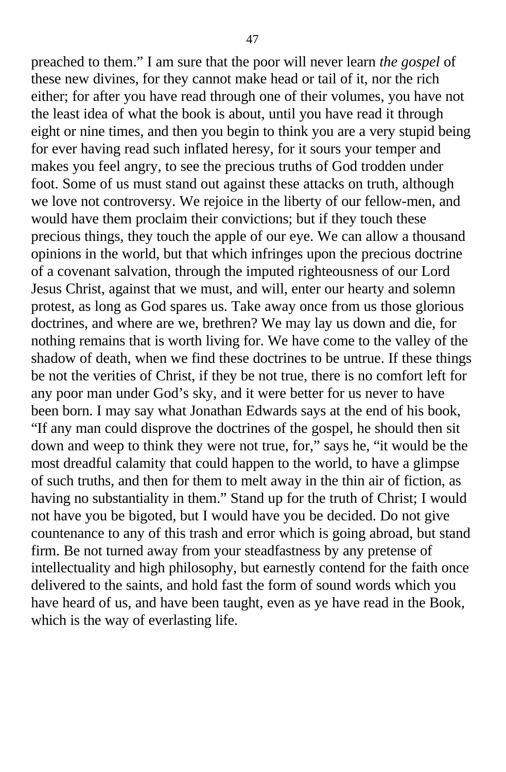preached to them." I am sure that the poor will never learn *the gospel* of these new divines, for they cannot make head or tail of it, nor the rich either; for after you have read through one of their volumes, you have not the least idea of what the book is about, until you have read it through eight or nine times, and then you begin to think you are a very stupid being for ever having read such inflated heresy, for it sours your temper and makes you feel angry, to see the precious truths of God trodden under foot. Some of us must stand out against these attacks on truth, although we love not controversy. We rejoice in the liberty of our fellow-men, and would have them proclaim their convictions; but if they touch these precious things, they touch the apple of our eye. We can allow a thousand opinions in the world, but that which infringes upon the precious doctrine of a covenant salvation, through the imputed righteousness of our Lord Jesus Christ, against that we must, and will, enter our hearty and solemn protest, as long as God spares us. Take away once from us those glorious doctrines, and where are we, brethren? We may lay us down and die, for nothing remains that is worth living for. We have come to the valley of the shadow of death, when we find these doctrines to be untrue. If these things be not the verities of Christ, if they be not true, there is no comfort left for any poor man under God's sky, and it were better for us never to have been born. I may say what Jonathan Edwards says at the end of his book, "If any man could disprove the doctrines of the gospel, he should then sit down and weep to think they were not true, for," says he, "it would be the most dreadful calamity that could happen to the world, to have a glimpse of such truths, and then for them to melt away in the thin air of fiction, as having no substantiality in them." Stand up for the truth of Christ; I would not have you be bigoted, but I would have you be decided. Do not give countenance to any of this trash and error which is going abroad, but stand firm. Be not turned away from your steadfastness by any pretense of intellectuality and high philosophy, but earnestly contend for the faith once delivered to the saints, and hold fast the form of sound words which you have heard of us, and have been taught, even as ye have read in the Book, which is the way of everlasting life.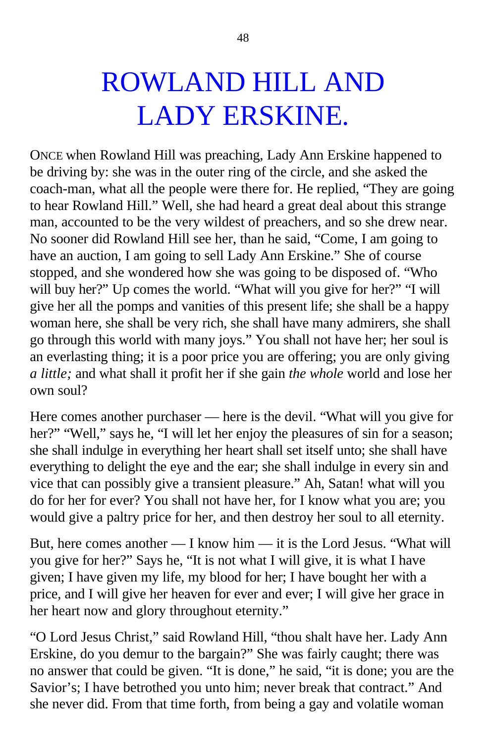# ROWLAND HILL AND LADY ERSKINE.

ONCE when Rowland Hill was preaching, Lady Ann Erskine happened to be driving by: she was in the outer ring of the circle, and she asked the coach-man, what all the people were there for. He replied, "They are going to hear Rowland Hill." Well, she had heard a great deal about this strange man, accounted to be the very wildest of preachers, and so she drew near. No sooner did Rowland Hill see her, than he said, "Come, I am going to have an auction, I am going to sell Lady Ann Erskine." She of course stopped, and she wondered how she was going to be disposed of. "Who will buy her?" Up comes the world. "What will you give for her?" "I will give her all the pomps and vanities of this present life; she shall be a happy woman here, she shall be very rich, she shall have many admirers, she shall go through this world with many joys." You shall not have her; her soul is an everlasting thing; it is a poor price you are offering; you are only giving *a little;* and what shall it profit her if she gain *the whole* world and lose her own soul?

Here comes another purchaser — here is the devil. "What will you give for her?" "Well," says he, "I will let her enjoy the pleasures of sin for a season; she shall indulge in everything her heart shall set itself unto; she shall have everything to delight the eye and the ear; she shall indulge in every sin and vice that can possibly give a transient pleasure." Ah, Satan! what will you do for her for ever? You shall not have her, for I know what you are; you would give a paltry price for her, and then destroy her soul to all eternity.

But, here comes another — I know him — it is the Lord Jesus. "What will you give for her?" Says he, "It is not what I will give, it is what I have given; I have given my life, my blood for her; I have bought her with a price, and I will give her heaven for ever and ever; I will give her grace in her heart now and glory throughout eternity."

"O Lord Jesus Christ," said Rowland Hill, "thou shalt have her. Lady Ann Erskine, do you demur to the bargain?" She was fairly caught; there was no answer that could be given. "It is done," he said, "it is done; you are the Savior's; I have betrothed you unto him; never break that contract." And she never did. From that time forth, from being a gay and volatile woman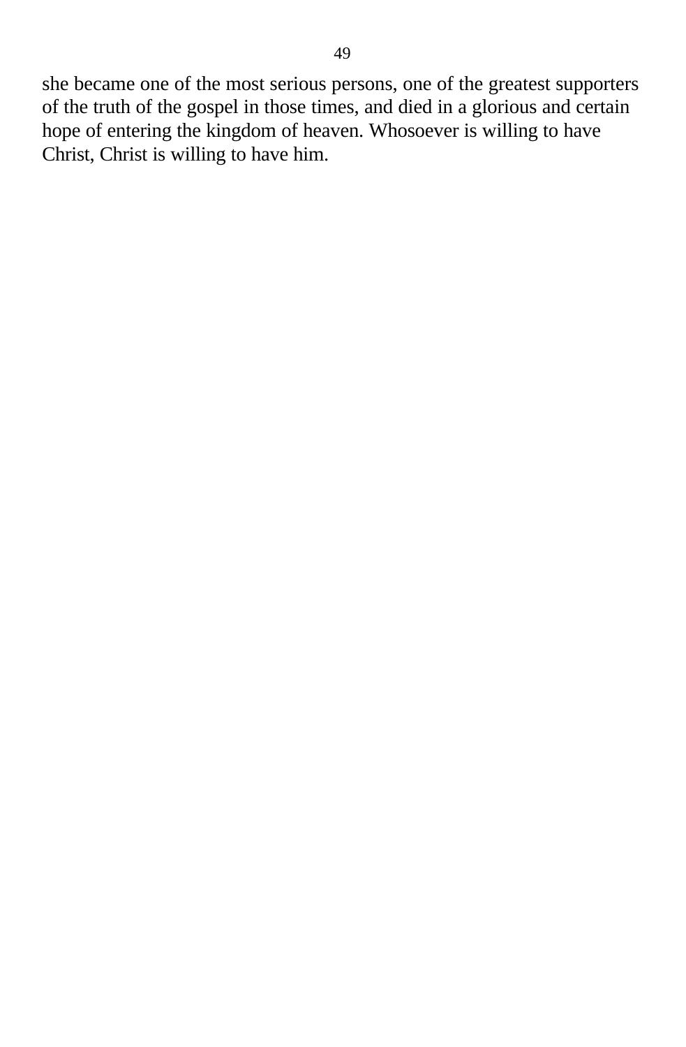she became one of the most serious persons, one of the greatest supporters of the truth of the gospel in those times, and died in a glorious and certain hope of entering the kingdom of heaven. Whosoever is willing to have Christ, Christ is willing to have him.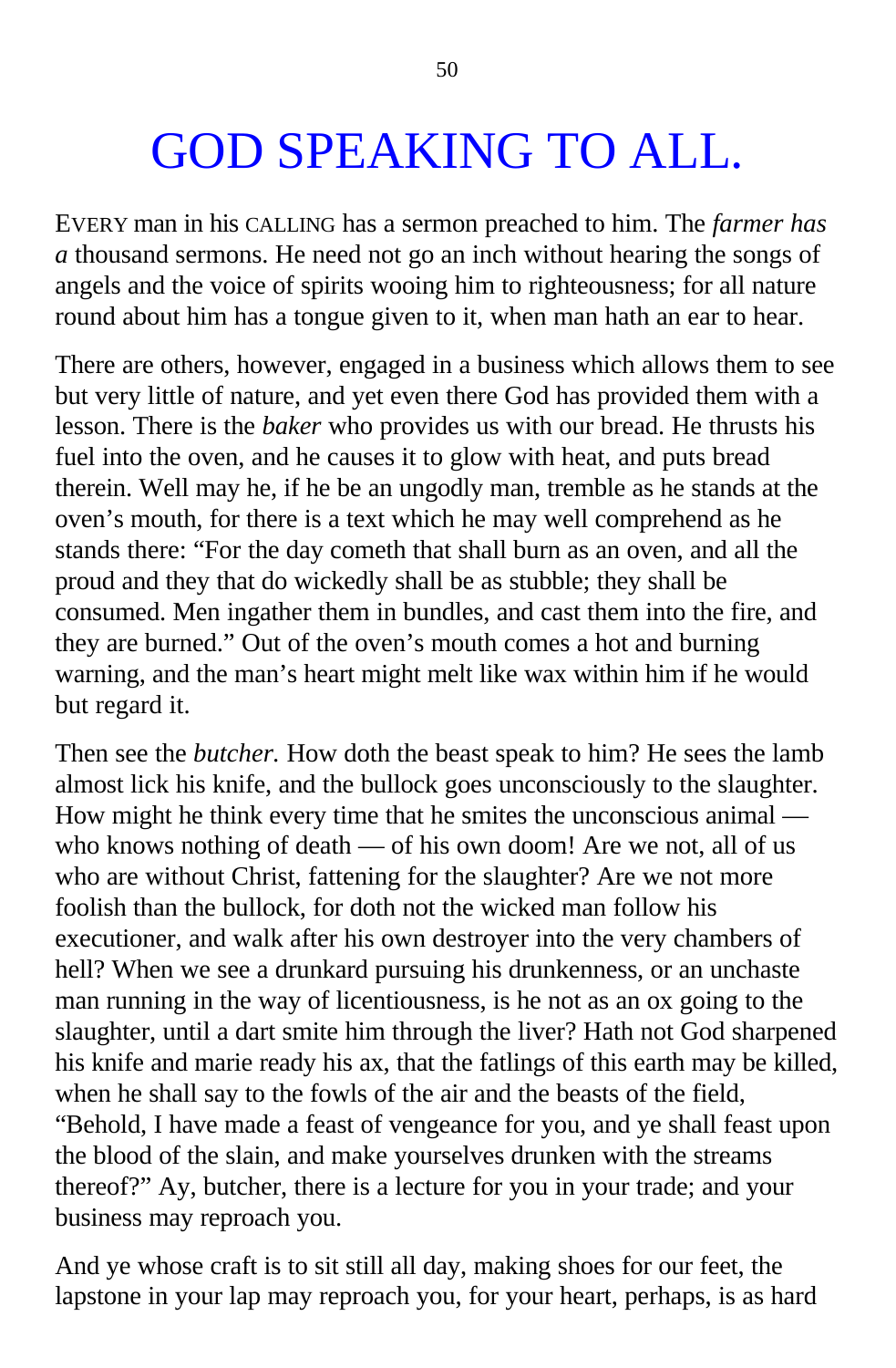# GOD SPEAKING TO ALL.

EVERY man in his CALLING has a sermon preached to him. The *farmer has a* thousand sermons. He need not go an inch without hearing the songs of angels and the voice of spirits wooing him to righteousness; for all nature round about him has a tongue given to it, when man hath an ear to hear.

There are others, however, engaged in a business which allows them to see but very little of nature, and yet even there God has provided them with a lesson. There is the *baker* who provides us with our bread. He thrusts his fuel into the oven, and he causes it to glow with heat, and puts bread therein. Well may he, if he be an ungodly man, tremble as he stands at the oven's mouth, for there is a text which he may well comprehend as he stands there: "For the day cometh that shall burn as an oven, and all the proud and they that do wickedly shall be as stubble; they shall be consumed. Men ingather them in bundles, and cast them into the fire, and they are burned." Out of the oven's mouth comes a hot and burning warning, and the man's heart might melt like wax within him if he would but regard it.

Then see the *butcher.* How doth the beast speak to him? He sees the lamb almost lick his knife, and the bullock goes unconsciously to the slaughter. How might he think every time that he smites the unconscious animal — who knows nothing of death — of his own doom! Are we not, all of us who are without Christ, fattening for the slaughter? Are we not more foolish than the bullock, for doth not the wicked man follow his executioner, and walk after his own destroyer into the very chambers of hell? When we see a drunkard pursuing his drunkenness, or an unchaste man running in the way of licentiousness, is he not as an ox going to the slaughter, until a dart smite him through the liver? Hath not God sharpened his knife and marie ready his ax, that the fatlings of this earth may be killed, when he shall say to the fowls of the air and the beasts of the field, "Behold, I have made a feast of vengeance for you, and ye shall feast upon the blood of the slain, and make yourselves drunken with the streams thereof?" Ay, butcher, there is a lecture for you in your trade; and your business may reproach you.

And ye whose craft is to sit still all day, making shoes for our feet, the lapstone in your lap may reproach you, for your heart, perhaps, is as hard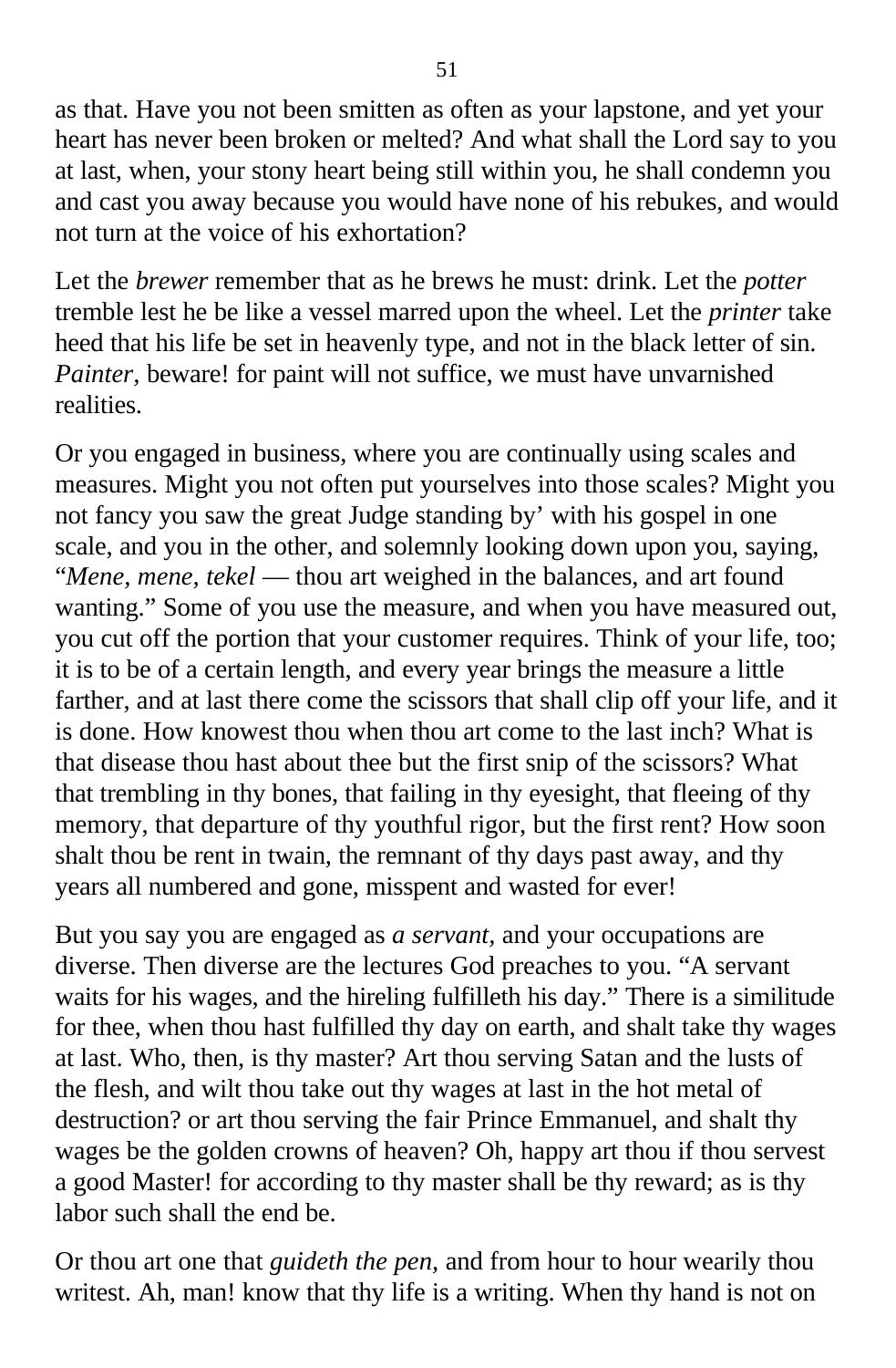as that. Have you not been smitten as often as your lapstone, and yet your heart has never been broken or melted? And what shall the Lord say to you at last, when, your stony heart being still within you, he shall condemn you and cast you away because you would have none of his rebukes, and would not turn at the voice of his exhortation?

Let the *brewer* remember that as he brews he must: drink. Let the *potter* tremble lest he be like a vessel marred upon the wheel. Let the *printer* take heed that his life be set in heavenly type, and not in the black letter of sin. *Painter*, beware! for paint will not suffice, we must have unvarnished realities.

Or you engaged in business, where you are continually using scales and measures. Might you not often put yourselves into those scales? Might you not fancy you saw the great Judge standing by' with his gospel in one scale, and you in the other, and solemnly looking down upon you, saying, "*Mene, mene, tekel* — thou art weighed in the balances, and art found wanting." Some of you use the measure, and when you have measured out, you cut off the portion that your customer requires. Think of your life, too; it is to be of a certain length, and every year brings the measure a little farther, and at last there come the scissors that shall clip off your life, and it is done. How knowest thou when thou art come to the last inch? What is that disease thou hast about thee but the first snip of the scissors? What that trembling in thy bones, that failing in thy eyesight, that fleeing of thy memory, that departure of thy youthful rigor, but the first rent? How soon shalt thou be rent in twain, the remnant of thy days past away, and thy years all numbered and gone, misspent and wasted for ever!

But you say you are engaged as *a servant*, and your occupations are diverse. Then diverse are the lectures God preaches to you. "A servant waits for his wages, and the hireling fulfilleth his day." There is a similitude for thee, when thou hast fulfilled thy day on earth, and shalt take thy wages at last. Who, then, is thy master? Art thou serving Satan and the lusts of the flesh, and wilt thou take out thy wages at last in the hot metal of destruction? or art thou serving the fair Prince Emmanuel, and shalt thy wages be the golden crowns of heaven? Oh, happy art thou if thou servest a good Master! for according to thy master shall be thy reward; as is thy labor such shall the end be.

Or thou art one that *guideth the pen*, and from hour to hour wearily thou writest. Ah, man! know that thy life is a writing. When thy hand is not on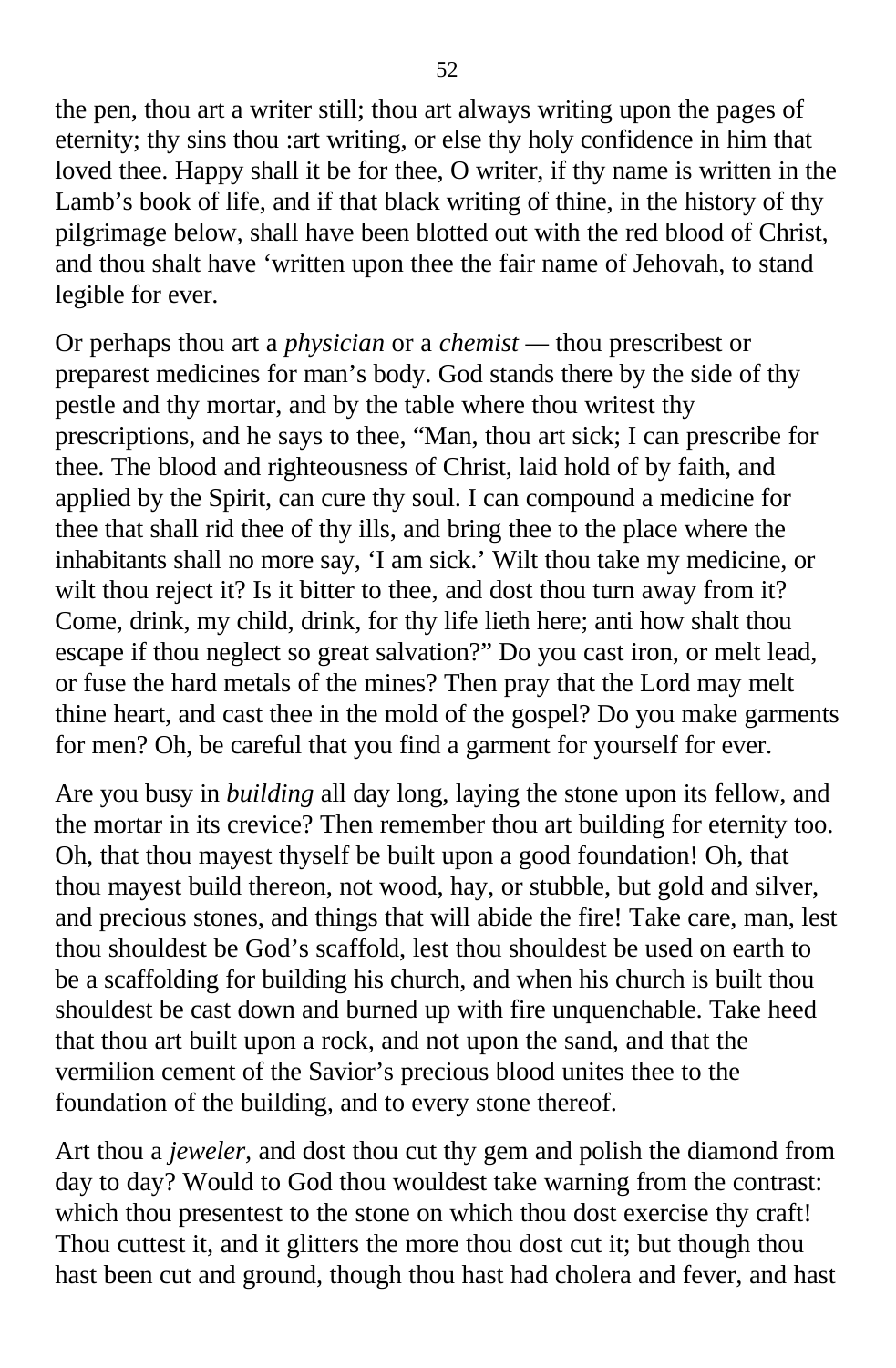the pen, thou art a writer still; thou art always writing upon the pages of eternity; thy sins thou :art writing, or else thy holy confidence in him that loved thee. Happy shall it be for thee, O writer, if thy name is written in the Lamb's book of life, and if that black writing of thine, in the history of thy pilgrimage below, shall have been blotted out with the red blood of Christ, and thou shalt have 'written upon thee the fair name of Jehovah, to stand legible for ever.

Or perhaps thou art a *physician* or a *chemist* — thou prescribest or preparest medicines for man's body. God stands there by the side of thy pestle and thy mortar, and by the table where thou writest thy prescriptions, and he says to thee, "Man, thou art sick; I can prescribe for thee. The blood and righteousness of Christ, laid hold of by faith, and applied by the Spirit, can cure thy soul. I can compound a medicine for thee that shall rid thee of thy ills, and bring thee to the place where the inhabitants shall no more say, 'I am sick.' Wilt thou take my medicine, or wilt thou reject it? Is it bitter to thee, and dost thou turn away from it? Come, drink, my child, drink, for thy life lieth here; anti how shalt thou escape if thou neglect so great salvation?" Do you cast iron, or melt lead, or fuse the hard metals of the mines? Then pray that the Lord may melt thine heart, and cast thee in the mold of the gospel? Do you make garments for men? Oh, be careful that you find a garment for yourself for ever.

Are you busy in *building* all day long, laying the stone upon its fellow, and the mortar in its crevice? Then remember thou art building for eternity too. Oh, that thou mayest thyself be built upon a good foundation! Oh, that thou mayest build thereon, not wood, hay, or stubble, but gold and silver, and precious stones, and things that will abide the fire! Take care, man, lest thou shouldest be God's scaffold, lest thou shouldest be used on earth to be a scaffolding for building his church, and when his church is built thou shouldest be cast down and burned up with fire unquenchable. Take heed that thou art built upon a rock, and not upon the sand, and that the vermilion cement of the Savior's precious blood unites thee to the foundation of the building, and to every stone thereof.

Art thou a *jeweler,* and dost thou cut thy gem and polish the diamond from day to day? Would to God thou wouldest take warning from the contrast: which thou presentest to the stone on which thou dost exercise thy craft! Thou cuttest it, and it glitters the more thou dost cut it; but though thou hast been cut and ground, though thou hast had cholera and fever, and hast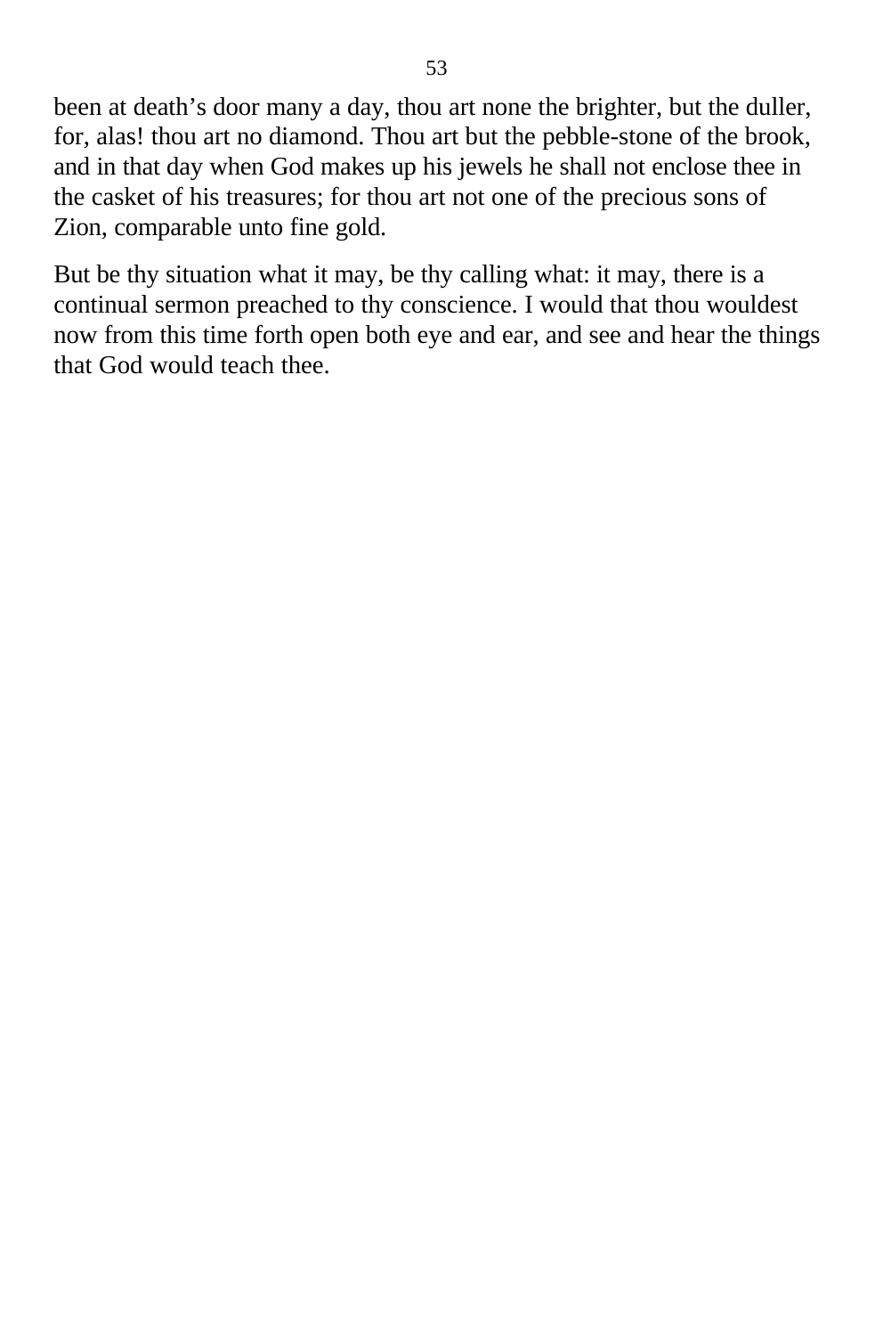been at death's door many a day, thou art none the brighter, but the duller, for, alas! thou art no diamond. Thou art but the pebble-stone of the brook, and in that day when God makes up his jewels he shall not enclose thee in the casket of his treasures; for thou art not one of the precious sons of Zion, comparable unto fine gold.

But be thy situation what it may, be thy calling what: it may, there is a continual sermon preached to thy conscience. I would that thou wouldest now from this time forth open both eye and ear, and see and hear the things that God would teach thee.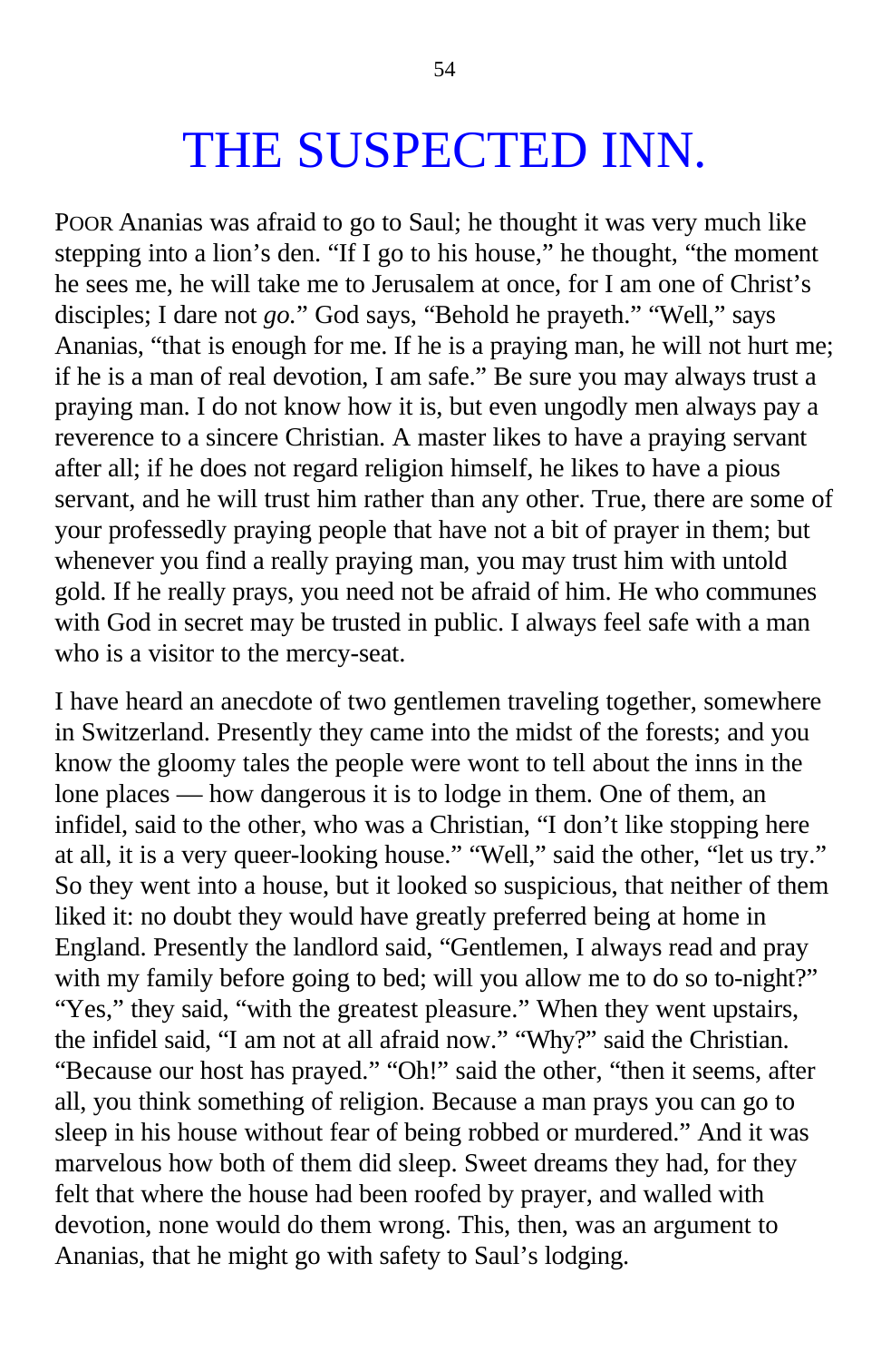# THE SUSPECTED INN.

POOR Ananias was afraid to go to Saul; he thought it was very much like stepping into a lion's den. "If I go to his house," he thought, "the moment he sees me, he will take me to Jerusalem at once, for I am one of Christ's disciples; I dare not *go*." God says, "Behold he prayeth." "Well," says Ananias, "that is enough for me. If he is a praying man, he will not hurt me; if he is a man of real devotion, I am safe." Be sure you may always trust a praying man. I do not know how it is, but even ungodly men always pay a reverence to a sincere Christian. A master likes to have a praying servant after all; if he does not regard religion himself, he likes to have a pious servant, and he will trust him rather than any other. True, there are some of your professedly praying people that have not a bit of prayer in them; but whenever you find a really praying man, you may trust him with untold gold. If he really prays, you need not be afraid of him. He who communes with God in secret may be trusted in public. I always feel safe with a man who is a visitor to the mercy-seat.

I have heard an anecdote of two gentlemen traveling together, somewhere in Switzerland. Presently they came into the midst of the forests; and you know the gloomy tales the people were wont to tell about the inns in the lone places — how dangerous it is to lodge in them. One of them, an infidel, said to the other, who was a Christian, "I don't like stopping here at all, it is a very queer-looking house." "Well," said the other, "let us try." So they went into a house, but it looked so suspicious, that neither of them liked it: no doubt they would have greatly preferred being at home in England. Presently the landlord said, "Gentlemen, I always read and pray with my family before going to bed; will you allow me to do so to-night?" "Yes," they said, "with the greatest pleasure." When they went upstairs, the infidel said, "I am not at all afraid now." "Why?" said the Christian. "Because our host has prayed." "Oh!" said the other, "then it seems, after all, you think something of religion. Because a man prays you can go to sleep in his house without fear of being robbed or murdered." And it was marvelous how both of them did sleep. Sweet dreams they had, for they felt that where the house had been roofed by prayer, and walled with devotion, none would do them wrong. This, then, was an argument to Ananias, that he might go with safety to Saul's lodging.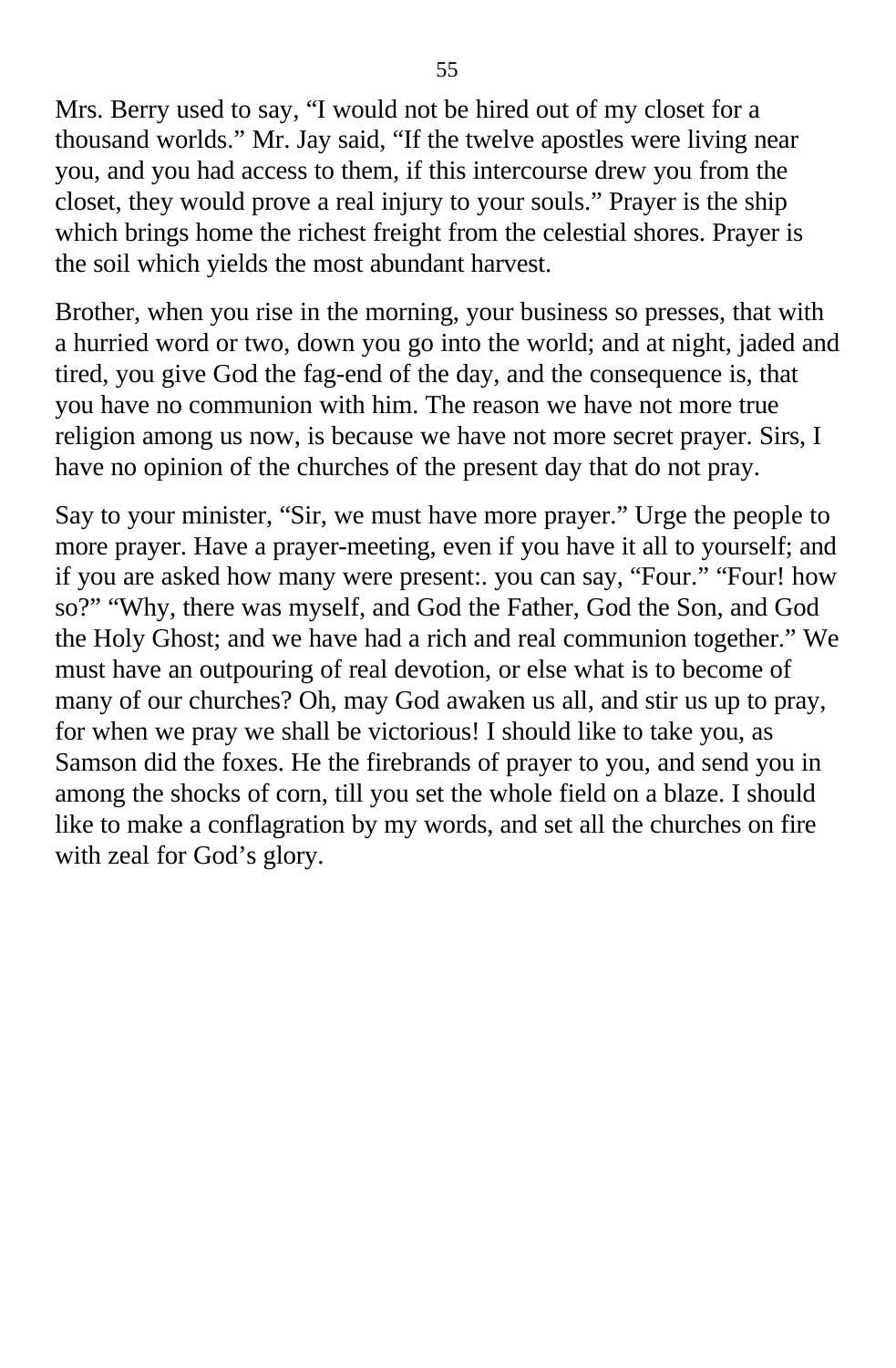Mrs. Berry used to say, “I would not be hired out of my closet for a thousand worlds.” Mr. Jay said, “If the twelve apostles were living near you, and you had access to them, if this intercourse drew you from the closet, they would prove a real injury to your souls.” Prayer is the ship which brings home the richest freight from the celestial shores. Prayer is the soil which yields the most abundant harvest.

Brother, when you rise in the morning, your business so presses, that with a hurried word or two, down you go into the world; and at night, jaded and tired, you give God the fag-end of the day, and the consequence is, that you have no communion with him. The reason we have not more true religion among us now, is because we have not more secret prayer. Sirs, I have no opinion of the churches of the present day that do not pray.

Say to your minister, “Sir, we must have more prayer.” Urge the people to more prayer. Have a prayer-meeting, even if you have it all to yourself; and if you are asked how many were present:. you can say, “Four.” “Four! how so?” “Why, there was myself, and God the Father, God the Son, and God the Holy Ghost; and we have had a rich and real communion together.” We must have an outpouring of real devotion, or else what is to become of many of our churches? Oh, may God awaken us all, and stir us up to pray, for when we pray we shall be victorious! I should like to take you, as Samson did the foxes. He the firebrands of prayer to you, and send you in among the shocks of corn, till you set the whole field on a blaze. I should like to make a conflagration by my words, and set all the churches on fire with zeal for God’s glory.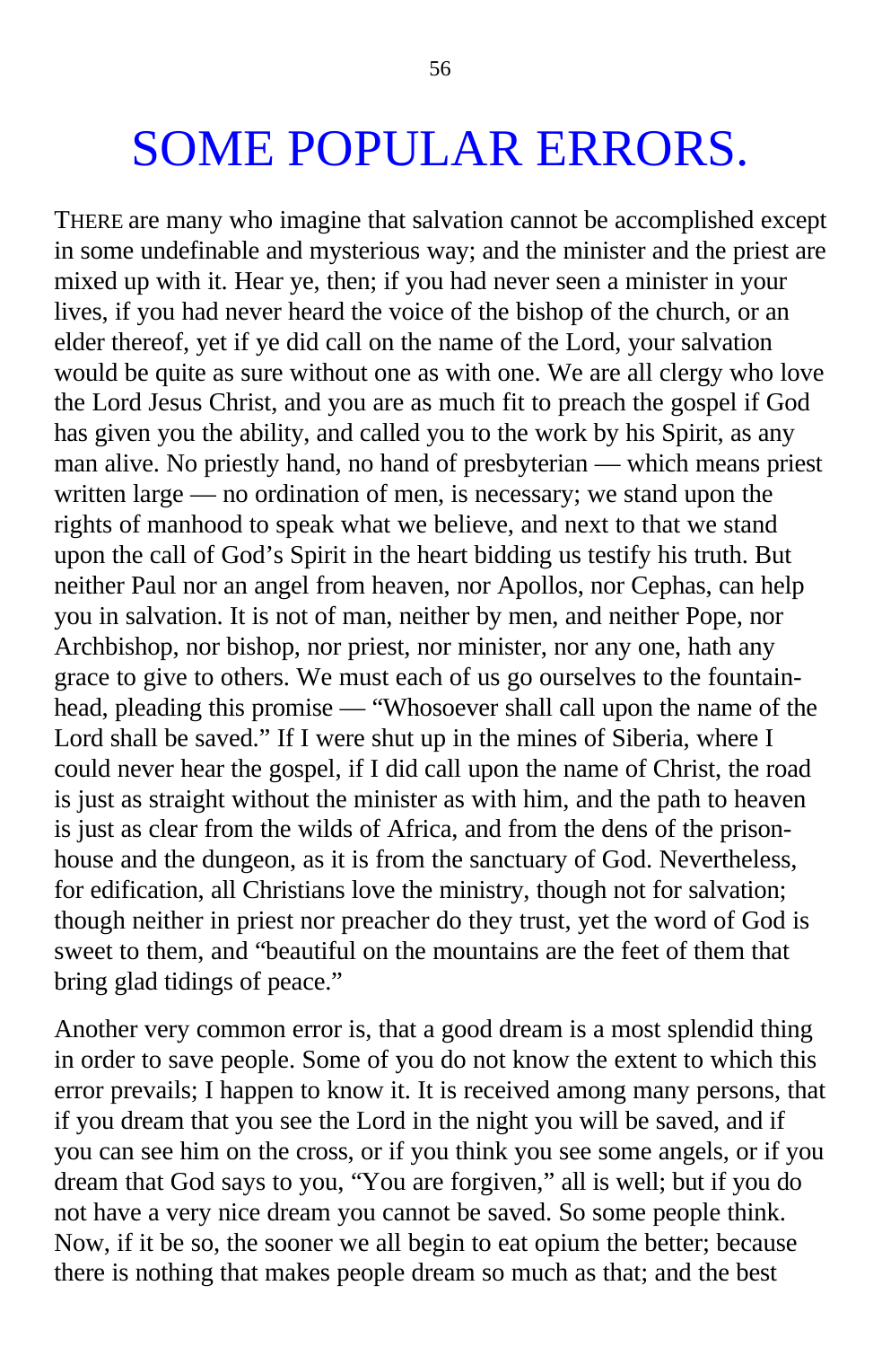# SOME POPULAR ERRORS.

THERE are many who imagine that salvation cannot be accomplished except in some undefinable and mysterious way; and the minister and the priest are mixed up with it. Hear ye, then; if you had never seen a minister in your lives, if you had never heard the voice of the bishop of the church, or an elder thereof, yet if ye did call on the name of the Lord, your salvation would be quite as sure without one as with one. We are all clergy who love the Lord Jesus Christ, and you are as much fit to preach the gospel if God has given you the ability, and called you to the work by his Spirit, as any man alive. No priestly hand, no hand of presbyterian — which means priest written large — no ordination of men, is necessary; we stand upon the rights of manhood to speak what we believe, and next to that we stand upon the call of God's Spirit in the heart bidding us testify his truth. But neither Paul nor an angel from heaven, nor Apollos, nor Cephas, can help you in salvation. It is not of man, neither by men, and neither Pope, nor Archbishop, nor bishop, nor priest, nor minister, nor any one, hath any grace to give to others. We must each of us go ourselves to the fountain-head, pleading this promise — "Whosoever shall call upon the name of the Lord shall be saved." If I were shut up in the mines of Siberia, where I could never hear the gospel, if I did call upon the name of Christ, the road is just as straight without the minister as with him, and the path to heaven is just as clear from the wilds of Africa, and from the dens of the prison-house and the dungeon, as it is from the sanctuary of God. Nevertheless, for edification, all Christians love the ministry, though not for salvation; though neither in priest nor preacher do they trust, yet the word of God is sweet to them, and "beautiful on the mountains are the feet of them that bring glad tidings of peace."

Another very common error is, that a good dream is a most splendid thing in order to save people. Some of you do not know the extent to which this error prevails; I happen to know it. It is received among many persons, that if you dream that you see the Lord in the night you will be saved, and if you can see him on the cross, or if you think you see some angels, or if you dream that God says to you, "You are forgiven," all is well; but if you do not have a very nice dream you cannot be saved. So some people think. Now, if it be so, the sooner we all begin to eat opium the better; because there is nothing that makes people dream so much as that; and the best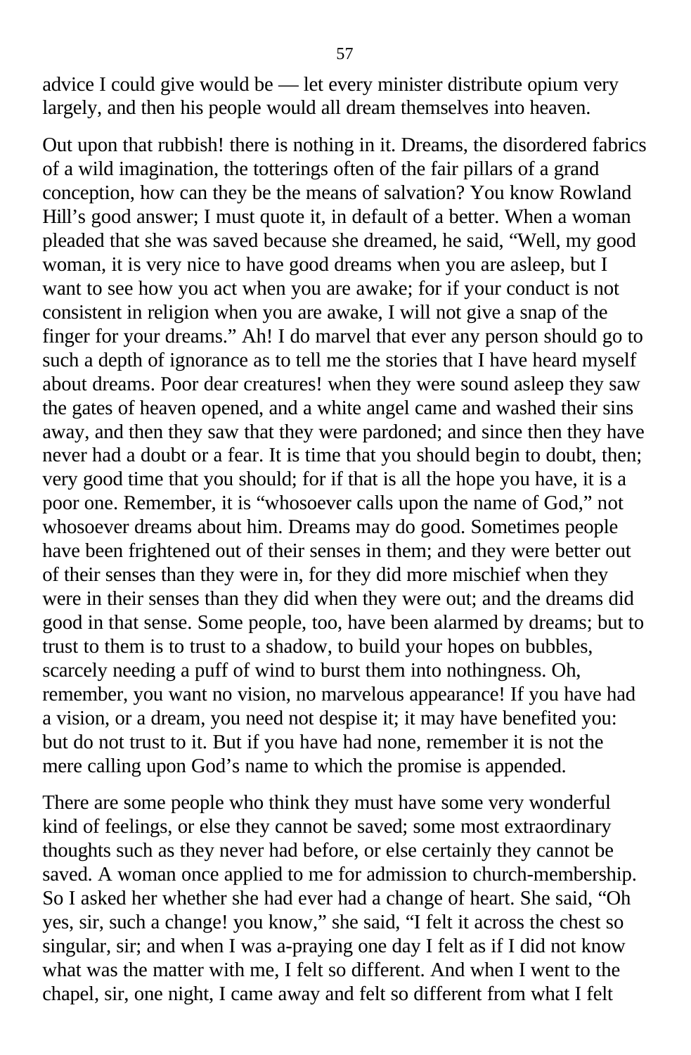advice I could give would be — let every minister distribute opium very largely, and then his people would all dream themselves into heaven.

Out upon that rubbish! there is nothing in it. Dreams, the disordered fabrics of a wild imagination, the totterings often of the fair pillars of a grand conception, how can they be the means of salvation? You know Rowland Hill's good answer; I must quote it, in default of a better. When a woman pleaded that she was saved because she dreamed, he said, "Well, my good woman, it is very nice to have good dreams when you are asleep, but I want to see how you act when you are awake; for if your conduct is not consistent in religion when you are awake, I will not give a snap of the finger for your dreams." Ah! I do marvel that ever any person should go to such a depth of ignorance as to tell me the stories that I have heard myself about dreams. Poor dear creatures! when they were sound asleep they saw the gates of heaven opened, and a white angel came and washed their sins away, and then they saw that they were pardoned; and since then they have never had a doubt or a fear. It is time that you should begin to doubt, then; very good time that you should; for if that is all the hope you have, it is a poor one. Remember, it is "whosoever calls upon the name of God," not whosoever dreams about him. Dreams may do good. Sometimes people have been frightened out of their senses in them; and they were better out of their senses than they were in, for they did more mischief when they were in their senses than they did when they were out; and the dreams did good in that sense. Some people, too, have been alarmed by dreams; but to trust to them is to trust to a shadow, to build your hopes on bubbles, scarcely needing a puff of wind to burst them into nothingness. Oh, remember, you want no vision, no marvelous appearance! If you have had a vision, or a dream, you need not despise it; it may have benefited you: but do not trust to it. But if you have had none, remember it is not the mere calling upon God's name to which the promise is appended.

There are some people who think they must have some very wonderful kind of feelings, or else they cannot be saved; some most extraordinary thoughts such as they never had before, or else certainly they cannot be saved. A woman once applied to me for admission to church-membership. So I asked her whether she had ever had a change of heart. She said, "Oh yes, sir, such a change! you know," she said, "I felt it across the chest so singular, sir; and when I was a-praying one day I felt as if I did not know what was the matter with me, I felt so different. And when I went to the chapel, sir, one night, I came away and felt so different from what I felt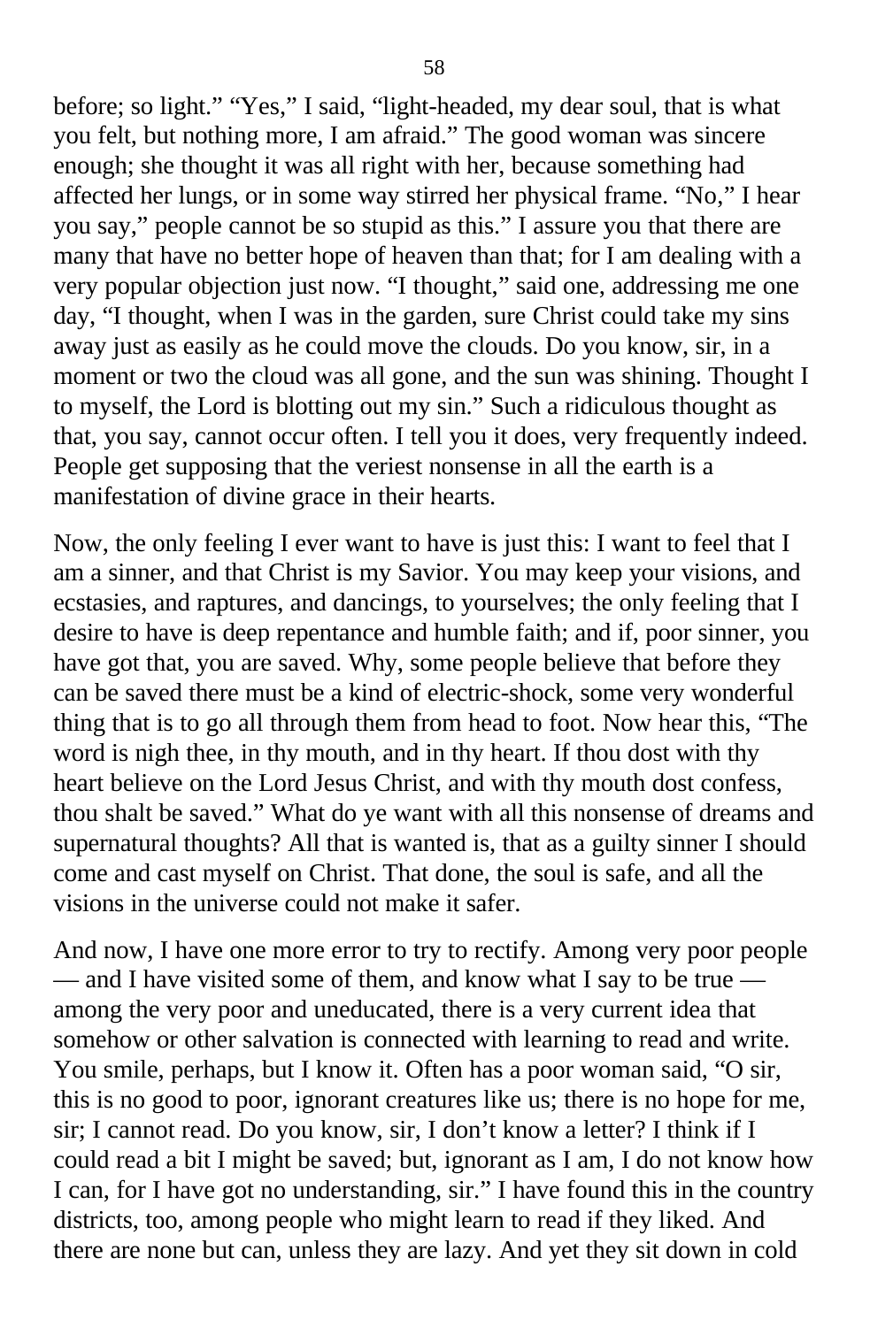before; so light." "Yes," I said, "light-headed, my dear soul, that is what you felt, but nothing more, I am afraid." The good woman was sincere enough; she thought it was all right with her, because something had affected her lungs, or in some way stirred her physical frame. "No," I hear you say," people cannot be so stupid as this." I assure you that there are many that have no better hope of heaven than that; for I am dealing with a very popular objection just now. "I thought," said one, addressing me one day, "I thought, when I was in the garden, sure Christ could take my sins away just as easily as he could move the clouds. Do you know, sir, in a moment or two the cloud was all gone, and the sun was shining. Thought I to myself, the Lord is blotting out my sin." Such a ridiculous thought as that, you say, cannot occur often. I tell you it does, very frequently indeed. People get supposing that the veriest nonsense in all the earth is a manifestation of divine grace in their hearts.

Now, the only feeling I ever want to have is just this: I want to feel that I am a sinner, and that Christ is my Savior. You may keep your visions, and ecstasies, and raptures, and dancings, to yourselves; the only feeling that I desire to have is deep repentance and humble faith; and if, poor sinner, you have got that, you are saved. Why, some people believe that before they can be saved there must be a kind of electric-shock, some very wonderful thing that is to go all through them from head to foot. Now hear this, "The word is nigh thee, in thy mouth, and in thy heart. If thou dost with thy heart believe on the Lord Jesus Christ, and with thy mouth dost confess, thou shalt be saved." What do ye want with all this nonsense of dreams and supernatural thoughts? All that is wanted is, that as a guilty sinner I should come and cast myself on Christ. That done, the soul is safe, and all the visions in the universe could not make it safer.

And now, I have one more error to try to rectify. Among very poor people — and I have visited some of them, and know what I say to be true — among the very poor and uneducated, there is a very current idea that somehow or other salvation is connected with learning to read and write. You smile, perhaps, but I know it. Often has a poor woman said, "O sir, this is no good to poor, ignorant creatures like us; there is no hope for me, sir; I cannot read. Do you know, sir, I don't know a letter? I think if I could read a bit I might be saved; but, ignorant as I am, I do not know how I can, for I have got no understanding, sir." I have found this in the country districts, too, among people who might learn to read if they liked. And there are none but can, unless they are lazy. And yet they sit down in cold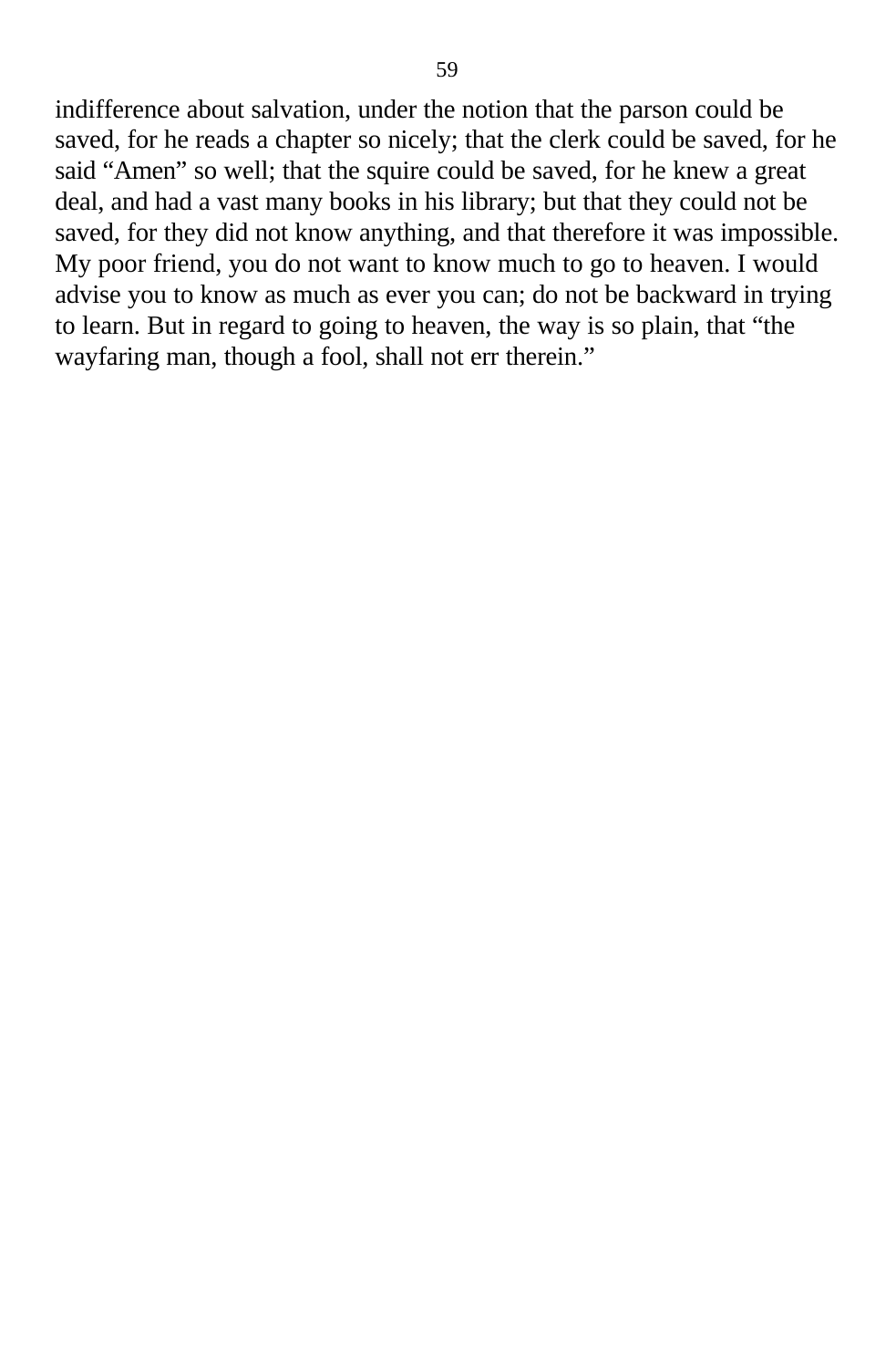indifference about salvation, under the notion that the parson could be saved, for he reads a chapter so nicely; that the clerk could be saved, for he said “Amen” so well; that the squire could be saved, for he knew a great deal, and had a vast many books in his library; but that they could not be saved, for they did not know anything, and that therefore it was impossible. My poor friend, you do not want to know much to go to heaven. I would advise you to know as much as ever you can; do not be backward in trying to learn. But in regard to going to heaven, the way is so plain, that “the wayfaring man, though a fool, shall not err therein.”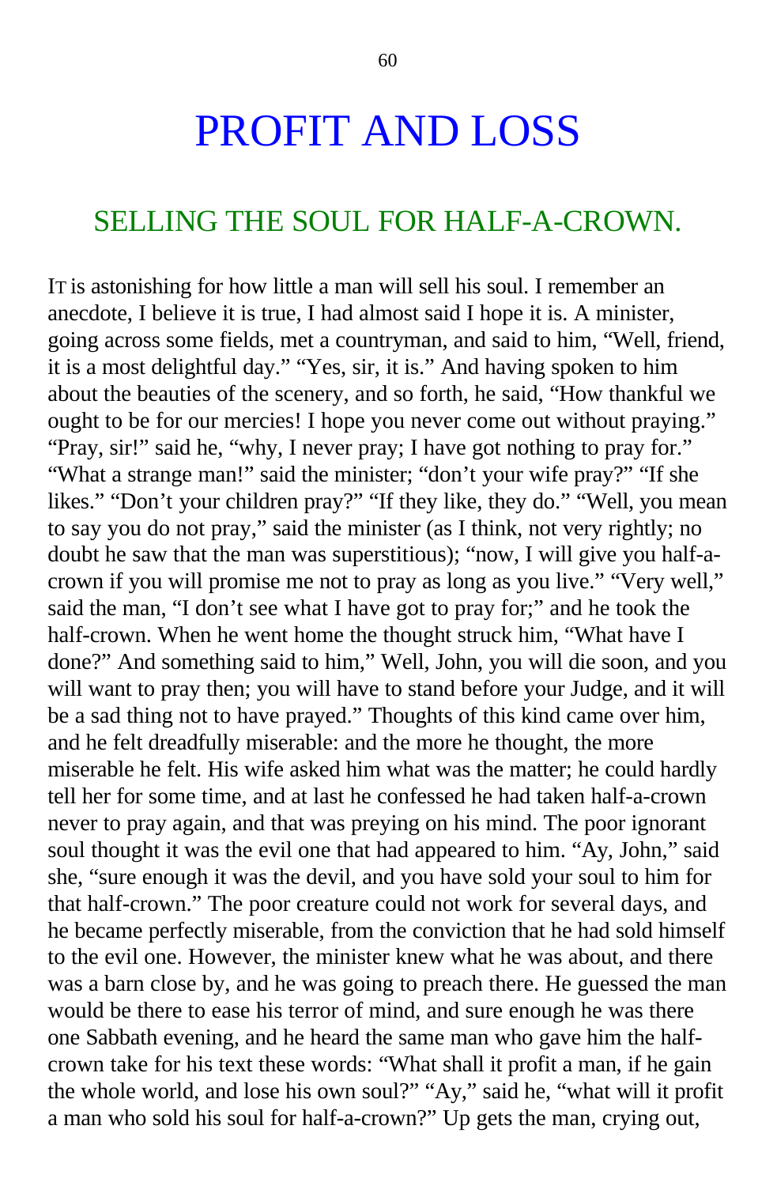# PROFIT AND LOSS

## SELLING THE SOUL FOR HALF-A-CROWN.

IT is astonishing for how little a man will sell his soul. I remember an anecdote, I believe it is true, I had almost said I hope it is. A minister, going across some fields, met a countryman, and said to him, "Well, friend, it is a most delightful day." "Yes, sir, it is." And having spoken to him about the beauties of the scenery, and so forth, he said, "How thankful we ought to be for our mercies! I hope you never come out without praying." "Pray, sir!" said he, "why, I never pray; I have got nothing to pray for." "What a strange man!" said the minister; "don't your wife pray?" "If she likes." "Don't your children pray?" "If they like, they do." "Well, you mean to say you do not pray," said the minister (as I think, not very rightly; no doubt he saw that the man was superstitious); "now, I will give you half-a-crown if you will promise me not to pray as long as you live." "Very well," said the man, "I don't see what I have got to pray for;" and he took the half-crown. When he went home the thought struck him, "What have I done?" And something said to him," Well, John, you will die soon, and you will want to pray then; you will have to stand before your Judge, and it will be a sad thing not to have prayed." Thoughts of this kind came over him, and he felt dreadfully miserable: and the more he thought, the more miserable he felt. His wife asked him what was the matter; he could hardly tell her for some time, and at last he confessed he had taken half-a-crown never to pray again, and that was preying on his mind. The poor ignorant soul thought it was the evil one that had appeared to him. "Ay, John," said she, "sure enough it was the devil, and you have sold your soul to him for that half-crown." The poor creature could not work for several days, and he became perfectly miserable, from the conviction that he had sold himself to the evil one. However, the minister knew what he was about, and there was a barn close by, and he was going to preach there. He guessed the man would be there to ease his terror of mind, and sure enough he was there one Sabbath evening, and he heard the same man who gave him the half-crown take for his text these words: "What shall it profit a man, if he gain the whole world, and lose his own soul?" "Ay," said he, "what will it profit a man who sold his soul for half-a-crown?" Up gets the man, crying out,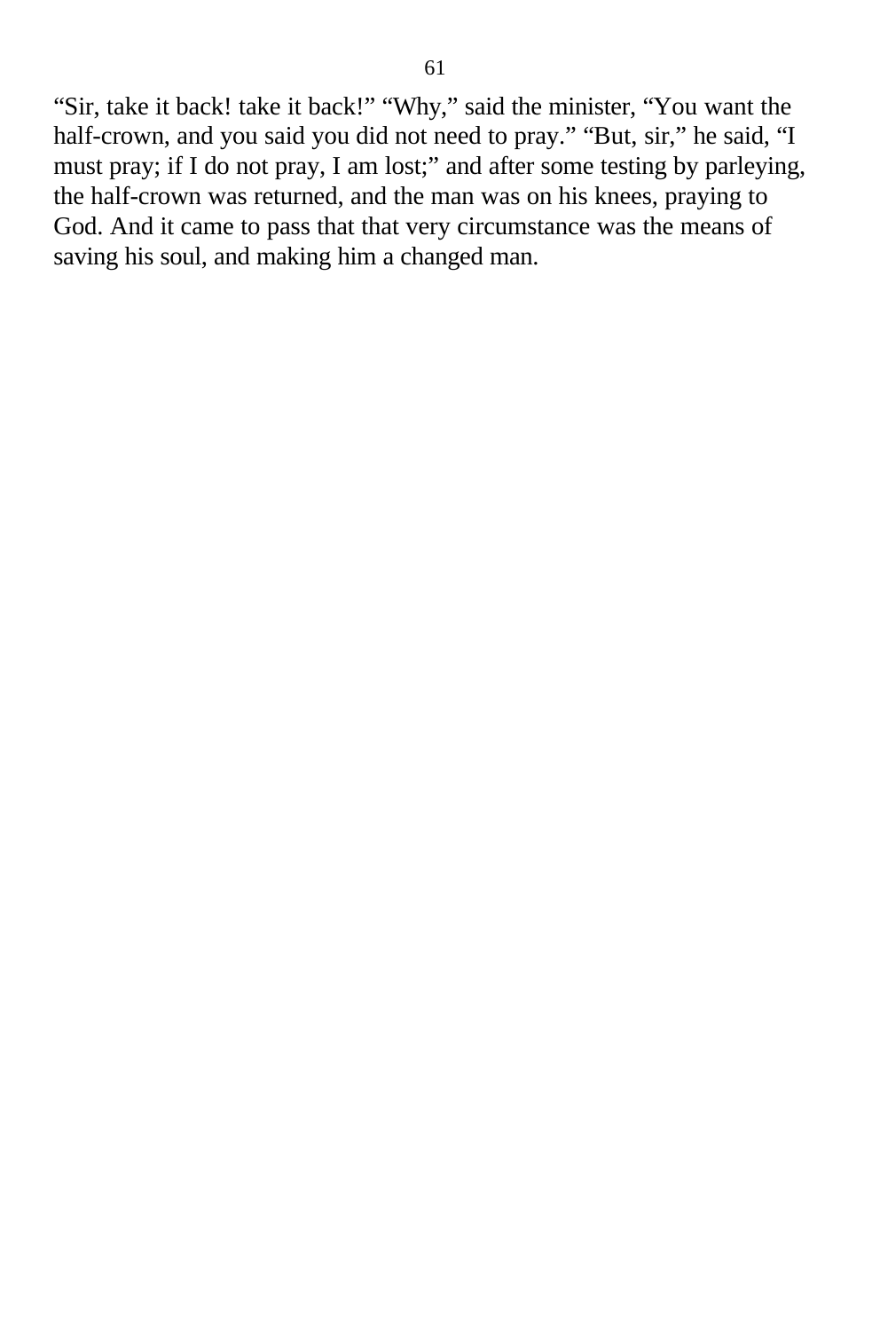“Sir, take it back! take it back!” “Why,” said the minister, “You want the half-crown, and you said you did not need to pray.” “But, sir,” he said, “I must pray; if I do not pray, I am lost;” and after some testing by parleying, the half-crown was returned, and the man was on his knees, praying to God. And it came to pass that that very circumstance was the means of saving his soul, and making him a changed man.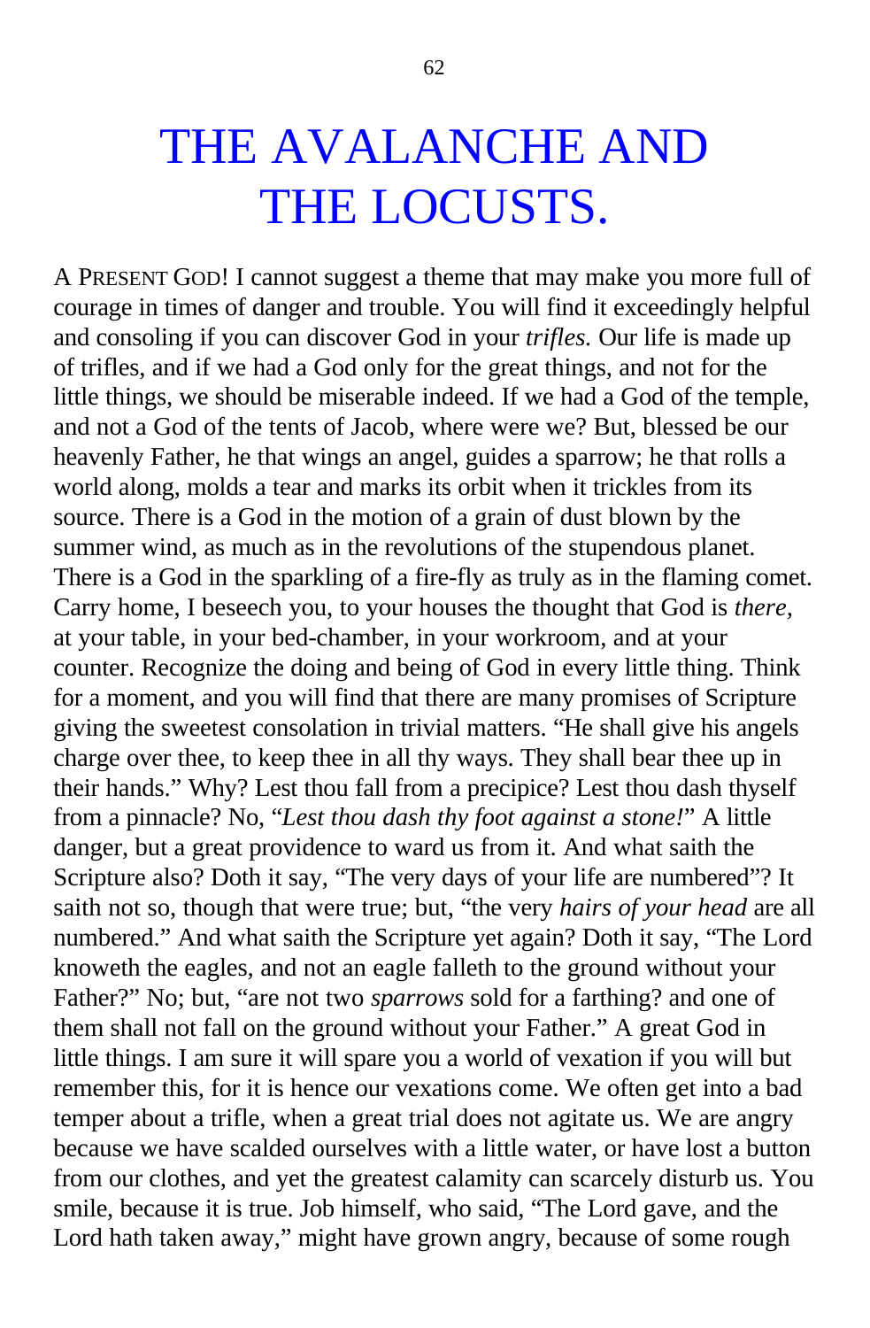# THE AVALANCHE AND THE LOCUSTS.

A PRESENT GOD! I cannot suggest a theme that may make you more full of courage in times of danger and trouble. You will find it exceedingly helpful and consoling if you can discover God in your *trifles.* Our life is made up of trifles, and if we had a God only for the great things, and not for the little things, we should be miserable indeed. If we had a God of the temple, and not a God of the tents of Jacob, where were we? But, blessed be our heavenly Father, he that wings an angel, guides a sparrow; he that rolls a world along, molds a tear and marks its orbit when it trickles from its source. There is a God in the motion of a grain of dust blown by the summer wind, as much as in the revolutions of the stupendous planet. There is a God in the sparkling of a fire-fly as truly as in the flaming comet. Carry home, I beseech you, to your houses the thought that God is *there,* at your table, in your bed-chamber, in your workroom, and at your counter. Recognize the doing and being of God in every little thing. Think for a moment, and you will find that there are many promises of Scripture giving the sweetest consolation in trivial matters. "He shall give his angels charge over thee, to keep thee in all thy ways. They shall bear thee up in their hands." Why? Lest thou fall from a precipice? Lest thou dash thyself from a pinnacle? No, "*Lest thou dash thy foot against a stone!*" A little danger, but a great providence to ward us from it. And what saith the Scripture also? Doth it say, "The very days of your life are numbered"? It saith not so, though that were true; but, "the very *hairs of your head* are all numbered." And what saith the Scripture yet again? Doth it say, "The Lord knoweth the eagles, and not an eagle falleth to the ground without your Father?" No; but, "are not two *sparrows* sold for a farthing? and one of them shall not fall on the ground without your Father." A great God in little things. I am sure it will spare you a world of vexation if you will but remember this, for it is hence our vexations come. We often get into a bad temper about a trifle, when a great trial does not agitate us. We are angry because we have scalded ourselves with a little water, or have lost a button from our clothes, and yet the greatest calamity can scarcely disturb us. You smile, because it is true. Job himself, who said, "The Lord gave, and the Lord hath taken away," might have grown angry, because of some rough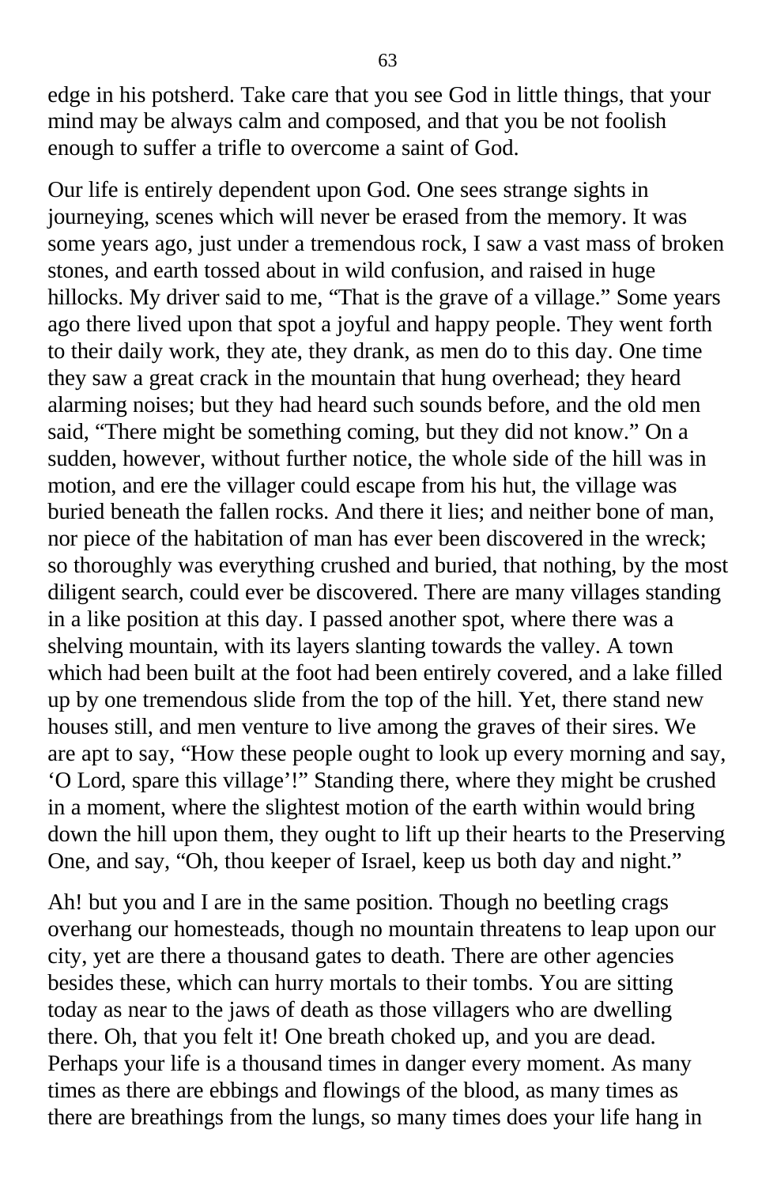edge in his potsherd. Take care that you see God in little things, that your mind may be always calm and composed, and that you be not foolish enough to suffer a trifle to overcome a saint of God.

Our life is entirely dependent upon God. One sees strange sights in journeying, scenes which will never be erased from the memory. It was some years ago, just under a tremendous rock, I saw a vast mass of broken stones, and earth tossed about in wild confusion, and raised in huge hillocks. My driver said to me, "That is the grave of a village." Some years ago there lived upon that spot a joyful and happy people. They went forth to their daily work, they ate, they drank, as men do to this day. One time they saw a great crack in the mountain that hung overhead; they heard alarming noises; but they had heard such sounds before, and the old men said, "There might be something coming, but they did not know." On a sudden, however, without further notice, the whole side of the hill was in motion, and ere the villager could escape from his hut, the village was buried beneath the fallen rocks. And there it lies; and neither bone of man, nor piece of the habitation of man has ever been discovered in the wreck; so thoroughly was everything crushed and buried, that nothing, by the most diligent search, could ever be discovered. There are many villages standing in a like position at this day. I passed another spot, where there was a shelving mountain, with its layers slanting towards the valley. A town which had been built at the foot had been entirely covered, and a lake filled up by one tremendous slide from the top of the hill. Yet, there stand new houses still, and men venture to live among the graves of their sires. We are apt to say, "How these people ought to look up every morning and say, 'O Lord, spare this village'!" Standing there, where they might be crushed in a moment, where the slightest motion of the earth within would bring down the hill upon them, they ought to lift up their hearts to the Preserving One, and say, "Oh, thou keeper of Israel, keep us both day and night."

Ah! but you and I are in the same position. Though no beetling crags overhang our homesteads, though no mountain threatens to leap upon our city, yet are there a thousand gates to death. There are other agencies besides these, which can hurry mortals to their tombs. You are sitting today as near to the jaws of death as those villagers who are dwelling there. Oh, that you felt it! One breath choked up, and you are dead. Perhaps your life is a thousand times in danger every moment. As many times as there are ebbings and flowings of the blood, as many times as there are breathings from the lungs, so many times does your life hang in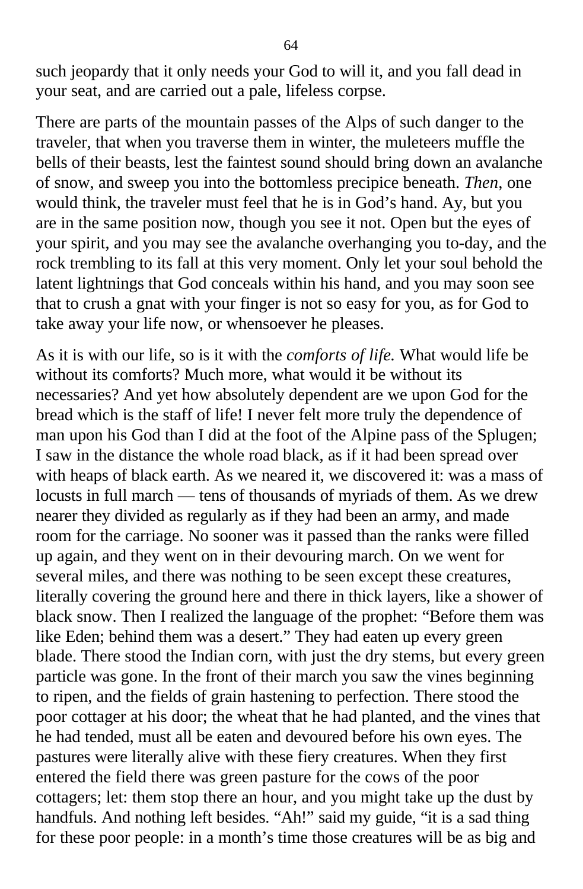such jeopardy that it only needs your God to will it, and you fall dead in your seat, and are carried out a pale, lifeless corpse.

There are parts of the mountain passes of the Alps of such danger to the traveler, that when you traverse them in winter, the muleteers muffle the bells of their beasts, lest the faintest sound should bring down an avalanche of snow, and sweep you into the bottomless precipice beneath. *Then,* one would think, the traveler must feel that he is in God's hand. Ay, but you are in the same position now, though you see it not. Open but the eyes of your spirit, and you may see the avalanche overhanging you to-day, and the rock trembling to its fall at this very moment. Only let your soul behold the latent lightnings that God conceals within his hand, and you may soon see that to crush a gnat with your finger is not so easy for you, as for God to take away your life now, or whensoever he pleases.

As it is with our life, so is it with the *comforts of life.* What would life be without its comforts? Much more, what would it be without its necessaries? And yet how absolutely dependent are we upon God for the bread which is the staff of life! I never felt more truly the dependence of man upon his God than I did at the foot of the Alpine pass of the Splugen; I saw in the distance the whole road black, as if it had been spread over with heaps of black earth. As we neared it, we discovered it: was a mass of locusts in full march — tens of thousands of myriads of them. As we drew nearer they divided as regularly as if they had been an army, and made room for the carriage. No sooner was it passed than the ranks were filled up again, and they went on in their devouring march. On we went for several miles, and there was nothing to be seen except these creatures, literally covering the ground here and there in thick layers, like a shower of black snow. Then I realized the language of the prophet: "Before them was like Eden; behind them was a desert." They had eaten up every green blade. There stood the Indian corn, with just the dry stems, but every green particle was gone. In the front of their march you saw the vines beginning to ripen, and the fields of grain hastening to perfection. There stood the poor cottager at his door; the wheat that he had planted, and the vines that he had tended, must all be eaten and devoured before his own eyes. The pastures were literally alive with these fiery creatures. When they first entered the field there was green pasture for the cows of the poor cottagers; let: them stop there an hour, and you might take up the dust by handfuls. And nothing left besides. "Ah!" said my guide, "it is a sad thing for these poor people: in a month's time those creatures will be as big and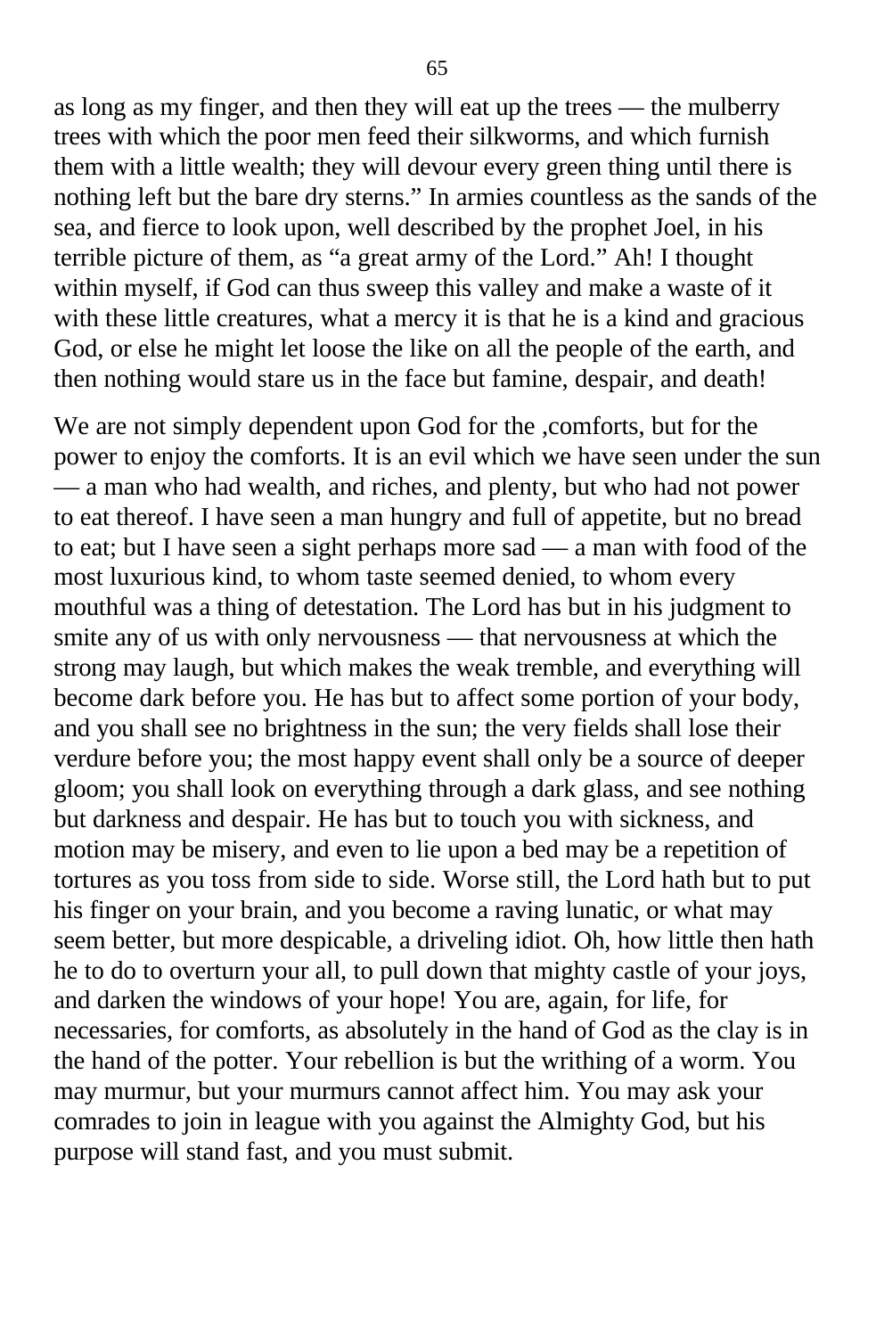as long as my finger, and then they will eat up the trees — the mulberry trees with which the poor men feed their silkworms, and which furnish them with a little wealth; they will devour every green thing until there is nothing left but the bare dry sterns." In armies countless as the sands of the sea, and fierce to look upon, well described by the prophet Joel, in his terrible picture of them, as "a great army of the Lord." Ah! I thought within myself, if God can thus sweep this valley and make a waste of it with these little creatures, what a mercy it is that he is a kind and gracious God, or else he might let loose the like on all the people of the earth, and then nothing would stare us in the face but famine, despair, and death!

We are not simply dependent upon God for the ,comforts, but for the power to enjoy the comforts. It is an evil which we have seen under the sun — a man who had wealth, and riches, and plenty, but who had not power to eat thereof. I have seen a man hungry and full of appetite, but no bread to eat; but I have seen a sight perhaps more sad — a man with food of the most luxurious kind, to whom taste seemed denied, to whom every mouthful was a thing of detestation. The Lord has but in his judgment to smite any of us with only nervousness — that nervousness at which the strong may laugh, but which makes the weak tremble, and everything will become dark before you. He has but to affect some portion of your body, and you shall see no brightness in the sun; the very fields shall lose their verdure before you; the most happy event shall only be a source of deeper gloom; you shall look on everything through a dark glass, and see nothing but darkness and despair. He has but to touch you with sickness, and motion may be misery, and even to lie upon a bed may be a repetition of tortures as you toss from side to side. Worse still, the Lord hath but to put his finger on your brain, and you become a raving lunatic, or what may seem better, but more despicable, a driveling idiot. Oh, how little then hath he to do to overturn your all, to pull down that mighty castle of your joys, and darken the windows of your hope! You are, again, for life, for necessaries, for comforts, as absolutely in the hand of God as the clay is in the hand of the potter. Your rebellion is but the writhing of a worm. You may murmur, but your murmurs cannot affect him. You may ask your comrades to join in league with you against the Almighty God, but his purpose will stand fast, and you must submit.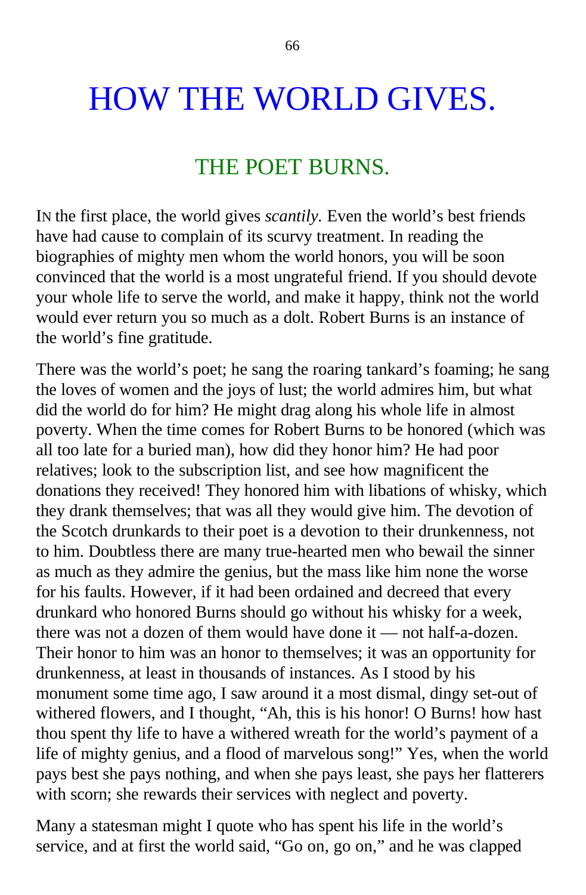# HOW THE WORLD GIVES.

## THE POET BURNS.

IN the first place, the world gives *scantily.* Even the world's best friends have had cause to complain of its scurvy treatment. In reading the biographies of mighty men whom the world honors, you will be soon convinced that the world is a most ungrateful friend. If you should devote your whole life to serve the world, and make it happy, think not the world would ever return you so much as a dolt. Robert Burns is an instance of the world's fine gratitude.

There was the world's poet; he sang the roaring tankard's foaming; he sang the loves of women and the joys of lust; the world admires him, but what did the world do for him? He might drag along his whole life in almost poverty. When the time comes for Robert Burns to be honored (which was all too late for a buried man), how did they honor him? He had poor relatives; look to the subscription list, and see how magnificent the donations they received! They honored him with libations of whisky, which they drank themselves; that was all they would give him. The devotion of the Scotch drunkards to their poet is a devotion to their drunkenness, not to him. Doubtless there are many true-hearted men who bewail the sinner as much as they admire the genius, but the mass like him none the worse for his faults. However, if it had been ordained and decreed that every drunkard who honored Burns should go without his whisky for a week, there was not a dozen of them would have done it — not half-a-dozen. Their honor to him was an honor to themselves; it was an opportunity for drunkenness, at least in thousands of instances. As I stood by his monument some time ago, I saw around it a most dismal, dingy set-out of withered flowers, and I thought, "Ah, this is his honor! O Burns! how hast thou spent thy life to have a withered wreath for the world's payment of a life of mighty genius, and a flood of marvelous song!" Yes, when the world pays best she pays nothing, and when she pays least, she pays her flatterers with scorn; she rewards their services with neglect and poverty.

Many a statesman might I quote who has spent his life in the world's service, and at first the world said, "Go on, go on," and he was clapped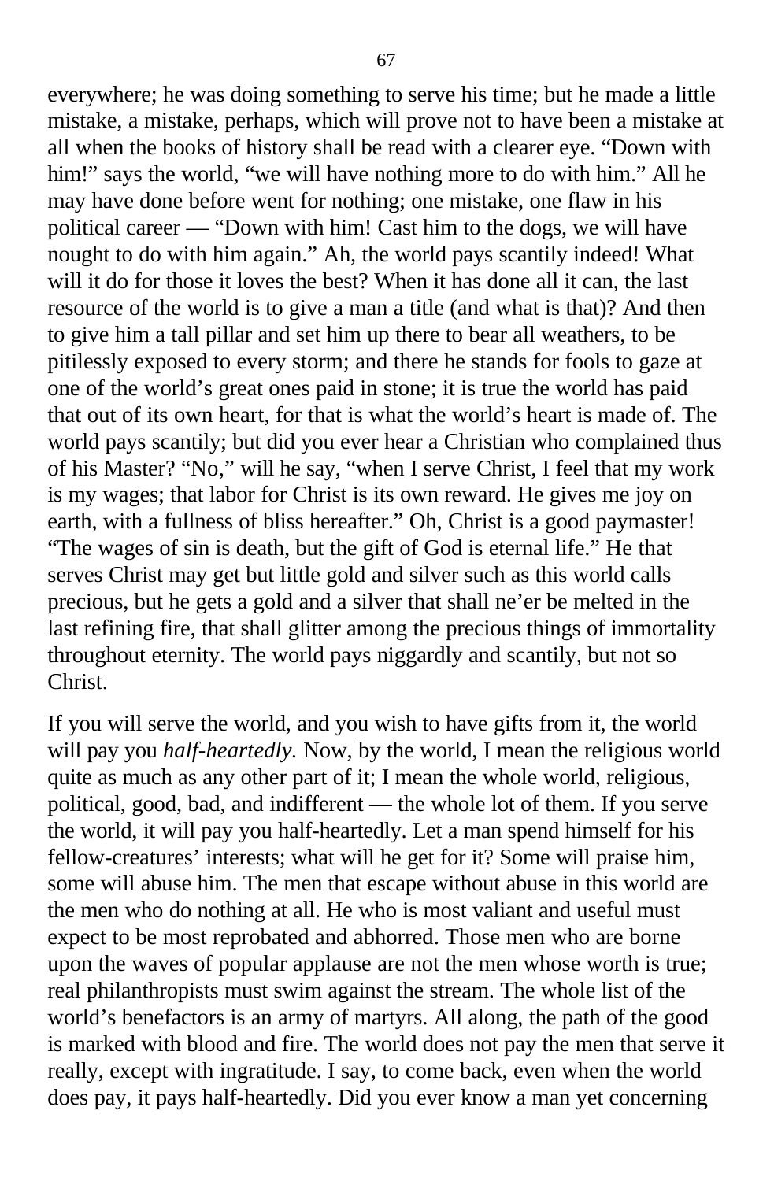everywhere; he was doing something to serve his time; but he made a little mistake, a mistake, perhaps, which will prove not to have been a mistake at all when the books of history shall be read with a clearer eye. "Down with him!" says the world, "we will have nothing more to do with him." All he may have done before went for nothing; one mistake, one flaw in his political career — "Down with him! Cast him to the dogs, we will have nought to do with him again." Ah, the world pays scantily indeed! What will it do for those it loves the best? When it has done all it can, the last resource of the world is to give a man a title (and what is that)? And then to give him a tall pillar and set him up there to bear all weathers, to be pitilessly exposed to every storm; and there he stands for fools to gaze at one of the world's great ones paid in stone; it is true the world has paid that out of its own heart, for that is what the world's heart is made of. The world pays scantily; but did you ever hear a Christian who complained thus of his Master? "No," will he say, "when I serve Christ, I feel that my work is my wages; that labor for Christ is its own reward. He gives me joy on earth, with a fullness of bliss hereafter." Oh, Christ is a good paymaster! "The wages of sin is death, but the gift of God is eternal life." He that serves Christ may get but little gold and silver such as this world calls precious, but he gets a gold and a silver that shall ne'er be melted in the last refining fire, that shall glitter among the precious things of immortality throughout eternity. The world pays niggardly and scantily, but not so Christ.

If you will serve the world, and you wish to have gifts from it, the world will pay you *half-heartedly*. Now, by the world, I mean the religious world quite as much as any other part of it; I mean the whole world, religious, political, good, bad, and indifferent — the whole lot of them. If you serve the world, it will pay you half-heartedly. Let a man spend himself for his fellow-creatures' interests; what will he get for it? Some will praise him, some will abuse him. The men that escape without abuse in this world are the men who do nothing at all. He who is most valiant and useful must expect to be most reprobated and abhorred. Those men who are borne upon the waves of popular applause are not the men whose worth is true; real philanthropists must swim against the stream. The whole list of the world's benefactors is an army of martyrs. All along, the path of the good is marked with blood and fire. The world does not pay the men that serve it really, except with ingratitude. I say, to come back, even when the world does pay, it pays half-heartedly. Did you ever know a man yet concerning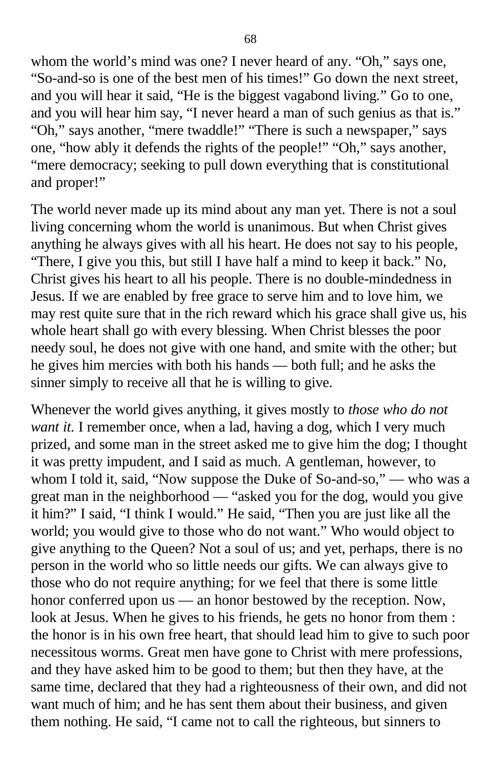whom the world's mind was one? I never heard of any. "Oh," says one, "So-and-so is one of the best men of his times!" Go down the next street, and you will hear it said, "He is the biggest vagabond living." Go to one, and you will hear him say, "I never heard a man of such genius as that is." "Oh," says another, "mere twaddle!" "There is such a newspaper," says one, "how ably it defends the rights of the people!" "Oh," says another, "mere democracy; seeking to pull down everything that is constitutional and proper!"

The world never made up its mind about any man yet. There is not a soul living concerning whom the world is unanimous. But when Christ gives anything he always gives with all his heart. He does not say to his people, "There, I give you this, but still I have half a mind to keep it back." No, Christ gives his heart to all his people. There is no double-mindedness in Jesus. If we are enabled by free grace to serve him and to love him, we may rest quite sure that in the rich reward which his grace shall give us, his whole heart shall go with every blessing. When Christ blesses the poor needy soul, he does not give with one hand, and smite with the other; but he gives him mercies with both his hands — both full; and he asks the sinner simply to receive all that he is willing to give.

Whenever the world gives anything, it gives mostly to *those who do not want it.* I remember once, when a lad, having a dog, which I very much prized, and some man in the street asked me to give him the dog; I thought it was pretty impudent, and I said as much. A gentleman, however, to whom I told it, said, "Now suppose the Duke of So-and-so," — who was a great man in the neighborhood — "asked you for the dog, would you give it him?" I said, "I think I would." He said, "Then you are just like all the world; you would give to those who do not want." Who would object to give anything to the Queen? Not a soul of us; and yet, perhaps, there is no person in the world who so little needs our gifts. We can always give to those who do not require anything; for we feel that there is some little honor conferred upon us — an honor bestowed by the reception. Now, look at Jesus. When he gives to his friends, he gets no honor from them : the honor is in his own free heart, that should lead him to give to such poor necessitous worms. Great men have gone to Christ with mere professions, and they have asked him to be good to them; but then they have, at the same time, declared that they had a righteousness of their own, and did not want much of him; and he has sent them about their business, and given them nothing. He said, "I came not to call the righteous, but sinners to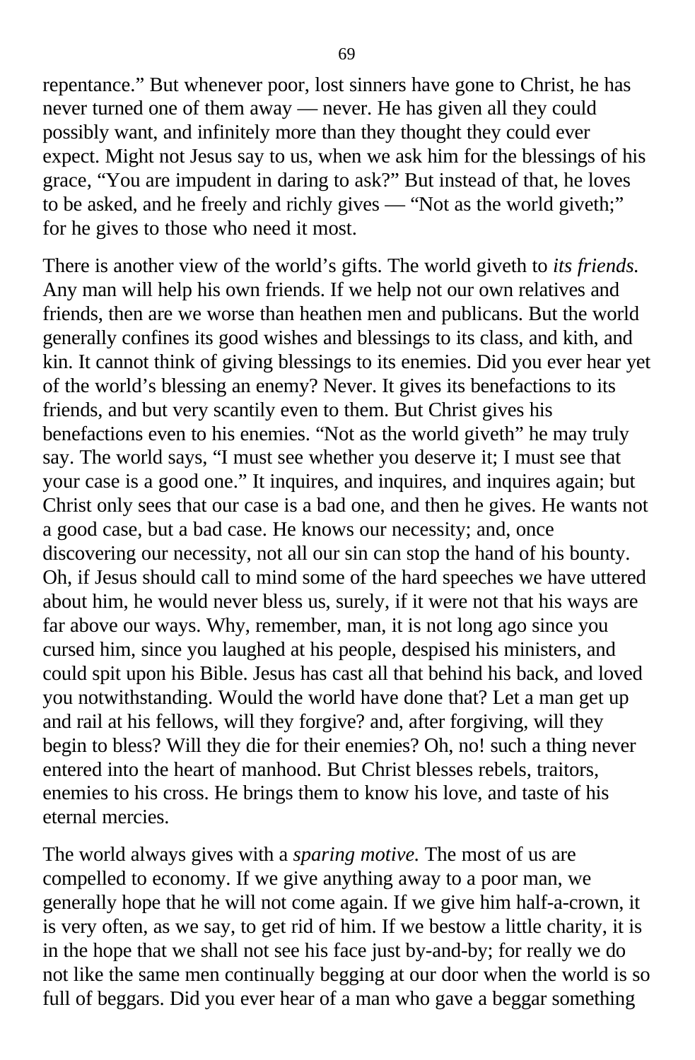repentance." But whenever poor, lost sinners have gone to Christ, he has never turned one of them away — never. He has given all they could possibly want, and infinitely more than they thought they could ever expect. Might not Jesus say to us, when we ask him for the blessings of his grace, "You are impudent in daring to ask?" But instead of that, he loves to be asked, and he freely and richly gives — "Not as the world giveth;" for he gives to those who need it most.

There is another view of the world's gifts. The world giveth to *its friends.* Any man will help his own friends. If we help not our own relatives and friends, then are we worse than heathen men and publicans. But the world generally confines its good wishes and blessings to its class, and kith, and kin. It cannot think of giving blessings to its enemies. Did you ever hear yet of the world's blessing an enemy? Never. It gives its benefactions to its friends, and but very scantily even to them. But Christ gives his benefactions even to his enemies. "Not as the world giveth" he may truly say. The world says, "I must see whether you deserve it; I must see that your case is a good one." It inquires, and inquires, and inquires again; but Christ only sees that our case is a bad one, and then he gives. He wants not a good case, but a bad case. He knows our necessity; and, once discovering our necessity, not all our sin can stop the hand of his bounty. Oh, if Jesus should call to mind some of the hard speeches we have uttered about him, he would never bless us, surely, if it were not that his ways are far above our ways. Why, remember, man, it is not long ago since you cursed him, since you laughed at his people, despised his ministers, and could spit upon his Bible. Jesus has cast all that behind his back, and loved you notwithstanding. Would the world have done that? Let a man get up and rail at his fellows, will they forgive? and, after forgiving, will they begin to bless? Will they die for their enemies? Oh, no! such a thing never entered into the heart of manhood. But Christ blesses rebels, traitors, enemies to his cross. He brings them to know his love, and taste of his eternal mercies.

The world always gives with a *sparing motive.* The most of us are compelled to economy. If we give anything away to a poor man, we generally hope that he will not come again. If we give him half-a-crown, it is very often, as we say, to get rid of him. If we bestow a little charity, it is in the hope that we shall not see his face just by-and-by; for really we do not like the same men continually begging at our door when the world is so full of beggars. Did you ever hear of a man who gave a beggar something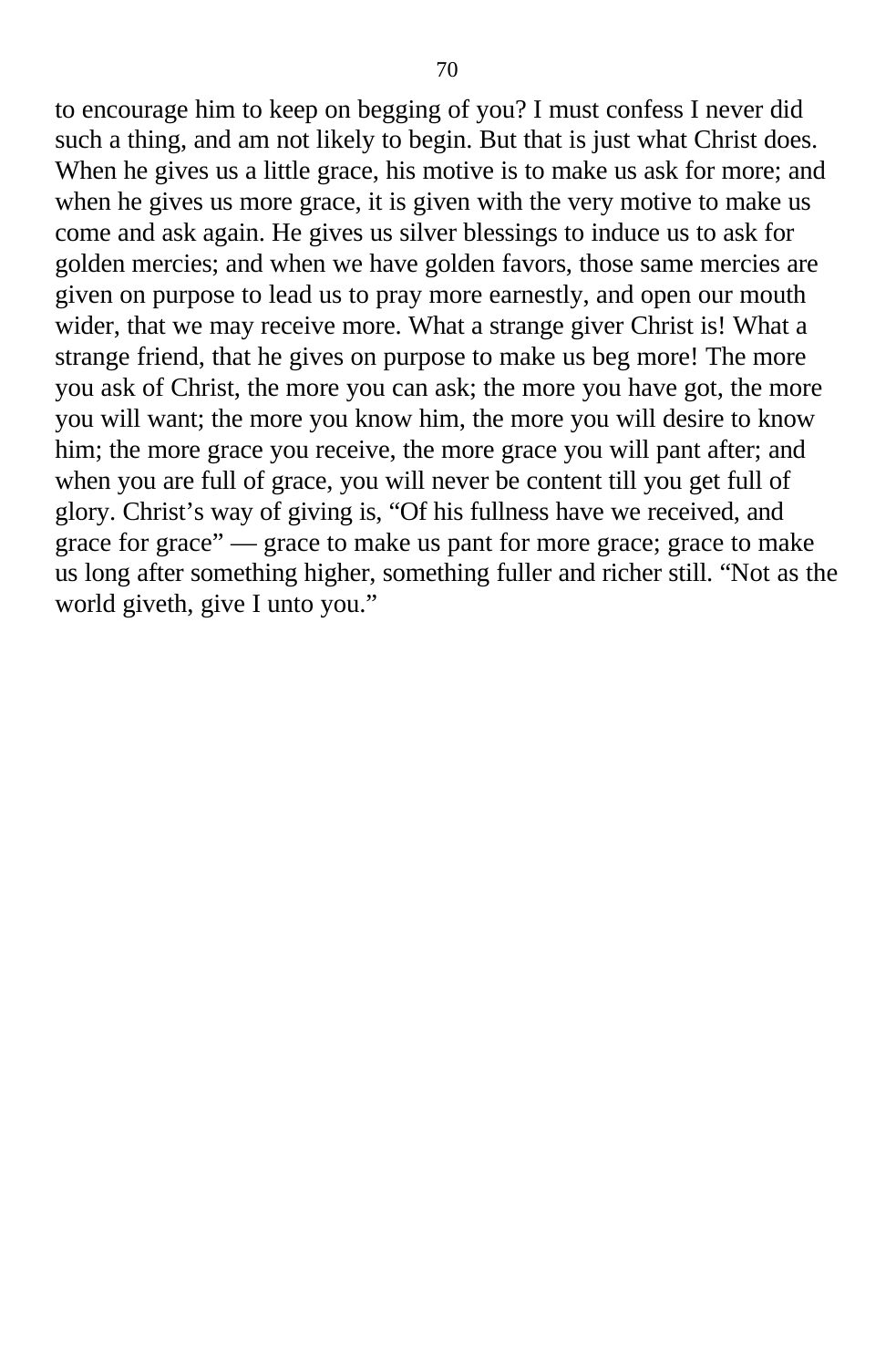to encourage him to keep on begging of you? I must confess I never did such a thing, and am not likely to begin. But that is just what Christ does. When he gives us a little grace, his motive is to make us ask for more; and when he gives us more grace, it is given with the very motive to make us come and ask again. He gives us silver blessings to induce us to ask for golden mercies; and when we have golden favors, those same mercies are given on purpose to lead us to pray more earnestly, and open our mouth wider, that we may receive more. What a strange giver Christ is! What a strange friend, that he gives on purpose to make us beg more! The more you ask of Christ, the more you can ask; the more you have got, the more you will want; the more you know him, the more you will desire to know him; the more grace you receive, the more grace you will pant after; and when you are full of grace, you will never be content till you get full of glory. Christ's way of giving is, "Of his fullness have we received, and grace for grace" — grace to make us pant for more grace; grace to make us long after something higher, something fuller and richer still. "Not as the world giveth, give I unto you."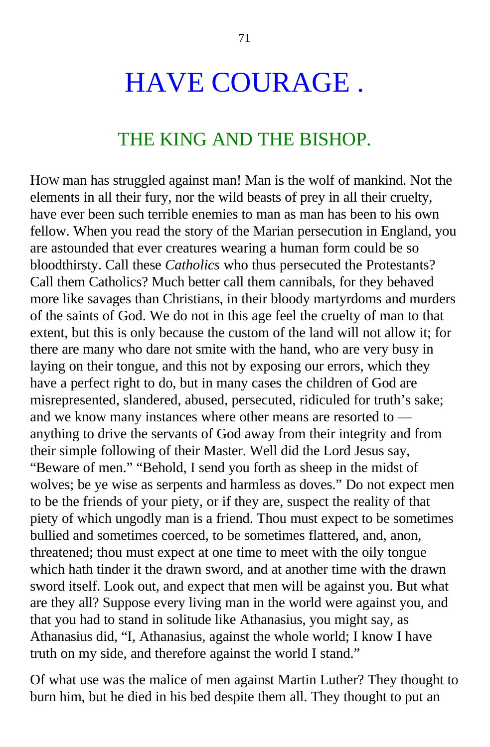# HAVE COURAGE .

## THE KING AND THE BISHOP.

HOW man has struggled against man! Man is the wolf of mankind. Not the elements in all their fury, nor the wild beasts of prey in all their cruelty, have ever been such terrible enemies to man as man has been to his own fellow. When you read the story of the Marian persecution in England, you are astounded that ever creatures wearing a human form could be so bloodthirsty. Call these *Catholics* who thus persecuted the Protestants? Call them Catholics? Much better call them cannibals, for they behaved more like savages than Christians, in their bloody martyrdoms and murders of the saints of God. We do not in this age feel the cruelty of man to that extent, but this is only because the custom of the land will not allow it; for there are many who dare not smite with the hand, who are very busy in laying on their tongue, and this not by exposing our errors, which they have a perfect right to do, but in many cases the children of God are misrepresented, slandered, abused, persecuted, ridiculed for truth's sake; and we know many instances where other means are resorted to — anything to drive the servants of God away from their integrity and from their simple following of their Master. Well did the Lord Jesus say, "Beware of men." "Behold, I send you forth as sheep in the midst of wolves; be ye wise as serpents and harmless as doves." Do not expect men to be the friends of your piety, or if they are, suspect the reality of that piety of which ungodly man is a friend. Thou must expect to be sometimes bullied and sometimes coerced, to be sometimes flattered, and, anon, threatened; thou must expect at one time to meet with the oily tongue which hath tinder it the drawn sword, and at another time with the drawn sword itself. Look out, and expect that men will be against you. But what are they all? Suppose every living man in the world were against you, and that you had to stand in solitude like Athanasius, you might say, as Athanasius did, "I, Athanasius, against the whole world; I know I have truth on my side, and therefore against the world I stand."

Of what use was the malice of men against Martin Luther? They thought to burn him, but he died in his bed despite them all. They thought to put an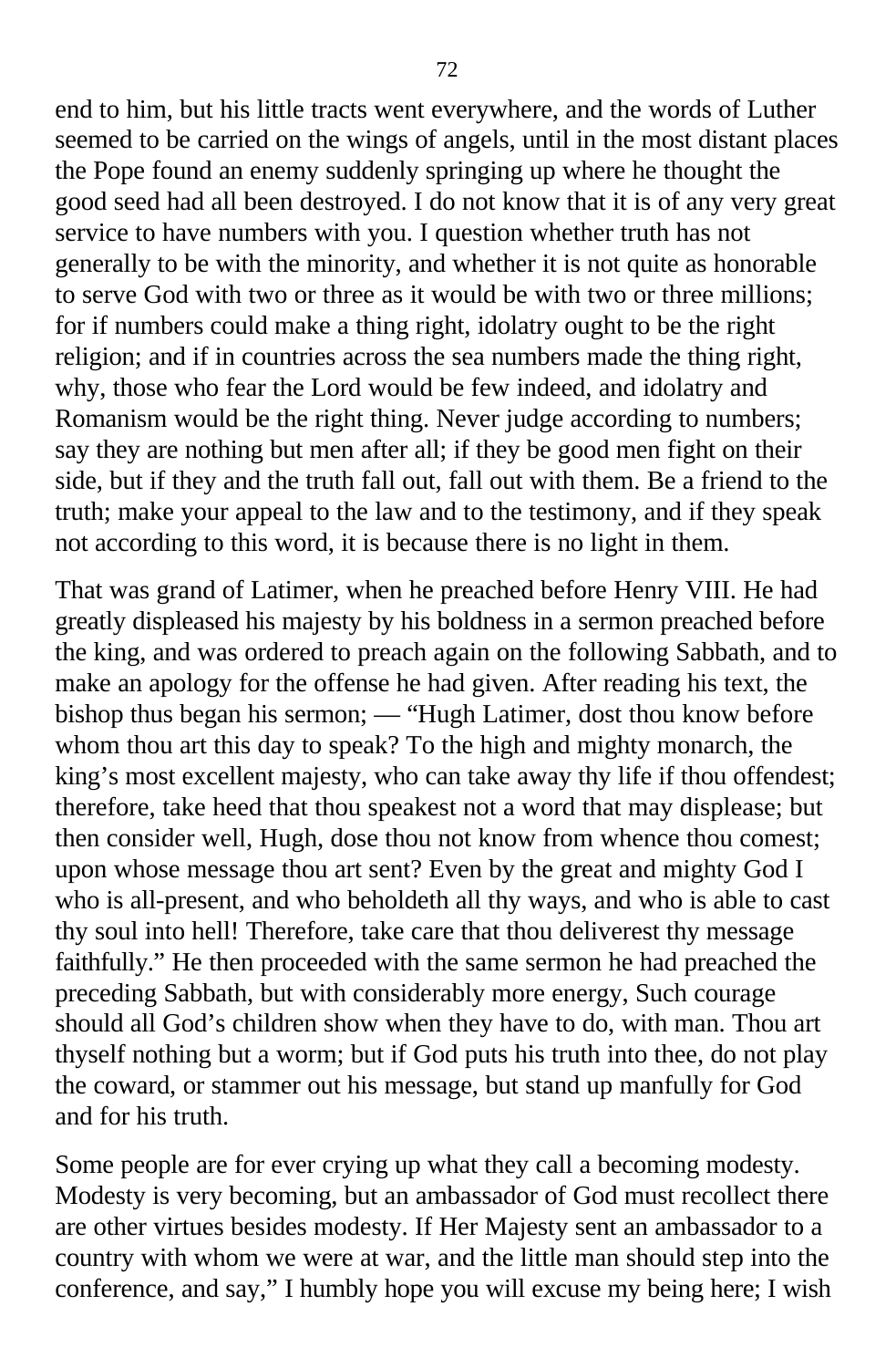end to him, but his little tracts went everywhere, and the words of Luther seemed to be carried on the wings of angels, until in the most distant places the Pope found an enemy suddenly springing up where he thought the good seed had all been destroyed. I do not know that it is of any very great service to have numbers with you. I question whether truth has not generally to be with the minority, and whether it is not quite as honorable to serve God with two or three as it would be with two or three millions; for if numbers could make a thing right, idolatry ought to be the right religion; and if in countries across the sea numbers made the thing right, why, those who fear the Lord would be few indeed, and idolatry and Romanism would be the right thing. Never judge according to numbers; say they are nothing but men after all; if they be good men fight on their side, but if they and the truth fall out, fall out with them. Be a friend to the truth; make your appeal to the law and to the testimony, and if they speak not according to this word, it is because there is no light in them.

That was grand of Latimer, when he preached before Henry VIII. He had greatly displeased his majesty by his boldness in a sermon preached before the king, and was ordered to preach again on the following Sabbath, and to make an apology for the offense he had given. After reading his text, the bishop thus began his sermon; — "Hugh Latimer, dost thou know before whom thou art this day to speak? To the high and mighty monarch, the king's most excellent majesty, who can take away thy life if thou offendest; therefore, take heed that thou speakest not a word that may displease; but then consider well, Hugh, dose thou not know from whence thou comest; upon whose message thou art sent? Even by the great and mighty God I who is all-present, and who beholdeth all thy ways, and who is able to cast thy soul into hell! Therefore, take care that thou deliverest thy message faithfully." He then proceeded with the same sermon he had preached the preceding Sabbath, but with considerably more energy, Such courage should all God's children show when they have to do, with man. Thou art thyself nothing but a worm; but if God puts his truth into thee, do not play the coward, or stammer out his message, but stand up manfully for God and for his truth.

Some people are for ever crying up what they call a becoming modesty. Modesty is very becoming, but an ambassador of God must recollect there are other virtues besides modesty. If Her Majesty sent an ambassador to a country with whom we were at war, and the little man should step into the conference, and say," I humbly hope you will excuse my being here; I wish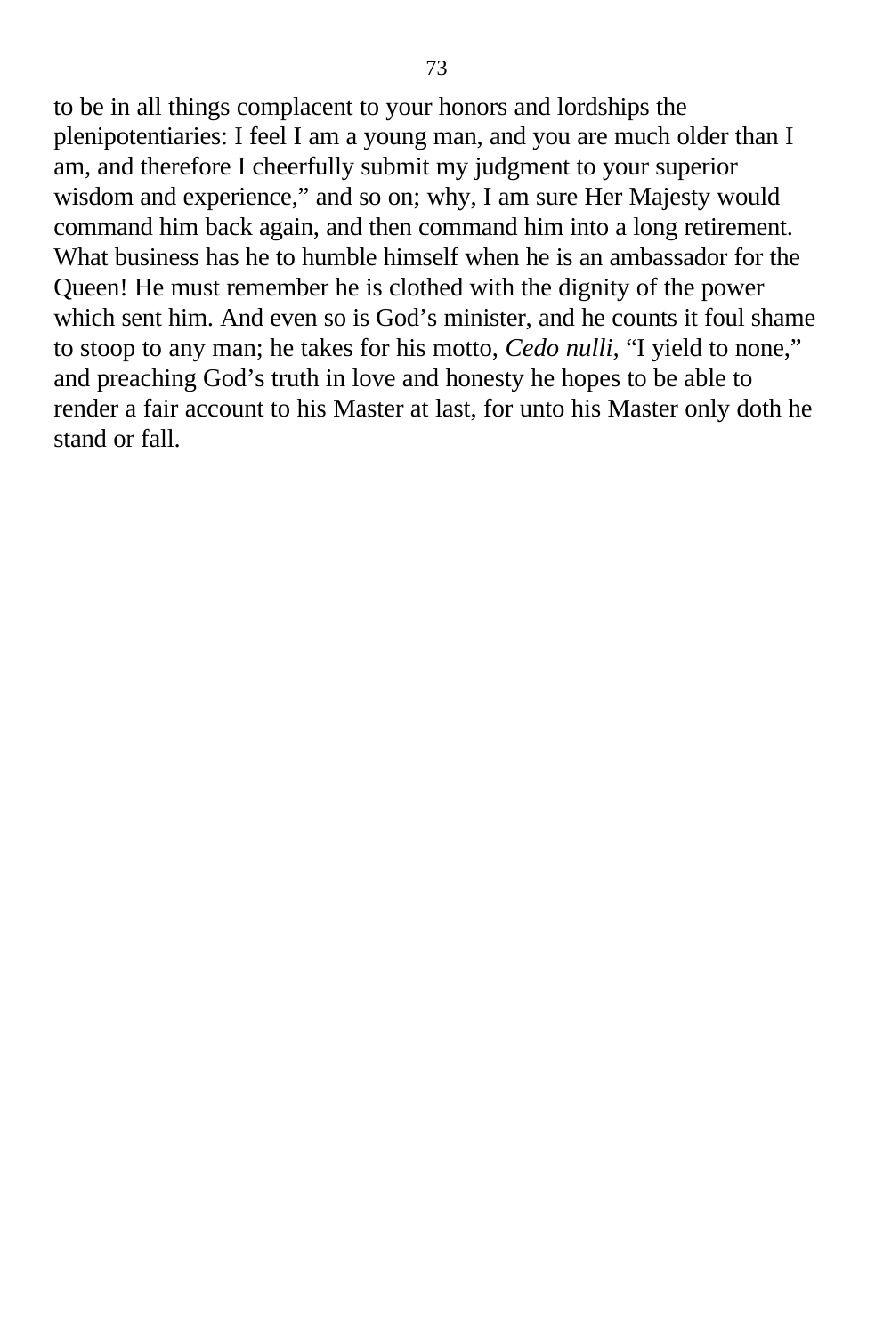to be in all things complacent to your honors and lordships the plenipotentiaries: I feel I am a young man, and you are much older than I am, and therefore I cheerfully submit my judgment to your superior wisdom and experience," and so on; why, I am sure Her Majesty would command him back again, and then command him into a long retirement. What business has he to humble himself when he is an ambassador for the Queen! He must remember he is clothed with the dignity of the power which sent him. And even so is God's minister, and he counts it foul shame to stoop to any man; he takes for his motto, *Cedo nulli*, "I yield to none," and preaching God's truth in love and honesty he hopes to be able to render a fair account to his Master at last, for unto his Master only doth he stand or fall.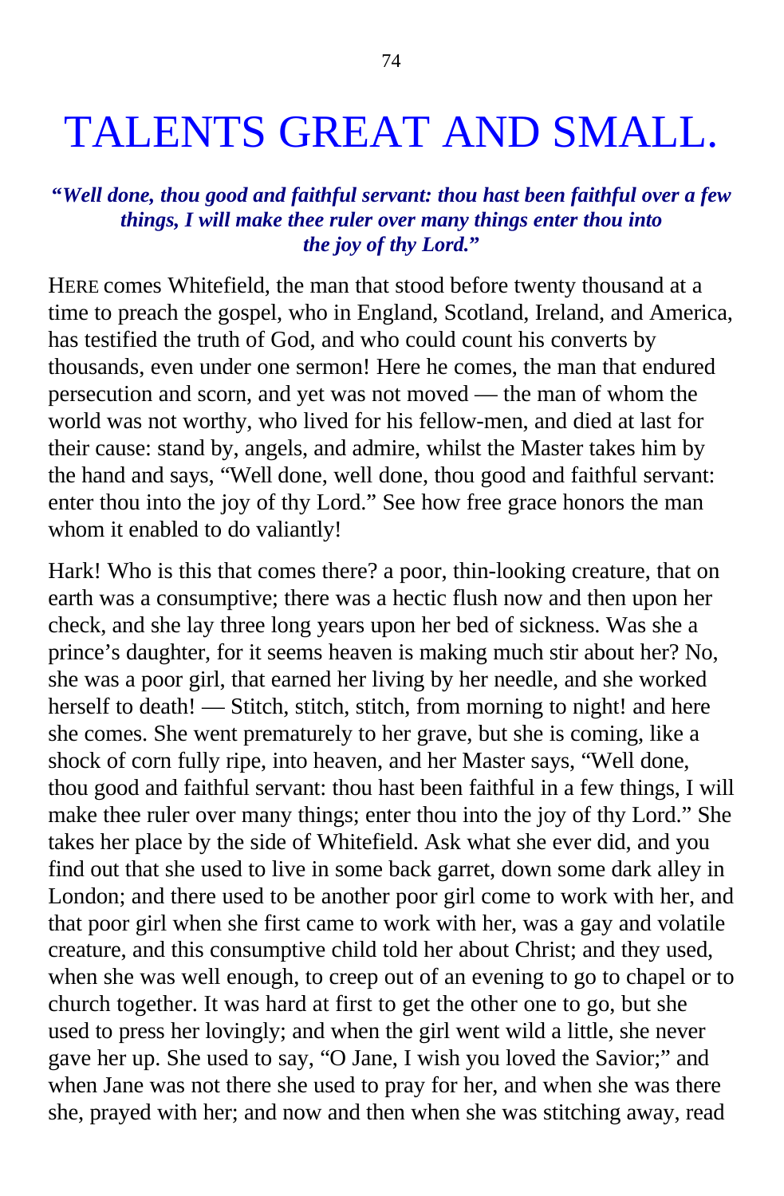# TALENTS GREAT AND SMALL.

***"Well done, thou good and faithful servant: thou hast been faithful over a few things, I will make thee ruler over many things enter thou into the joy of thy Lord."***

HERE comes Whitefield, the man that stood before twenty thousand at a time to preach the gospel, who in England, Scotland, Ireland, and America, has testified the truth of God, and who could count his converts by thousands, even under one sermon! Here he comes, the man that endured persecution and scorn, and yet was not moved — the man of whom the world was not worthy, who lived for his fellow-men, and died at last for their cause: stand by, angels, and admire, whilst the Master takes him by the hand and says, "Well done, well done, thou good and faithful servant: enter thou into the joy of thy Lord." See how free grace honors the man whom it enabled to do valiantly!

Hark! Who is this that comes there? a poor, thin-looking creature, that on earth was a consumptive; there was a hectic flush now and then upon her check, and she lay three long years upon her bed of sickness. Was she a prince's daughter, for it seems heaven is making much stir about her? No, she was a poor girl, that earned her living by her needle, and she worked herself to death! — Stitch, stitch, stitch, from morning to night! and here she comes. She went prematurely to her grave, but she is coming, like a shock of corn fully ripe, into heaven, and her Master says, "Well done, thou good and faithful servant: thou hast been faithful in a few things, I will make thee ruler over many things; enter thou into the joy of thy Lord." She takes her place by the side of Whitefield. Ask what she ever did, and you find out that she used to live in some back garret, down some dark alley in London; and there used to be another poor girl come to work with her, and that poor girl when she first came to work with her, was a gay and volatile creature, and this consumptive child told her about Christ; and they used, when she was well enough, to creep out of an evening to go to chapel or to church together. It was hard at first to get the other one to go, but she used to press her lovingly; and when the girl went wild a little, she never gave her up. She used to say, "O Jane, I wish you loved the Savior;" and when Jane was not there she used to pray for her, and when she was there she, prayed with her; and now and then when she was stitching away, read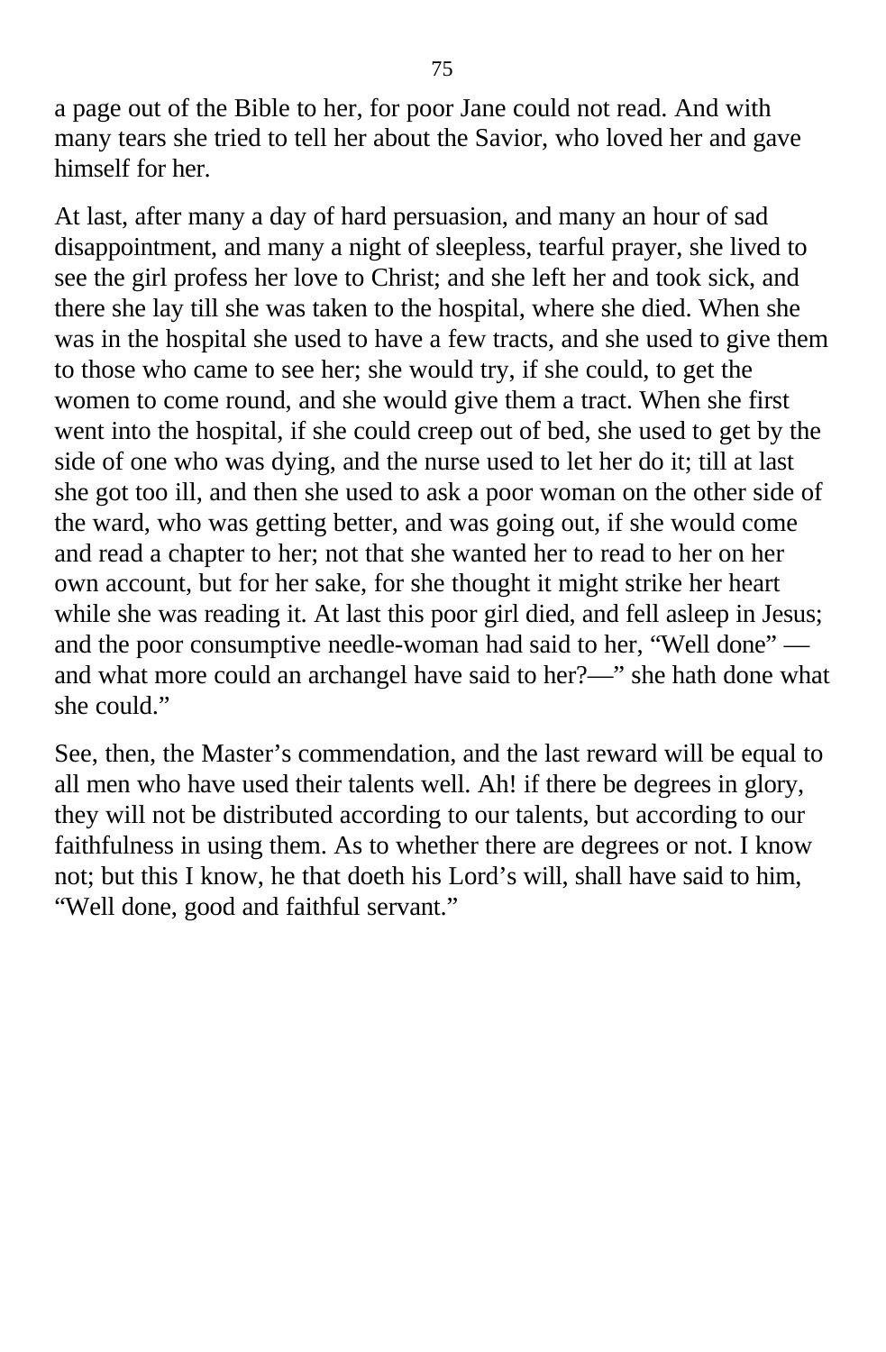a page out of the Bible to her, for poor Jane could not read. And with many tears she tried to tell her about the Savior, who loved her and gave himself for her.

At last, after many a day of hard persuasion, and many an hour of sad disappointment, and many a night of sleepless, tearful prayer, she lived to see the girl profess her love to Christ; and she left her and took sick, and there she lay till she was taken to the hospital, where she died. When she was in the hospital she used to have a few tracts, and she used to give them to those who came to see her; she would try, if she could, to get the women to come round, and she would give them a tract. When she first went into the hospital, if she could creep out of bed, she used to get by the side of one who was dying, and the nurse used to let her do it; till at last she got too ill, and then she used to ask a poor woman on the other side of the ward, who was getting better, and was going out, if she would come and read a chapter to her; not that she wanted her to read to her on her own account, but for her sake, for she thought it might strike her heart while she was reading it. At last this poor girl died, and fell asleep in Jesus; and the poor consumptive needle-woman had said to her, "Well done" — and what more could an archangel have said to her?—" she hath done what she could."

See, then, the Master's commendation, and the last reward will be equal to all men who have used their talents well. Ah! if there be degrees in glory, they will not be distributed according to our talents, but according to our faithfulness in using them. As to whether there are degrees or not. I know not; but this I know, he that doeth his Lord's will, shall have said to him, "Well done, good and faithful servant."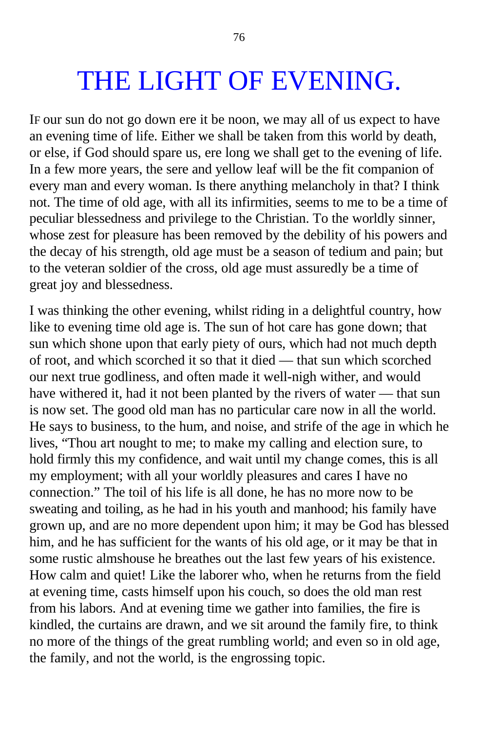# THE LIGHT OF EVENING.

IF our sun do not go down ere it be noon, we may all of us expect to have an evening time of life. Either we shall be taken from this world by death, or else, if God should spare us, ere long we shall get to the evening of life. In a few more years, the sere and yellow leaf will be the fit companion of every man and every woman. Is there anything melancholy in that? I think not. The time of old age, with all its infirmities, seems to me to be a time of peculiar blessedness and privilege to the Christian. To the worldly sinner, whose zest for pleasure has been removed by the debility of his powers and the decay of his strength, old age must be a season of tedium and pain; but to the veteran soldier of the cross, old age must assuredly be a time of great joy and blessedness.

I was thinking the other evening, whilst riding in a delightful country, how like to evening time old age is. The sun of hot care has gone down; that sun which shone upon that early piety of ours, which had not much depth of root, and which scorched it so that it died — that sun which scorched our next true godliness, and often made it well-nigh wither, and would have withered it, had it not been planted by the rivers of water — that sun is now set. The good old man has no particular care now in all the world. He says to business, to the hum, and noise, and strife of the age in which he lives, "Thou art nought to me; to make my calling and election sure, to hold firmly this my confidence, and wait until my change comes, this is all my employment; with all your worldly pleasures and cares I have no connection." The toil of his life is all done, he has no more now to be sweating and toiling, as he had in his youth and manhood; his family have grown up, and are no more dependent upon him; it may be God has blessed him, and he has sufficient for the wants of his old age, or it may be that in some rustic almshouse he breathes out the last few years of his existence. How calm and quiet! Like the laborer who, when he returns from the field at evening time, casts himself upon his couch, so does the old man rest from his labors. And at evening time we gather into families, the fire is kindled, the curtains are drawn, and we sit around the family fire, to think no more of the things of the great rumbling world; and even so in old age, the family, and not the world, is the engrossing topic.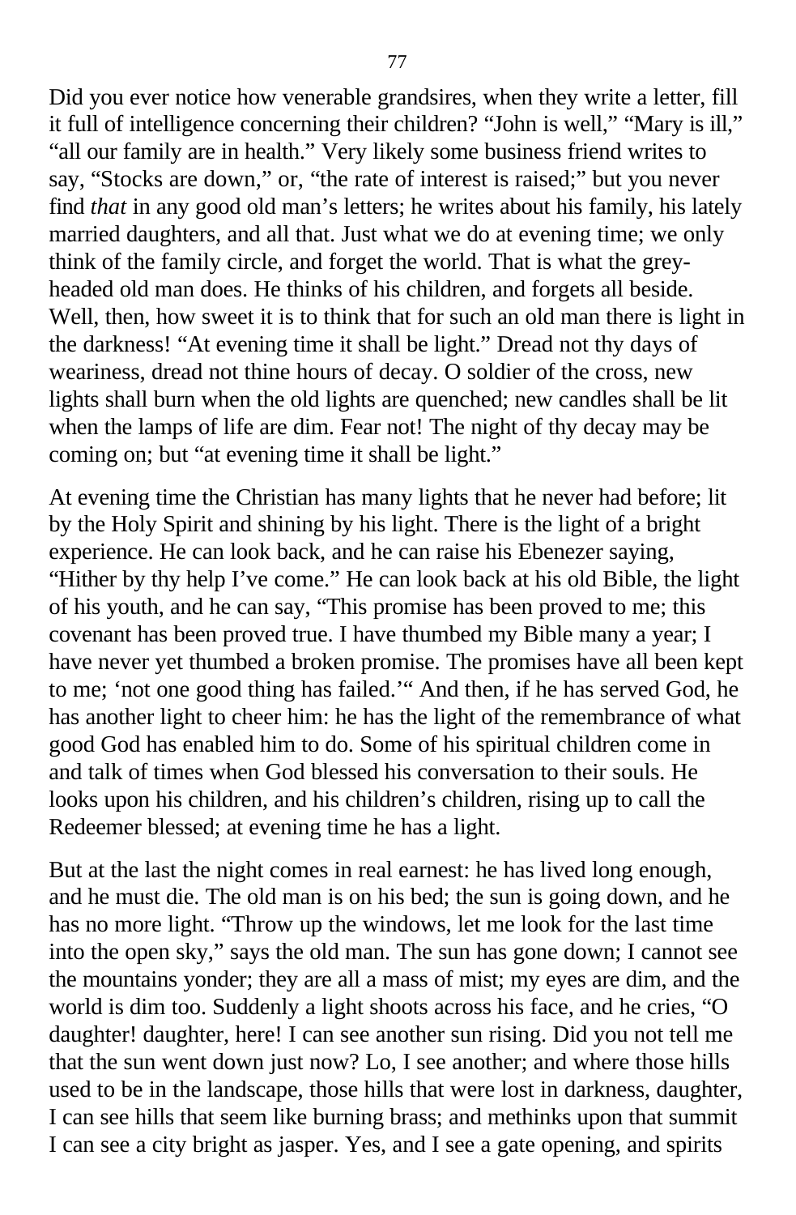Did you ever notice how venerable grandsires, when they write a letter, fill it full of intelligence concerning their children? "John is well," "Mary is ill," "all our family are in health." Very likely some business friend writes to say, "Stocks are down," or, "the rate of interest is raised;" but you never find *that* in any good old man's letters; he writes about his family, his lately married daughters, and all that. Just what we do at evening time; we only think of the family circle, and forget the world. That is what the grey-headed old man does. He thinks of his children, and forgets all beside. Well, then, how sweet it is to think that for such an old man there is light in the darkness! "At evening time it shall be light." Dread not thy days of weariness, dread not thine hours of decay. O soldier of the cross, new lights shall burn when the old lights are quenched; new candles shall be lit when the lamps of life are dim. Fear not! The night of thy decay may be coming on; but "at evening time it shall be light."

At evening time the Christian has many lights that he never had before; lit by the Holy Spirit and shining by his light. There is the light of a bright experience. He can look back, and he can raise his Ebenezer saying, "Hither by thy help I've come." He can look back at his old Bible, the light of his youth, and he can say, "This promise has been proved to me; this covenant has been proved true. I have thumbed my Bible many a year; I have never yet thumbed a broken promise. The promises have all been kept to me; 'not one good thing has failed.'" And then, if he has served God, he has another light to cheer him: he has the light of the remembrance of what good God has enabled him to do. Some of his spiritual children come in and talk of times when God blessed his conversation to their souls. He looks upon his children, and his children's children, rising up to call the Redeemer blessed; at evening time he has a light.

But at the last the night comes in real earnest: he has lived long enough, and he must die. The old man is on his bed; the sun is going down, and he has no more light. "Throw up the windows, let me look for the last time into the open sky," says the old man. The sun has gone down; I cannot see the mountains yonder; they are all a mass of mist; my eyes are dim, and the world is dim too. Suddenly a light shoots across his face, and he cries, "O daughter! daughter, here! I can see another sun rising. Did you not tell me that the sun went down just now? Lo, I see another; and where those hills used to be in the landscape, those hills that were lost in darkness, daughter, I can see hills that seem like burning brass; and methinks upon that summit I can see a city bright as jasper. Yes, and I see a gate opening, and spirits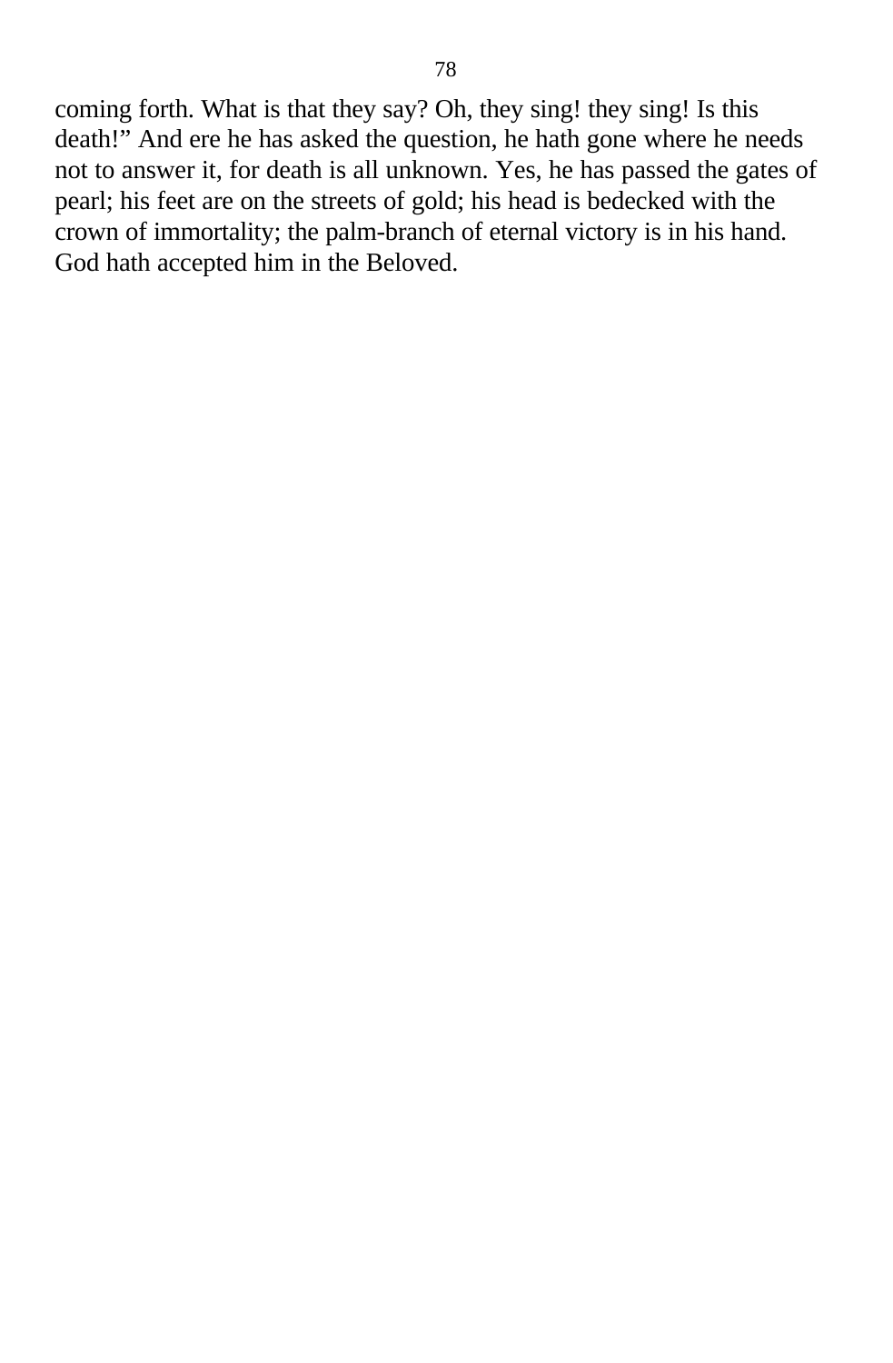coming forth. What is that they say? Oh, they sing! they sing! Is this death!" And ere he has asked the question, he hath gone where he needs not to answer it, for death is all unknown. Yes, he has passed the gates of pearl; his feet are on the streets of gold; his head is bedecked with the crown of immortality; the palm-branch of eternal victory is in his hand. God hath accepted him in the Beloved.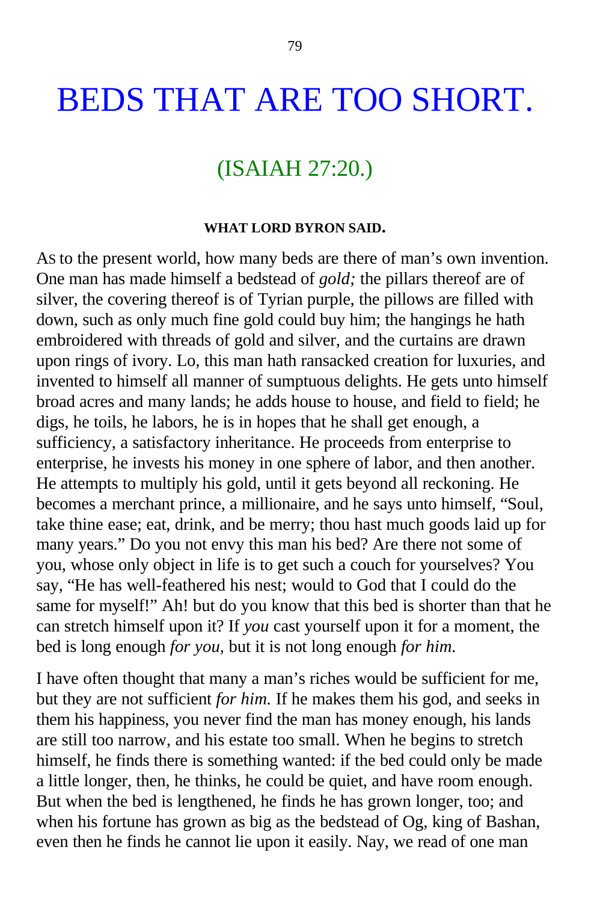# BEDS THAT ARE TOO SHORT.

## (ISAIAH 27:20.)

**WHAT LORD BYRON SAID.**

AS to the present world, how many beds are there of man's own invention. One man has made himself a bedstead of *gold;* the pillars thereof are of silver, the covering thereof is of Tyrian purple, the pillows are filled with down, such as only much fine gold could buy him; the hangings he hath embroidered with threads of gold and silver, and the curtains are drawn upon rings of ivory. Lo, this man hath ransacked creation for luxuries, and invented to himself all manner of sumptuous delights. He gets unto himself broad acres and many lands; he adds house to house, and field to field; he digs, he toils, he labors, he is in hopes that he shall get enough, a sufficiency, a satisfactory inheritance. He proceeds from enterprise to enterprise, he invests his money in one sphere of labor, and then another. He attempts to multiply his gold, until it gets beyond all reckoning. He becomes a merchant prince, a millionaire, and he says unto himself, "Soul, take thine ease; eat, drink, and be merry; thou hast much goods laid up for many years." Do you not envy this man his bed? Are there not some of you, whose only object in life is to get such a couch for yourselves? You say, "He has well-feathered his nest; would to God that I could do the same for myself!" Ah! but do you know that this bed is shorter than that he can stretch himself upon it? If *you* cast yourself upon it for a moment, the bed is long enough *for you,* but it is not long enough *for him.*

I have often thought that many a man's riches would be sufficient for me, but they are not sufficient *for him.* If he makes them his god, and seeks in them his happiness, you never find the man has money enough, his lands are still too narrow, and his estate too small. When he begins to stretch himself, he finds there is something wanted: if the bed could only be made a little longer, then, he thinks, he could be quiet, and have room enough. But when the bed is lengthened, he finds he has grown longer, too; and when his fortune has grown as big as the bedstead of Og, king of Bashan, even then he finds he cannot lie upon it easily. Nay, we read of one man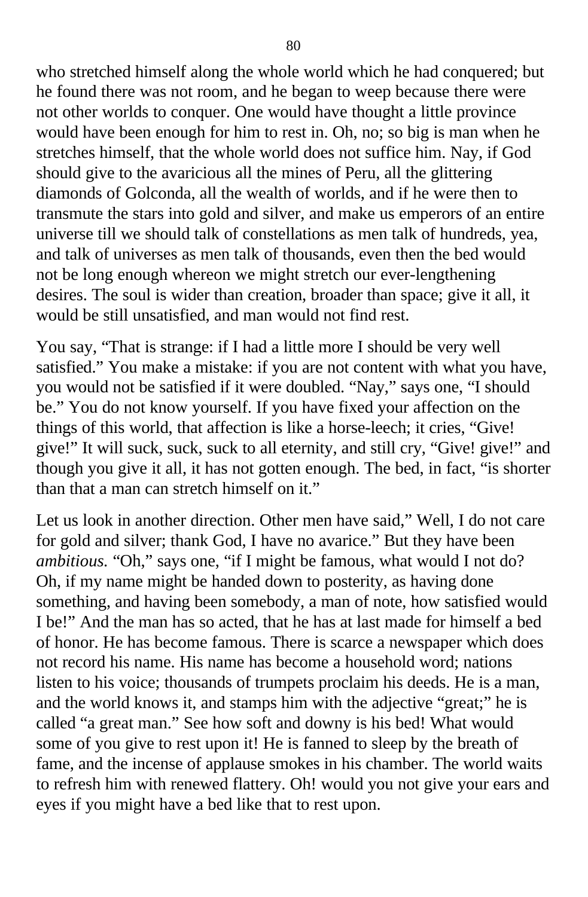who stretched himself along the whole world which he had conquered; but he found there was not room, and he began to weep because there were not other worlds to conquer. One would have thought a little province would have been enough for him to rest in. Oh, no; so big is man when he stretches himself, that the whole world does not suffice him. Nay, if God should give to the avaricious all the mines of Peru, all the glittering diamonds of Golconda, all the wealth of worlds, and if he were then to transmute the stars into gold and silver, and make us emperors of an entire universe till we should talk of constellations as men talk of hundreds, yea, and talk of universes as men talk of thousands, even then the bed would not be long enough whereon we might stretch our ever-lengthening desires. The soul is wider than creation, broader than space; give it all, it would be still unsatisfied, and man would not find rest.

You say, "That is strange: if I had a little more I should be very well satisfied." You make a mistake: if you are not content with what you have, you would not be satisfied if it were doubled. "Nay," says one, "I should be." You do not know yourself. If you have fixed your affection on the things of this world, that affection is like a horse-leech; it cries, "Give! give!" It will suck, suck, suck to all eternity, and still cry, "Give! give!" and though you give it all, it has not gotten enough. The bed, in fact, "is shorter than that a man can stretch himself on it."

Let us look in another direction. Other men have said," Well, I do not care for gold and silver; thank God, I have no avarice." But they have been *ambitious.* "Oh," says one, "if I might be famous, what would I not do? Oh, if my name might be handed down to posterity, as having done something, and having been somebody, a man of note, how satisfied would I be!" And the man has so acted, that he has at last made for himself a bed of honor. He has become famous. There is scarce a newspaper which does not record his name. His name has become a household word; nations listen to his voice; thousands of trumpets proclaim his deeds. He is a man, and the world knows it, and stamps him with the adjective "great;" he is called "a great man." See how soft and downy is his bed! What would some of you give to rest upon it! He is fanned to sleep by the breath of fame, and the incense of applause smokes in his chamber. The world waits to refresh him with renewed flattery. Oh! would you not give your ears and eyes if you might have a bed like that to rest upon.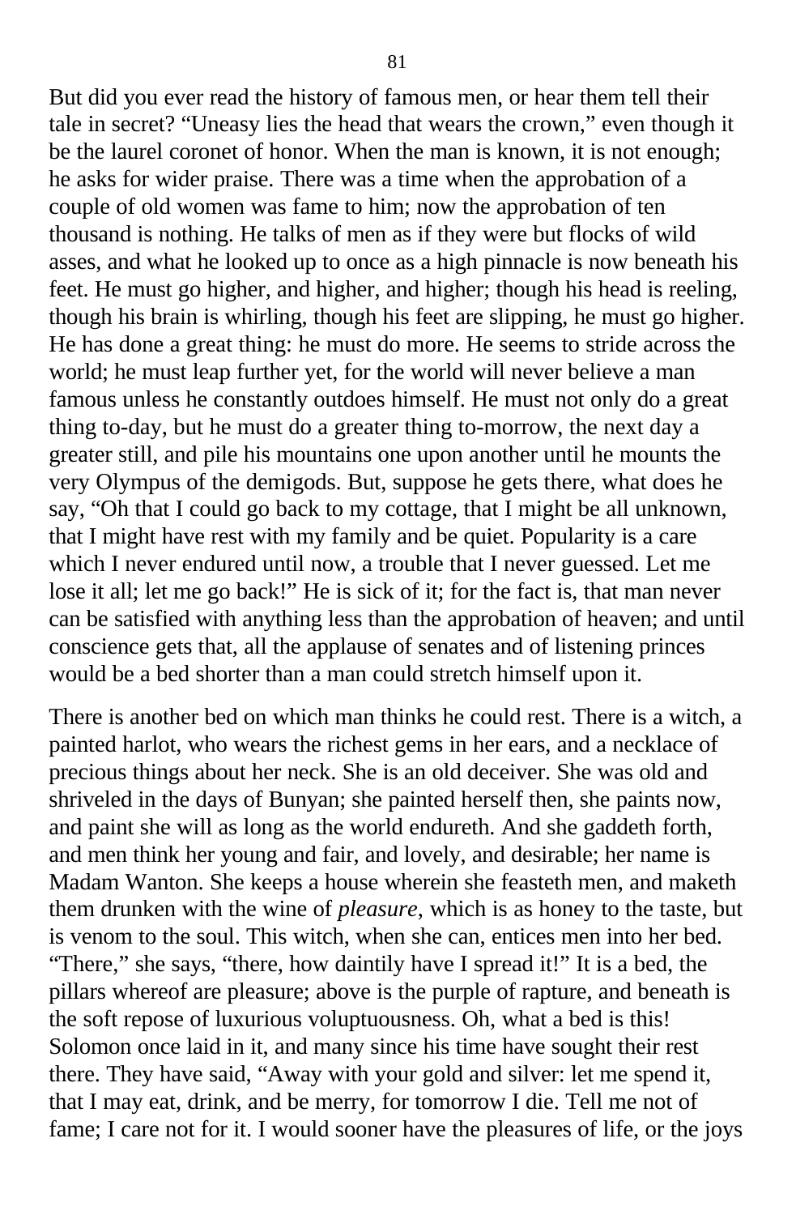But did you ever read the history of famous men, or hear them tell their tale in secret? "Uneasy lies the head that wears the crown," even though it be the laurel coronet of honor. When the man is known, it is not enough; he asks for wider praise. There was a time when the approbation of a couple of old women was fame to him; now the approbation of ten thousand is nothing. He talks of men as if they were but flocks of wild asses, and what he looked up to once as a high pinnacle is now beneath his feet. He must go higher, and higher, and higher; though his head is reeling, though his brain is whirling, though his feet are slipping, he must go higher. He has done a great thing: he must do more. He seems to stride across the world; he must leap further yet, for the world will never believe a man famous unless he constantly outdoes himself. He must not only do a great thing to-day, but he must do a greater thing to-morrow, the next day a greater still, and pile his mountains one upon another until he mounts the very Olympus of the demigods. But, suppose he gets there, what does he say, "Oh that I could go back to my cottage, that I might be all unknown, that I might have rest with my family and be quiet. Popularity is a care which I never endured until now, a trouble that I never guessed. Let me lose it all; let me go back!" He is sick of it; for the fact is, that man never can be satisfied with anything less than the approbation of heaven; and until conscience gets that, all the applause of senates and of listening princes would be a bed shorter than a man could stretch himself upon it.

There is another bed on which man thinks he could rest. There is a witch, a painted harlot, who wears the richest gems in her ears, and a necklace of precious things about her neck. She is an old deceiver. She was old and shriveled in the days of Bunyan; she painted herself then, she paints now, and paint she will as long as the world endureth. And she gaddeth forth, and men think her young and fair, and lovely, and desirable; her name is Madam Wanton. She keeps a house wherein she feasteth men, and maketh them drunken with the wine of *pleasure*, which is as honey to the taste, but is venom to the soul. This witch, when she can, entices men into her bed. "There," she says, "there, how daintily have I spread it!" It is a bed, the pillars whereof are pleasure; above is the purple of rapture, and beneath is the soft repose of luxurious voluptuousness. Oh, what a bed is this! Solomon once laid in it, and many since his time have sought their rest there. They have said, "Away with your gold and silver: let me spend it, that I may eat, drink, and be merry, for tomorrow I die. Tell me not of fame; I care not for it. I would sooner have the pleasures of life, or the joys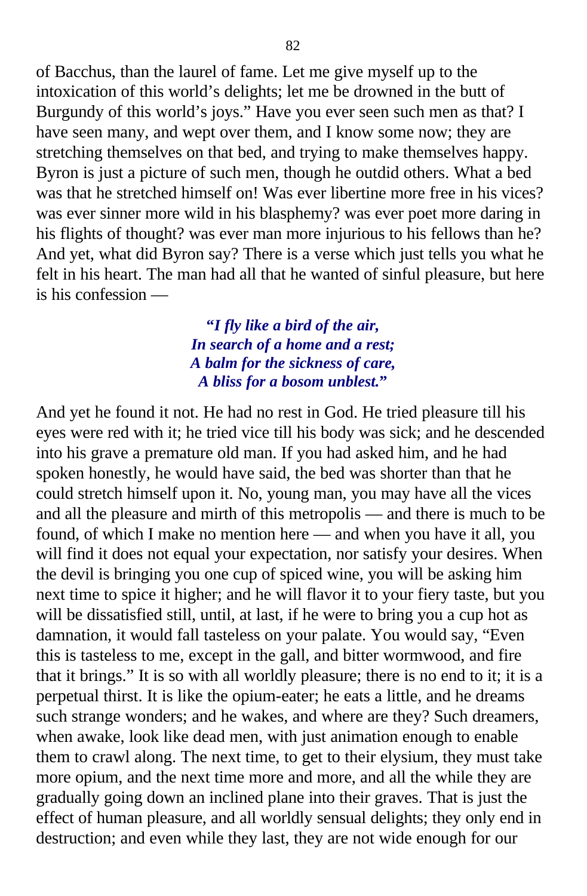of Bacchus, than the laurel of fame. Let me give myself up to the intoxication of this world's delights; let me be drowned in the butt of Burgundy of this world's joys." Have you ever seen such men as that? I have seen many, and wept over them, and I know some now; they are stretching themselves on that bed, and trying to make themselves happy. Byron is just a picture of such men, though he outdid others. What a bed was that he stretched himself on! Was ever libertine more free in his vices? was ever sinner more wild in his blasphemy? was ever poet more daring in his flights of thought? was ever man more injurious to his fellows than he? And yet, what did Byron say? There is a verse which just tells you what he felt in his heart. The man had all that he wanted of sinful pleasure, but here is his confession —

> ***"I fly like a bird of the air,***
> ***In search of a home and a rest;***
> ***A balm for the sickness of care,***
> ***A bliss for a bosom unblest."***

And yet he found it not. He had no rest in God. He tried pleasure till his eyes were red with it; he tried vice till his body was sick; and he descended into his grave a premature old man. If you had asked him, and he had spoken honestly, he would have said, the bed was shorter than that he could stretch himself upon it. No, young man, you may have all the vices and all the pleasure and mirth of this metropolis — and there is much to be found, of which I make no mention here — and when you have it all, you will find it does not equal your expectation, nor satisfy your desires. When the devil is bringing you one cup of spiced wine, you will be asking him next time to spice it higher; and he will flavor it to your fiery taste, but you will be dissatisfied still, until, at last, if he were to bring you a cup hot as damnation, it would fall tasteless on your palate. You would say, "Even this is tasteless to me, except in the gall, and bitter wormwood, and fire that it brings." It is so with all worldly pleasure; there is no end to it; it is a perpetual thirst. It is like the opium-eater; he eats a little, and he dreams such strange wonders; and he wakes, and where are they? Such dreamers, when awake, look like dead men, with just animation enough to enable them to crawl along. The next time, to get to their elysium, they must take more opium, and the next time more and more, and all the while they are gradually going down an inclined plane into their graves. That is just the effect of human pleasure, and all worldly sensual delights; they only end in destruction; and even while they last, they are not wide enough for our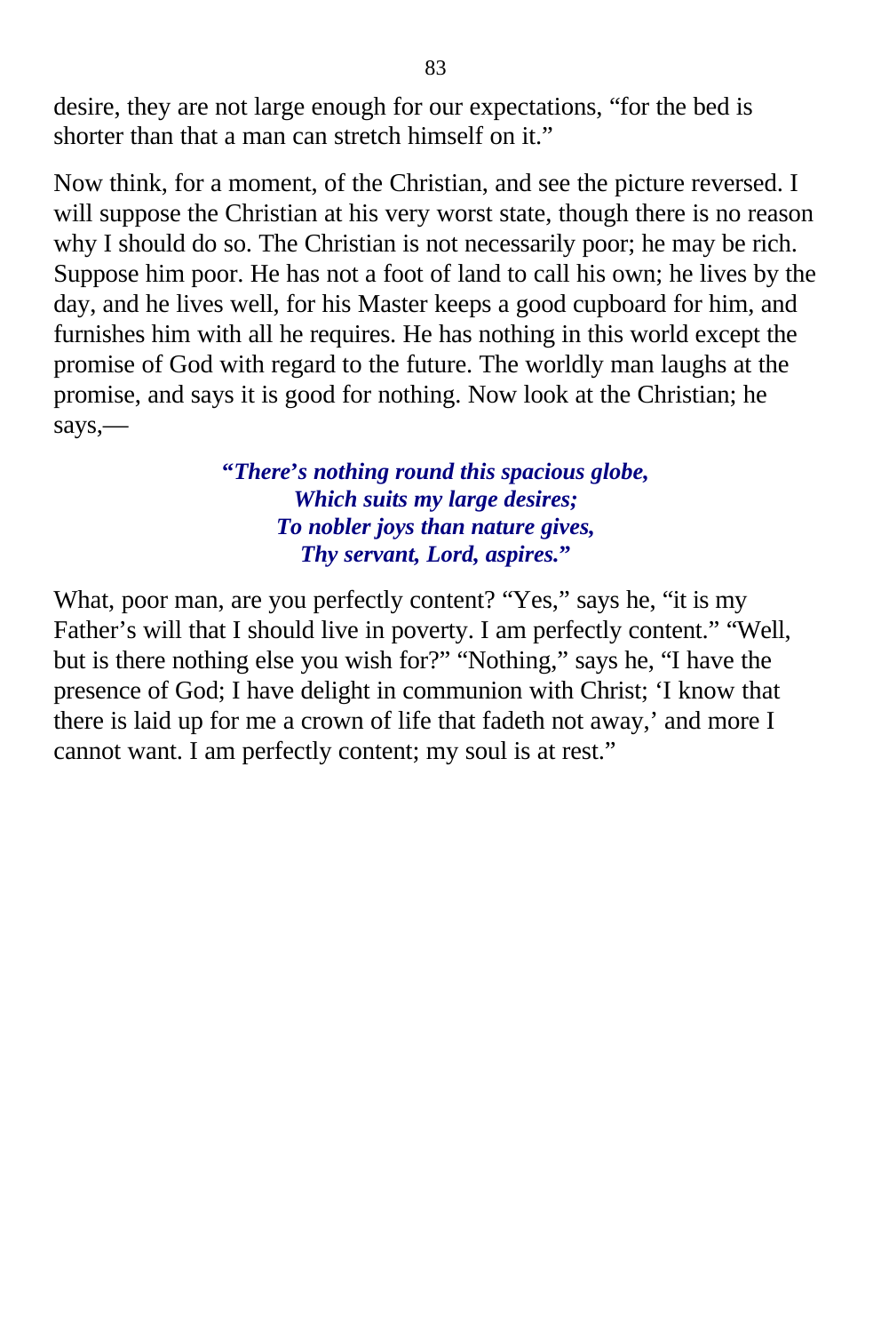desire, they are not large enough for our expectations, "for the bed is shorter than that a man can stretch himself on it."

Now think, for a moment, of the Christian, and see the picture reversed. I will suppose the Christian at his very worst state, though there is no reason why I should do so. The Christian is not necessarily poor; he may be rich. Suppose him poor. He has not a foot of land to call his own; he lives by the day, and he lives well, for his Master keeps a good cupboard for him, and furnishes him with all he requires. He has nothing in this world except the promise of God with regard to the future. The worldly man laughs at the promise, and says it is good for nothing. Now look at the Christian; he says,—

> ***"There's nothing round this spacious globe,***
> ***Which suits my large desires;***
> ***To nobler joys than nature gives,***
> ***Thy servant, Lord, aspires."***

What, poor man, are you perfectly content? "Yes," says he, "it is my Father's will that I should live in poverty. I am perfectly content." "Well, but is there nothing else you wish for?" "Nothing," says he, "I have the presence of God; I have delight in communion with Christ; 'I know that there is laid up for me a crown of life that fadeth not away,' and more I cannot want. I am perfectly content; my soul is at rest."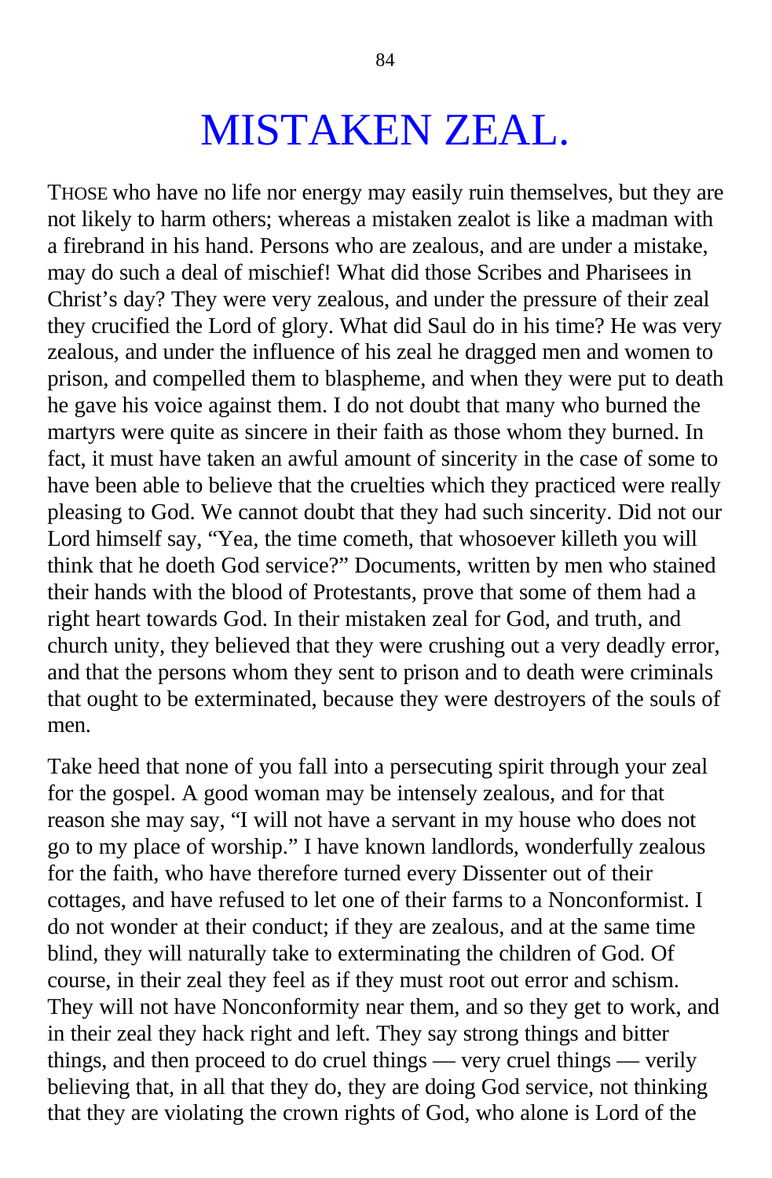# MISTAKEN ZEAL.

THOSE who have no life nor energy may easily ruin themselves, but they are not likely to harm others; whereas a mistaken zealot is like a madman with a firebrand in his hand. Persons who are zealous, and are under a mistake, may do such a deal of mischief! What did those Scribes and Pharisees in Christ's day? They were very zealous, and under the pressure of their zeal they crucified the Lord of glory. What did Saul do in his time? He was very zealous, and under the influence of his zeal he dragged men and women to prison, and compelled them to blaspheme, and when they were put to death he gave his voice against them. I do not doubt that many who burned the martyrs were quite as sincere in their faith as those whom they burned. In fact, it must have taken an awful amount of sincerity in the case of some to have been able to believe that the cruelties which they practiced were really pleasing to God. We cannot doubt that they had such sincerity. Did not our Lord himself say, "Yea, the time cometh, that whosoever killeth you will think that he doeth God service?" Documents, written by men who stained their hands with the blood of Protestants, prove that some of them had a right heart towards God. In their mistaken zeal for God, and truth, and church unity, they believed that they were crushing out a very deadly error, and that the persons whom they sent to prison and to death were criminals that ought to be exterminated, because they were destroyers of the souls of men.

Take heed that none of you fall into a persecuting spirit through your zeal for the gospel. A good woman may be intensely zealous, and for that reason she may say, "I will not have a servant in my house who does not go to my place of worship." I have known landlords, wonderfully zealous for the faith, who have therefore turned every Dissenter out of their cottages, and have refused to let one of their farms to a Nonconformist. I do not wonder at their conduct; if they are zealous, and at the same time blind, they will naturally take to exterminating the children of God. Of course, in their zeal they feel as if they must root out error and schism. They will not have Nonconformity near them, and so they get to work, and in their zeal they hack right and left. They say strong things and bitter things, and then proceed to do cruel things — very cruel things — verily believing that, in all that they do, they are doing God service, not thinking that they are violating the crown rights of God, who alone is Lord of the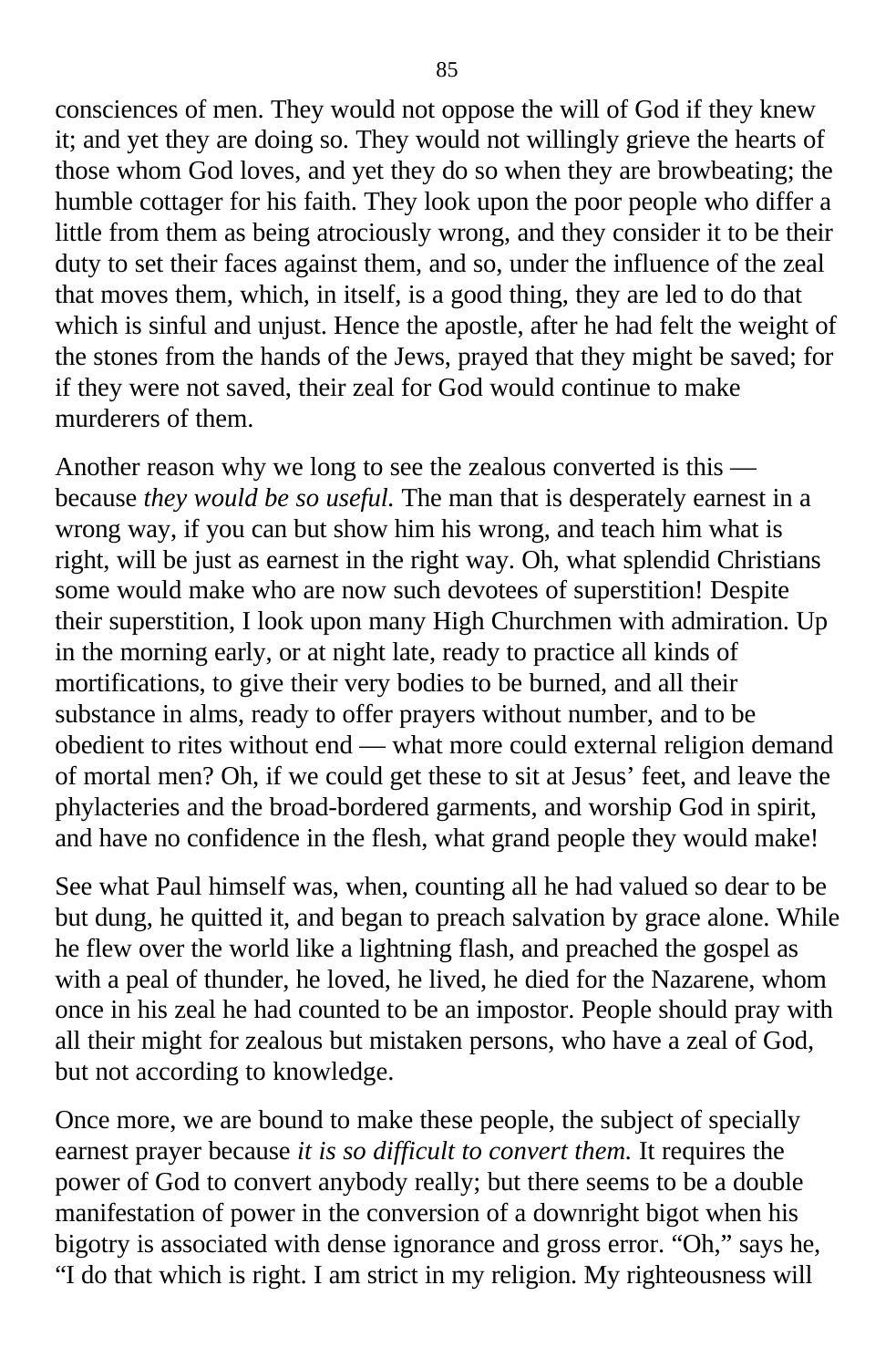consciences of men. They would not oppose the will of God if they knew it; and yet they are doing so. They would not willingly grieve the hearts of those whom God loves, and yet they do so when they are browbeating; the humble cottager for his faith. They look upon the poor people who differ a little from them as being atrociously wrong, and they consider it to be their duty to set their faces against them, and so, under the influence of the zeal that moves them, which, in itself, is a good thing, they are led to do that which is sinful and unjust. Hence the apostle, after he had felt the weight of the stones from the hands of the Jews, prayed that they might be saved; for if they were not saved, their zeal for God would continue to make murderers of them.

Another reason why we long to see the zealous converted is this — because *they would be so useful.* The man that is desperately earnest in a wrong way, if you can but show him his wrong, and teach him what is right, will be just as earnest in the right way. Oh, what splendid Christians some would make who are now such devotees of superstition! Despite their superstition, I look upon many High Churchmen with admiration. Up in the morning early, or at night late, ready to practice all kinds of mortifications, to give their very bodies to be burned, and all their substance in alms, ready to offer prayers without number, and to be obedient to rites without end — what more could external religion demand of mortal men? Oh, if we could get these to sit at Jesus' feet, and leave the phylacteries and the broad-bordered garments, and worship God in spirit, and have no confidence in the flesh, what grand people they would make!

See what Paul himself was, when, counting all he had valued so dear to be but dung, he quitted it, and began to preach salvation by grace alone. While he flew over the world like a lightning flash, and preached the gospel as with a peal of thunder, he loved, he lived, he died for the Nazarene, whom once in his zeal he had counted to be an impostor. People should pray with all their might for zealous but mistaken persons, who have a zeal of God, but not according to knowledge.

Once more, we are bound to make these people, the subject of specially earnest prayer because *it is so difficult to convert them.* It requires the power of God to convert anybody really; but there seems to be a double manifestation of power in the conversion of a downright bigot when his bigotry is associated with dense ignorance and gross error. "Oh," says he, "I do that which is right. I am strict in my religion. My righteousness will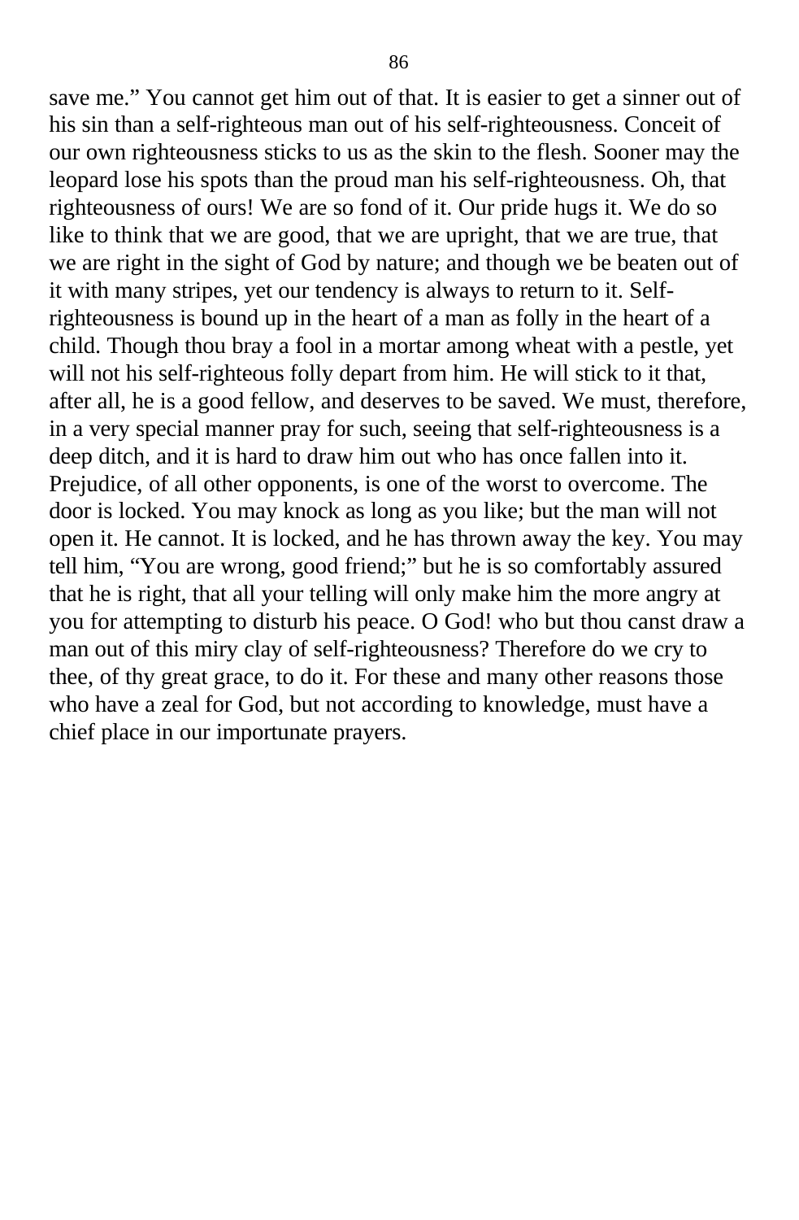save me.” You cannot get him out of that. It is easier to get a sinner out of his sin than a self-righteous man out of his self-righteousness. Conceit of our own righteousness sticks to us as the skin to the flesh. Sooner may the leopard lose his spots than the proud man his self-righteousness. Oh, that righteousness of ours! We are so fond of it. Our pride hugs it. We do so like to think that we are good, that we are upright, that we are true, that we are right in the sight of God by nature; and though we be beaten out of it with many stripes, yet our tendency is always to return to it. Self-righteousness is bound up in the heart of a man as folly in the heart of a child. Though thou bray a fool in a mortar among wheat with a pestle, yet will not his self-righteous folly depart from him. He will stick to it that, after all, he is a good fellow, and deserves to be saved. We must, therefore, in a very special manner pray for such, seeing that self-righteousness is a deep ditch, and it is hard to draw him out who has once fallen into it. Prejudice, of all other opponents, is one of the worst to overcome. The door is locked. You may knock as long as you like; but the man will not open it. He cannot. It is locked, and he has thrown away the key. You may tell him, “You are wrong, good friend;” but he is so comfortably assured that he is right, that all your telling will only make him the more angry at you for attempting to disturb his peace. O God! who but thou canst draw a man out of this miry clay of self-righteousness? Therefore do we cry to thee, of thy great grace, to do it. For these and many other reasons those who have a zeal for God, but not according to knowledge, must have a chief place in our importunate prayers.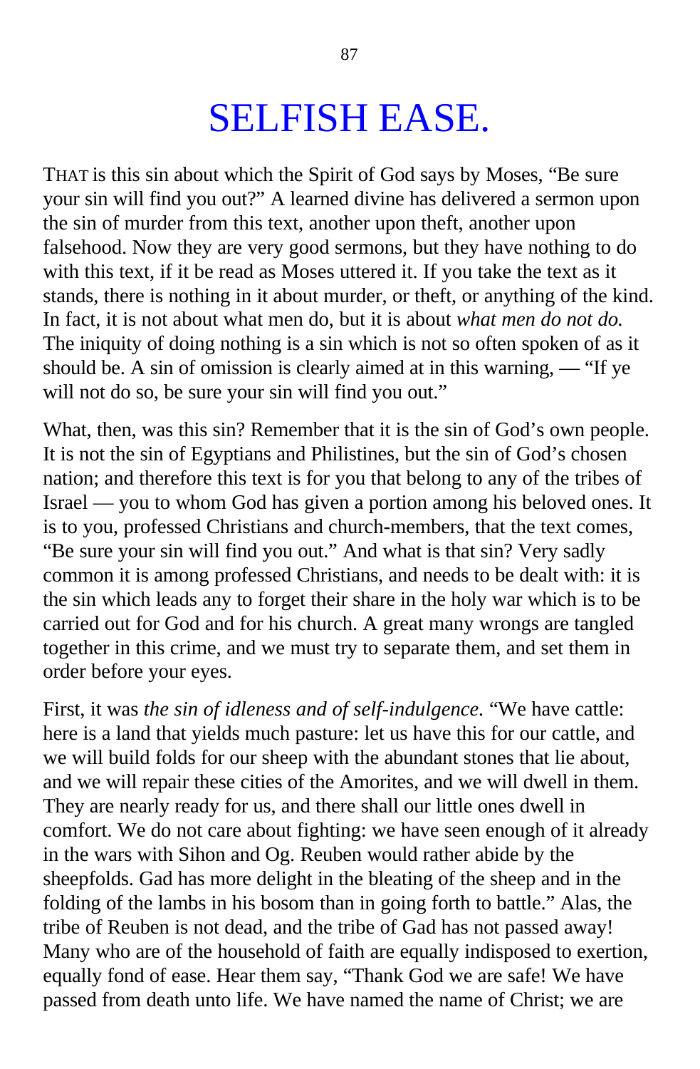# SELFISH EASE.

THAT is this sin about which the Spirit of God says by Moses, "Be sure your sin will find you out?" A learned divine has delivered a sermon upon the sin of murder from this text, another upon theft, another upon falsehood. Now they are very good sermons, but they have nothing to do with this text, if it be read as Moses uttered it. If you take the text as it stands, there is nothing in it about murder, or theft, or anything of the kind. In fact, it is not about what men do, but it is about *what men do not do.* The iniquity of doing nothing is a sin which is not so often spoken of as it should be. A sin of omission is clearly aimed at in this warning, — "If ye will not do so, be sure your sin will find you out."

What, then, was this sin? Remember that it is the sin of God's own people. It is not the sin of Egyptians and Philistines, but the sin of God's chosen nation; and therefore this text is for you that belong to any of the tribes of Israel — you to whom God has given a portion among his beloved ones. It is to you, professed Christians and church-members, that the text comes, "Be sure your sin will find you out." And what is that sin? Very sadly common it is among professed Christians, and needs to be dealt with: it is the sin which leads any to forget their share in the holy war which is to be carried out for God and for his church. A great many wrongs are tangled together in this crime, and we must try to separate them, and set them in order before your eyes.

First, it was *the sin of idleness and of self-indulgence.* "We have cattle: here is a land that yields much pasture: let us have this for our cattle, and we will build folds for our sheep with the abundant stones that lie about, and we will repair these cities of the Amorites, and we will dwell in them. They are nearly ready for us, and there shall our little ones dwell in comfort. We do not care about fighting: we have seen enough of it already in the wars with Sihon and Og. Reuben would rather abide by the sheepfolds. Gad has more delight in the bleating of the sheep and in the folding of the lambs in his bosom than in going forth to battle." Alas, the tribe of Reuben is not dead, and the tribe of Gad has not passed away! Many who are of the household of faith are equally indisposed to exertion, equally fond of ease. Hear them say, "Thank God we are safe! We have passed from death unto life. We have named the name of Christ; we are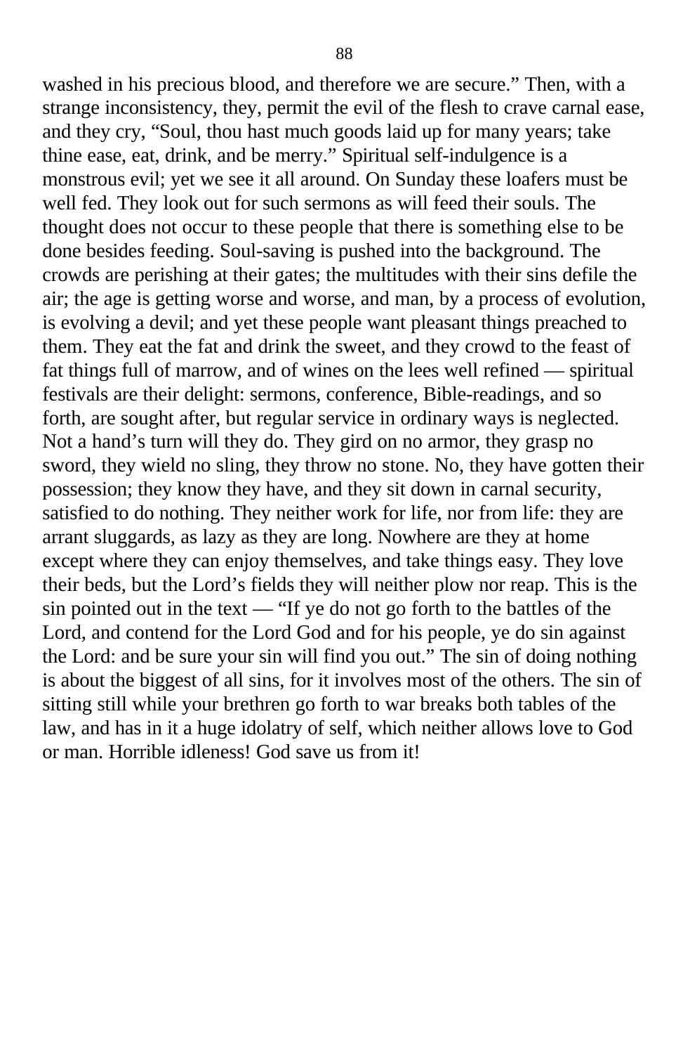washed in his precious blood, and therefore we are secure.” Then, with a strange inconsistency, they, permit the evil of the flesh to crave carnal ease, and they cry, “Soul, thou hast much goods laid up for many years; take thine ease, eat, drink, and be merry.” Spiritual self-indulgence is a monstrous evil; yet we see it all around. On Sunday these loafers must be well fed. They look out for such sermons as will feed their souls. The thought does not occur to these people that there is something else to be done besides feeding. Soul-saving is pushed into the background. The crowds are perishing at their gates; the multitudes with their sins defile the air; the age is getting worse and worse, and man, by a process of evolution, is evolving a devil; and yet these people want pleasant things preached to them. They eat the fat and drink the sweet, and they crowd to the feast of fat things full of marrow, and of wines on the lees well refined — spiritual festivals are their delight: sermons, conference, Bible-readings, and so forth, are sought after, but regular service in ordinary ways is neglected. Not a hand’s turn will they do. They gird on no armor, they grasp no sword, they wield no sling, they throw no stone. No, they have gotten their possession; they know they have, and they sit down in carnal security, satisfied to do nothing. They neither work for life, nor from life: they are arrant sluggards, as lazy as they are long. Nowhere are they at home except where they can enjoy themselves, and take things easy. They love their beds, but the Lord’s fields they will neither plow nor reap. This is the sin pointed out in the text — “If ye do not go forth to the battles of the Lord, and contend for the Lord God and for his people, ye do sin against the Lord: and be sure your sin will find you out.” The sin of doing nothing is about the biggest of all sins, for it involves most of the others. The sin of sitting still while your brethren go forth to war breaks both tables of the law, and has in it a huge idolatry of self, which neither allows love to God or man. Horrible idleness! God save us from it!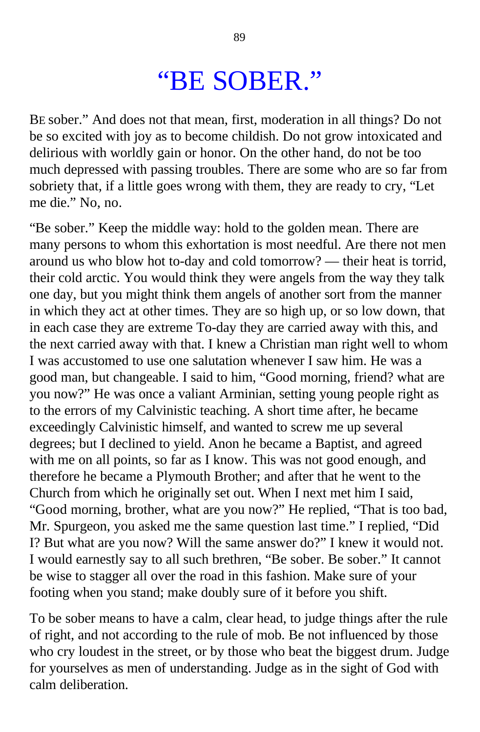# “BE SOBER.”

BE sober.” And does not that mean, first, moderation in all things? Do not be so excited with joy as to become childish. Do not grow intoxicated and delirious with worldly gain or honor. On the other hand, do not be too much depressed with passing troubles. There are some who are so far from sobriety that, if a little goes wrong with them, they are ready to cry, “Let me die.” No, no.

“Be sober.” Keep the middle way: hold to the golden mean. There are many persons to whom this exhortation is most needful. Are there not men around us who blow hot to-day and cold tomorrow? — their heat is torrid, their cold arctic. You would think they were angels from the way they talk one day, but you might think them angels of another sort from the manner in which they act at other times. They are so high up, or so low down, that in each case they are extreme To-day they are carried away with this, and the next carried away with that. I knew a Christian man right well to whom I was accustomed to use one salutation whenever I saw him. He was a good man, but changeable. I said to him, “Good morning, friend? what are you now?” He was once a valiant Arminian, setting young people right as to the errors of my Calvinistic teaching. A short time after, he became exceedingly Calvinistic himself, and wanted to screw me up several degrees; but I declined to yield. Anon he became a Baptist, and agreed with me on all points, so far as I know. This was not good enough, and therefore he became a Plymouth Brother; and after that he went to the Church from which he originally set out. When I next met him I said, “Good morning, brother, what are you now?” He replied, “That is too bad, Mr. Spurgeon, you asked me the same question last time.” I replied, “Did I? But what are you now? Will the same answer do?” I knew it would not. I would earnestly say to all such brethren, “Be sober. Be sober.” It cannot be wise to stagger all over the road in this fashion. Make sure of your footing when you stand; make doubly sure of it before you shift.

To be sober means to have a calm, clear head, to judge things after the rule of right, and not according to the rule of mob. Be not influenced by those who cry loudest in the street, or by those who beat the biggest drum. Judge for yourselves as men of understanding. Judge as in the sight of God with calm deliberation.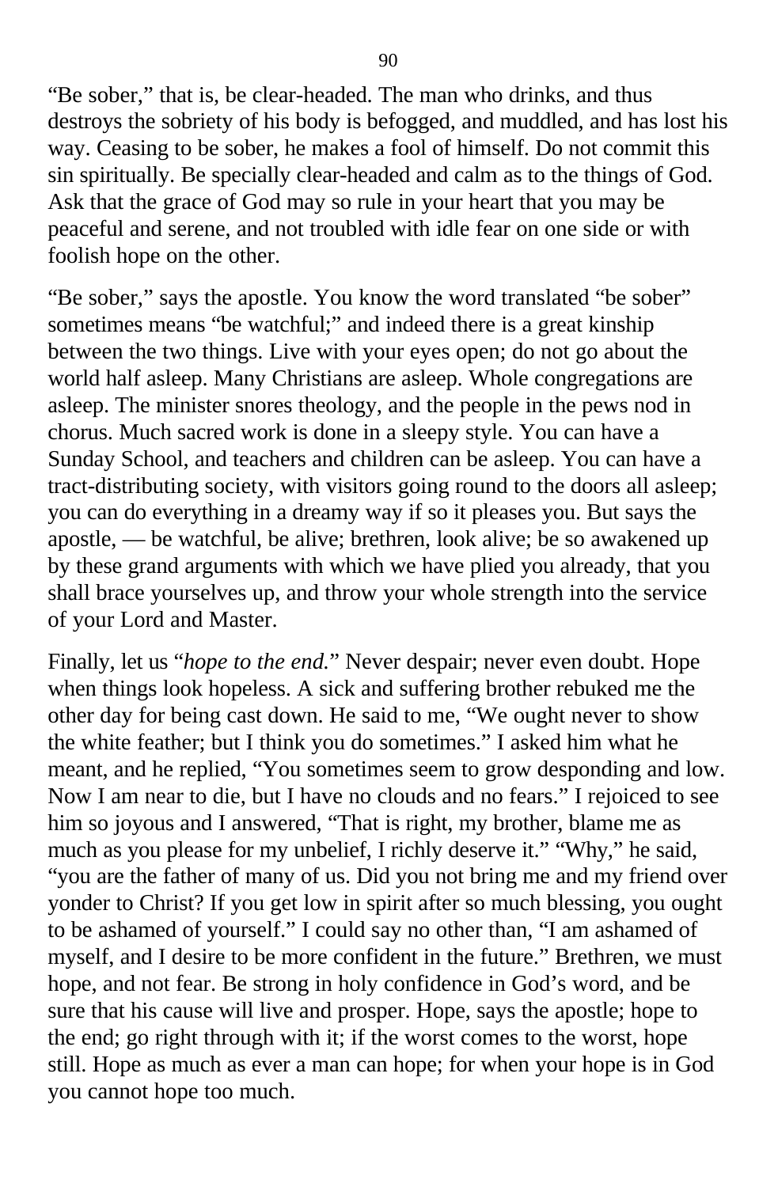"Be sober," that is, be clear-headed. The man who drinks, and thus destroys the sobriety of his body is befogged, and muddled, and has lost his way. Ceasing to be sober, he makes a fool of himself. Do not commit this sin spiritually. Be specially clear-headed and calm as to the things of God. Ask that the grace of God may so rule in your heart that you may be peaceful and serene, and not troubled with idle fear on one side or with foolish hope on the other.

"Be sober," says the apostle. You know the word translated "be sober" sometimes means "be watchful;" and indeed there is a great kinship between the two things. Live with your eyes open; do not go about the world half asleep. Many Christians are asleep. Whole congregations are asleep. The minister snores theology, and the people in the pews nod in chorus. Much sacred work is done in a sleepy style. You can have a Sunday School, and teachers and children can be asleep. You can have a tract-distributing society, with visitors going round to the doors all asleep; you can do everything in a dreamy way if so it pleases you. But says the apostle, — be watchful, be alive; brethren, look alive; be so awakened up by these grand arguments with which we have plied you already, that you shall brace yourselves up, and throw your whole strength into the service of your Lord and Master.

Finally, let us "*hope to the end.*" Never despair; never even doubt. Hope when things look hopeless. A sick and suffering brother rebuked me the other day for being cast down. He said to me, "We ought never to show the white feather; but I think you do sometimes." I asked him what he meant, and he replied, "You sometimes seem to grow desponding and low. Now I am near to die, but I have no clouds and no fears." I rejoiced to see him so joyous and I answered, "That is right, my brother, blame me as much as you please for my unbelief, I richly deserve it." "Why," he said, "you are the father of many of us. Did you not bring me and my friend over yonder to Christ? If you get low in spirit after so much blessing, you ought to be ashamed of yourself." I could say no other than, "I am ashamed of myself, and I desire to be more confident in the future." Brethren, we must hope, and not fear. Be strong in holy confidence in God's word, and be sure that his cause will live and prosper. Hope, says the apostle; hope to the end; go right through with it; if the worst comes to the worst, hope still. Hope as much as ever a man can hope; for when your hope is in God you cannot hope too much.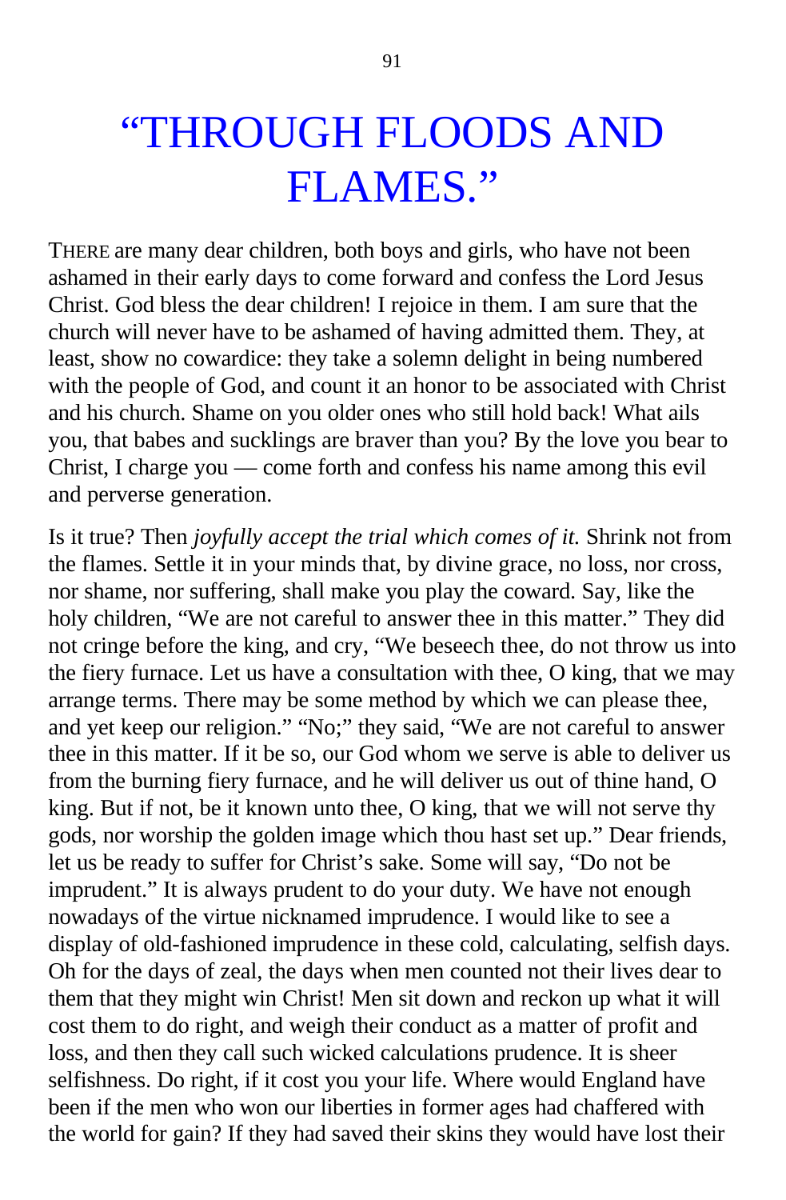# "THROUGH FLOODS AND FLAMES."

THERE are many dear children, both boys and girls, who have not been ashamed in their early days to come forward and confess the Lord Jesus Christ. God bless the dear children! I rejoice in them. I am sure that the church will never have to be ashamed of having admitted them. They, at least, show no cowardice: they take a solemn delight in being numbered with the people of God, and count it an honor to be associated with Christ and his church. Shame on you older ones who still hold back! What ails you, that babes and sucklings are braver than you? By the love you bear to Christ, I charge you — come forth and confess his name among this evil and perverse generation.

Is it true? Then *joyfully accept the trial which comes of it.* Shrink not from the flames. Settle it in your minds that, by divine grace, no loss, nor cross, nor shame, nor suffering, shall make you play the coward. Say, like the holy children, "We are not careful to answer thee in this matter." They did not cringe before the king, and cry, "We beseech thee, do not throw us into the fiery furnace. Let us have a consultation with thee, O king, that we may arrange terms. There may be some method by which we can please thee, and yet keep our religion." "No;" they said, "We are not careful to answer thee in this matter. If it be so, our God whom we serve is able to deliver us from the burning fiery furnace, and he will deliver us out of thine hand, O king. But if not, be it known unto thee, O king, that we will not serve thy gods, nor worship the golden image which thou hast set up." Dear friends, let us be ready to suffer for Christ's sake. Some will say, "Do not be imprudent." It is always prudent to do your duty. We have not enough nowadays of the virtue nicknamed imprudence. I would like to see a display of old-fashioned imprudence in these cold, calculating, selfish days. Oh for the days of zeal, the days when men counted not their lives dear to them that they might win Christ! Men sit down and reckon up what it will cost them to do right, and weigh their conduct as a matter of profit and loss, and then they call such wicked calculations prudence. It is sheer selfishness. Do right, if it cost you your life. Where would England have been if the men who won our liberties in former ages had chaffered with the world for gain? If they had saved their skins they would have lost their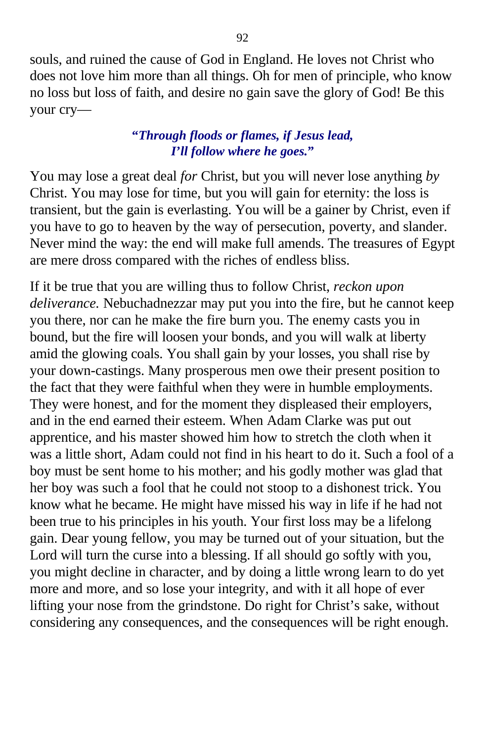souls, and ruined the cause of God in England. He loves not Christ who does not love him more than all things. Oh for men of principle, who know no loss but loss of faith, and desire no gain save the glory of God! Be this your cry—

> ***"Through floods or flames, if Jesus lead,***
> ***I'll follow where he goes."***

You may lose a great deal *for* Christ, but you will never lose anything *by* Christ. You may lose for time, but you will gain for eternity: the loss is transient, but the gain is everlasting. You will be a gainer by Christ, even if you have to go to heaven by the way of persecution, poverty, and slander. Never mind the way: the end will make full amends. The treasures of Egypt are mere dross compared with the riches of endless bliss.

If it be true that you are willing thus to follow Christ, *reckon upon deliverance.* Nebuchadnezzar may put you into the fire, but he cannot keep you there, nor can he make the fire burn you. The enemy casts you in bound, but the fire will loosen your bonds, and you will walk at liberty amid the glowing coals. You shall gain by your losses, you shall rise by your down-castings. Many prosperous men owe their present position to the fact that they were faithful when they were in humble employments. They were honest, and for the moment they displeased their employers, and in the end earned their esteem. When Adam Clarke was put out apprentice, and his master showed him how to stretch the cloth when it was a little short, Adam could not find in his heart to do it. Such a fool of a boy must be sent home to his mother; and his godly mother was glad that her boy was such a fool that he could not stoop to a dishonest trick. You know what he became. He might have missed his way in life if he had not been true to his principles in his youth. Your first loss may be a lifelong gain. Dear young fellow, you may be turned out of your situation, but the Lord will turn the curse into a blessing. If all should go softly with you, you might decline in character, and by doing a little wrong learn to do yet more and more, and so lose your integrity, and with it all hope of ever lifting your nose from the grindstone. Do right for Christ's sake, without considering any consequences, and the consequences will be right enough.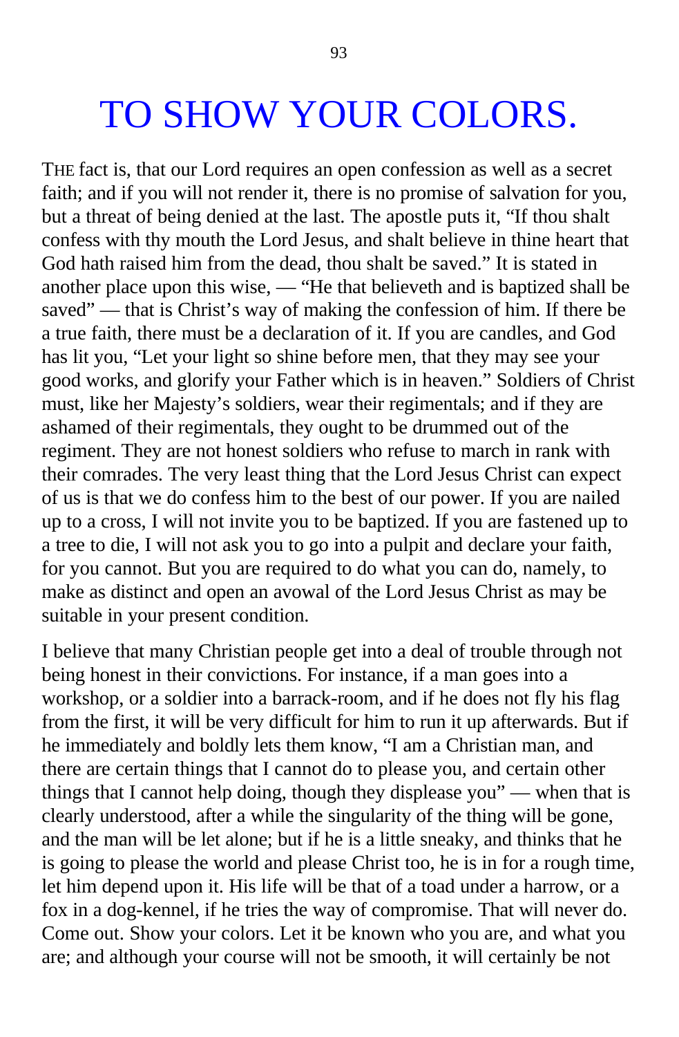# TO SHOW YOUR COLORS.

THE fact is, that our Lord requires an open confession as well as a secret faith; and if you will not render it, there is no promise of salvation for you, but a threat of being denied at the last. The apostle puts it, "If thou shalt confess with thy mouth the Lord Jesus, and shalt believe in thine heart that God hath raised him from the dead, thou shalt be saved." It is stated in another place upon this wise, — "He that believeth and is baptized shall be saved" — that is Christ's way of making the confession of him. If there be a true faith, there must be a declaration of it. If you are candles, and God has lit you, "Let your light so shine before men, that they may see your good works, and glorify your Father which is in heaven." Soldiers of Christ must, like her Majesty's soldiers, wear their regimentals; and if they are ashamed of their regimentals, they ought to be drummed out of the regiment. They are not honest soldiers who refuse to march in rank with their comrades. The very least thing that the Lord Jesus Christ can expect of us is that we do confess him to the best of our power. If you are nailed up to a cross, I will not invite you to be baptized. If you are fastened up to a tree to die, I will not ask you to go into a pulpit and declare your faith, for you cannot. But you are required to do what you can do, namely, to make as distinct and open an avowal of the Lord Jesus Christ as may be suitable in your present condition.

I believe that many Christian people get into a deal of trouble through not being honest in their convictions. For instance, if a man goes into a workshop, or a soldier into a barrack-room, and if he does not fly his flag from the first, it will be very difficult for him to run it up afterwards. But if he immediately and boldly lets them know, "I am a Christian man, and there are certain things that I cannot do to please you, and certain other things that I cannot help doing, though they displease you" — when that is clearly understood, after a while the singularity of the thing will be gone, and the man will be let alone; but if he is a little sneaky, and thinks that he is going to please the world and please Christ too, he is in for a rough time, let him depend upon it. His life will be that of a toad under a harrow, or a fox in a dog-kennel, if he tries the way of compromise. That will never do. Come out. Show your colors. Let it be known who you are, and what you are; and although your course will not be smooth, it will certainly be not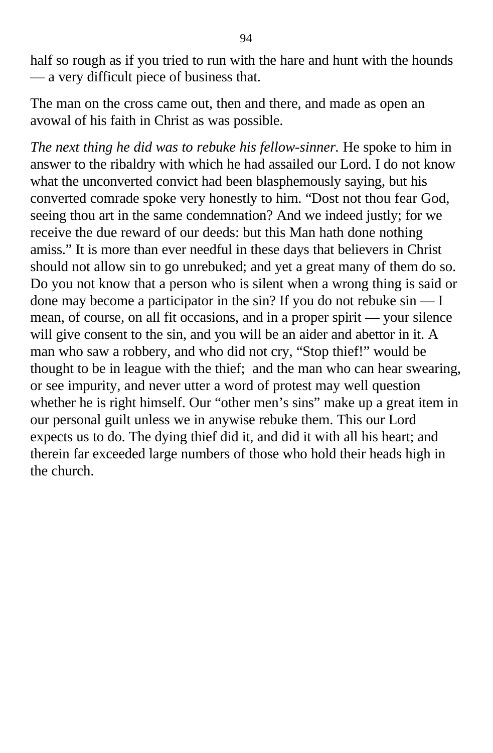half so rough as if you tried to run with the hare and hunt with the hounds — a very difficult piece of business that.

The man on the cross came out, then and there, and made as open an avowal of his faith in Christ as was possible.

*The next thing he did was to rebuke his fellow-sinner.* He spoke to him in answer to the ribaldry with which he had assailed our Lord. I do not know what the unconverted convict had been blasphemously saying, but his converted comrade spoke very honestly to him. “Dost not thou fear God, seeing thou art in the same condemnation? And we indeed justly; for we receive the due reward of our deeds: but this Man hath done nothing amiss.” It is more than ever needful in these days that believers in Christ should not allow sin to go unrebuked; and yet a great many of them do so. Do you not know that a person who is silent when a wrong thing is said or done may become a participator in the sin? If you do not rebuke sin — I mean, of course, on all fit occasions, and in a proper spirit — your silence will give consent to the sin, and you will be an aider and abettor in it. A man who saw a robbery, and who did not cry, “Stop thief!” would be thought to be in league with the thief; and the man who can hear swearing, or see impurity, and never utter a word of protest may well question whether he is right himself. Our “other men’s sins” make up a great item in our personal guilt unless we in anywise rebuke them. This our Lord expects us to do. The dying thief did it, and did it with all his heart; and therein far exceeded large numbers of those who hold their heads high in the church.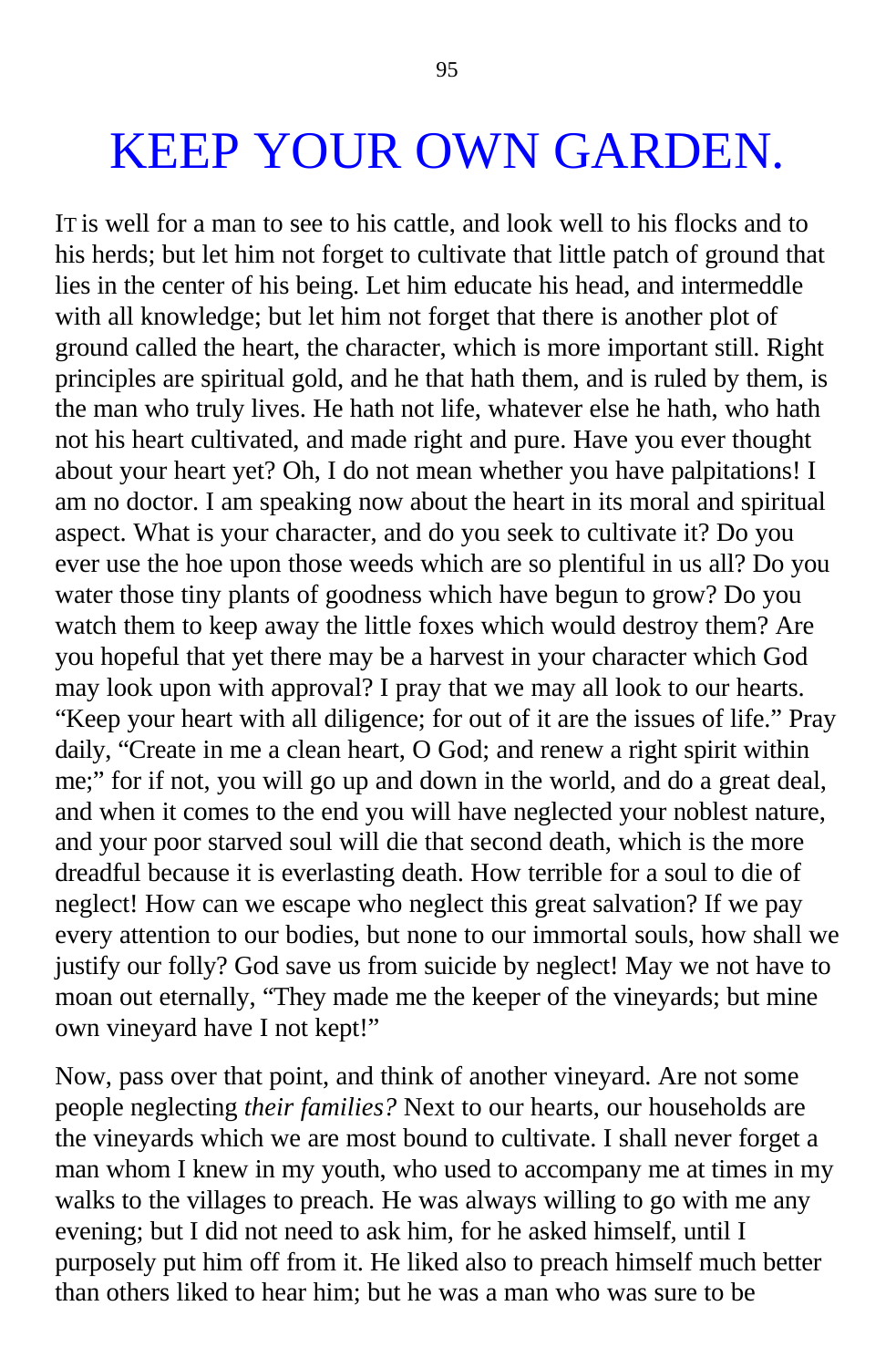# KEEP YOUR OWN GARDEN.

IT is well for a man to see to his cattle, and look well to his flocks and to his herds; but let him not forget to cultivate that little patch of ground that lies in the center of his being. Let him educate his head, and intermeddle with all knowledge; but let him not forget that there is another plot of ground called the heart, the character, which is more important still. Right principles are spiritual gold, and he that hath them, and is ruled by them, is the man who truly lives. He hath not life, whatever else he hath, who hath not his heart cultivated, and made right and pure. Have you ever thought about your heart yet? Oh, I do not mean whether you have palpitations! I am no doctor. I am speaking now about the heart in its moral and spiritual aspect. What is your character, and do you seek to cultivate it? Do you ever use the hoe upon those weeds which are so plentiful in us all? Do you water those tiny plants of goodness which have begun to grow? Do you watch them to keep away the little foxes which would destroy them? Are you hopeful that yet there may be a harvest in your character which God may look upon with approval? I pray that we may all look to our hearts. "Keep your heart with all diligence; for out of it are the issues of life." Pray daily, "Create in me a clean heart, O God; and renew a right spirit within me;" for if not, you will go up and down in the world, and do a great deal, and when it comes to the end you will have neglected your noblest nature, and your poor starved soul will die that second death, which is the more dreadful because it is everlasting death. How terrible for a soul to die of neglect! How can we escape who neglect this great salvation? If we pay every attention to our bodies, but none to our immortal souls, how shall we justify our folly? God save us from suicide by neglect! May we not have to moan out eternally, "They made me the keeper of the vineyards; but mine own vineyard have I not kept!"

Now, pass over that point, and think of another vineyard. Are not some people neglecting *their families?* Next to our hearts, our households are the vineyards which we are most bound to cultivate. I shall never forget a man whom I knew in my youth, who used to accompany me at times in my walks to the villages to preach. He was always willing to go with me any evening; but I did not need to ask him, for he asked himself, until I purposely put him off from it. He liked also to preach himself much better than others liked to hear him; but he was a man who was sure to be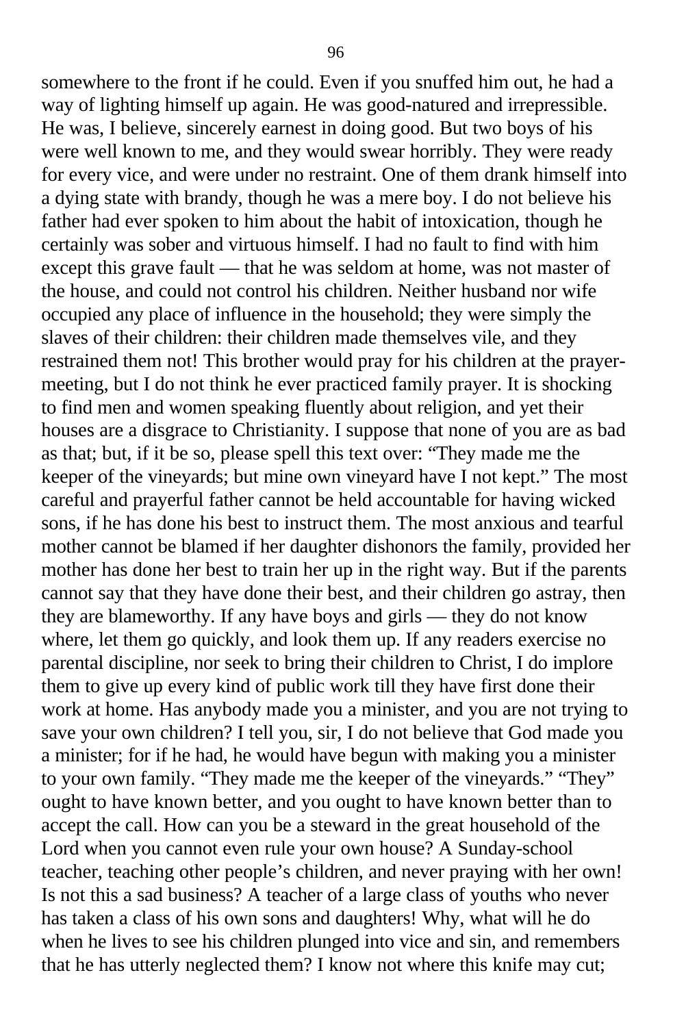somewhere to the front if he could. Even if you snuffed him out, he had a way of lighting himself up again. He was good-natured and irrepressible. He was, I believe, sincerely earnest in doing good. But two boys of his were well known to me, and they would swear horribly. They were ready for every vice, and were under no restraint. One of them drank himself into a dying state with brandy, though he was a mere boy. I do not believe his father had ever spoken to him about the habit of intoxication, though he certainly was sober and virtuous himself. I had no fault to find with him except this grave fault — that he was seldom at home, was not master of the house, and could not control his children. Neither husband nor wife occupied any place of influence in the household; they were simply the slaves of their children: their children made themselves vile, and they restrained them not! This brother would pray for his children at the prayer-meeting, but I do not think he ever practiced family prayer. It is shocking to find men and women speaking fluently about religion, and yet their houses are a disgrace to Christianity. I suppose that none of you are as bad as that; but, if it be so, please spell this text over: "They made me the keeper of the vineyards; but mine own vineyard have I not kept." The most careful and prayerful father cannot be held accountable for having wicked sons, if he has done his best to instruct them. The most anxious and tearful mother cannot be blamed if her daughter dishonors the family, provided her mother has done her best to train her up in the right way. But if the parents cannot say that they have done their best, and their children go astray, then they are blameworthy. If any have boys and girls — they do not know where, let them go quickly, and look them up. If any readers exercise no parental discipline, nor seek to bring their children to Christ, I do implore them to give up every kind of public work till they have first done their work at home. Has anybody made you a minister, and you are not trying to save your own children? I tell you, sir, I do not believe that God made you a minister; for if he had, he would have begun with making you a minister to your own family. "They made me the keeper of the vineyards." "They" ought to have known better, and you ought to have known better than to accept the call. How can you be a steward in the great household of the Lord when you cannot even rule your own house? A Sunday-school teacher, teaching other people's children, and never praying with her own! Is not this a sad business? A teacher of a large class of youths who never has taken a class of his own sons and daughters! Why, what will he do when he lives to see his children plunged into vice and sin, and remembers that he has utterly neglected them? I know not where this knife may cut;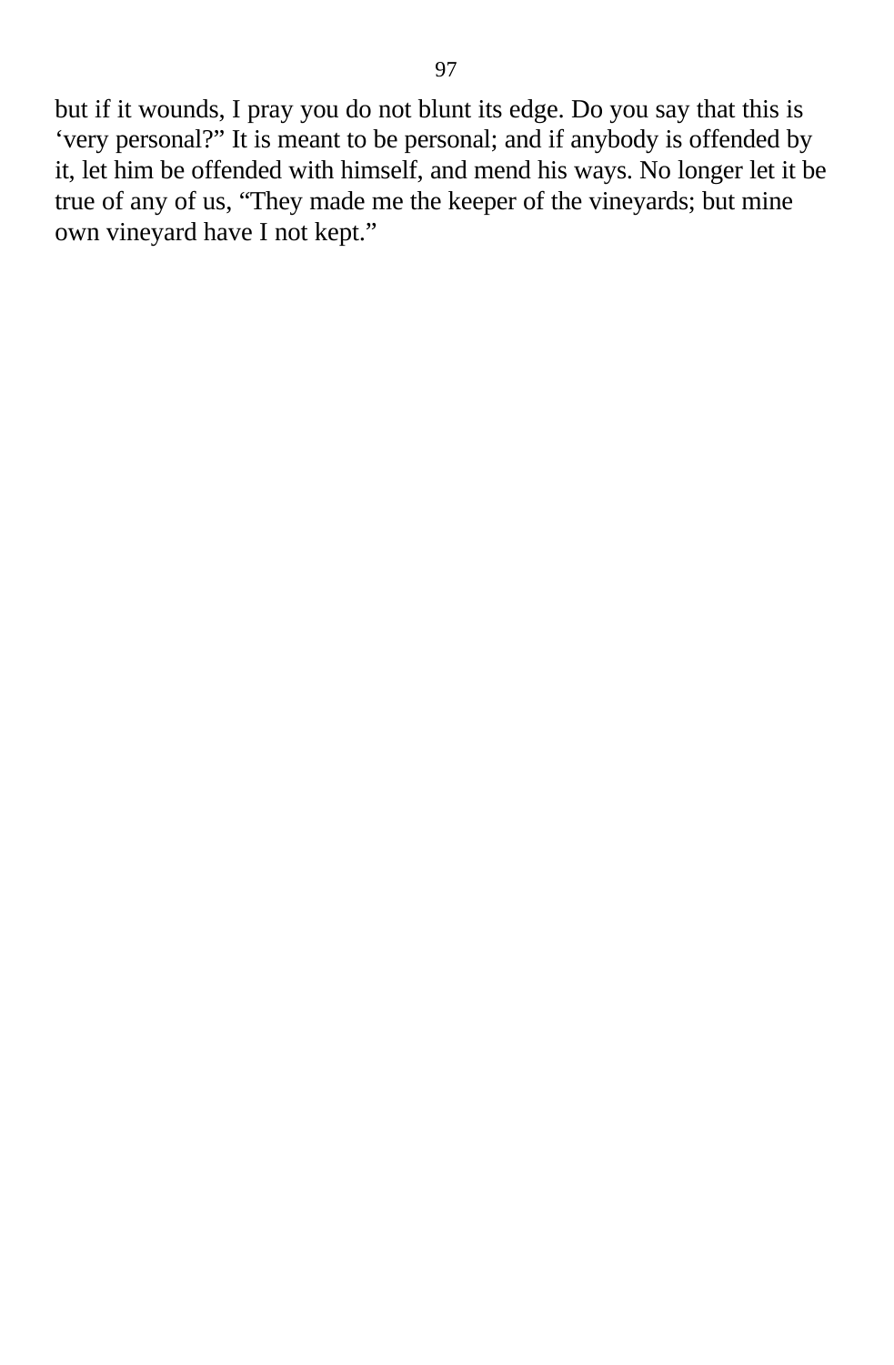but if it wounds, I pray you do not blunt its edge. Do you say that this is ‘very personal?” It is meant to be personal; and if anybody is offended by it, let him be offended with himself, and mend his ways. No longer let it be true of any of us, “They made me the keeper of the vineyards; but mine own vineyard have I not kept.”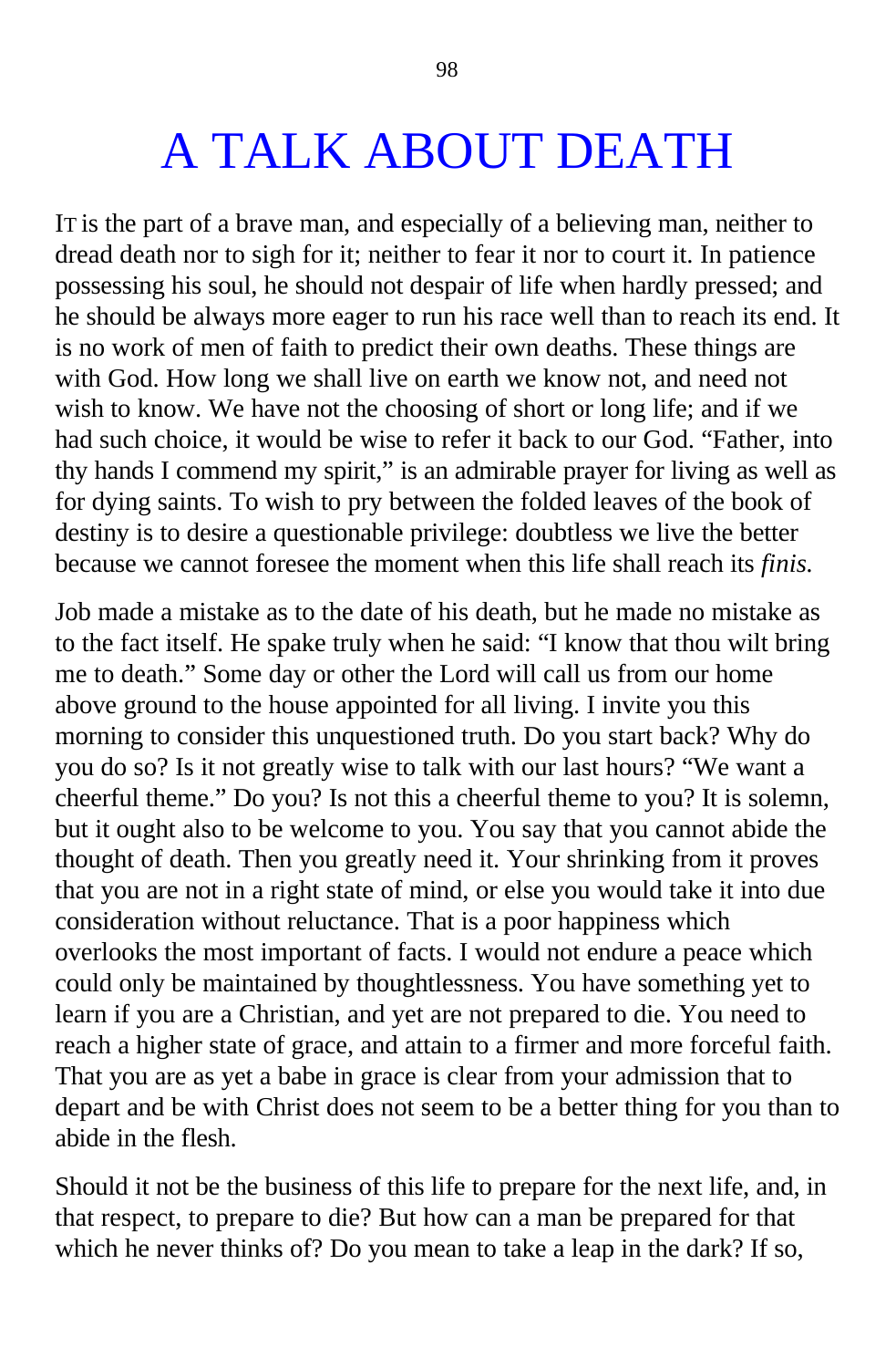# A TALK ABOUT DEATH

IT is the part of a brave man, and especially of a believing man, neither to dread death nor to sigh for it; neither to fear it nor to court it. In patience possessing his soul, he should not despair of life when hardly pressed; and he should be always more eager to run his race well than to reach its end. It is no work of men of faith to predict their own deaths. These things are with God. How long we shall live on earth we know not, and need not wish to know. We have not the choosing of short or long life; and if we had such choice, it would be wise to refer it back to our God. "Father, into thy hands I commend my spirit," is an admirable prayer for living as well as for dying saints. To wish to pry between the folded leaves of the book of destiny is to desire a questionable privilege: doubtless we live the better because we cannot foresee the moment when this life shall reach its *finis.*

Job made a mistake as to the date of his death, but he made no mistake as to the fact itself. He spake truly when he said: "I know that thou wilt bring me to death." Some day or other the Lord will call us from our home above ground to the house appointed for all living. I invite you this morning to consider this unquestioned truth. Do you start back? Why do you do so? Is it not greatly wise to talk with our last hours? "We want a cheerful theme." Do you? Is not this a cheerful theme to you? It is solemn, but it ought also to be welcome to you. You say that you cannot abide the thought of death. Then you greatly need it. Your shrinking from it proves that you are not in a right state of mind, or else you would take it into due consideration without reluctance. That is a poor happiness which overlooks the most important of facts. I would not endure a peace which could only be maintained by thoughtlessness. You have something yet to learn if you are a Christian, and yet are not prepared to die. You need to reach a higher state of grace, and attain to a firmer and more forceful faith. That you are as yet a babe in grace is clear from your admission that to depart and be with Christ does not seem to be a better thing for you than to abide in the flesh.

Should it not be the business of this life to prepare for the next life, and, in that respect, to prepare to die? But how can a man be prepared for that which he never thinks of? Do you mean to take a leap in the dark? If so,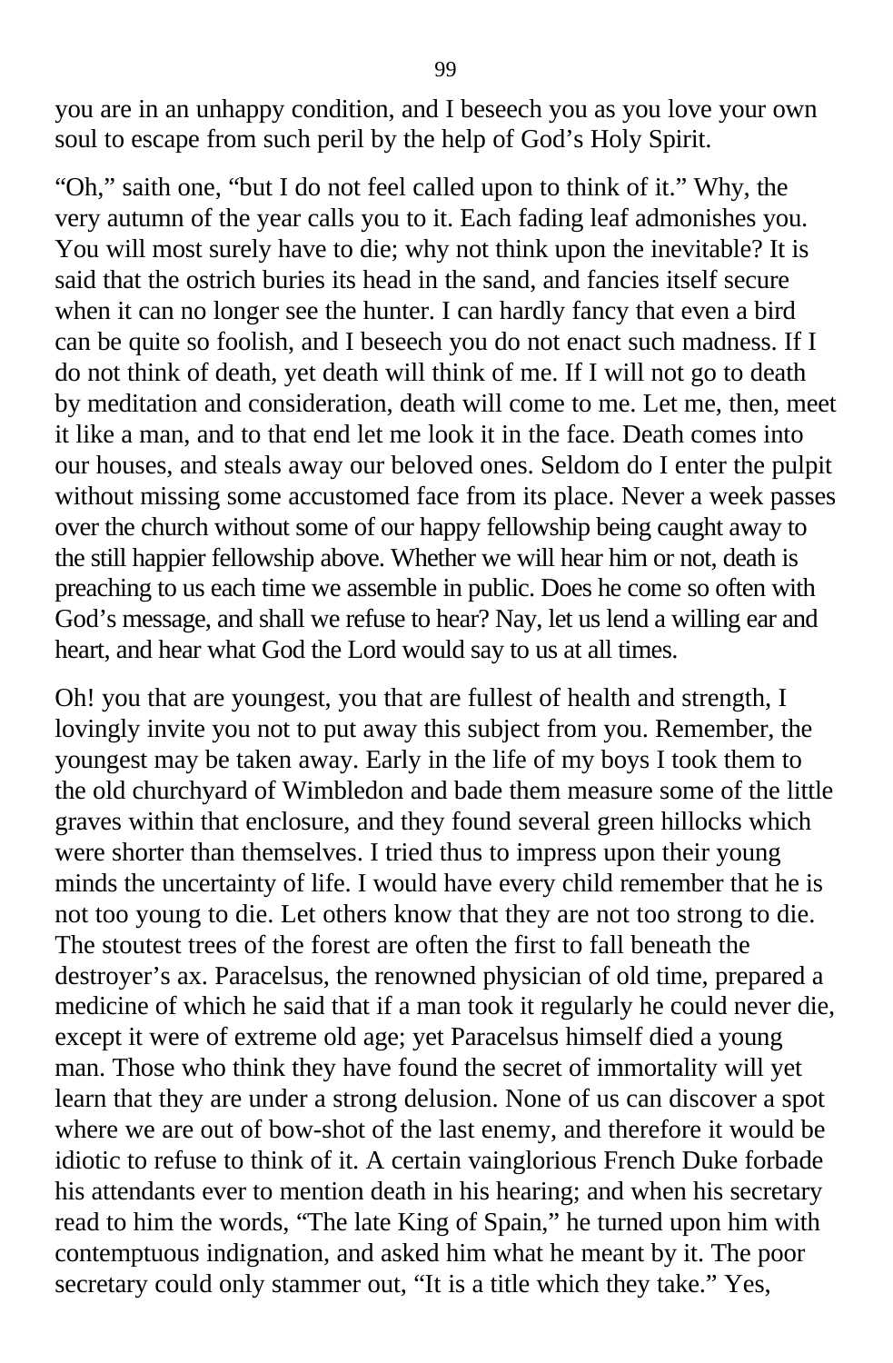you are in an unhappy condition, and I beseech you as you love your own soul to escape from such peril by the help of God's Holy Spirit.

"Oh," saith one, "but I do not feel called upon to think of it." Why, the very autumn of the year calls you to it. Each fading leaf admonishes you. You will most surely have to die; why not think upon the inevitable? It is said that the ostrich buries its head in the sand, and fancies itself secure when it can no longer see the hunter. I can hardly fancy that even a bird can be quite so foolish, and I beseech you do not enact such madness. If I do not think of death, yet death will think of me. If I will not go to death by meditation and consideration, death will come to me. Let me, then, meet it like a man, and to that end let me look it in the face. Death comes into our houses, and steals away our beloved ones. Seldom do I enter the pulpit without missing some accustomed face from its place. Never a week passes over the church without some of our happy fellowship being caught away to the still happier fellowship above. Whether we will hear him or not, death is preaching to us each time we assemble in public. Does he come so often with God's message, and shall we refuse to hear? Nay, let us lend a willing ear and heart, and hear what God the Lord would say to us at all times.

Oh! you that are youngest, you that are fullest of health and strength, I lovingly invite you not to put away this subject from you. Remember, the youngest may be taken away. Early in the life of my boys I took them to the old churchyard of Wimbledon and bade them measure some of the little graves within that enclosure, and they found several green hillocks which were shorter than themselves. I tried thus to impress upon their young minds the uncertainty of life. I would have every child remember that he is not too young to die. Let others know that they are not too strong to die. The stoutest trees of the forest are often the first to fall beneath the destroyer's ax. Paracelsus, the renowned physician of old time, prepared a medicine of which he said that if a man took it regularly he could never die, except it were of extreme old age; yet Paracelsus himself died a young man. Those who think they have found the secret of immortality will yet learn that they are under a strong delusion. None of us can discover a spot where we are out of bow-shot of the last enemy, and therefore it would be idiotic to refuse to think of it. A certain vainglorious French Duke forbade his attendants ever to mention death in his hearing; and when his secretary read to him the words, "The late King of Spain," he turned upon him with contemptuous indignation, and asked him what he meant by it. The poor secretary could only stammer out, "It is a title which they take." Yes,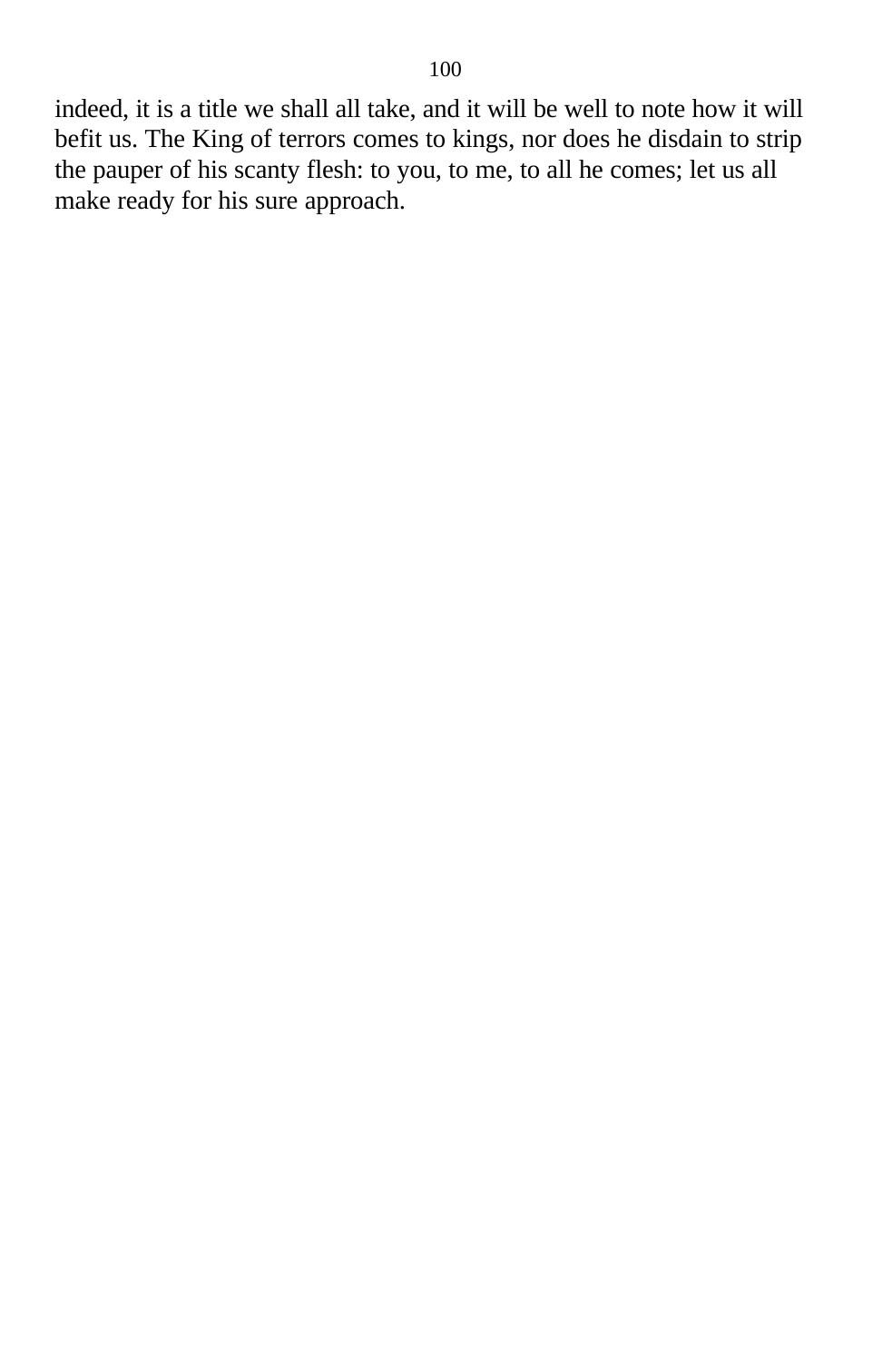indeed, it is a title we shall all take, and it will be well to note how it will befit us. The King of terrors comes to kings, nor does he disdain to strip the pauper of his scanty flesh: to you, to me, to all he comes; let us all make ready for his sure approach.